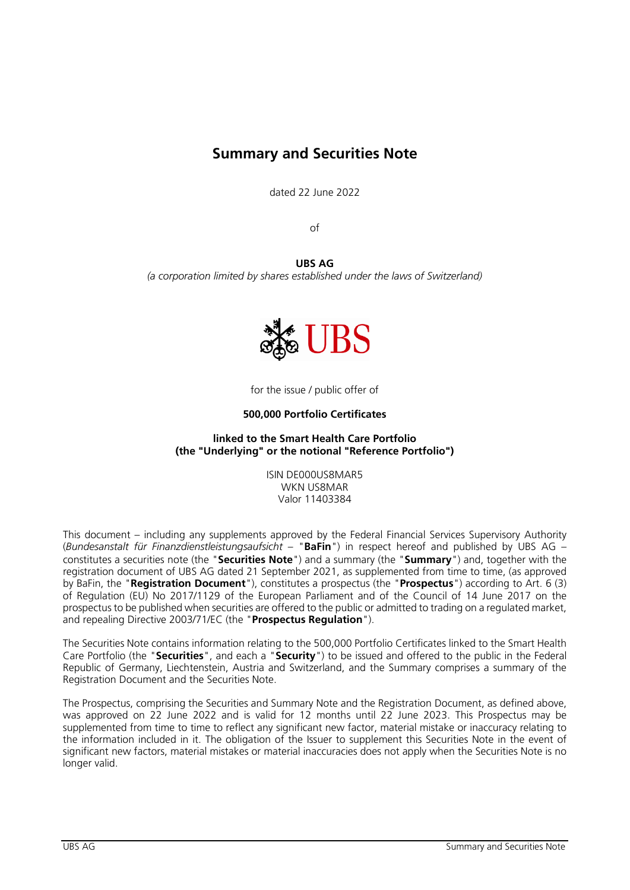# Summary and Securities Note

dated 22 June 2022

of

**UBS AG**

*(a corporation limited by shares established under the laws of Switzerland)*

for the issue / public offer of

**500,000 Portfolio Certificates**

**linked to the Smart Health Care Portfolio**
**(the "Underlying" or the notional "Reference Portfolio")**

ISIN DE000US8MAR5
WKN US8MAR
Valor 11403384

This document – including any supplements approved by the Federal Financial Services Supervisory Authority (*Bundesanstalt für Finanzdienstleistungsaufsicht* – "**BaFin**") in respect hereof and published by UBS AG – constitutes a securities note (the "**Securities Note**") and a summary (the "**Summary**") and, together with the registration document of UBS AG dated 21 September 2021, as supplemented from time to time, (as approved by BaFin, the "**Registration Document**"), constitutes a prospectus (the "**Prospectus**") according to Art. 6 (3) of Regulation (EU) No 2017/1129 of the European Parliament and of the Council of 14 June 2017 on the prospectus to be published when securities are offered to the public or admitted to trading on a regulated market, and repealing Directive 2003/71/EC (the "**Prospectus Regulation**").

The Securities Note contains information relating to the 500,000 Portfolio Certificates linked to the Smart Health Care Portfolio (the "**Securities**", and each a "**Security**") to be issued and offered to the public in the Federal Republic of Germany, Liechtenstein, Austria and Switzerland, and the Summary comprises a summary of the Registration Document and the Securities Note.

The Prospectus, comprising the Securities and Summary Note and the Registration Document, as defined above, was approved on 22 June 2022 and is valid for 12 months until 22 June 2023. This Prospectus may be supplemented from time to time to reflect any significant new factor, material mistake or inaccuracy relating to the information included in it. The obligation of the Issuer to supplement this Securities Note in the event of significant new factors, material mistakes or material inaccuracies does not apply when the Securities Note is no longer valid.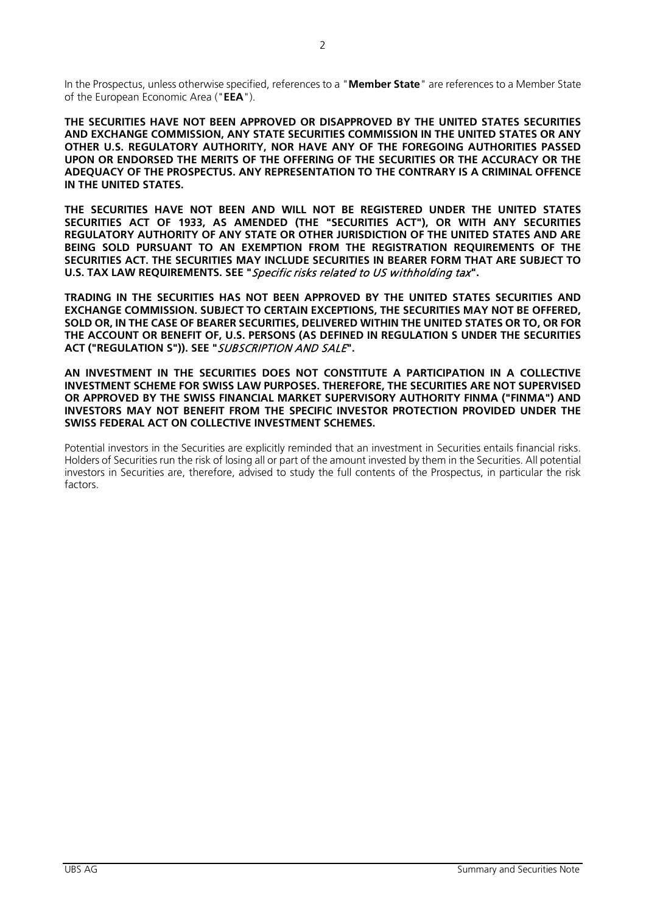In the Prospectus, unless otherwise specified, references to a "**Member State**" are references to a Member State of the European Economic Area ("**EEA**").

**THE SECURITIES HAVE NOT BEEN APPROVED OR DISAPPROVED BY THE UNITED STATES SECURITIES AND EXCHANGE COMMISSION, ANY STATE SECURITIES COMMISSION IN THE UNITED STATES OR ANY OTHER U.S. REGULATORY AUTHORITY, NOR HAVE ANY OF THE FOREGOING AUTHORITIES PASSED UPON OR ENDORSED THE MERITS OF THE OFFERING OF THE SECURITIES OR THE ACCURACY OR THE ADEQUACY OF THE PROSPECTUS. ANY REPRESENTATION TO THE CONTRARY IS A CRIMINAL OFFENCE IN THE UNITED STATES.**

**THE SECURITIES HAVE NOT BEEN AND WILL NOT BE REGISTERED UNDER THE UNITED STATES SECURITIES ACT OF 1933, AS AMENDED (THE "SECURITIES ACT"), OR WITH ANY SECURITIES REGULATORY AUTHORITY OF ANY STATE OR OTHER JURISDICTION OF THE UNITED STATES AND ARE BEING SOLD PURSUANT TO AN EXEMPTION FROM THE REGISTRATION REQUIREMENTS OF THE SECURITIES ACT. THE SECURITIES MAY INCLUDE SECURITIES IN BEARER FORM THAT ARE SUBJECT TO U.S. TAX LAW REQUIREMENTS. SEE "*Specific risks related to US withholding tax*".**

**TRADING IN THE SECURITIES HAS NOT BEEN APPROVED BY THE UNITED STATES SECURITIES AND EXCHANGE COMMISSION. SUBJECT TO CERTAIN EXCEPTIONS, THE SECURITIES MAY NOT BE OFFERED, SOLD OR, IN THE CASE OF BEARER SECURITIES, DELIVERED WITHIN THE UNITED STATES OR TO, OR FOR THE ACCOUNT OR BENEFIT OF, U.S. PERSONS (AS DEFINED IN REGULATION S UNDER THE SECURITIES ACT ("REGULATION S")). SEE "*SUBSCRIPTION AND SALE*".**

**AN INVESTMENT IN THE SECURITIES DOES NOT CONSTITUTE A PARTICIPATION IN A COLLECTIVE INVESTMENT SCHEME FOR SWISS LAW PURPOSES. THEREFORE, THE SECURITIES ARE NOT SUPERVISED OR APPROVED BY THE SWISS FINANCIAL MARKET SUPERVISORY AUTHORITY FINMA ("FINMA") AND INVESTORS MAY NOT BENEFIT FROM THE SPECIFIC INVESTOR PROTECTION PROVIDED UNDER THE SWISS FEDERAL ACT ON COLLECTIVE INVESTMENT SCHEMES.**

Potential investors in the Securities are explicitly reminded that an investment in Securities entails financial risks. Holders of Securities run the risk of losing all or part of the amount invested by them in the Securities. All potential investors in Securities are, therefore, advised to study the full contents of the Prospectus, in particular the risk factors.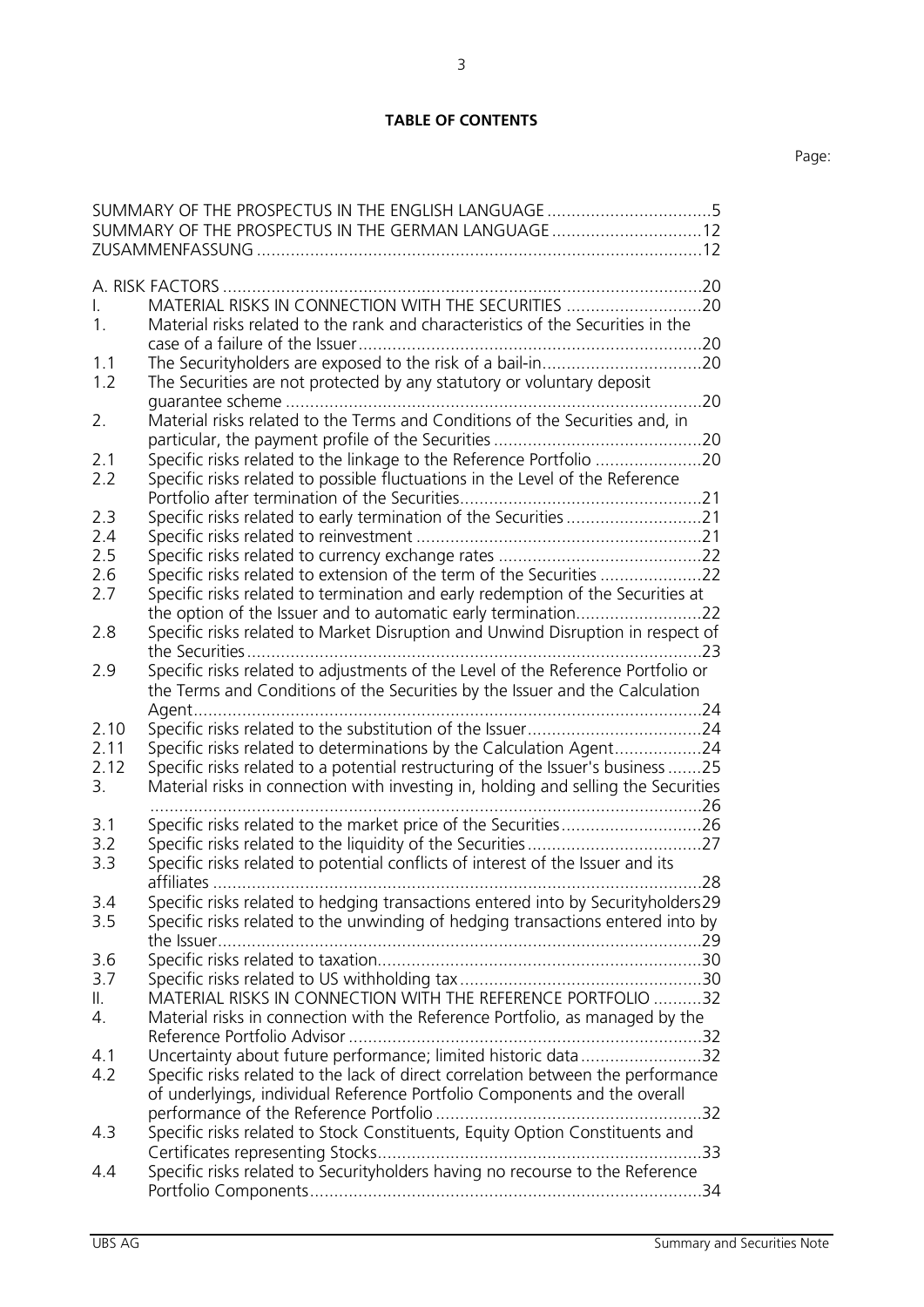**TABLE OF CONTENTS**

Page:

| | | |
|---|---|---|
| SUMMARY OF THE PROSPECTUS IN THE ENGLISH LANGUAGE | | 5 |
| SUMMARY OF THE PROSPECTUS IN THE GERMAN LANGUAGE | | 12 |
| ZUSAMMENFASSUNG | | 12 |
| A. RISK FACTORS | | 20 |
| I. | MATERIAL RISKS IN CONNECTION WITH THE SECURITIES | 20 |
| 1. | Material risks related to the rank and characteristics of the Securities in the case of a failure of the Issuer | 20 |
| 1.1 | The Securityholders are exposed to the risk of a bail-in | 20 |
| 1.2 | The Securities are not protected by any statutory or voluntary deposit guarantee scheme | 20 |
| 2. | Material risks related to the Terms and Conditions of the Securities and, in particular, the payment profile of the Securities | 20 |
| 2.1 | Specific risks related to the linkage to the Reference Portfolio | 20 |
| 2.2 | Specific risks related to possible fluctuations in the Level of the Reference Portfolio after termination of the Securities | 21 |
| 2.3 | Specific risks related to early termination of the Securities | 21 |
| 2.4 | Specific risks related to reinvestment | 21 |
| 2.5 | Specific risks related to currency exchange rates | 22 |
| 2.6 | Specific risks related to extension of the term of the Securities | 22 |
| 2.7 | Specific risks related to termination and early redemption of the Securities at the option of the Issuer and to automatic early termination | 22 |
| 2.8 | Specific risks related to Market Disruption and Unwind Disruption in respect of the Securities | 23 |
| 2.9 | Specific risks related to adjustments of the Level of the Reference Portfolio or the Terms and Conditions of the Securities by the Issuer and the Calculation Agent | 24 |
| 2.10 | Specific risks related to the substitution of the Issuer | 24 |
| 2.11 | Specific risks related to determinations by the Calculation Agent | 24 |
| 2.12 | Specific risks related to a potential restructuring of the Issuer's business | 25 |
| 3. | Material risks in connection with investing in, holding and selling the Securities | 26 |
| 3.1 | Specific risks related to the market price of the Securities | 26 |
| 3.2 | Specific risks related to the liquidity of the Securities | 27 |
| 3.3 | Specific risks related to potential conflicts of interest of the Issuer and its affiliates | 28 |
| 3.4 | Specific risks related to hedging transactions entered into by Securityholders | 29 |
| 3.5 | Specific risks related to the unwinding of hedging transactions entered into by the Issuer | 29 |
| 3.6 | Specific risks related to taxation | 30 |
| 3.7 | Specific risks related to US withholding tax | 30 |
| II. | MATERIAL RISKS IN CONNECTION WITH THE REFERENCE PORTFOLIO | 32 |
| 4. | Material risks in connection with the Reference Portfolio, as managed by the Reference Portfolio Advisor | 32 |
| 4.1 | Uncertainty about future performance; limited historic data | 32 |
| 4.2 | Specific risks related to the lack of direct correlation between the performance of underlyings, individual Reference Portfolio Components and the overall performance of the Reference Portfolio | 32 |
| 4.3 | Specific risks related to Stock Constituents, Equity Option Constituents and Certificates representing Stocks | 33 |
| 4.4 | Specific risks related to Securityholders having no recourse to the Reference Portfolio Components | 34 |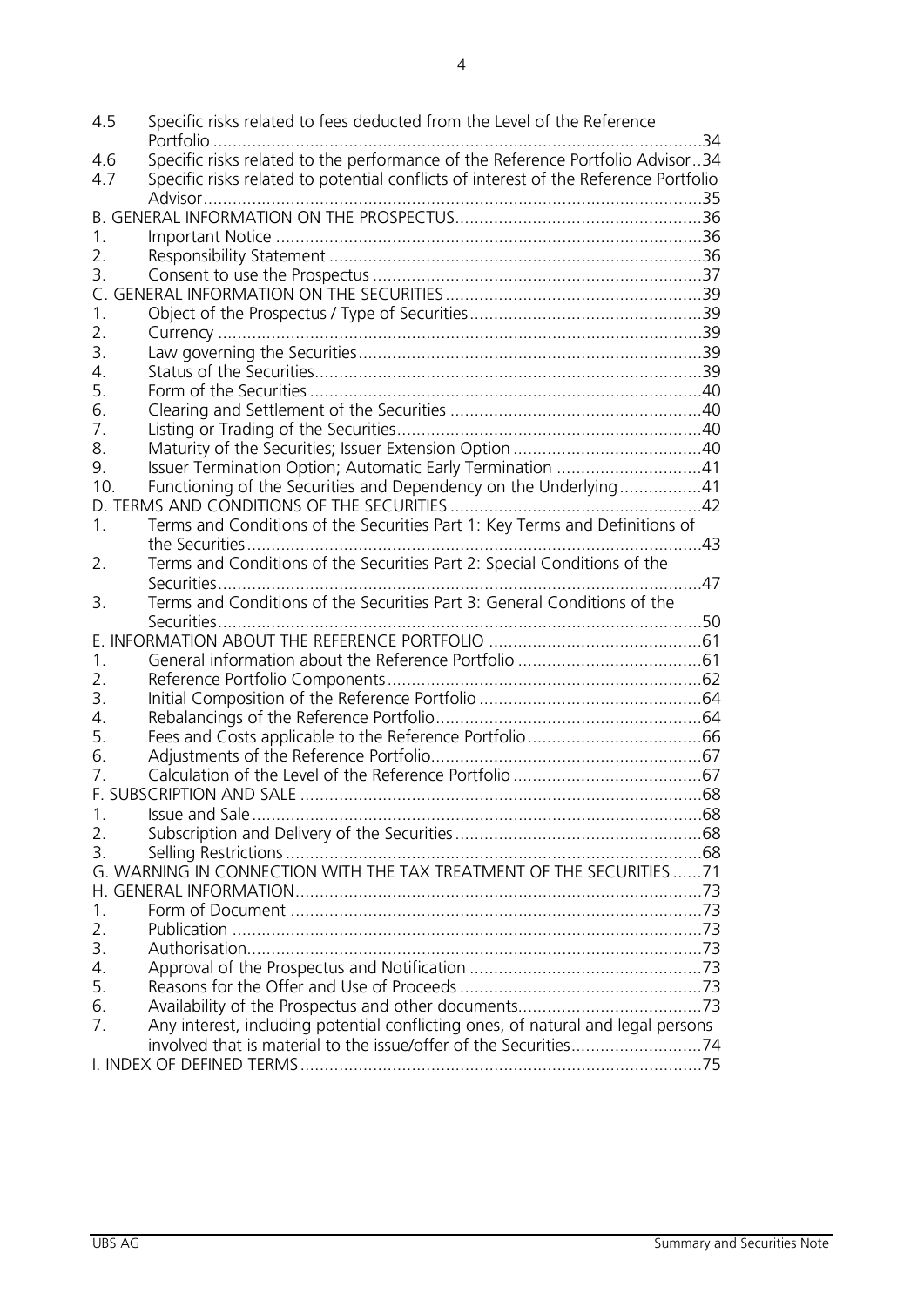4.5 Specific risks related to fees deducted from the Level of the Reference Portfolio ....................................................................................................34
4.6 Specific risks related to the performance of the Reference Portfolio Advisor..34
4.7 Specific risks related to potential conflicts of interest of the Reference Portfolio Advisor......................................................................................................35

B. GENERAL INFORMATION ON THE PROSPECTUS...................................................36
1. Important Notice ........................................................................................36
2. Responsibility Statement .............................................................................36
3. Consent to use the Prospectus ....................................................................37

C. GENERAL INFORMATION ON THE SECURITIES.....................................................39
1. Object of the Prospectus / Type of Securities................................................39
2. Currency ....................................................................................................39
3. Law governing the Securities.......................................................................39
4. Status of the Securities................................................................................39
5. Form of the Securities .................................................................................40
6. Clearing and Settlement of the Securities ....................................................40
7. Listing or Trading of the Securities...............................................................40
8. Maturity of the Securities; Issuer Extension Option .......................................40
9. Issuer Termination Option; Automatic Early Termination ..............................41
10. Functioning of the Securities and Dependency on the Underlying.................41

D. TERMS AND CONDITIONS OF THE SECURITIES ....................................................42
1. Terms and Conditions of the Securities Part 1: Key Terms and Definitions of the Securities.............................................................................................43
2. Terms and Conditions of the Securities Part 2: Special Conditions of the Securities...................................................................................................47
3. Terms and Conditions of the Securities Part 3: General Conditions of the Securities...................................................................................................50

E. INFORMATION ABOUT THE REFERENCE PORTFOLIO ............................................61
1. General information about the Reference Portfolio ......................................61
2. Reference Portfolio Components.................................................................62
3. Initial Composition of the Reference Portfolio ..............................................64
4. Rebalancings of the Reference Portfolio.......................................................64
5. Fees and Costs applicable to the Reference Portfolio....................................66
6. Adjustments of the Reference Portfolio........................................................67
7. Calculation of the Level of the Reference Portfolio .......................................67

F. SUBSCRIPTION AND SALE ...................................................................................68
1. Issue and Sale.............................................................................................68
2. Subscription and Delivery of the Securities...................................................68
3. Selling Restrictions ......................................................................................68

G. WARNING IN CONNECTION WITH THE TAX TREATMENT OF THE SECURITIES ......71

H. GENERAL INFORMATION....................................................................................73
1. Form of Document .....................................................................................73
2. Publication .................................................................................................73
3. Authorisation..............................................................................................73
4. Approval of the Prospectus and Notification .................................................73
5. Reasons for the Offer and Use of Proceeds ..................................................73
6. Availability of the Prospectus and other documents......................................73
7. Any interest, including potential conflicting ones, of natural and legal persons involved that is material to the issue/offer of the Securities...........................74

I. INDEX OF DEFINED TERMS ...................................................................................75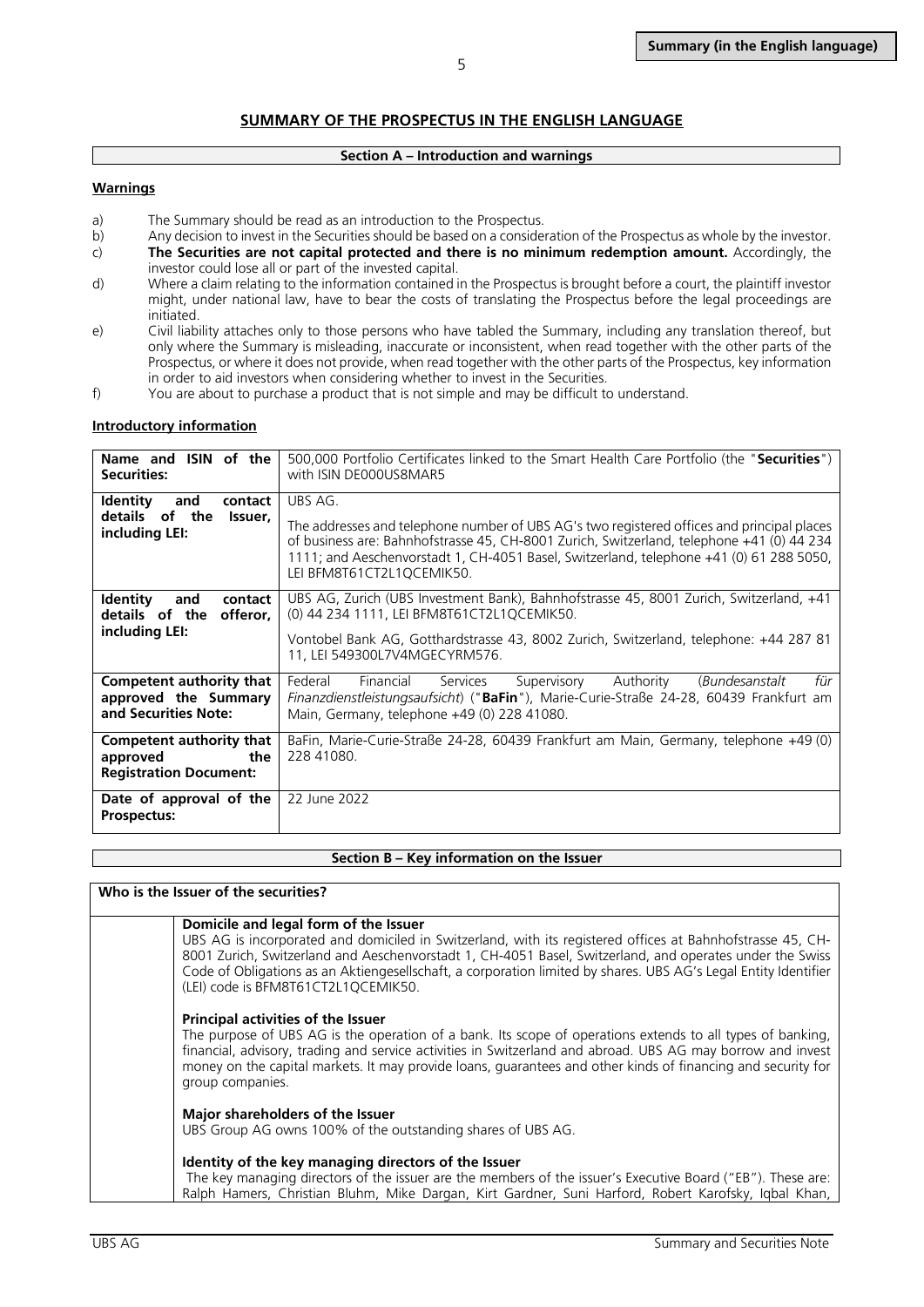## SUMMARY OF THE PROSPECTUS IN THE ENGLISH LANGUAGE

### Section A – Introduction and warnings

**Warnings**

a) The Summary should be read as an introduction to the Prospectus.

b) Any decision to invest in the Securities should be based on a consideration of the Prospectus as whole by the investor.

c) **The Securities are not capital protected and there is no minimum redemption amount.** Accordingly, the investor could lose all or part of the invested capital.

d) Where a claim relating to the information contained in the Prospectus is brought before a court, the plaintiff investor might, under national law, have to bear the costs of translating the Prospectus before the legal proceedings are initiated.

e) Civil liability attaches only to those persons who have tabled the Summary, including any translation thereof, but only where the Summary is misleading, inaccurate or inconsistent, when read together with the other parts of the Prospectus, or where it does not provide, when read together with the other parts of the Prospectus, key information in order to aid investors when considering whether to invest in the Securities.

f) You are about to purchase a product that is not simple and may be difficult to understand.

**Introductory information**

| | |
|---|---|
| **Name and ISIN of the Securities:** | 500,000 Portfolio Certificates linked to the Smart Health Care Portfolio (the "**Securities**") with ISIN DE000US8MAR5 |
| **Identity and contact details of the Issuer, including LEI:** | UBS AG.<br><br>The addresses and telephone number of UBS AG's two registered offices and principal places of business are: Bahnhofstrasse 45, CH-8001 Zurich, Switzerland, telephone +41 (0) 44 234 1111; and Aeschenvorstadt 1, CH-4051 Basel, Switzerland, telephone +41 (0) 61 288 5050, LEI BFM8T61CT2L1QCEMIK50. |
| **Identity and contact details of the offeror, including LEI:** | UBS AG, Zurich (UBS Investment Bank), Bahnhofstrasse 45, 8001 Zurich, Switzerland, +41 (0) 44 234 1111, LEI BFM8T61CT2L1QCEMIK50.<br><br>Vontobel Bank AG, Gotthardstrasse 43, 8002 Zurich, Switzerland, telephone: +44 287 81 11, LEI 549300L7V4MGECYRM576. |
| **Competent authority that approved the Summary and Securities Note:** | Federal Financial Services Supervisory Authority (*Bundesanstalt für Finanzdienstleistungsaufsicht*) ("**BaFin**"), Marie-Curie-Straße 24-28, 60439 Frankfurt am Main, Germany, telephone +49 (0) 228 41080. |
| **Competent authority that approved the Registration Document:** | BaFin, Marie-Curie-Straße 24-28, 60439 Frankfurt am Main, Germany, telephone +49 (0) 228 41080. |
| **Date of approval of the Prospectus:** | 22 June 2022 |

### Section B – Key information on the Issuer

**Who is the Issuer of the securities?**

**Domicile and legal form of the Issuer**

UBS AG is incorporated and domiciled in Switzerland, with its registered offices at Bahnhofstrasse 45, CH-8001 Zurich, Switzerland and Aeschenvorstadt 1, CH-4051 Basel, Switzerland, and operates under the Swiss Code of Obligations as an Aktiengesellschaft, a corporation limited by shares. UBS AG's Legal Entity Identifier (LEI) code is BFM8T61CT2L1QCEMIK50.

**Principal activities of the Issuer**

The purpose of UBS AG is the operation of a bank. Its scope of operations extends to all types of banking, financial, advisory, trading and service activities in Switzerland and abroad. UBS AG may borrow and invest money on the capital markets. It may provide loans, guarantees and other kinds of financing and security for group companies.

**Major shareholders of the Issuer**

UBS Group AG owns 100% of the outstanding shares of UBS AG.

**Identity of the key managing directors of the Issuer**

The key managing directors of the issuer are the members of the issuer's Executive Board ("EB"). These are: Ralph Hamers, Christian Bluhm, Mike Dargan, Kirt Gardner, Suni Harford, Robert Karofsky, Iqbal Khan,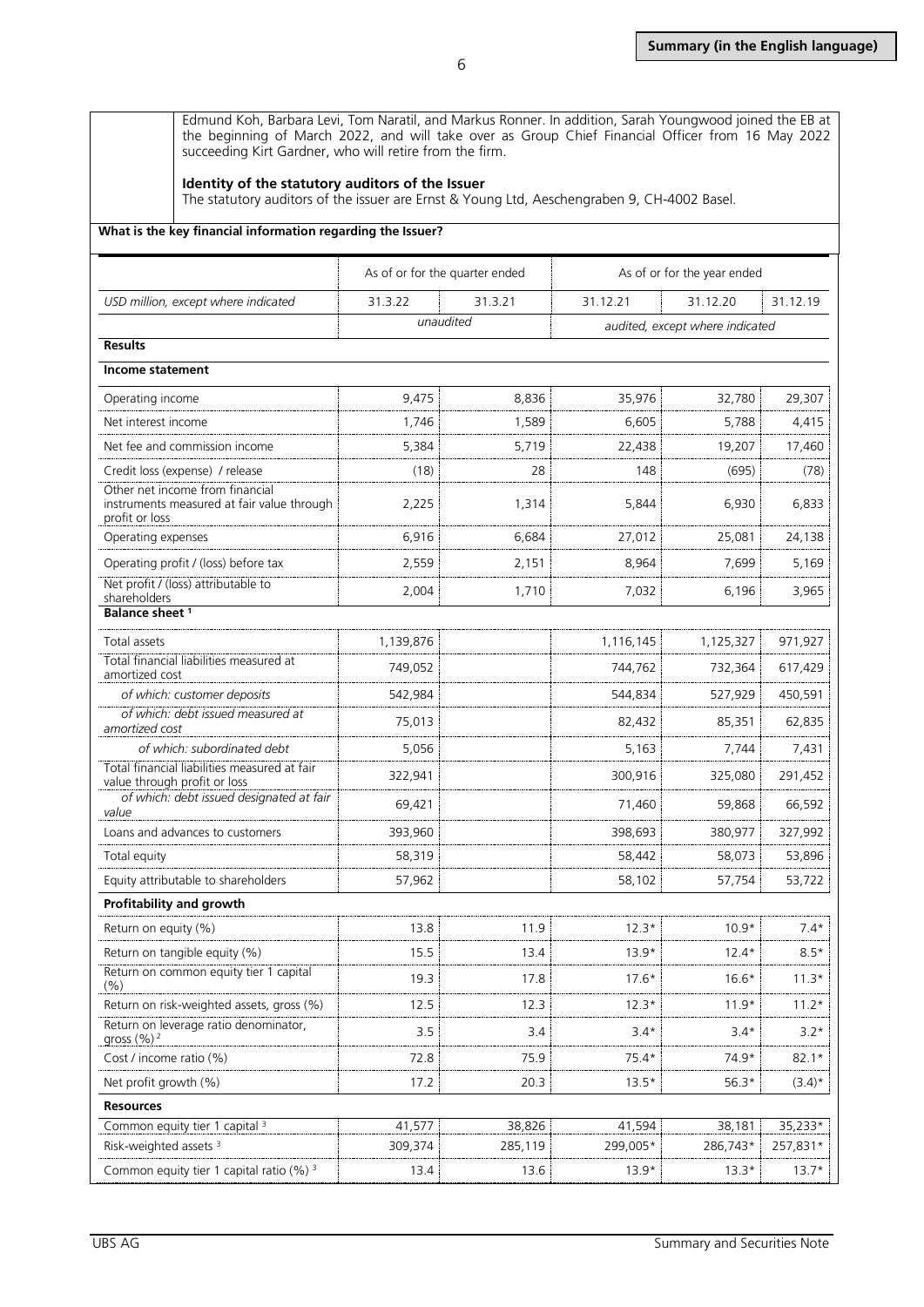Edmund Koh, Barbara Levi, Tom Naratil, and Markus Ronner. In addition, Sarah Youngwood joined the EB at the beginning of March 2022, and will take over as Group Chief Financial Officer from 16 May 2022 succeeding Kirt Gardner, who will retire from the firm.

**Identity of the statutory auditors of the Issuer**

The statutory auditors of the issuer are Ernst & Young Ltd, Aeschengraben 9, CH-4002 Basel.

**What is the key financial information regarding the Issuer?**

| | As of or for the quarter ended | | As of or for the year ended | | |
|---|---|---|---|---|---|
| *USD million, except where indicated* | 31.3.22 | 31.3.21 | 31.12.21 | 31.12.20 | 31.12.19 |
| | *unaudited* | | *audited, except where indicated* | | |
| **Results** | | | | | |
| **Income statement** | | | | | |
| Operating income | 9,475 | 8,836 | 35,976 | 32,780 | 29,307 |
| Net interest income | 1,746 | 1,589 | 6,605 | 5,788 | 4,415 |
| Net fee and commission income | 5,384 | 5,719 | 22,438 | 19,207 | 17,460 |
| Credit loss (expense) / release | (18) | 28 | 148 | (695) | (78) |
| Other net income from financial instruments measured at fair value through profit or loss | 2,225 | 1,314 | 5,844 | 6,930 | 6,833 |
| Operating expenses | 6,916 | 6,684 | 27,012 | 25,081 | 24,138 |
| Operating profit / (loss) before tax | 2,559 | 2,151 | 8,964 | 7,699 | 5,169 |
| Net profit / (loss) attributable to shareholders | 2,004 | 1,710 | 7,032 | 6,196 | 3,965 |
| **Balance sheet** [1] | | | | | |
| Total assets | 1,139,876 | | 1,116,145 | 1,125,327 | 971,927 |
| Total financial liabilities measured at amortized cost | 749,052 | | 744,762 | 732,364 | 617,429 |
| *of which: customer deposits* | 542,984 | | 544,834 | 527,929 | 450,591 |
| *of which: debt issued measured at amortized cost* | 75,013 | | 82,432 | 85,351 | 62,835 |
| *of which: subordinated debt* | 5,056 | | 5,163 | 7,744 | 7,431 |
| Total financial liabilities measured at fair value through profit or loss | 322,941 | | 300,916 | 325,080 | 291,452 |
| *of which: debt issued designated at fair value* | 69,421 | | 71,460 | 59,868 | 66,592 |
| Loans and advances to customers | 393,960 | | 398,693 | 380,977 | 327,992 |
| Total equity | 58,319 | | 58,442 | 58,073 | 53,896 |
| Equity attributable to shareholders | 57,962 | | 58,102 | 57,754 | 53,722 |
| **Profitability and growth** | | | | | |
| Return on equity (%) | 13.8 | 11.9 | 12.3* | 10.9* | 7.4* |
| Return on tangible equity (%) | 15.5 | 13.4 | 13.9* | 12.4* | 8.5* |
| Return on common equity tier 1 capital (%) | 19.3 | 17.8 | 17.6* | 16.6* | 11.3* |
| Return on risk-weighted assets, gross (%) | 12.5 | 12.3 | 12.3* | 11.9* | 11.2* |
| Return on leverage ratio denominator, gross (%) [2] | 3.5 | 3.4 | 3.4* | 3.4* | 3.2* |
| Cost / income ratio (%) | 72.8 | 75.9 | 75.4* | 74.9* | 82.1* |
| Net profit growth (%) | 17.2 | 20.3 | 13.5* | 56.3* | (3.4)* |
| **Resources** | | | | | |
| Common equity tier 1 capital [3] | 41,577 | 38,826 | 41,594 | 38,181 | 35,233* |
| Risk-weighted assets [3] | 309,374 | 285,119 | 299,005* | 286,743* | 257,831* |
| Common equity tier 1 capital ratio (%) [3] | 13.4 | 13.6 | 13.9* | 13.3* | 13.7* |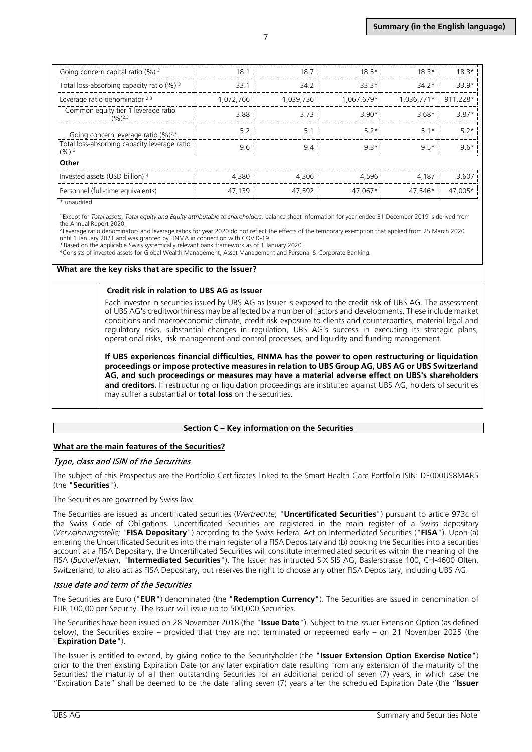| | | | | | |
|---|---|---|---|---|---|
| Going concern capital ratio (%) [3] | 18.1 | 18.7 | 18.5* | 18.3* | 18.3* |
| Total loss-absorbing capacity ratio (%) [3] | 33.1 | 34.2 | 33.3* | 34.2* | 33.9* |
| Leverage ratio denominator [2,3] | 1,072,766 | 1,039,736 | 1,067,679* | 1,036,771* | 911,228* |
| Common equity tier 1 leverage ratio (%)[2,3] | 3.88 | 3.73 | 3.90* | 3.68* | 3.87* |
| Going concern leverage ratio (%)[2,3] | 5.2 | 5.1 | 5.2* | 5.1* | 5.2* |
| Total loss-absorbing capacity leverage ratio (%) [3] | 9.6 | 9.4 | 9.3* | 9.5* | 9.6* |
| **Other** | | | | | |
| Invested assets (USD billion) [4] | 4,380 | 4,306 | 4,596 | 4,187 | 3,607 |
| Personnel (full-time equivalents) | 47,139 | 47,592 | 47,067* | 47,546* | 47,005* |

\* unaudited

[1] Except for *Total assets, Total equity and Equity attributable to shareholders,* balance sheet information for year ended 31 December 2019 is derived from the Annual Report 2020.
[2] Leverage ratio denominators and leverage ratios for year 2020 do not reflect the effects of the temporary exemption that applied from 25 March 2020 until 1 January 2021 and was granted by FINMA in connection with COVID-19.
[3] Based on the applicable Swiss systemically relevant bank framework as of 1 January 2020.
[4] Consists of invested assets for Global Wealth Management, Asset Management and Personal & Corporate Banking.

**What are the key risks that are specific to the Issuer?**

**Credit risk in relation to UBS AG as Issuer**

Each investor in securities issued by UBS AG as Issuer is exposed to the credit risk of UBS AG. The assessment of UBS AG's creditworthiness may be affected by a number of factors and developments. These include market conditions and macroeconomic climate, credit risk exposure to clients and counterparties, material legal and regulatory risks, substantial changes in regulation, UBS AG's success in executing its strategic plans, operational risks, risk management and control processes, and liquidity and funding management.

**If UBS experiences financial difficulties, FINMA has the power to open restructuring or liquidation proceedings or impose protective measures in relation to UBS Group AG, UBS AG or UBS Switzerland AG, and such proceedings or measures may have a material adverse effect on UBS's shareholders and creditors.** If restructuring or liquidation proceedings are instituted against UBS AG, holders of securities may suffer a substantial or **total loss** on the securities.

## Section C – Key information on the Securities

**What are the main features of the Securities?**

### *Type, class and ISIN of the Securities*

The subject of this Prospectus are the Portfolio Certificates linked to the Smart Health Care Portfolio ISIN: DE000US8MAR5 (the "**Securities**").

The Securities are governed by Swiss law.

The Securities are issued as uncertificated securities (*Wertrechte*; "**Uncertificated Securities**") pursuant to article 973c of the Swiss Code of Obligations. Uncertificated Securities are registered in the main register of a Swiss depositary (*Verwahrungsstelle;* "**FISA Depositary**") according to the Swiss Federal Act on Intermediated Securities ("**FISA**"). Upon (a) entering the Uncertificated Securities into the main register of a FISA Depositary and (b) booking the Securities into a securities account at a FISA Depositary, the Uncertificated Securities will constitute intermediated securities within the meaning of the FISA (*Bucheffekten*, "**Intermediated Securities**"). The Issuer has intructed SIX SIS AG, Baslerstrasse 100, CH-4600 Olten, Switzerland, to also act as FISA Depositary, but reserves the right to choose any other FISA Depositary, including UBS AG.

### *Issue date and term of the Securities*

The Securities are Euro ("**EUR**") denominated (the "**Redemption Currency**"). The Securities are issued in denomination of EUR 100,00 per Security. The Issuer will issue up to 500,000 Securities.

The Securities have been issued on 28 November 2018 (the "**Issue Date**"). Subject to the Issuer Extension Option (as defined below), the Securities expire – provided that they are not terminated or redeemed early – on 21 November 2025 (the "**Expiration Date**").

The Issuer is entitled to extend, by giving notice to the Securityholder (the "**Issuer Extension Option Exercise Notice**") prior to the then existing Expiration Date (or any later expiration date resulting from any extension of the maturity of the Securities) the maturity of all then outstanding Securities for an additional period of seven (7) years, in which case the "Expiration Date" shall be deemed to be the date falling seven (7) years after the scheduled Expiration Date (the "**Issuer**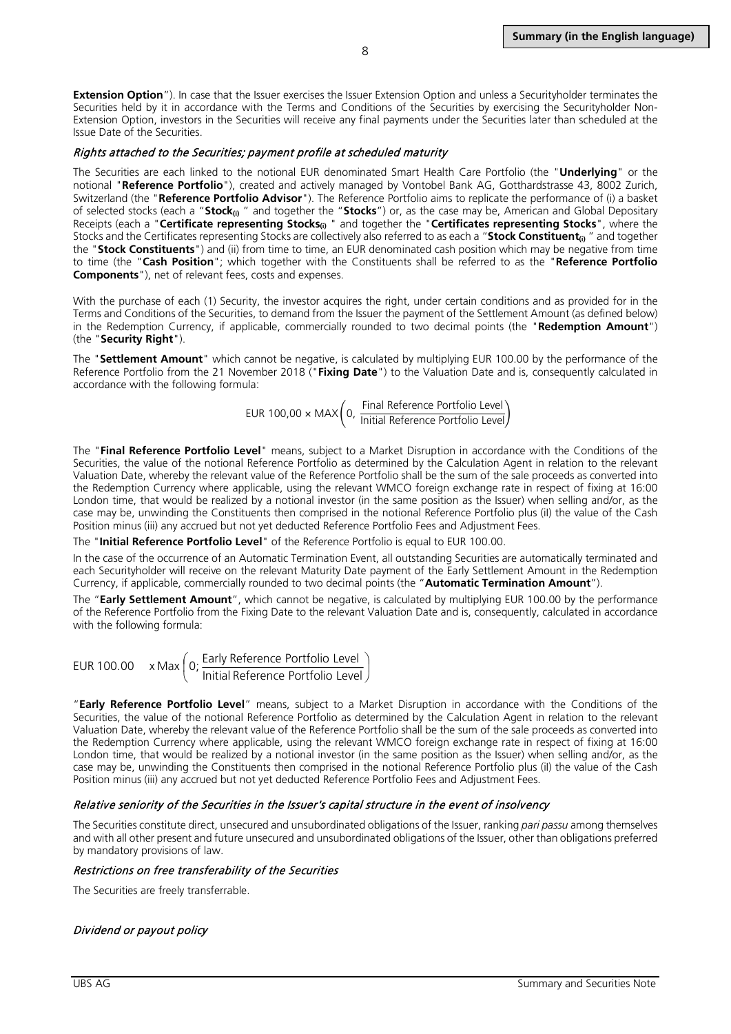**Extension Option**"). In case that the Issuer exercises the Issuer Extension Option and unless a Securityholder terminates the Securities held by it in accordance with the Terms and Conditions of the Securities by exercising the Securityholder Non-Extension Option, investors in the Securities will receive any final payments under the Securities later than scheduled at the Issue Date of the Securities.

### *Rights attached to the Securities; payment profile at scheduled maturity*

The Securities are each linked to the notional EUR denominated Smart Health Care Portfolio (the "**Underlying**" or the notional "**Reference Portfolio**"), created and actively managed by Vontobel Bank AG, Gotthardstrasse 43, 8002 Zurich, Switzerland (the "**Reference Portfolio Advisor**"). The Reference Portfolio aims to replicate the performance of (i) a basket of selected stocks (each a "**Stock$_{(i)}$** " and together the "**Stocks**") or, as the case may be, American and Global Depositary Receipts (each a "**Certificate representing Stocks$_{(i)}$** " and together the "**Certificates representing Stocks**", where the Stocks and the Certificates representing Stocks are collectively also referred to as each a "**Stock Constituent$_{(i)}$** " and together the "**Stock Constituents**") and (ii) from time to time, an EUR denominated cash position which may be negative from time to time (the "**Cash Position**"; which together with the Constituents shall be referred to as the "**Reference Portfolio Components**"), net of relevant fees, costs and expenses.

With the purchase of each (1) Security, the investor acquires the right, under certain conditions and as provided for in the Terms and Conditions of the Securities, to demand from the Issuer the payment of the Settlement Amount (as defined below) in the Redemption Currency, if applicable, commercially rounded to two decimal points (the "**Redemption Amount**") (the "**Security Right**").

The "**Settlement Amount**" which cannot be negative, is calculated by multiplying EUR 100.00 by the performance of the Reference Portfolio from the 21 November 2018 ("**Fixing Date**") to the Valuation Date and is, consequently calculated in accordance with the following formula:

$$\text{EUR } 100{,}00 \times \text{MAX}\left(0, \frac{\text{Final Reference Portfolio Level}}{\text{Initial Reference Portfolio Level}}\right)$$

The "**Final Reference Portfolio Level**" means, subject to a Market Disruption in accordance with the Conditions of the Securities, the value of the notional Reference Portfolio as determined by the Calculation Agent in relation to the relevant Valuation Date, whereby the relevant value of the Reference Portfolio shall be the sum of the sale proceeds as converted into the Redemption Currency where applicable, using the relevant WMCO foreign exchange rate in respect of fixing at 16:00 London time, that would be realized by a notional investor (in the same position as the Issuer) when selling and/or, as the case may be, unwinding the Constituents then comprised in the notional Reference Portfolio plus (iI) the value of the Cash Position minus (iii) any accrued but not yet deducted Reference Portfolio Fees and Adjustment Fees.

The "**Initial Reference Portfolio Level**" of the Reference Portfolio is equal to EUR 100.00.

In the case of the occurrence of an Automatic Termination Event, all outstanding Securities are automatically terminated and each Securityholder will receive on the relevant Maturity Date payment of the Early Settlement Amount in the Redemption Currency, if applicable, commercially rounded to two decimal points (the "**Automatic Termination Amount**").

The "**Early Settlement Amount**", which cannot be negative, is calculated by multiplying EUR 100.00 by the performance of the Reference Portfolio from the Fixing Date to the relevant Valuation Date and is, consequently, calculated in accordance with the following formula:

$$\text{EUR } 100.00 \quad \text{x Max}\left(0; \frac{\text{Early Reference Portfolio Level}}{\text{Initial Reference Portfolio Level}}\right)$$

"**Early Reference Portfolio Level**" means, subject to a Market Disruption in accordance with the Conditions of the Securities, the value of the notional Reference Portfolio as determined by the Calculation Agent in relation to the relevant Valuation Date, whereby the relevant value of the Reference Portfolio shall be the sum of the sale proceeds as converted into the Redemption Currency where applicable, using the relevant WMCO foreign exchange rate in respect of fixing at 16:00 London time, that would be realized by a notional investor (in the same position as the Issuer) when selling and/or, as the case may be, unwinding the Constituents then comprised in the notional Reference Portfolio plus (iI) the value of the Cash Position minus (iii) any accrued but not yet deducted Reference Portfolio Fees and Adjustment Fees.

### *Relative seniority of the Securities in the Issuer's capital structure in the event of insolvency*

The Securities constitute direct, unsecured and unsubordinated obligations of the Issuer, ranking *pari passu* among themselves and with all other present and future unsecured and unsubordinated obligations of the Issuer, other than obligations preferred by mandatory provisions of law.

### *Restrictions on free transferability of the Securities*

The Securities are freely transferrable.

### *Dividend or payout policy*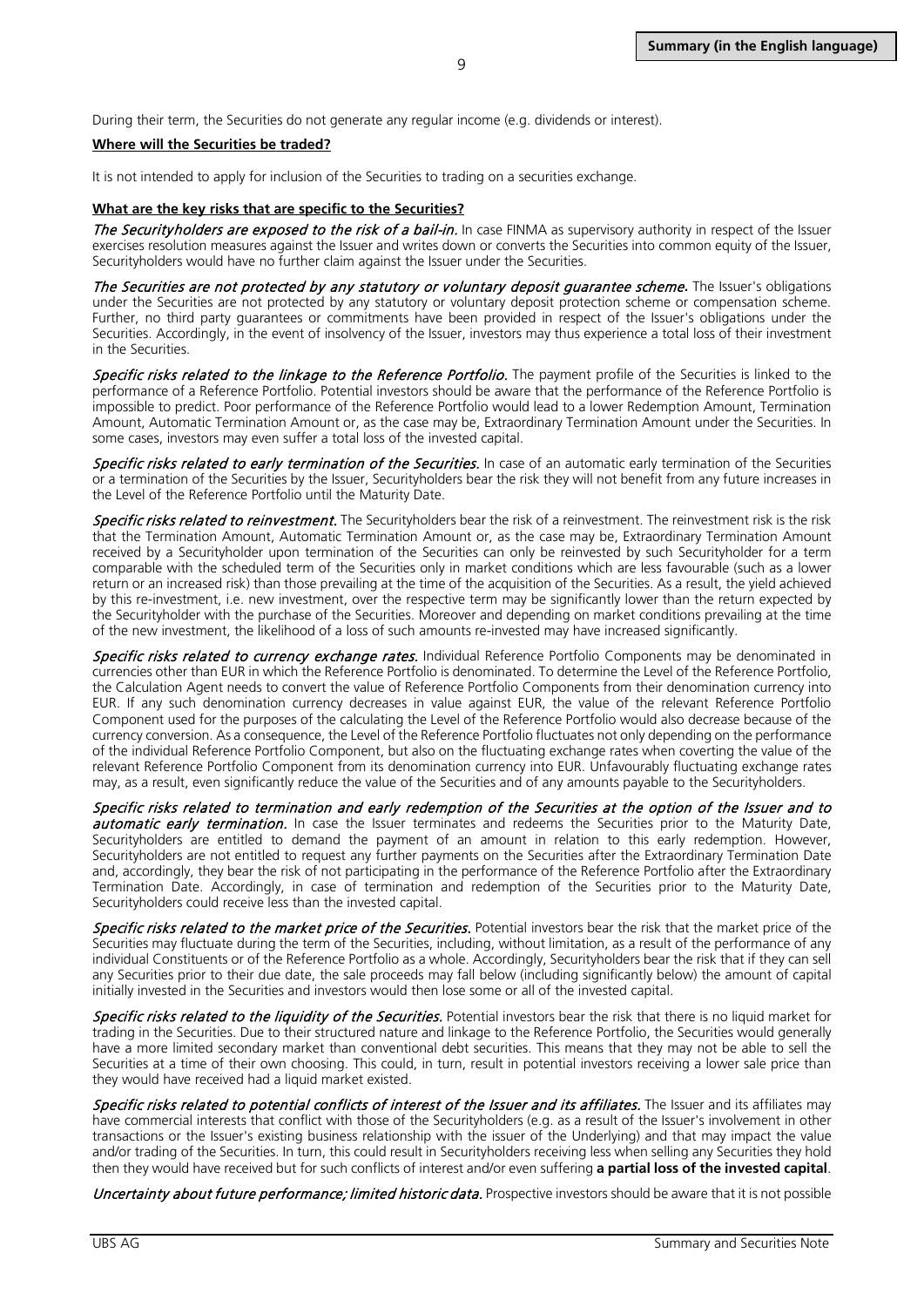During their term, the Securities do not generate any regular income (e.g. dividends or interest).

**Where will the Securities be traded?**

It is not intended to apply for inclusion of the Securities to trading on a securities exchange.

**What are the key risks that are specific to the Securities?**

*The Securityholders are exposed to the risk of a bail-in.* In case FINMA as supervisory authority in respect of the Issuer exercises resolution measures against the Issuer and writes down or converts the Securities into common equity of the Issuer, Securityholders would have no further claim against the Issuer under the Securities.

*The Securities are not protected by any statutory or voluntary deposit guarantee scheme.* The Issuer's obligations under the Securities are not protected by any statutory or voluntary deposit protection scheme or compensation scheme. Further, no third party guarantees or commitments have been provided in respect of the Issuer's obligations under the Securities. Accordingly, in the event of insolvency of the Issuer, investors may thus experience a total loss of their investment in the Securities.

*Specific risks related to the linkage to the Reference Portfolio.* The payment profile of the Securities is linked to the performance of a Reference Portfolio. Potential investors should be aware that the performance of the Reference Portfolio is impossible to predict. Poor performance of the Reference Portfolio would lead to a lower Redemption Amount, Termination Amount, Automatic Termination Amount or, as the case may be, Extraordinary Termination Amount under the Securities. In some cases, investors may even suffer a total loss of the invested capital.

*Specific risks related to early termination of the Securities.* In case of an automatic early termination of the Securities or a termination of the Securities by the Issuer, Securityholders bear the risk they will not benefit from any future increases in the Level of the Reference Portfolio until the Maturity Date.

*Specific risks related to reinvestment.* The Securityholders bear the risk of a reinvestment. The reinvestment risk is the risk that the Termination Amount, Automatic Termination Amount or, as the case may be, Extraordinary Termination Amount received by a Securityholder upon termination of the Securities can only be reinvested by such Securityholder for a term comparable with the scheduled term of the Securities only in market conditions which are less favourable (such as a lower return or an increased risk) than those prevailing at the time of the acquisition of the Securities. As a result, the yield achieved by this re-investment, i.e. new investment, over the respective term may be significantly lower than the return expected by the Securityholder with the purchase of the Securities. Moreover and depending on market conditions prevailing at the time of the new investment, the likelihood of a loss of such amounts re-invested may have increased significantly.

*Specific risks related to currency exchange rates.* Individual Reference Portfolio Components may be denominated in currencies other than EUR in which the Reference Portfolio is denominated. To determine the Level of the Reference Portfolio, the Calculation Agent needs to convert the value of Reference Portfolio Components from their denomination currency into EUR. If any such denomination currency decreases in value against EUR, the value of the relevant Reference Portfolio Component used for the purposes of the calculating the Level of the Reference Portfolio would also decrease because of the currency conversion. As a consequence, the Level of the Reference Portfolio fluctuates not only depending on the performance of the individual Reference Portfolio Component, but also on the fluctuating exchange rates when coverting the value of the relevant Reference Portfolio Component from its denomination currency into EUR. Unfavourably fluctuating exchange rates may, as a result, even significantly reduce the value of the Securities and of any amounts payable to the Securityholders.

*Specific risks related to termination and early redemption of the Securities at the option of the Issuer and to automatic early termination.* In case the Issuer terminates and redeems the Securities prior to the Maturity Date, Securityholders are entitled to demand the payment of an amount in relation to this early redemption. However, Securityholders are not entitled to request any further payments on the Securities after the Extraordinary Termination Date and, accordingly, they bear the risk of not participating in the performance of the Reference Portfolio after the Extraordinary Termination Date. Accordingly, in case of termination and redemption of the Securities prior to the Maturity Date, Securityholders could receive less than the invested capital.

*Specific risks related to the market price of the Securities.* Potential investors bear the risk that the market price of the Securities may fluctuate during the term of the Securities, including, without limitation, as a result of the performance of any individual Constituents or of the Reference Portfolio as a whole. Accordingly, Securityholders bear the risk that if they can sell any Securities prior to their due date, the sale proceeds may fall below (including significantly below) the amount of capital initially invested in the Securities and investors would then lose some or all of the invested capital.

*Specific risks related to the liquidity of the Securities.* Potential investors bear the risk that there is no liquid market for trading in the Securities. Due to their structured nature and linkage to the Reference Portfolio, the Securities would generally have a more limited secondary market than conventional debt securities. This means that they may not be able to sell the Securities at a time of their own choosing. This could, in turn, result in potential investors receiving a lower sale price than they would have received had a liquid market existed.

*Specific risks related to potential conflicts of interest of the Issuer and its affiliates.* The Issuer and its affiliates may have commercial interests that conflict with those of the Securityholders (e.g. as a result of the Issuer's involvement in other transactions or the Issuer's existing business relationship with the issuer of the Underlying) and that may impact the value and/or trading of the Securities. In turn, this could result in Securityholders receiving less when selling any Securities they hold then they would have received but for such conflicts of interest and/or even suffering **a partial loss of the invested capital**.

*Uncertainty about future performance; limited historic data.* Prospective investors should be aware that it is not possible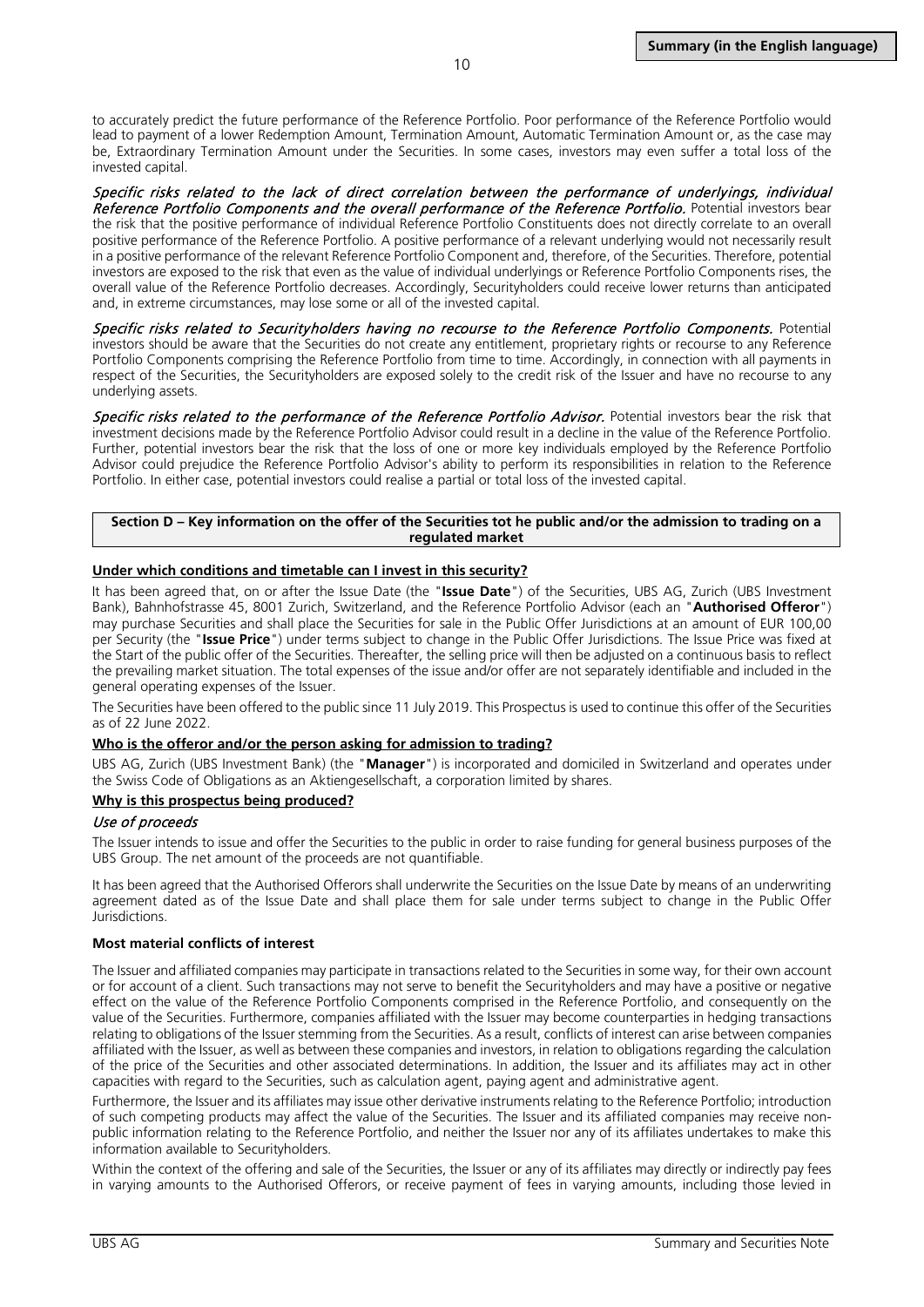to accurately predict the future performance of the Reference Portfolio. Poor performance of the Reference Portfolio would lead to payment of a lower Redemption Amount, Termination Amount, Automatic Termination Amount or, as the case may be, Extraordinary Termination Amount under the Securities. In some cases, investors may even suffer a total loss of the invested capital.

*Specific risks related to the lack of direct correlation between the performance of underlyings, individual Reference Portfolio Components and the overall performance of the Reference Portfolio.* Potential investors bear the risk that the positive performance of individual Reference Portfolio Constituents does not directly correlate to an overall positive performance of the Reference Portfolio. A positive performance of a relevant underlying would not necessarily result in a positive performance of the relevant Reference Portfolio Component and, therefore, of the Securities. Therefore, potential investors are exposed to the risk that even as the value of individual underlyings or Reference Portfolio Components rises, the overall value of the Reference Portfolio decreases. Accordingly, Securityholders could receive lower returns than anticipated and, in extreme circumstances, may lose some or all of the invested capital.

*Specific risks related to Securityholders having no recourse to the Reference Portfolio Components.* Potential investors should be aware that the Securities do not create any entitlement, proprietary rights or recourse to any Reference Portfolio Components comprising the Reference Portfolio from time to time. Accordingly, in connection with all payments in respect of the Securities, the Securityholders are exposed solely to the credit risk of the Issuer and have no recourse to any underlying assets.

*Specific risks related to the performance of the Reference Portfolio Advisor.* Potential investors bear the risk that investment decisions made by the Reference Portfolio Advisor could result in a decline in the value of the Reference Portfolio. Further, potential investors bear the risk that the loss of one or more key individuals employed by the Reference Portfolio Advisor could prejudice the Reference Portfolio Advisor's ability to perform its responsibilities in relation to the Reference Portfolio. In either case, potential investors could realise a partial or total loss of the invested capital.

## Section D – Key information on the offer of the Securities tot he public and/or the admission to trading on a regulated market

**Under which conditions and timetable can I invest in this security?**

It has been agreed that, on or after the Issue Date (the "**Issue Date**") of the Securities, UBS AG, Zurich (UBS Investment Bank), Bahnhofstrasse 45, 8001 Zurich, Switzerland, and the Reference Portfolio Advisor (each an "**Authorised Offeror**") may purchase Securities and shall place the Securities for sale in the Public Offer Jurisdictions at an amount of EUR 100,00 per Security (the "**Issue Price**") under terms subject to change in the Public Offer Jurisdictions. The Issue Price was fixed at the Start of the public offer of the Securities. Thereafter, the selling price will then be adjusted on a continuous basis to reflect the prevailing market situation. The total expenses of the issue and/or offer are not separately identifiable and included in the general operating expenses of the Issuer.

The Securities have been offered to the public since 11 July 2019. This Prospectus is used to continue this offer of the Securities as of 22 June 2022.

**Who is the offeror and/or the person asking for admission to trading?**

UBS AG, Zurich (UBS Investment Bank) (the "**Manager**") is incorporated and domiciled in Switzerland and operates under the Swiss Code of Obligations as an Aktiengesellschaft, a corporation limited by shares.

**Why is this prospectus being produced?**

*Use of proceeds*

The Issuer intends to issue and offer the Securities to the public in order to raise funding for general business purposes of the UBS Group. The net amount of the proceeds are not quantifiable.

It has been agreed that the Authorised Offerors shall underwrite the Securities on the Issue Date by means of an underwriting agreement dated as of the Issue Date and shall place them for sale under terms subject to change in the Public Offer Jurisdictions.

**Most material conflicts of interest**

The Issuer and affiliated companies may participate in transactions related to the Securities in some way, for their own account or for account of a client. Such transactions may not serve to benefit the Securityholders and may have a positive or negative effect on the value of the Reference Portfolio Components comprised in the Reference Portfolio, and consequently on the value of the Securities. Furthermore, companies affiliated with the Issuer may become counterparties in hedging transactions relating to obligations of the Issuer stemming from the Securities. As a result, conflicts of interest can arise between companies affiliated with the Issuer, as well as between these companies and investors, in relation to obligations regarding the calculation of the price of the Securities and other associated determinations. In addition, the Issuer and its affiliates may act in other capacities with regard to the Securities, such as calculation agent, paying agent and administrative agent.

Furthermore, the Issuer and its affiliates may issue other derivative instruments relating to the Reference Portfolio; introduction of such competing products may affect the value of the Securities. The Issuer and its affiliated companies may receive non-public information relating to the Reference Portfolio, and neither the Issuer nor any of its affiliates undertakes to make this information available to Securityholders.

Within the context of the offering and sale of the Securities, the Issuer or any of its affiliates may directly or indirectly pay fees in varying amounts to the Authorised Offerors, or receive payment of fees in varying amounts, including those levied in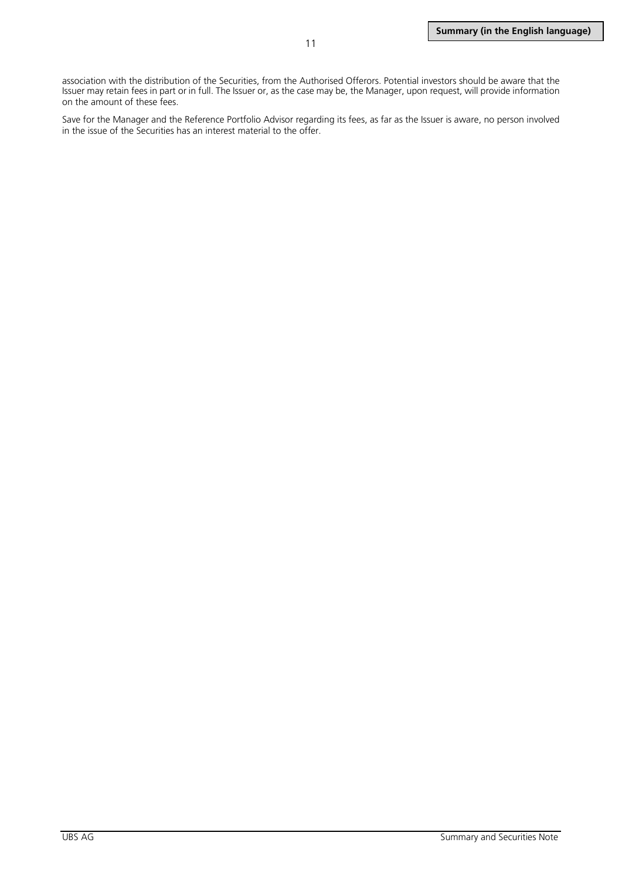association with the distribution of the Securities, from the Authorised Offerors. Potential investors should be aware that the Issuer may retain fees in part or in full. The Issuer or, as the case may be, the Manager, upon request, will provide information on the amount of these fees.

Save for the Manager and the Reference Portfolio Advisor regarding its fees, as far as the Issuer is aware, no person involved in the issue of the Securities has an interest material to the offer.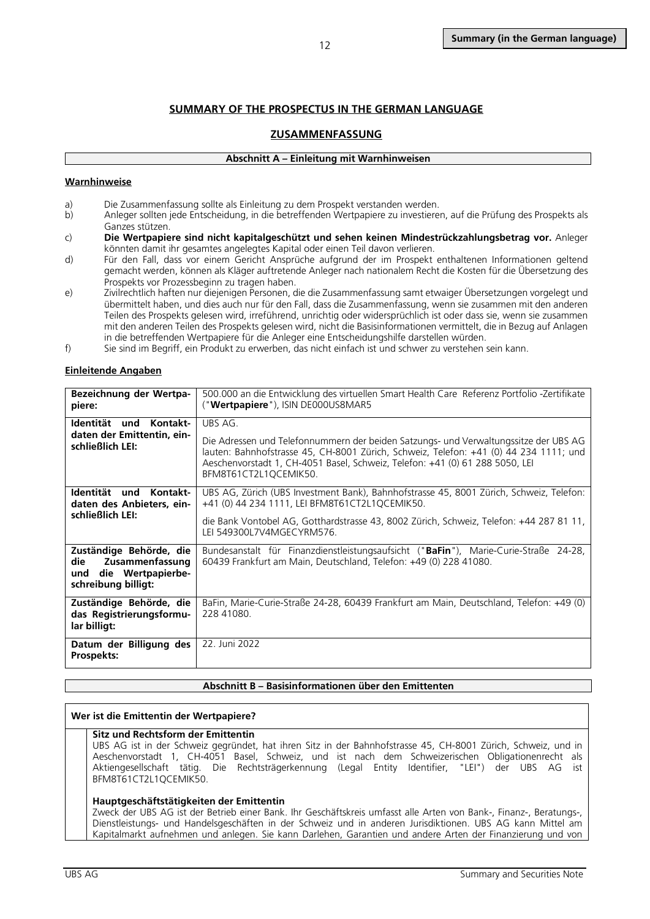## SUMMARY OF THE PROSPECTUS IN THE GERMAN LANGUAGE

## ZUSAMMENFASSUNG

### Abschnitt A – Einleitung mit Warnhinweisen

**Warnhinweise**

a) Die Zusammenfassung sollte als Einleitung zu dem Prospekt verstanden werden.
b) Anleger sollten jede Entscheidung, in die betreffenden Wertpapiere zu investieren, auf die Prüfung des Prospekts als Ganzes stützen.
c) **Die Wertpapiere sind nicht kapitalgeschützt und sehen keinen Mindestrückzahlungsbetrag vor.** Anleger könnten damit ihr gesamtes angelegtes Kapital oder einen Teil davon verlieren.
d) Für den Fall, dass vor einem Gericht Ansprüche aufgrund der im Prospekt enthaltenen Informationen geltend gemacht werden, können als Kläger auftretende Anleger nach nationalem Recht die Kosten für die Übersetzung des Prospekts vor Prozessbeginn zu tragen haben.
e) Zivilrechtlich haften nur diejenigen Personen, die die Zusammenfassung samt etwaiger Übersetzungen vorgelegt und übermittelt haben, und dies auch nur für den Fall, dass die Zusammenfassung, wenn sie zusammen mit den anderen Teilen des Prospekts gelesen wird, irreführend, unrichtig oder widersprüchlich ist oder dass sie, wenn sie zusammen mit den anderen Teilen des Prospekts gelesen wird, nicht die Basisinformationen vermittelt, die in Bezug auf Anlagen in die betreffenden Wertpapiere für die Anleger eine Entscheidungshilfe darstellen würden.
f) Sie sind im Begriff, ein Produkt zu erwerben, das nicht einfach ist und schwer zu verstehen sein kann.

**Einleitende Angaben**

| | |
|---|---|
| **Bezeichnung der Wertpapiere:** | 500.000 an die Entwicklung des virtuellen Smart Health Care Referenz Portfolio -Zertifikate ("**Wertpapiere**"), ISIN DE000US8MAR5 |
| **Identität und Kontaktdaten der Emittentin, einschließlich LEI:** | UBS AG.<br><br>Die Adressen und Telefonnummern der beiden Satzungs- und Verwaltungssitze der UBS AG lauten: Bahnhofstrasse 45, CH-8001 Zürich, Schweiz, Telefon: +41 (0) 44 234 1111; und Aeschenvorstadt 1, CH-4051 Basel, Schweiz, Telefon: +41 (0) 61 288 5050, LEI BFM8T61CT2L1QCEMIK50. |
| **Identität und Kontaktdaten des Anbieters, einschließlich LEI:** | UBS AG, Zürich (UBS Investment Bank), Bahnhofstrasse 45, 8001 Zürich, Schweiz, Telefon: +41 (0) 44 234 1111, LEI BFM8T61CT2L1QCEMIK50.<br><br>die Bank Vontobel AG, Gotthardstrasse 43, 8002 Zürich, Schweiz, Telefon: +44 287 81 11, LEI 549300L7V4MGECYRM576. |
| **Zuständige Behörde, die die Zusammenfassung und die Wertpapierbeschreibung billigt:** | Bundesanstalt für Finanzdienstleistungsaufsicht ("**BaFin**"), Marie-Curie-Straße 24-28, 60439 Frankfurt am Main, Deutschland, Telefon: +49 (0) 228 41080. |
| **Zuständige Behörde, die das Registrierungsformular billigt:** | BaFin, Marie-Curie-Straße 24-28, 60439 Frankfurt am Main, Deutschland, Telefon: +49 (0) 228 41080. |
| **Datum der Billigung des Prospekts:** | 22. Juni 2022 |

### Abschnitt B – Basisinformationen über den Emittenten

**Wer ist die Emittentin der Wertpapiere?**

**Sitz und Rechtsform der Emittentin**
UBS AG ist in der Schweiz gegründet, hat ihren Sitz in der Bahnhofstrasse 45, CH-8001 Zürich, Schweiz, und in Aeschenvorstadt 1, CH-4051 Basel, Schweiz, und ist nach dem Schweizerischen Obligationenrecht als Aktiengesellschaft tätig. Die Rechtsträgerkennung (Legal Entity Identifier, "LEI") der UBS AG ist BFM8T61CT2L1QCEMIK50.

**Hauptgeschäftstätigkeiten der Emittentin**
Zweck der UBS AG ist der Betrieb einer Bank. Ihr Geschäftskreis umfasst alle Arten von Bank-, Finanz-, Beratungs-, Dienstleistungs- und Handelsgeschäften in der Schweiz und in anderen Jurisdiktionen. UBS AG kann Mittel am Kapitalmarkt aufnehmen und anlegen. Sie kann Darlehen, Garantien und andere Arten der Finanzierung und von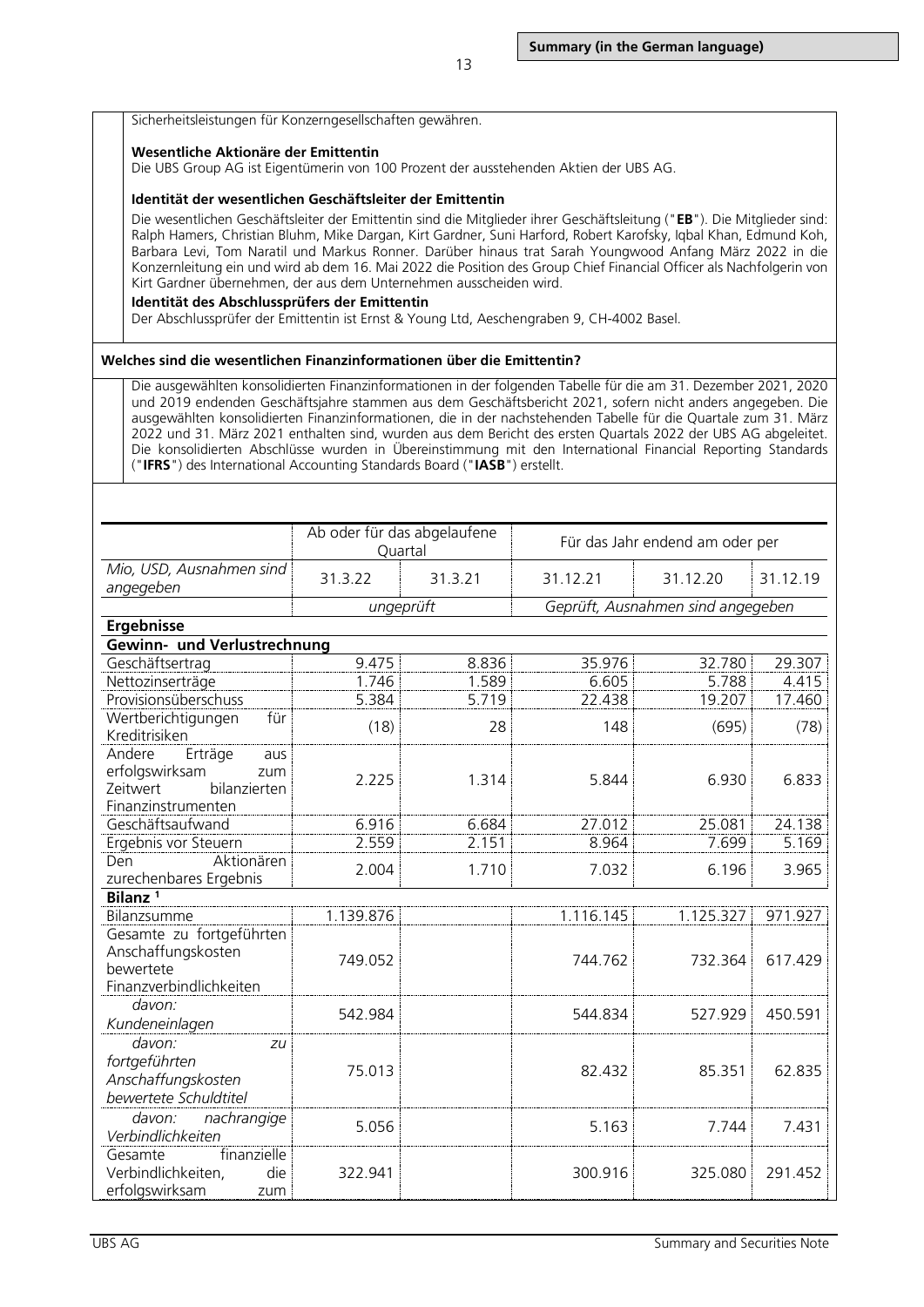Sicherheitsleistungen für Konzerngesellschaften gewähren.

**Wesentliche Aktionäre der Emittentin**

Die UBS Group AG ist Eigentümerin von 100 Prozent der ausstehenden Aktien der UBS AG.

**Identität der wesentlichen Geschäftsleiter der Emittentin**

Die wesentlichen Geschäftsleiter der Emittentin sind die Mitglieder ihrer Geschäftsleitung ("**EB**"). Die Mitglieder sind: Ralph Hamers, Christian Bluhm, Mike Dargan, Kirt Gardner, Suni Harford, Robert Karofsky, Iqbal Khan, Edmund Koh, Barbara Levi, Tom Naratil und Markus Ronner. Darüber hinaus trat Sarah Youngwood Anfang März 2022 in die Konzernleitung ein und wird ab dem 16. Mai 2022 die Position des Group Chief Financial Officer als Nachfolgerin von Kirt Gardner übernehmen, der aus dem Unternehmen ausscheiden wird.

**Identität des Abschlussprüfers der Emittentin**

Der Abschlussprüfer der Emittentin ist Ernst & Young Ltd, Aeschengraben 9, CH-4002 Basel.

**Welches sind die wesentlichen Finanzinformationen über die Emittentin?**

Die ausgewählten konsolidierten Finanzinformationen in der folgenden Tabelle für die am 31. Dezember 2021, 2020 und 2019 endenden Geschäftsjahre stammen aus dem Geschäftsbericht 2021, sofern nicht anders angegeben. Die ausgewählten konsolidierten Finanzinformationen, die in der nachstehenden Tabelle für die Quartale zum 31. März 2022 und 31. März 2021 enthalten sind, wurden aus dem Bericht des ersten Quartals 2022 der UBS AG abgeleitet. Die konsolidierten Abschlüsse wurden in Übereinstimmung mit den International Financial Reporting Standards ("**IFRS**") des International Accounting Standards Board ("**IASB**") erstellt.

| | Ab oder für das abgelaufene Quartal | | Für das Jahr endend am oder per | | |
|---|---|---|---|---|---|
| *Mio, USD, Ausnahmen sind angegeben* | 31.3.22 | 31.3.21 | 31.12.21 | 31.12.20 | 31.12.19 |
| | *ungeprüft* | | *Geprüft, Ausnahmen sind angegeben* | | |
| **Ergebnisse** | | | | | |
| **Gewinn- und Verlustrechnung** | | | | | |
| Geschäftsertrag | 9.475 | 8.836 | 35.976 | 32.780 | 29.307 |
| Nettozinserträge | 1.746 | 1.589 | 6.605 | 5.788 | 4.415 |
| Provisionsüberschuss | 5.384 | 5.719 | 22.438 | 19.207 | 17.460 |
| Wertberichtigungen für Kreditrisiken | (18) | 28 | 148 | (695) | (78) |
| Andere Erträge aus erfolgswirksam zum Zeitwert bilanzierten Finanzinstrumenten | 2.225 | 1.314 | 5.844 | 6.930 | 6.833 |
| Geschäftsaufwand | 6.916 | 6.684 | 27.012 | 25.081 | 24.138 |
| Ergebnis vor Steuern | 2.559 | 2.151 | 8.964 | 7.699 | 5.169 |
| Den Aktionären zurechenbares Ergebnis | 2.004 | 1.710 | 7.032 | 6.196 | 3.965 |
| **Bilanz** [1] | | | | | |
| Bilanzsumme | 1.139.876 | | 1.116.145 | 1.125.327 | 971.927 |
| Gesamte zu fortgeführten Anschaffungskosten bewertete Finanzverbindlichkeiten | 749.052 | | 744.762 | 732.364 | 617.429 |
| *davon: Kundeneinlagen* | 542.984 | | 544.834 | 527.929 | 450.591 |
| *davon: zu fortgeführten Anschaffungskosten bewertete Schuldtitel* | 75.013 | | 82.432 | 85.351 | 62.835 |
| *davon: nachrangige Verbindlichkeiten* | 5.056 | | 5.163 | 7.744 | 7.431 |
| Gesamte finanzielle Verbindlichkeiten, die erfolgswirksam zum | 322.941 | | 300.916 | 325.080 | 291.452 |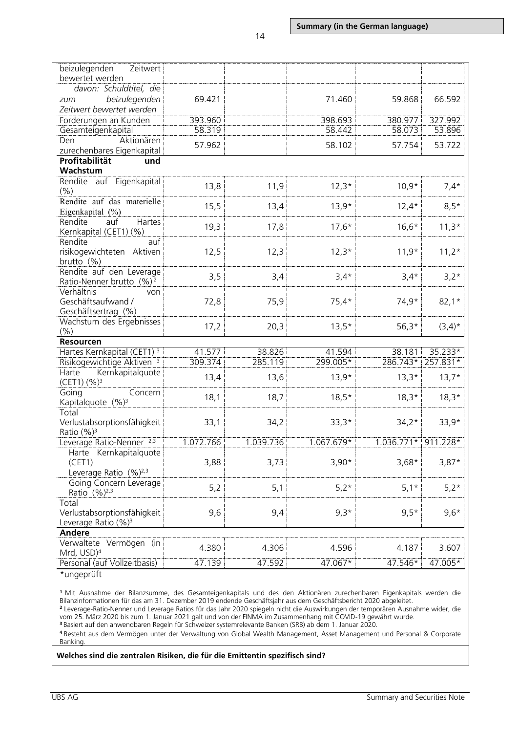| | | | | | |
|---|---|---|---|---|---|
| beizulegenden Zeitwert bewertet werden | | | | | |
| *davon: Schuldtitel, die zum beizulegenden Zeitwert bewertet werden* | 69.421 | | 71.460 | 59.868 | 66.592 |
| Forderungen an Kunden | 393.960 | | 398.693 | 380.977 | 327.992 |
| Gesamteigenkapital | 58.319 | | 58.442 | 58.073 | 53.896 |
| Den Aktionären zurechenbares Eigenkapital | 57.962 | | 58.102 | 57.754 | 53.722 |
| **Profitabilität und Wachstum** | | | | | |
| Rendite auf Eigenkapital (%) | 13,8 | 11,9 | 12,3* | 10,9* | 7,4* |
| Rendite auf das materielle Eigenkapital (%) | 15,5 | 13,4 | 13,9* | 12,4* | 8,5* |
| Rendite auf Hartes Kernkapital (CET1) (%) | 19,3 | 17,8 | 17,6* | 16,6* | 11,3* |
| Rendite auf risikogewichteten Aktiven brutto (%) | 12,5 | 12,3 | 12,3* | 11,9* | 11,2* |
| Rendite auf den Leverage Ratio-Nenner brutto (%)[2] | 3,5 | 3,4 | 3,4* | 3,4* | 3,2* |
| Verhältnis von Geschäftsaufwand / Geschäftsertrag (%) | 72,8 | 75,9 | 75,4* | 74,9* | 82,1* |
| Wachstum des Ergebnisses (%) | 17,2 | 20,3 | 13,5* | 56,3* | (3,4)* |
| **Resourcen** | | | | | |
| Hartes Kernkapital (CET1) [3] | 41.577 | 38.826 | 41.594 | 38.181 | 35.233* |
| Risikogewichtige Aktiven [3] | 309.374 | 285.119 | 299.005* | 286.743* | 257.831* |
| Harte Kernkapitalquote (CET1) (%)[3] | 13,4 | 13,6 | 13,9* | 13,3* | 13,7* |
| Going Concern Kapitalquote (%)[3] | 18,1 | 18,7 | 18,5* | 18,3* | 18,3* |
| Total Verlustabsorptionsfähigkeit Ratio (%)[3] | 33,1 | 34,2 | 33,3* | 34,2* | 33,9* |
| Leverage Ratio-Nenner [2,3] | 1.072.766 | 1.039.736 | 1.067.679* | 1.036.771* | 911.228* |
| Harte Kernkapitalquote (CET1) Leverage Ratio (%)[2,3] | 3,88 | 3,73 | 3,90* | 3,68* | 3,87* |
| Going Concern Leverage Ratio (%)[2,3] | 5,2 | 5,1 | 5,2* | 5,1* | 5,2* |
| Total Verlustabsorptionsfähigkeit Leverage Ratio (%)[3] | 9,6 | 9,4 | 9,3* | 9,5* | 9,6* |
| **Andere** | | | | | |
| Verwaltete Vermögen (in Mrd, USD)[4] | 4.380 | 4.306 | 4.596 | 4.187 | 3.607 |
| Personal (auf Vollzeitbasis) | 47.139 | 47.592 | 47.067* | 47.546* | 47.005* |

*ungeprüft

[1] Mit Ausnahme der Bilanzsumme, des Gesamteigenkapitals und des den Aktionären zurechenbaren Eigenkapitals werden die Bilanzinformationen für das am 31. Dezember 2019 endende Geschäftsjahr aus dem Geschäftsbericht 2020 abgeleitet.
[2] Leverage-Ratio-Nenner und Leverage Ratios für das Jahr 2020 spiegeln nicht die Auswirkungen der temporären Ausnahme wider, die vom 25. März 2020 bis zum 1. Januar 2021 galt und von der FINMA im Zusammenhang mit COVID-19 gewährt wurde.
[3] Basiert auf den anwendbaren Regeln für Schweizer systemrelevante Banken (SRB) ab dem 1. Januar 2020.
[4] Besteht aus dem Vermögen unter der Verwaltung von Global Wealth Management, Asset Management und Personal & Corporate Banking.

**Welches sind die zentralen Risiken, die für die Emittentin spezifisch sind?**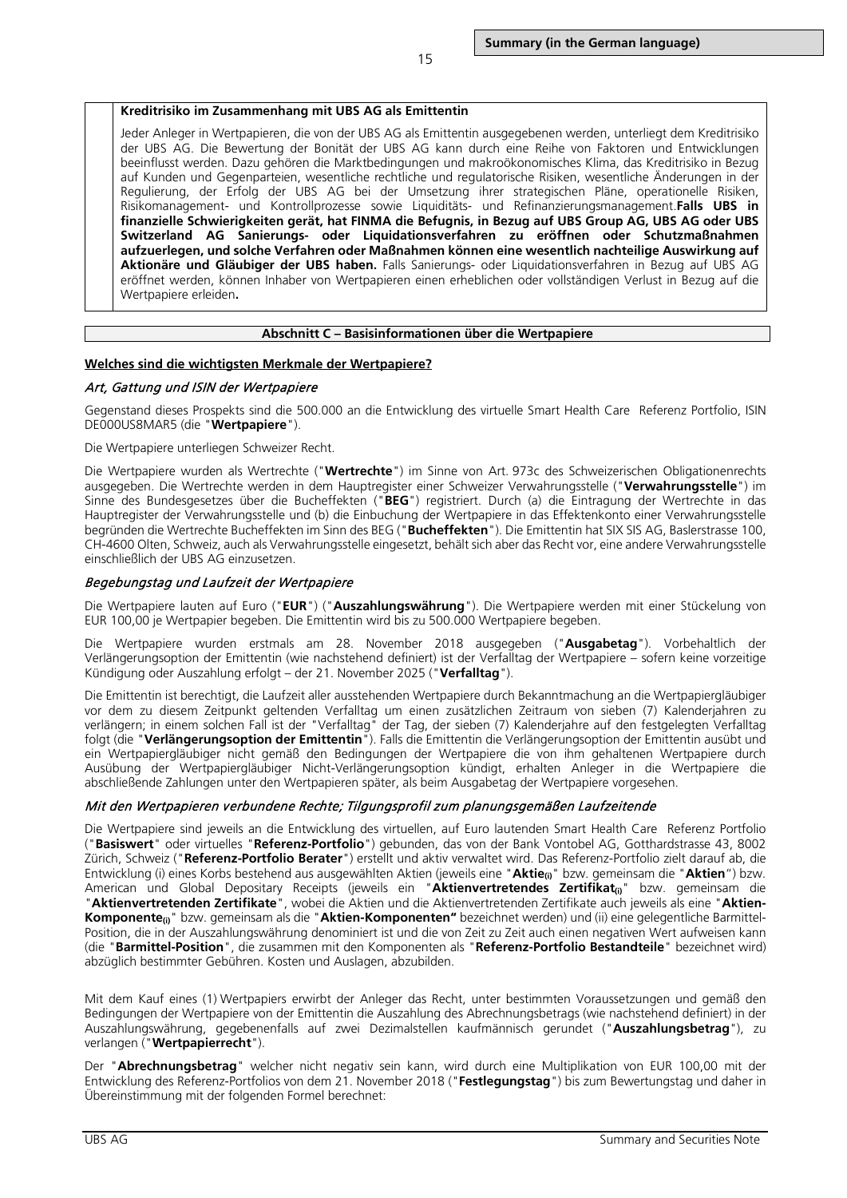**Kreditrisiko im Zusammenhang mit UBS AG als Emittentin**

Jeder Anleger in Wertpapieren, die von der UBS AG als Emittentin ausgegebenen werden, unterliegt dem Kreditrisiko der UBS AG. Die Bewertung der Bonität der UBS AG kann durch eine Reihe von Faktoren und Entwicklungen beeinflusst werden. Dazu gehören die Marktbedingungen und makroökonomisches Klima, das Kreditrisiko in Bezug auf Kunden und Gegenparteien, wesentliche rechtliche und regulatorische Risiken, wesentliche Änderungen in der Regulierung, der Erfolg der UBS AG bei der Umsetzung ihrer strategischen Pläne, operationelle Risiken, Risikomanagement- und Kontrollprozesse sowie Liquiditäts- und Refinanzierungsmanagement.**Falls UBS in finanzielle Schwierigkeiten gerät, hat FINMA die Befugnis, in Bezug auf UBS Group AG, UBS AG oder UBS Switzerland AG Sanierungs- oder Liquidationsverfahren zu eröffnen oder Schutzmaßnahmen aufzuerlegen, und solche Verfahren oder Maßnahmen können eine wesentlich nachteilige Auswirkung auf Aktionäre und Gläubiger der UBS haben.** Falls Sanierungs- oder Liquidationsverfahren in Bezug auf UBS AG eröffnet werden, können Inhaber von Wertpapieren einen erheblichen oder vollständigen Verlust in Bezug auf die Wertpapiere erleiden**.**

## Abschnitt C – Basisinformationen über die Wertpapiere

**Welches sind die wichtigsten Merkmale der Wertpapiere?**

*Art, Gattung und ISIN der Wertpapiere*

Gegenstand dieses Prospekts sind die 500.000 an die Entwicklung des virtuelle Smart Health Care Referenz Portfolio, ISIN DE000US8MAR5 (die "**Wertpapiere**").

Die Wertpapiere unterliegen Schweizer Recht.

Die Wertpapiere wurden als Wertrechte ("**Wertrechte**") im Sinne von Art. 973c des Schweizerischen Obligationenrechts ausgegeben. Die Wertrechte werden in dem Hauptregister einer Schweizer Verwahrungsstelle ("**Verwahrungsstelle**") im Sinne des Bundesgesetzes über die Bucheffekten ("**BEG**") registriert. Durch (a) die Eintragung der Wertrechte in das Hauptregister der Verwahrungsstelle und (b) die Einbuchung der Wertpapiere in das Effektenkonto einer Verwahrungsstelle begründen die Wertrechte Bucheffekten im Sinn des BEG ("**Bucheffekten**"). Die Emittentin hat SIX SIS AG, Baslerstrasse 100, CH-4600 Olten, Schweiz, auch als Verwahrungsstelle eingesetzt, behält sich aber das Recht vor, eine andere Verwahrungsstelle einschließlich der UBS AG einzusetzen.

*Begebungstag und Laufzeit der Wertpapiere*

Die Wertpapiere lauten auf Euro ("**EUR**") ("**Auszahlungswährung**"). Die Wertpapiere werden mit einer Stückelung von EUR 100,00 je Wertpapier begeben. Die Emittentin wird bis zu 500.000 Wertpapiere begeben.

Die Wertpapiere wurden erstmals am 28. November 2018 ausgegeben ("**Ausgabetag**"). Vorbehaltlich der Verlängerungsoption der Emittentin (wie nachstehend definiert) ist der Verfalltag der Wertpapiere – sofern keine vorzeitige Kündigung oder Auszahlung erfolgt – der 21. November 2025 ("**Verfalltag**").

Die Emittentin ist berechtigt, die Laufzeit aller ausstehenden Wertpapiere durch Bekanntmachung an die Wertpapiergläubiger vor dem zu diesem Zeitpunkt geltenden Verfalltag um einen zusätzlichen Zeitraum von sieben (7) Kalenderjahren zu verlängern; in einem solchen Fall ist der "Verfalltag" der Tag, der sieben (7) Kalenderjahre auf den festgelegten Verfalltag folgt (die "**Verlängerungsoption der Emittentin**"). Falls die Emittentin die Verlängerungsoption der Emittentin ausübt und ein Wertpapiergläubiger nicht gemäß den Bedingungen der Wertpapiere die von ihm gehaltenen Wertpapiere durch Ausübung der Wertpapiergläubiger Nicht-Verlängerungsoption kündigt, erhalten Anleger in die Wertpapiere die abschließende Zahlungen unter den Wertpapieren später, als beim Ausgabetag der Wertpapiere vorgesehen.

*Mit den Wertpapieren verbundene Rechte; Tilgungsprofil zum planungsgemäßen Laufzeitende*

Die Wertpapiere sind jeweils an die Entwicklung des virtuellen, auf Euro lautenden Smart Health Care Referenz Portfolio ("**Basiswert**" oder virtuelles "**Referenz-Portfolio**") gebunden, das von der Bank Vontobel AG, Gotthardstrasse 43, 8002 Zürich, Schweiz ("**Referenz-Portfolio Berater**") erstellt und aktiv verwaltet wird. Das Referenz-Portfolio zielt darauf ab, die Entwicklung (i) eines Korbs bestehend aus ausgewählten Aktien (jeweils eine "**Aktie$_{(i)}$**" bzw. gemeinsam die "**Aktien**") bzw. American und Global Depositary Receipts (jeweils ein "**Aktienvertretendes Zertifikat$_{(i)}$**" bzw. gemeinsam die "**Aktienvertretenden Zertifikate**", wobei die Aktien und die Aktienvertretenden Zertifikate auch jeweils als eine "**Aktien-Komponente$_{(i)}$**" bzw. gemeinsam als die "**Aktien-Komponenten"** bezeichnet werden) und (ii) eine gelegentliche Barmittel-Position, die in der Auszahlungswährung denominiert ist und die von Zeit zu Zeit auch einen negativen Wert aufweisen kann (die "**Barmittel-Position**", die zusammen mit den Komponenten als "**Referenz-Portfolio Bestandteile**" bezeichnet wird) abzüglich bestimmter Gebühren. Kosten und Auslagen, abzubilden.

Mit dem Kauf eines (1) Wertpapiers erwirbt der Anleger das Recht, unter bestimmten Voraussetzungen und gemäß den Bedingungen der Wertpapiere von der Emittentin die Auszahlung des Abrechnungsbetrags (wie nachstehend definiert) in der Auszahlungswährung, gegebenenfalls auf zwei Dezimalstellen kaufmännisch gerundet ("**Auszahlungsbetrag**"), zu verlangen ("**Wertpapierrecht**").

Der "**Abrechnungsbetrag**" welcher nicht negativ sein kann, wird durch eine Multiplikation von EUR 100,00 mit der Entwicklung des Referenz-Portfolios von dem 21. November 2018 ("**Festlegungstag**") bis zum Bewertungstag und daher in Übereinstimmung mit der folgenden Formel berechnet: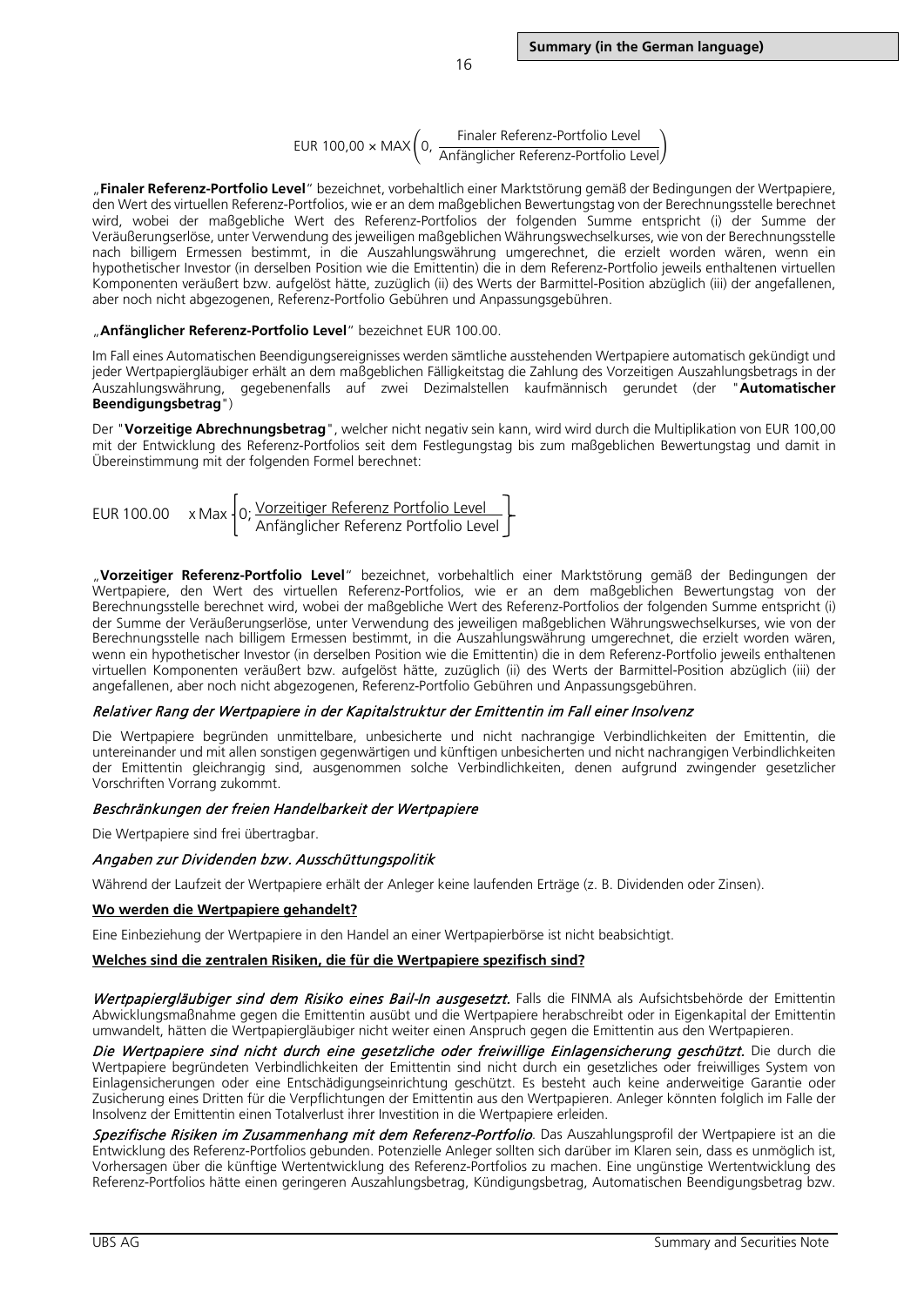$$\text{EUR } 100{,}00 \times \text{MAX}\left(0,\ \frac{\text{Finaler Referenz-Portfolio Level}}{\text{Anfänglicher Referenz-Portfolio Level}}\right)$$

„**Finaler Referenz-Portfolio Level**" bezeichnet, vorbehaltlich einer Marktstörung gemäß der Bedingungen der Wertpapiere, den Wert des virtuellen Referenz-Portfolios, wie er an dem maßgeblichen Bewertungstag von der Berechnungsstelle berechnet wird, wobei der maßgebliche Wert des Referenz-Portfolios der folgenden Summe entspricht (i) der Summe der Veräußerungserlöse, unter Verwendung des jeweiligen maßgeblichen Währungswechselkurses, wie von der Berechnungsstelle nach billigem Ermessen bestimmt, in die Auszahlungswährung umgerechnet, die erzielt worden wären, wenn ein hypothetischer Investor (in derselben Position wie die Emittentin) die in dem Referenz-Portfolio jeweils enthaltenen virtuellen Komponenten veräußert bzw. aufgelöst hätte, zuzüglich (ii) des Werts der Barmittel-Position abzüglich (iii) der angefallenen, aber noch nicht abgezogenen, Referenz-Portfolio Gebühren und Anpassungsgebühren.

„**Anfänglicher Referenz-Portfolio Level**" bezeichnet EUR 100.00.

Im Fall eines Automatischen Beendigungsereignisses werden sämtliche ausstehenden Wertpapiere automatisch gekündigt und jeder Wertpapiergläubiger erhält an dem maßgeblichen Fälligkeitstag die Zahlung des Vorzeitigen Auszahlungsbetrags in der Auszahlungswährung, gegebenenfalls auf zwei Dezimalstellen kaufmännisch gerundet (der "**Automatischer Beendigungsbetrag**")

Der "**Vorzeitige Abrechnungsbetrag**", welcher nicht negativ sein kann, wird wird durch die Multiplikation von EUR 100,00 mit der Entwicklung des Referenz-Portfolios seit dem Festlegungstag bis zum maßgeblichen Bewertungstag und damit in Übereinstimmung mit der folgenden Formel berechnet:

$$\text{EUR } 100.00 \quad \times \text{Max}\left[0;\ \frac{\text{Vorzeitiger Referenz Portfolio Level}}{\text{Anfänglicher Referenz Portfolio Level}}\right]$$

„**Vorzeitiger Referenz-Portfolio Level**" bezeichnet, vorbehaltlich einer Marktstörung gemäß der Bedingungen der Wertpapiere, den Wert des virtuellen Referenz-Portfolios, wie er an dem maßgeblichen Bewertungstag von der Berechnungsstelle berechnet wird, wobei der maßgebliche Wert des Referenz-Portfolios der folgenden Summe entspricht (i) der Summe der Veräußerungserlöse, unter Verwendung des jeweiligen maßgeblichen Währungswechselkurses, wie von der Berechnungsstelle nach billigem Ermessen bestimmt, in die Auszahlungswährung umgerechnet, die erzielt worden wären, wenn ein hypothetischer Investor (in derselben Position wie die Emittentin) die in dem Referenz-Portfolio jeweils enthaltenen virtuellen Komponenten veräußert bzw. aufgelöst hätte, zuzüglich (ii) des Werts der Barmittel-Position abzüglich (iii) der angefallenen, aber noch nicht abgezogenen, Referenz-Portfolio Gebühren und Anpassungsgebühren.

*Relativer Rang der Wertpapiere in der Kapitalstruktur der Emittentin im Fall einer Insolvenz*

Die Wertpapiere begründen unmittelbare, unbesicherte und nicht nachrangige Verbindlichkeiten der Emittentin, die untereinander und mit allen sonstigen gegenwärtigen und künftigen unbesicherten und nicht nachrangigen Verbindlichkeiten der Emittentin gleichrangig sind, ausgenommen solche Verbindlichkeiten, denen aufgrund zwingender gesetzlicher Vorschriften Vorrang zukommt.

*Beschränkungen der freien Handelbarkeit der Wertpapiere*

Die Wertpapiere sind frei übertragbar.

*Angaben zur Dividenden bzw. Ausschüttungspolitik*

Während der Laufzeit der Wertpapiere erhält der Anleger keine laufenden Erträge (z. B. Dividenden oder Zinsen).

**Wo werden die Wertpapiere gehandelt?**

Eine Einbeziehung der Wertpapiere in den Handel an einer Wertpapierbörse ist nicht beabsichtigt.

**Welches sind die zentralen Risiken, die für die Wertpapiere spezifisch sind?**

***Wertpapiergläubiger sind dem Risiko eines Bail-In ausgesetzt.*** Falls die FINMA als Aufsichtsbehörde der Emittentin Abwicklungsmaßnahme gegen die Emittentin ausübt und die Wertpapiere herabschreibt oder in Eigenkapital der Emittentin umwandelt, hätten die Wertpapiergläubiger nicht weiter einen Anspruch gegen die Emittentin aus den Wertpapieren.

***Die Wertpapiere sind nicht durch eine gesetzliche oder freiwillige Einlagensicherung geschützt.*** Die durch die Wertpapiere begründeten Verbindlichkeiten der Emittentin sind nicht durch ein gesetzliches oder freiwilliges System von Einlagensicherungen oder eine Entschädigungseinrichtung geschützt. Es besteht auch keine anderweitige Garantie oder Zusicherung eines Dritten für die Verpflichtungen der Emittentin aus den Wertpapieren. Anleger könnten folglich im Falle der Insolvenz der Emittentin einen Totalverlust ihrer Investition in die Wertpapiere erleiden.

***Spezifische Risiken im Zusammenhang mit dem Referenz-Portfolio***. Das Auszahlungsprofil der Wertpapiere ist an die Entwicklung des Referenz-Portfolios gebunden. Potenzielle Anleger sollten sich darüber im Klaren sein, dass es unmöglich ist, Vorhersagen über die künftige Wertentwicklung des Referenz-Portfolios zu machen. Eine ungünstige Wertentwicklung des Referenz-Portfolios hätte einen geringeren Auszahlungsbetrag, Kündigungsbetrag, Automatischen Beendigungsbetrag bzw.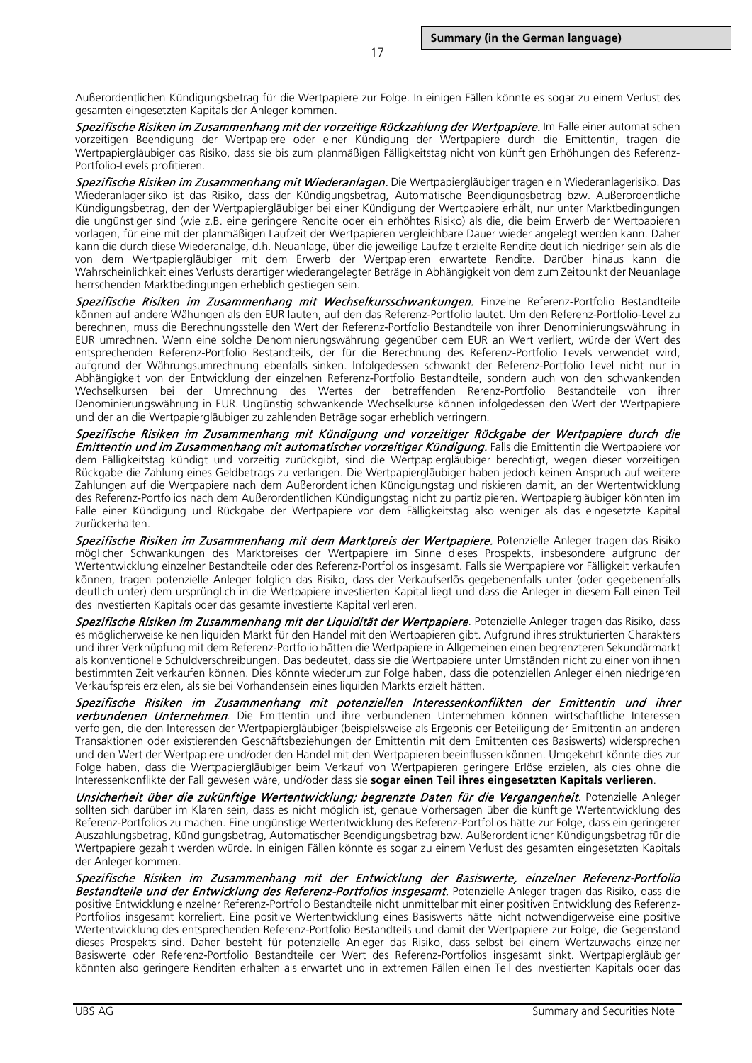Außerordentlichen Kündigungsbetrag für die Wertpapiere zur Folge. In einigen Fällen könnte es sogar zu einem Verlust des gesamten eingesetzten Kapitals der Anleger kommen.

*Spezifische Risiken im Zusammenhang mit der vorzeitige Rückzahlung der Wertpapiere.* Im Falle einer automatischen vorzeitigen Beendigung der Wertpapiere oder einer Kündigung der Wertpapiere durch die Emittentin, tragen die Wertpapiergläubiger das Risiko, dass sie bis zum planmäßigen Fälligkeitstag nicht von künftigen Erhöhungen des Referenz-Portfolio-Levels profitieren.

*Spezifische Risiken im Zusammenhang mit Wiederanlagen.* Die Wertpapiergläubiger tragen ein Wiederanlagerisiko. Das Wiederanlagerisiko ist das Risiko, dass der Kündigungsbetrag, Automatische Beendigungsbetrag bzw. Außerordentliche Kündigungsbetrag, den der Wertpapiergläubiger bei einer Kündigung der Wertpapiere erhält, nur unter Marktbedingungen die ungünstiger sind (wie z.B. eine geringere Rendite oder ein erhöhtes Risiko) als die, die beim Erwerb der Wertpapieren vorlagen, für eine mit der planmäßigen Laufzeit der Wertpapieren vergleichbare Dauer wieder angelegt werden kann. Daher kann die durch diese Wiederanalge, d.h. Neuanlage, über die jeweilige Laufzeit erzielte Rendite deutlich niedriger sein als die von dem Wertpapiergläubiger mit dem Erwerb der Wertpapieren erwartete Rendite. Darüber hinaus kann die Wahrscheinlichkeit eines Verlusts derartiger wiederangelegter Beträge in Abhängigkeit von dem zum Zeitpunkt der Neuanlage herrschenden Marktbedingungen erheblich gestiegen sein.

*Spezifische Risiken im Zusammenhang mit Wechselkursschwankungen.* Einzelne Referenz-Portfolio Bestandteile können auf andere Währungen als den EUR lauten, auf den das Referenz-Portfolio lautet. Um den Referenz-Portfolio-Level zu berechnen, muss die Berechnungsstelle den Wert der Referenz-Portfolio Bestandteile von ihrer Denominierungswährung in EUR umrechnen. Wenn eine solche Denominierungswährung gegenüber dem EUR an Wert verliert, würde der Wert des entsprechenden Referenz-Portfolio Bestandteils, der für die Berechnung des Referenz-Portfolio Levels verwendet wird, aufgrund der Währungsumrechnung ebenfalls sinken. Infolgedessen schwankt der Referenz-Portfolio Level nicht nur in Abhängigkeit von der Entwicklung der einzelnen Referenz-Portfolio Bestandteile, sondern auch von den schwankenden Wechselkursen bei der Umrechnung des Wertes der betreffenden Rerenz-Portfolio Bestandteile von ihrer Denominierungswährung in EUR. Ungünstig schwankende Wechselkurse können infolgedessen den Wert der Wertpapiere und der an die Wertpapiergläubiger zu zahlenden Beträge sogar erheblich verringern.

*Spezifische Risiken im Zusammenhang mit Kündigung und vorzeitiger Rückgabe der Wertpapiere durch die Emittentin und im Zusammenhang mit automatischer vorzeitiger Kündigung.* Falls die Emittentin die Wertpapiere vor dem Fälligkeitstag kündigt und vorzeitig zurückgibt, sind die Wertpapiergläubiger berechtigt, wegen dieser vorzeitigen Rückgabe die Zahlung eines Geldbetrags zu verlangen. Die Wertpapiergläubiger haben jedoch keinen Anspruch auf weitere Zahlungen auf die Wertpapiere nach dem Außerordentlichen Kündigungstag und riskieren damit, an der Wertentwicklung des Referenz-Portfolios nach dem Außerordentlichen Kündigungstag nicht zu partizipieren. Wertpapiergläubiger könnten im Falle einer Kündigung und Rückgabe der Wertpapiere vor dem Fälligkeitstag also weniger als das eingesetzte Kapital zurückerhalten.

*Spezifische Risiken im Zusammenhang mit dem Marktpreis der Wertpapiere.* Potenzielle Anleger tragen das Risiko möglicher Schwankungen des Marktpreises der Wertpapiere im Sinne dieses Prospekts, insbesondere aufgrund der Wertentwicklung einzelner Bestandteile oder des Referenz-Portfolios insgesamt. Falls sie Wertpapiere vor Fälligkeit verkaufen können, tragen potenzielle Anleger folglich das Risiko, dass der Verkaufserlös gegebenenfalls unter (oder gegebenenfalls deutlich unter) dem ursprünglich in die Wertpapiere investierten Kapital liegt und dass die Anleger in diesem Fall einen Teil des investierten Kapitals oder das gesamte investierte Kapital verlieren.

*Spezifische Risiken im Zusammenhang mit der Liquidität der Wertpapiere*. Potenzielle Anleger tragen das Risiko, dass es möglicherweise keinen liquiden Markt für den Handel mit den Wertpapieren gibt. Aufgrund ihres strukturierten Charakters und ihrer Verknüpfung mit dem Referenz-Portfolio hätten die Wertpapiere in Allgemeinen einen begrenzteren Sekundärmarkt als konventionelle Schuldverschreibungen. Das bedeutet, dass sie die Wertpapiere unter Umständen nicht zu einer von ihnen bestimmten Zeit verkaufen können. Dies könnte wiederum zur Folge haben, dass die potenziellen Anleger einen niedrigeren Verkaufspreis erzielen, als sie bei Vorhandensein eines liquiden Markts erzielt hätten.

*Spezifische Risiken im Zusammenhang mit potenziellen Interessenkonflikten der Emittentin und ihrer verbundenen Unternehmen*. Die Emittentin und ihre verbundenen Unternehmen können wirtschaftliche Interessen verfolgen, die den Interessen der Wertpapiergläubiger (beispielsweise als Ergebnis der Beteiligung der Emittentin an anderen Transaktionen oder existierenden Geschäftsbeziehungen der Emittentin mit dem Emittenten des Basiswerts) widersprechen und den Wert der Wertpapiere und/oder den Handel mit den Wertpapieren beeinflussen können. Umgekehrt könnte dies zur Folge haben, dass die Wertpapiergläubiger beim Verkauf von Wertpapieren geringere Erlöse erzielen, als dies ohne die Interessenkonflikte der Fall gewesen wäre, und/oder dass sie **sogar einen Teil ihres eingesetzten Kapitals verlieren**.

*Unsicherheit über die zukünftige Wertentwicklung; begrenzte Daten für die Vergangenheit*. Potenzielle Anleger sollten sich darüber im Klaren sein, dass es nicht möglich ist, genaue Vorhersagen über die künftige Wertentwicklung des Referenz-Portfolios zu machen. Eine ungünstige Wertentwicklung des Referenz-Portfolios hätte zur Folge, dass ein geringerer Auszahlungsbetrag, Kündigungsbetrag, Automatischer Beendigungsbetrag bzw. Außerordentlicher Kündigungsbetrag für die Wertpapiere gezahlt werden würde. In einigen Fällen könnte es sogar zu einem Verlust des gesamten eingesetzten Kapitals der Anleger kommen.

*Spezifische Risiken im Zusammenhang mit der Entwicklung der Basiswerte, einzelner Referenz-Portfolio Bestandteile und der Entwicklung des Referenz-Portfolios insgesamt.* Potenzielle Anleger tragen das Risiko, dass die positive Entwicklung einzelner Referenz-Portfolio Bestandteile nicht unmittelbar mit einer positiven Entwicklung des Referenz-Portfolios insgesamt korreliert. Eine positive Wertentwicklung eines Basiswerts hätte nicht notwendigerweise eine positive Wertentwicklung des entsprechenden Referenz-Portfolio Bestandteils und damit der Wertpapiere zur Folge, die Gegenstand dieses Prospekts sind. Daher besteht für potenzielle Anleger das Risiko, dass selbst bei einem Wertzuwachs einzelner Basiswerte oder Referenz-Portfolio Bestandteile der Wert des Referenz-Portfolios insgesamt sinkt. Wertpapiergläubiger könnten also geringere Renditen erhalten als erwartet und in extremen Fällen einen Teil des investierten Kapitals oder das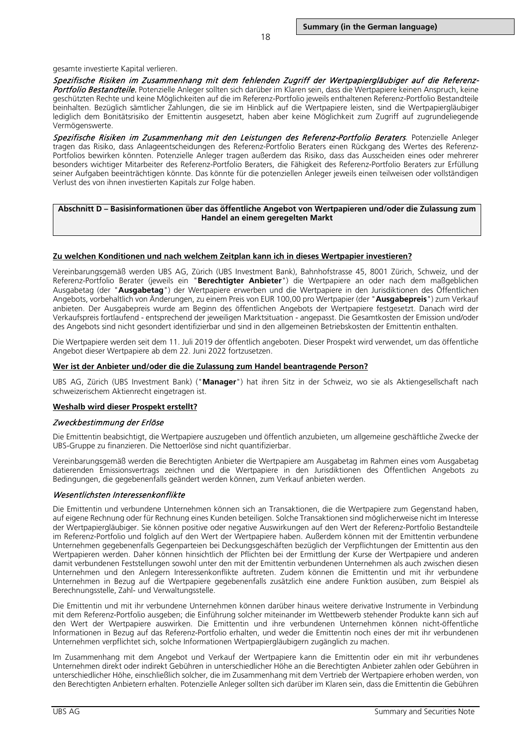gesamte investierte Kapital verlieren.

*Spezifische Risiken im Zusammenhang mit dem fehlenden Zugriff der Wertpapiergläubiger auf die Referenz-Portfolio Bestandteile.* Potenzielle Anleger sollten sich darüber im Klaren sein, dass die Wertpapiere keinen Anspruch, keine geschützten Rechte und keine Möglichkeiten auf die im Referenz-Portfolio jeweils enthaltenen Referenz-Portfolio Bestandteile beinhalten. Bezüglich sämtlicher Zahlungen, die sie im Hinblick auf die Wertpapiere leisten, sind die Wertpapiergläubiger lediglich dem Bonitätsrisiko der Emittentin ausgesetzt, haben aber keine Möglichkeit zum Zugriff auf zugrundeliegende Vermögenswerte.

*Spezifische Risiken im Zusammenhang mit den Leistungen des Referenz-Portfolio Beraters.* Potenzielle Anleger tragen das Risiko, dass Anlageentscheidungen des Referenz-Portfolio Beraters einen Rückgang des Wertes des Referenz-Portfolios bewirken könnten. Potenzielle Anleger tragen außerdem das Risiko, dass das Ausscheiden eines oder mehrerer besonders wichtiger Mitarbeiter des Referenz-Portfolio Beraters, die Fähigkeit des Referenz-Portfolio Beraters zur Erfüllung seiner Aufgaben beeinträchtigen könnte. Das könnte für die potenziellen Anleger jeweils einen teilweisen oder vollständigen Verlust des von ihnen investierten Kapitals zur Folge haben.

## Abschnitt D – Basisinformationen über das öffentliche Angebot von Wertpapieren und/oder die Zulassung zum Handel an einem geregelten Markt

**Zu welchen Konditionen und nach welchem Zeitplan kann ich in dieses Wertpapier investieren?**

Vereinbarungsgemäß werden UBS AG, Zürich (UBS Investment Bank), Bahnhofstrasse 45, 8001 Zürich, Schweiz, und der Referenz-Portfolio Berater (jeweils ein "**Berechtigter Anbieter**") die Wertpapiere an oder nach dem maßgeblichen Ausgabetag (der "**Ausgabetag**") der Wertpapiere erwerben und die Wertpapiere in den Jurisdiktionen des Öffentlichen Angebots, vorbehaltlich von Änderungen, zu einem Preis von EUR 100,00 pro Wertpapier (der "**Ausgabepreis**") zum Verkauf anbieten. Der Ausgabepreis wurde am Beginn des öffentlichen Angebots der Wertpapiere festgesetzt. Danach wird der Verkaufspreis fortlaufend - entsprechend der jeweiligen Marktsituation - angepasst. Die Gesamtkosten der Emission und/oder des Angebots sind nicht gesondert identifizierbar und sind in den allgemeinen Betriebskosten der Emittentin enthalten.

Die Wertpapiere werden seit dem 11. Juli 2019 der öffentlich angeboten. Dieser Prospekt wird verwendet, um das öffentliche Angebot dieser Wertpapiere ab dem 22. Juni 2022 fortzusetzen.

**Wer ist der Anbieter und/oder die die Zulassung zum Handel beantragende Person?**

UBS AG, Zürich (UBS Investment Bank) ("**Manager**") hat ihren Sitz in der Schweiz, wo sie als Aktiengesellschaft nach schweizerischem Aktienrecht eingetragen ist.

**Weshalb wird dieser Prospekt erstellt?**

*Zweckbestimmung der Erlöse*

Die Emittentin beabsichtigt, die Wertpapiere auszugeben und öffentlich anzubieten, um allgemeine geschäftliche Zwecke der UBS-Gruppe zu finanzieren. Die Nettoerlöse sind nicht quantifizierbar.

Vereinbarungsgemäß werden die Berechtigten Anbieter die Wertpapiere am Ausgabetag im Rahmen eines vom Ausgabetag datierenden Emissionsvertrags zeichnen und die Wertpapiere in den Jurisdiktionen des Öffentlichen Angebots zu Bedingungen, die gegebenenfalls geändert werden können, zum Verkauf anbieten werden.

*Wesentlichsten Interessenkonflikte*

Die Emittentin und verbundene Unternehmen können sich an Transaktionen, die die Wertpapiere zum Gegenstand haben, auf eigene Rechnung oder für Rechnung eines Kunden beteiligen. Solche Transaktionen sind möglicherweise nicht im Interesse der Wertpapiergläubiger. Sie können positive oder negative Auswirkungen auf den Wert der Referenz-Portfolio Bestandteile im Referenz-Portfolio und folglich auf den Wert der Wertpapiere haben. Außerdem können mit der Emittentin verbundene Unternehmen gegebenenfalls Gegenparteien bei Deckungsgeschäften bezüglich der Verpflichtungen der Emittentin aus den Wertpapieren werden. Daher können hinsichtlich der Pflichten bei der Ermittlung der Kurse der Wertpapiere und anderen damit verbundenen Feststellungen sowohl unter den mit der Emittentin verbundenen Unternehmen als auch zwischen diesen Unternehmen und den Anlegern Interessenkonflikte auftreten. Zudem können die Emittentin und mit ihr verbundene Unternehmen in Bezug auf die Wertpapiere gegebenenfalls zusätzlich eine andere Funktion ausüben, zum Beispiel als Berechnungsstelle, Zahl- und Verwaltungsstelle.

Die Emittentin und mit ihr verbundene Unternehmen können darüber hinaus weitere derivative Instrumente in Verbindung mit dem Referenz-Portfolio ausgeben; die Einführung solcher miteinander im Wettbewerb stehender Produkte kann sich auf den Wert der Wertpapiere auswirken. Die Emittentin und ihre verbundenen Unternehmen können nicht-öffentliche Informationen in Bezug auf das Referenz-Portfolio erhalten, und weder die Emittentin noch eines der mit ihr verbundenen Unternehmen verpflichtet sich, solche Informationen Wertpapiergläubigern zugänglich zu machen.

Im Zusammenhang mit dem Angebot und Verkauf der Wertpapiere kann die Emittentin oder ein mit ihr verbundenes Unternehmen direkt oder indirekt Gebühren in unterschiedlicher Höhe an die Berechtigten Anbieter zahlen oder Gebühren in unterschiedlicher Höhe, einschließlich solcher, die im Zusammenhang mit dem Vertrieb der Wertpapiere erhoben werden, von den Berechtigten Anbietern erhalten. Potenzielle Anleger sollten sich darüber im Klaren sein, dass die Emittentin die Gebühren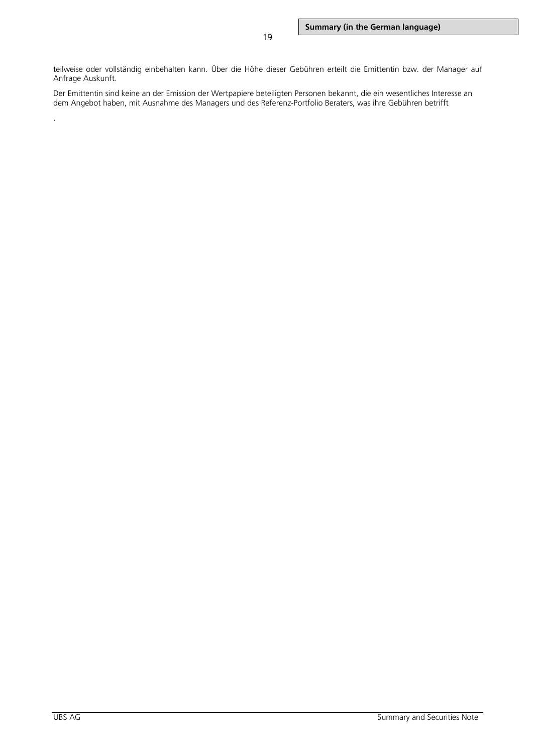teilweise oder vollständig einbehalten kann. Über die Höhe dieser Gebühren erteilt die Emittentin bzw. der Manager auf Anfrage Auskunft.

Der Emittentin sind keine an der Emission der Wertpapiere beteiligten Personen bekannt, die ein wesentliches Interesse an dem Angebot haben, mit Ausnahme des Managers und des Referenz-Portfolio Beraters, was ihre Gebühren betrifft

.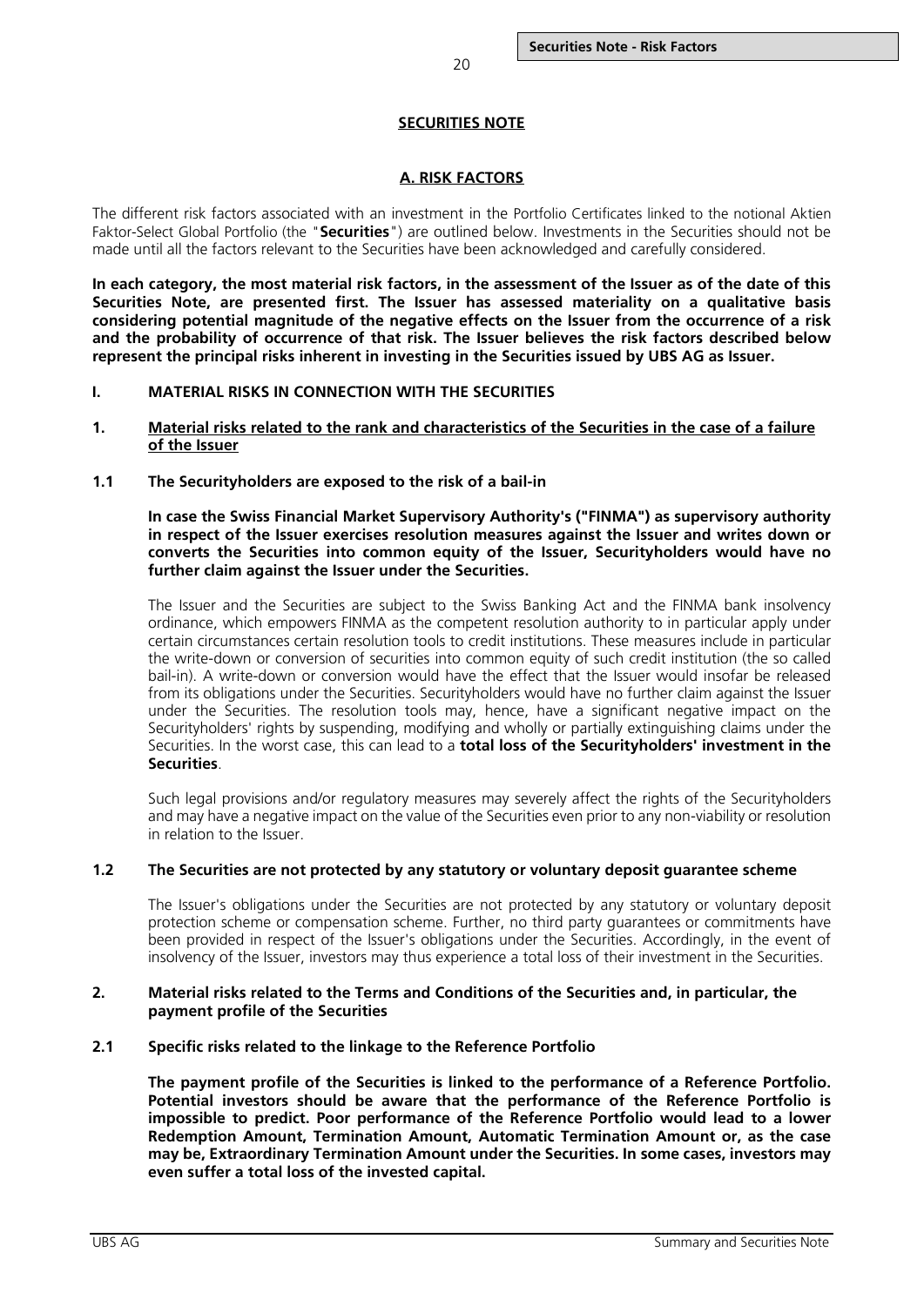## SECURITIES NOTE

## A. RISK FACTORS

The different risk factors associated with an investment in the Portfolio Certificates linked to the notional Aktien Faktor-Select Global Portfolio (the "**Securities**") are outlined below. Investments in the Securities should not be made until all the factors relevant to the Securities have been acknowledged and carefully considered.

**In each category, the most material risk factors, in the assessment of the Issuer as of the date of this Securities Note, are presented first. The Issuer has assessed materiality on a qualitative basis considering potential magnitude of the negative effects on the Issuer from the occurrence of a risk and the probability of occurrence of that risk. The Issuer believes the risk factors described below represent the principal risks inherent in investing in the Securities issued by UBS AG as Issuer.**

### I. MATERIAL RISKS IN CONNECTION WITH THE SECURITIES

### 1. Material risks related to the rank and characteristics of the Securities in the case of a failure of the Issuer

#### 1.1 The Securityholders are exposed to the risk of a bail-in

**In case the Swiss Financial Market Supervisory Authority's ("FINMA") as supervisory authority in respect of the Issuer exercises resolution measures against the Issuer and writes down or converts the Securities into common equity of the Issuer, Securityholders would have no further claim against the Issuer under the Securities.**

The Issuer and the Securities are subject to the Swiss Banking Act and the FINMA bank insolvency ordinance, which empowers FINMA as the competent resolution authority to in particular apply under certain circumstances certain resolution tools to credit institutions. These measures include in particular the write-down or conversion of securities into common equity of such credit institution (the so called bail-in). A write-down or conversion would have the effect that the Issuer would insofar be released from its obligations under the Securities. Securityholders would have no further claim against the Issuer under the Securities. The resolution tools may, hence, have a significant negative impact on the Securityholders' rights by suspending, modifying and wholly or partially extinguishing claims under the Securities. In the worst case, this can lead to a **total loss of the Securityholders' investment in the Securities**.

Such legal provisions and/or regulatory measures may severely affect the rights of the Securityholders and may have a negative impact on the value of the Securities even prior to any non-viability or resolution in relation to the Issuer.

#### 1.2 The Securities are not protected by any statutory or voluntary deposit guarantee scheme

The Issuer's obligations under the Securities are not protected by any statutory or voluntary deposit protection scheme or compensation scheme. Further, no third party guarantees or commitments have been provided in respect of the Issuer's obligations under the Securities. Accordingly, in the event of insolvency of the Issuer, investors may thus experience a total loss of their investment in the Securities.

### 2. Material risks related to the Terms and Conditions of the Securities and, in particular, the payment profile of the Securities

#### 2.1 Specific risks related to the linkage to the Reference Portfolio

**The payment profile of the Securities is linked to the performance of a Reference Portfolio. Potential investors should be aware that the performance of the Reference Portfolio is impossible to predict. Poor performance of the Reference Portfolio would lead to a lower Redemption Amount, Termination Amount, Automatic Termination Amount or, as the case may be, Extraordinary Termination Amount under the Securities. In some cases, investors may even suffer a total loss of the invested capital.**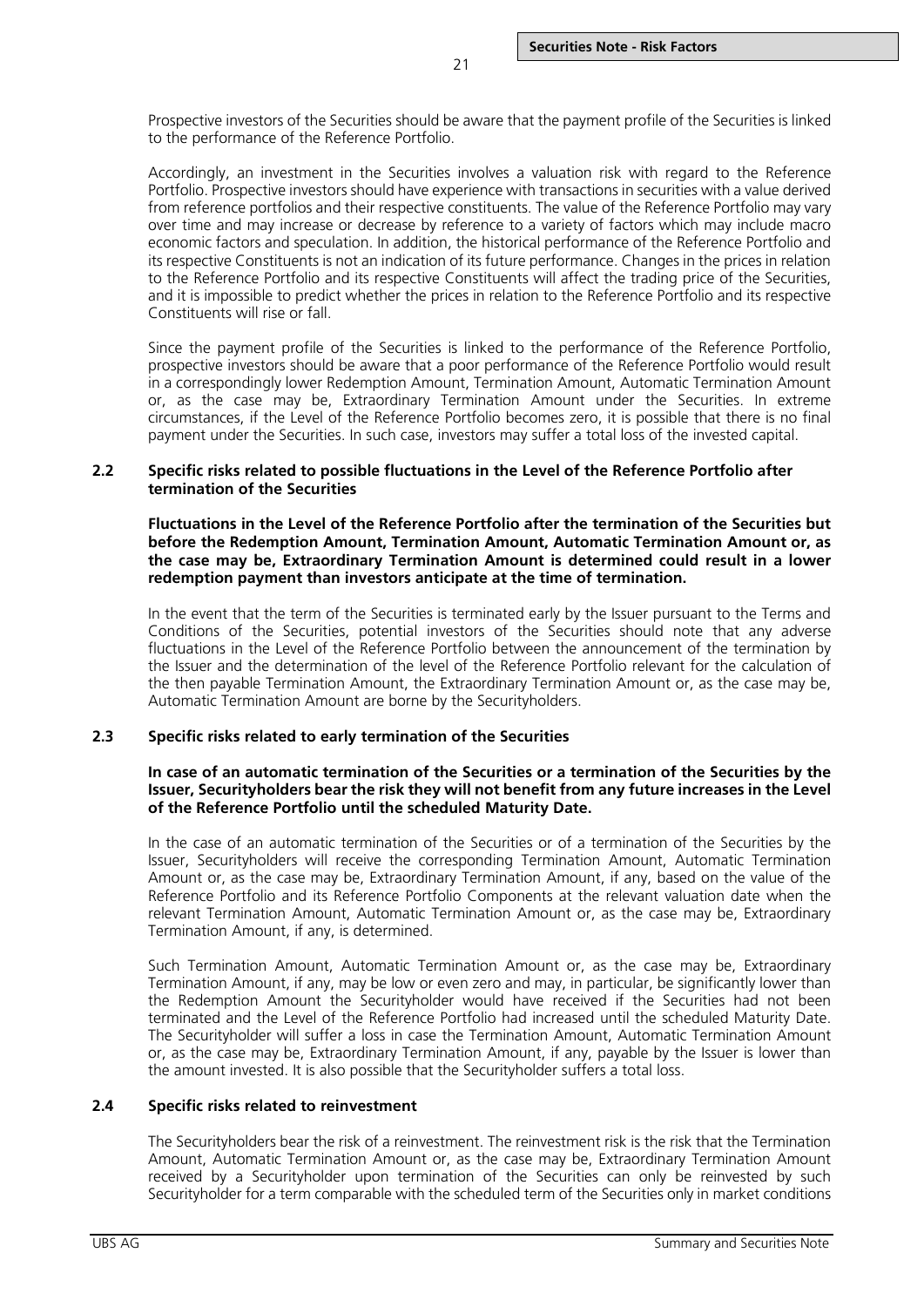Prospective investors of the Securities should be aware that the payment profile of the Securities is linked to the performance of the Reference Portfolio.

Accordingly, an investment in the Securities involves a valuation risk with regard to the Reference Portfolio. Prospective investors should have experience with transactions in securities with a value derived from reference portfolios and their respective constituents. The value of the Reference Portfolio may vary over time and may increase or decrease by reference to a variety of factors which may include macro economic factors and speculation. In addition, the historical performance of the Reference Portfolio and its respective Constituents is not an indication of its future performance. Changes in the prices in relation to the Reference Portfolio and its respective Constituents will affect the trading price of the Securities, and it is impossible to predict whether the prices in relation to the Reference Portfolio and its respective Constituents will rise or fall.

Since the payment profile of the Securities is linked to the performance of the Reference Portfolio, prospective investors should be aware that a poor performance of the Reference Portfolio would result in a correspondingly lower Redemption Amount, Termination Amount, Automatic Termination Amount or, as the case may be, Extraordinary Termination Amount under the Securities. In extreme circumstances, if the Level of the Reference Portfolio becomes zero, it is possible that there is no final payment under the Securities. In such case, investors may suffer a total loss of the invested capital.

### 2.2 Specific risks related to possible fluctuations in the Level of the Reference Portfolio after termination of the Securities

**Fluctuations in the Level of the Reference Portfolio after the termination of the Securities but before the Redemption Amount, Termination Amount, Automatic Termination Amount or, as the case may be, Extraordinary Termination Amount is determined could result in a lower redemption payment than investors anticipate at the time of termination.**

In the event that the term of the Securities is terminated early by the Issuer pursuant to the Terms and Conditions of the Securities, potential investors of the Securities should note that any adverse fluctuations in the Level of the Reference Portfolio between the announcement of the termination by the Issuer and the determination of the level of the Reference Portfolio relevant for the calculation of the then payable Termination Amount, the Extraordinary Termination Amount or, as the case may be, Automatic Termination Amount are borne by the Securityholders.

### 2.3 Specific risks related to early termination of the Securities

**In case of an automatic termination of the Securities or a termination of the Securities by the Issuer, Securityholders bear the risk they will not benefit from any future increases in the Level of the Reference Portfolio until the scheduled Maturity Date.**

In the case of an automatic termination of the Securities or of a termination of the Securities by the Issuer, Securityholders will receive the corresponding Termination Amount, Automatic Termination Amount or, as the case may be, Extraordinary Termination Amount, if any, based on the value of the Reference Portfolio and its Reference Portfolio Components at the relevant valuation date when the relevant Termination Amount, Automatic Termination Amount or, as the case may be, Extraordinary Termination Amount, if any, is determined.

Such Termination Amount, Automatic Termination Amount or, as the case may be, Extraordinary Termination Amount, if any, may be low or even zero and may, in particular, be significantly lower than the Redemption Amount the Securityholder would have received if the Securities had not been terminated and the Level of the Reference Portfolio had increased until the scheduled Maturity Date. The Securityholder will suffer a loss in case the Termination Amount, Automatic Termination Amount or, as the case may be, Extraordinary Termination Amount, if any, payable by the Issuer is lower than the amount invested. It is also possible that the Securityholder suffers a total loss.

### 2.4 Specific risks related to reinvestment

The Securityholders bear the risk of a reinvestment. The reinvestment risk is the risk that the Termination Amount, Automatic Termination Amount or, as the case may be, Extraordinary Termination Amount received by a Securityholder upon termination of the Securities can only be reinvested by such Securityholder for a term comparable with the scheduled term of the Securities only in market conditions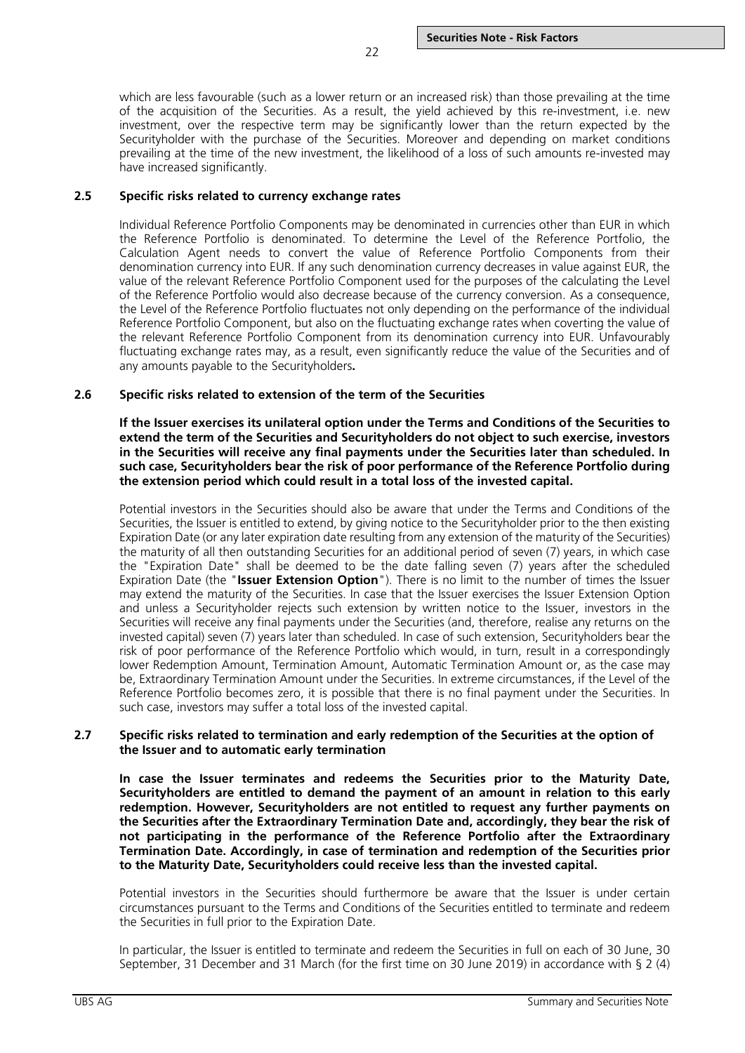which are less favourable (such as a lower return or an increased risk) than those prevailing at the time of the acquisition of the Securities. As a result, the yield achieved by this re-investment, i.e. new investment, over the respective term may be significantly lower than the return expected by the Securityholder with the purchase of the Securities. Moreover and depending on market conditions prevailing at the time of the new investment, the likelihood of a loss of such amounts re-invested may have increased significantly.

### 2.5 Specific risks related to currency exchange rates

Individual Reference Portfolio Components may be denominated in currencies other than EUR in which the Reference Portfolio is denominated. To determine the Level of the Reference Portfolio, the Calculation Agent needs to convert the value of Reference Portfolio Components from their denomination currency into EUR. If any such denomination currency decreases in value against EUR, the value of the relevant Reference Portfolio Component used for the purposes of the calculating the Level of the Reference Portfolio would also decrease because of the currency conversion. As a consequence, the Level of the Reference Portfolio fluctuates not only depending on the performance of the individual Reference Portfolio Component, but also on the fluctuating exchange rates when coverting the value of the relevant Reference Portfolio Component from its denomination currency into EUR. Unfavourably fluctuating exchange rates may, as a result, even significantly reduce the value of the Securities and of any amounts payable to the Securityholders**.**

### 2.6 Specific risks related to extension of the term of the Securities

**If the Issuer exercises its unilateral option under the Terms and Conditions of the Securities to extend the term of the Securities and Securityholders do not object to such exercise, investors in the Securities will receive any final payments under the Securities later than scheduled. In such case, Securityholders bear the risk of poor performance of the Reference Portfolio during the extension period which could result in a total loss of the invested capital.**

Potential investors in the Securities should also be aware that under the Terms and Conditions of the Securities, the Issuer is entitled to extend, by giving notice to the Securityholder prior to the then existing Expiration Date (or any later expiration date resulting from any extension of the maturity of the Securities) the maturity of all then outstanding Securities for an additional period of seven (7) years, in which case the "Expiration Date" shall be deemed to be the date falling seven (7) years after the scheduled Expiration Date (the "**Issuer Extension Option**"). There is no limit to the number of times the Issuer may extend the maturity of the Securities. In case that the Issuer exercises the Issuer Extension Option and unless a Securityholder rejects such extension by written notice to the Issuer, investors in the Securities will receive any final payments under the Securities (and, therefore, realise any returns on the invested capital) seven (7) years later than scheduled. In case of such extension, Securityholders bear the risk of poor performance of the Reference Portfolio which would, in turn, result in a correspondingly lower Redemption Amount, Termination Amount, Automatic Termination Amount or, as the case may be, Extraordinary Termination Amount under the Securities. In extreme circumstances, if the Level of the Reference Portfolio becomes zero, it is possible that there is no final payment under the Securities. In such case, investors may suffer a total loss of the invested capital.

### 2.7 Specific risks related to termination and early redemption of the Securities at the option of the Issuer and to automatic early termination

**In case the Issuer terminates and redeems the Securities prior to the Maturity Date, Securityholders are entitled to demand the payment of an amount in relation to this early redemption. However, Securityholders are not entitled to request any further payments on the Securities after the Extraordinary Termination Date and, accordingly, they bear the risk of not participating in the performance of the Reference Portfolio after the Extraordinary Termination Date. Accordingly, in case of termination and redemption of the Securities prior to the Maturity Date, Securityholders could receive less than the invested capital.**

Potential investors in the Securities should furthermore be aware that the Issuer is under certain circumstances pursuant to the Terms and Conditions of the Securities entitled to terminate and redeem the Securities in full prior to the Expiration Date.

In particular, the Issuer is entitled to terminate and redeem the Securities in full on each of 30 June, 30 September, 31 December and 31 March (for the first time on 30 June 2019) in accordance with § 2 (4)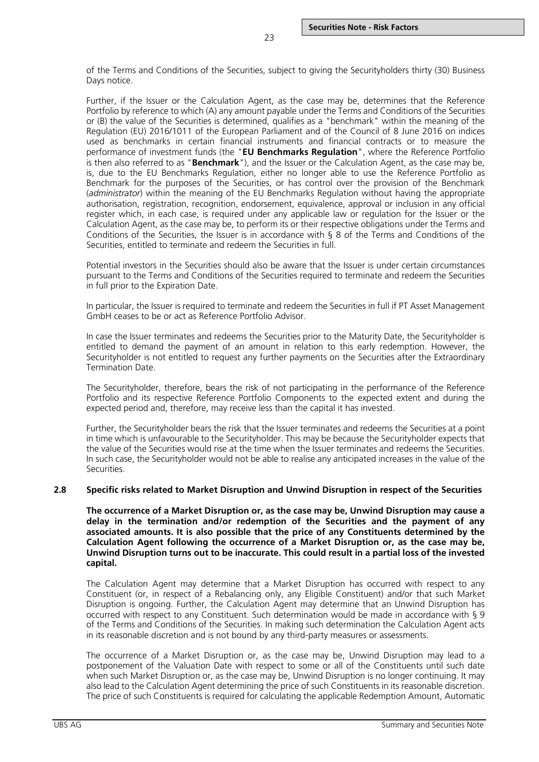of the Terms and Conditions of the Securities, subject to giving the Securityholders thirty (30) Business Days notice.

Further, if the Issuer or the Calculation Agent, as the case may be, determines that the Reference Portfolio by reference to which (A) any amount payable under the Terms and Conditions of the Securities or (B) the value of the Securities is determined, qualifies as a "benchmark" within the meaning of the Regulation (EU) 2016/1011 of the European Parliament and of the Council of 8 June 2016 on indices used as benchmarks in certain financial instruments and financial contracts or to measure the performance of investment funds (the "**EU Benchmarks Regulation**", where the Reference Portfolio is then also referred to as "**Benchmark**"), and the Issuer or the Calculation Agent, as the case may be, is, due to the EU Benchmarks Regulation, either no longer able to use the Reference Portfolio as Benchmark for the purposes of the Securities, or has control over the provision of the Benchmark (*administrator*) within the meaning of the EU Benchmarks Regulation without having the appropriate authorisation, registration, recognition, endorsement, equivalence, approval or inclusion in any official register which, in each case, is required under any applicable law or regulation for the Issuer or the Calculation Agent, as the case may be, to perform its or their respective obligations under the Terms and Conditions of the Securities, the Issuer is in accordance with § 8 of the Terms and Conditions of the Securities, entitled to terminate and redeem the Securities in full.

Potential investors in the Securities should also be aware that the Issuer is under certain circumstances pursuant to the Terms and Conditions of the Securities required to terminate and redeem the Securities in full prior to the Expiration Date.

In particular, the Issuer is required to terminate and redeem the Securities in full if PT Asset Management GmbH ceases to be or act as Reference Portfolio Advisor.

In case the Issuer terminates and redeems the Securities prior to the Maturity Date, the Securityholder is entitled to demand the payment of an amount in relation to this early redemption. However, the Securityholder is not entitled to request any further payments on the Securities after the Extraordinary Termination Date.

The Securityholder, therefore, bears the risk of not participating in the performance of the Reference Portfolio and its respective Reference Portfolio Components to the expected extent and during the expected period and, therefore, may receive less than the capital it has invested.

Further, the Securityholder bears the risk that the Issuer terminates and redeems the Securities at a point in time which is unfavourable to the Securityholder. This may be because the Securityholder expects that the value of the Securities would rise at the time when the Issuer terminates and redeems the Securities. In such case, the Securityholder would not be able to realise any anticipated increases in the value of the Securities.

## 2.8 Specific risks related to Market Disruption and Unwind Disruption in respect of the Securities

**The occurrence of a Market Disruption or, as the case may be, Unwind Disruption may cause a delay in the termination and/or redemption of the Securities and the payment of any associated amounts. It is also possible that the price of any Constituents determined by the Calculation Agent following the occurrence of a Market Disruption or, as the case may be, Unwind Disruption turns out to be inaccurate. This could result in a partial loss of the invested capital.**

The Calculation Agent may determine that a Market Disruption has occurred with respect to any Constituent (or, in respect of a Rebalancing only, any Eligible Constituent) and/or that such Market Disruption is ongoing. Further, the Calculation Agent may determine that an Unwind Disruption has occurred with respect to any Constituent. Such determination would be made in accordance with § 9 of the Terms and Conditions of the Securities. In making such determination the Calculation Agent acts in its reasonable discretion and is not bound by any third-party measures or assessments.

The occurrence of a Market Disruption or, as the case may be, Unwind Disruption may lead to a postponement of the Valuation Date with respect to some or all of the Constituents until such date when such Market Disruption or, as the case may be, Unwind Disruption is no longer continuing. It may also lead to the Calculation Agent determining the price of such Constituents in its reasonable discretion. The price of such Constituents is required for calculating the applicable Redemption Amount, Automatic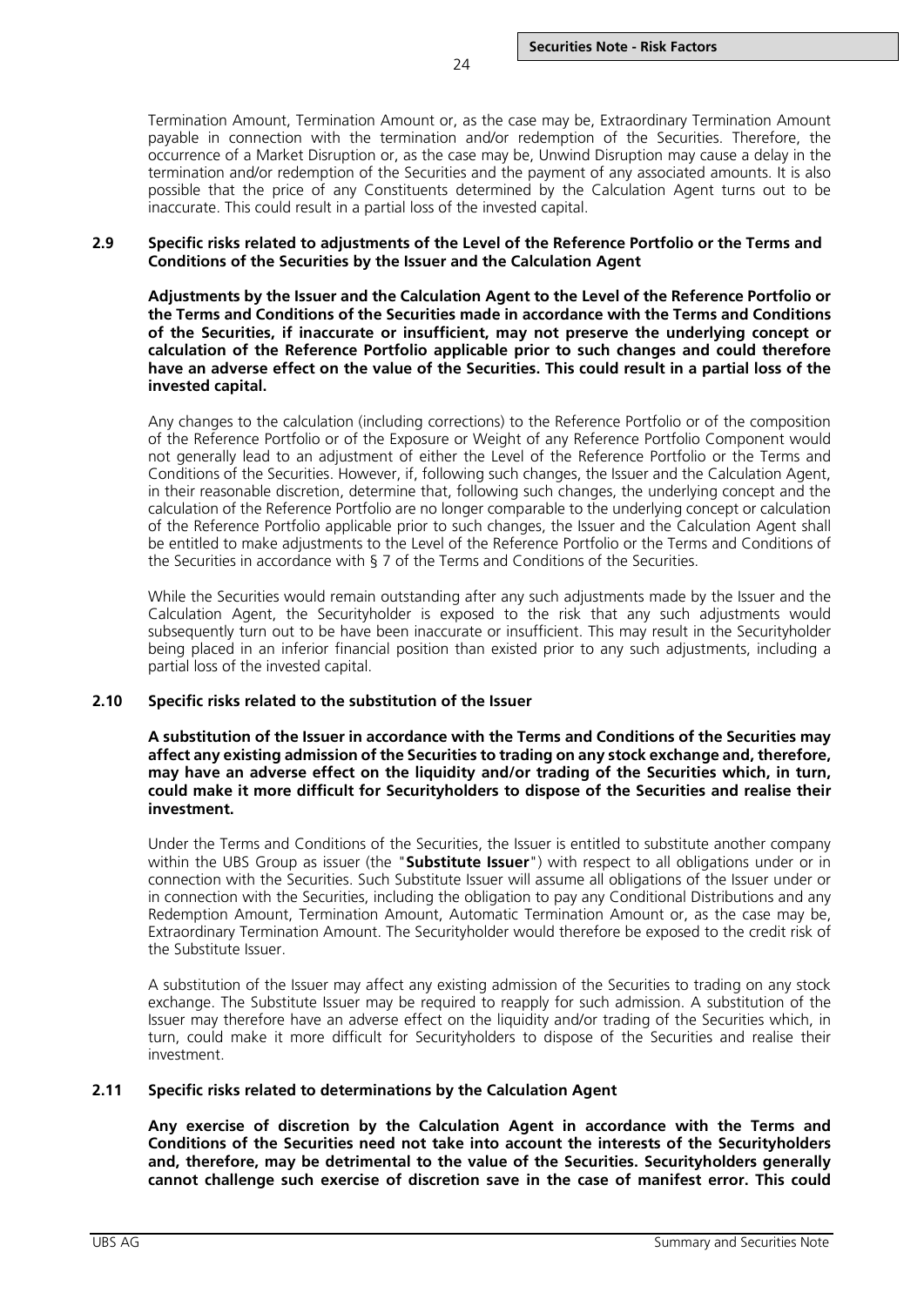Termination Amount, Termination Amount or, as the case may be, Extraordinary Termination Amount payable in connection with the termination and/or redemption of the Securities. Therefore, the occurrence of a Market Disruption or, as the case may be, Unwind Disruption may cause a delay in the termination and/or redemption of the Securities and the payment of any associated amounts. It is also possible that the price of any Constituents determined by the Calculation Agent turns out to be inaccurate. This could result in a partial loss of the invested capital.

### 2.9 Specific risks related to adjustments of the Level of the Reference Portfolio or the Terms and Conditions of the Securities by the Issuer and the Calculation Agent

**Adjustments by the Issuer and the Calculation Agent to the Level of the Reference Portfolio or the Terms and Conditions of the Securities made in accordance with the Terms and Conditions of the Securities, if inaccurate or insufficient, may not preserve the underlying concept or calculation of the Reference Portfolio applicable prior to such changes and could therefore have an adverse effect on the value of the Securities. This could result in a partial loss of the invested capital.**

Any changes to the calculation (including corrections) to the Reference Portfolio or of the composition of the Reference Portfolio or of the Exposure or Weight of any Reference Portfolio Component would not generally lead to an adjustment of either the Level of the Reference Portfolio or the Terms and Conditions of the Securities. However, if, following such changes, the Issuer and the Calculation Agent, in their reasonable discretion, determine that, following such changes, the underlying concept and the calculation of the Reference Portfolio are no longer comparable to the underlying concept or calculation of the Reference Portfolio applicable prior to such changes, the Issuer and the Calculation Agent shall be entitled to make adjustments to the Level of the Reference Portfolio or the Terms and Conditions of the Securities in accordance with § 7 of the Terms and Conditions of the Securities.

While the Securities would remain outstanding after any such adjustments made by the Issuer and the Calculation Agent, the Securityholder is exposed to the risk that any such adjustments would subsequently turn out to be have been inaccurate or insufficient. This may result in the Securityholder being placed in an inferior financial position than existed prior to any such adjustments, including a partial loss of the invested capital.

### 2.10 Specific risks related to the substitution of the Issuer

**A substitution of the Issuer in accordance with the Terms and Conditions of the Securities may affect any existing admission of the Securities to trading on any stock exchange and, therefore, may have an adverse effect on the liquidity and/or trading of the Securities which, in turn, could make it more difficult for Securityholders to dispose of the Securities and realise their investment.**

Under the Terms and Conditions of the Securities, the Issuer is entitled to substitute another company within the UBS Group as issuer (the "**Substitute Issuer**") with respect to all obligations under or in connection with the Securities. Such Substitute Issuer will assume all obligations of the Issuer under or in connection with the Securities, including the obligation to pay any Conditional Distributions and any Redemption Amount, Termination Amount, Automatic Termination Amount or, as the case may be, Extraordinary Termination Amount. The Securityholder would therefore be exposed to the credit risk of the Substitute Issuer.

A substitution of the Issuer may affect any existing admission of the Securities to trading on any stock exchange. The Substitute Issuer may be required to reapply for such admission. A substitution of the Issuer may therefore have an adverse effect on the liquidity and/or trading of the Securities which, in turn, could make it more difficult for Securityholders to dispose of the Securities and realise their investment.

### 2.11 Specific risks related to determinations by the Calculation Agent

**Any exercise of discretion by the Calculation Agent in accordance with the Terms and Conditions of the Securities need not take into account the interests of the Securityholders and, therefore, may be detrimental to the value of the Securities. Securityholders generally cannot challenge such exercise of discretion save in the case of manifest error. This could**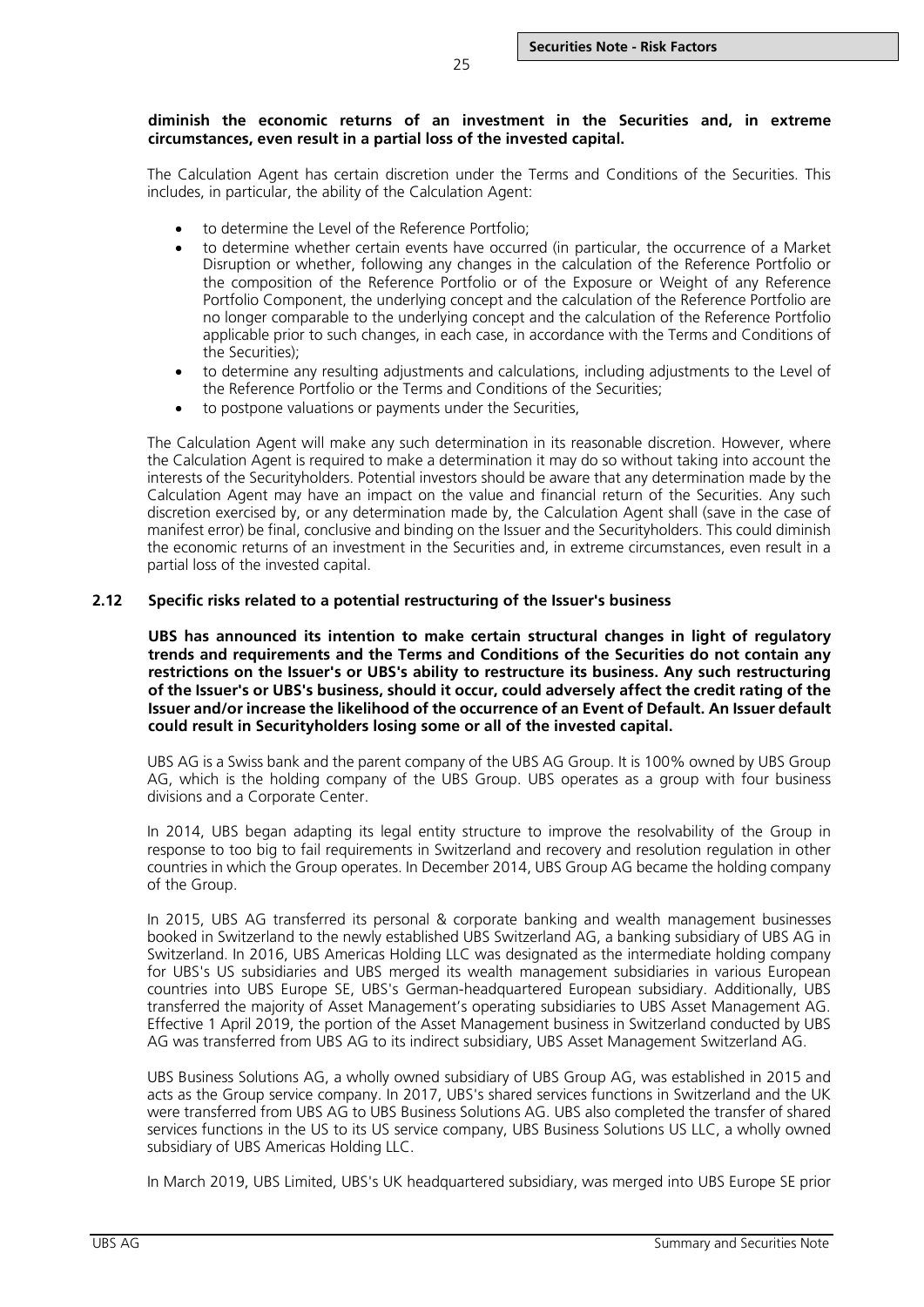**diminish the economic returns of an investment in the Securities and, in extreme circumstances, even result in a partial loss of the invested capital.**

The Calculation Agent has certain discretion under the Terms and Conditions of the Securities. This includes, in particular, the ability of the Calculation Agent:

- to determine the Level of the Reference Portfolio;
- to determine whether certain events have occurred (in particular, the occurrence of a Market Disruption or whether, following any changes in the calculation of the Reference Portfolio or the composition of the Reference Portfolio or of the Exposure or Weight of any Reference Portfolio Component, the underlying concept and the calculation of the Reference Portfolio are no longer comparable to the underlying concept and the calculation of the Reference Portfolio applicable prior to such changes, in each case, in accordance with the Terms and Conditions of the Securities);
- to determine any resulting adjustments and calculations, including adjustments to the Level of the Reference Portfolio or the Terms and Conditions of the Securities;
- to postpone valuations or payments under the Securities,

The Calculation Agent will make any such determination in its reasonable discretion. However, where the Calculation Agent is required to make a determination it may do so without taking into account the interests of the Securityholders. Potential investors should be aware that any determination made by the Calculation Agent may have an impact on the value and financial return of the Securities. Any such discretion exercised by, or any determination made by, the Calculation Agent shall (save in the case of manifest error) be final, conclusive and binding on the Issuer and the Securityholders. This could diminish the economic returns of an investment in the Securities and, in extreme circumstances, even result in a partial loss of the invested capital.

## 2.12 Specific risks related to a potential restructuring of the Issuer's business

**UBS has announced its intention to make certain structural changes in light of regulatory trends and requirements and the Terms and Conditions of the Securities do not contain any restrictions on the Issuer's or UBS's ability to restructure its business. Any such restructuring of the Issuer's or UBS's business, should it occur, could adversely affect the credit rating of the Issuer and/or increase the likelihood of the occurrence of an Event of Default. An Issuer default could result in Securityholders losing some or all of the invested capital.**

UBS AG is a Swiss bank and the parent company of the UBS AG Group. It is 100% owned by UBS Group AG, which is the holding company of the UBS Group. UBS operates as a group with four business divisions and a Corporate Center.

In 2014, UBS began adapting its legal entity structure to improve the resolvability of the Group in response to too big to fail requirements in Switzerland and recovery and resolution regulation in other countries in which the Group operates. In December 2014, UBS Group AG became the holding company of the Group.

In 2015, UBS AG transferred its personal & corporate banking and wealth management businesses booked in Switzerland to the newly established UBS Switzerland AG, a banking subsidiary of UBS AG in Switzerland. In 2016, UBS Americas Holding LLC was designated as the intermediate holding company for UBS's US subsidiaries and UBS merged its wealth management subsidiaries in various European countries into UBS Europe SE, UBS's German-headquartered European subsidiary. Additionally, UBS transferred the majority of Asset Management's operating subsidiaries to UBS Asset Management AG. Effective 1 April 2019, the portion of the Asset Management business in Switzerland conducted by UBS AG was transferred from UBS AG to its indirect subsidiary, UBS Asset Management Switzerland AG.

UBS Business Solutions AG, a wholly owned subsidiary of UBS Group AG, was established in 2015 and acts as the Group service company. In 2017, UBS's shared services functions in Switzerland and the UK were transferred from UBS AG to UBS Business Solutions AG. UBS also completed the transfer of shared services functions in the US to its US service company, UBS Business Solutions US LLC, a wholly owned subsidiary of UBS Americas Holding LLC.

In March 2019, UBS Limited, UBS's UK headquartered subsidiary, was merged into UBS Europe SE prior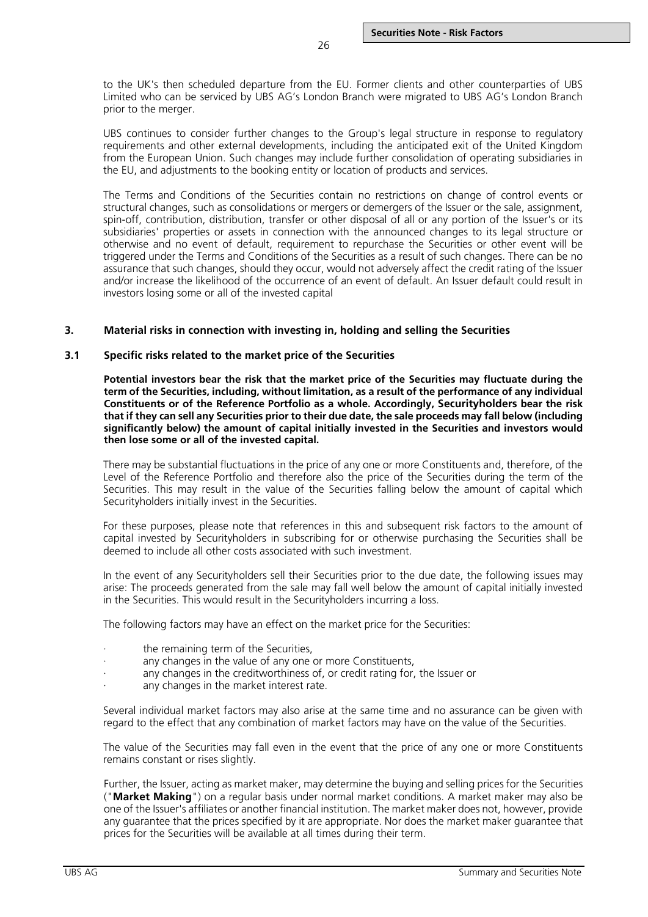to the UK's then scheduled departure from the EU. Former clients and other counterparties of UBS Limited who can be serviced by UBS AG's London Branch were migrated to UBS AG's London Branch prior to the merger.

UBS continues to consider further changes to the Group's legal structure in response to regulatory requirements and other external developments, including the anticipated exit of the United Kingdom from the European Union. Such changes may include further consolidation of operating subsidiaries in the EU, and adjustments to the booking entity or location of products and services.

The Terms and Conditions of the Securities contain no restrictions on change of control events or structural changes, such as consolidations or mergers or demergers of the Issuer or the sale, assignment, spin-off, contribution, distribution, transfer or other disposal of all or any portion of the Issuer's or its subsidiaries' properties or assets in connection with the announced changes to its legal structure or otherwise and no event of default, requirement to repurchase the Securities or other event will be triggered under the Terms and Conditions of the Securities as a result of such changes. There can be no assurance that such changes, should they occur, would not adversely affect the credit rating of the Issuer and/or increase the likelihood of the occurrence of an event of default. An Issuer default could result in investors losing some or all of the invested capital

## 3. Material risks in connection with investing in, holding and selling the Securities

### 3.1 Specific risks related to the market price of the Securities

**Potential investors bear the risk that the market price of the Securities may fluctuate during the term of the Securities, including, without limitation, as a result of the performance of any individual Constituents or of the Reference Portfolio as a whole. Accordingly, Securityholders bear the risk that if they can sell any Securities prior to their due date, the sale proceeds may fall below (including significantly below) the amount of capital initially invested in the Securities and investors would then lose some or all of the invested capital.**

There may be substantial fluctuations in the price of any one or more Constituents and, therefore, of the Level of the Reference Portfolio and therefore also the price of the Securities during the term of the Securities. This may result in the value of the Securities falling below the amount of capital which Securityholders initially invest in the Securities.

For these purposes, please note that references in this and subsequent risk factors to the amount of capital invested by Securityholders in subscribing for or otherwise purchasing the Securities shall be deemed to include all other costs associated with such investment.

In the event of any Securityholders sell their Securities prior to the due date, the following issues may arise: The proceeds generated from the sale may fall well below the amount of capital initially invested in the Securities. This would result in the Securityholders incurring a loss.

The following factors may have an effect on the market price for the Securities:

- the remaining term of the Securities,
- any changes in the value of any one or more Constituents,
- any changes in the creditworthiness of, or credit rating for, the Issuer or
- any changes in the market interest rate.

Several individual market factors may also arise at the same time and no assurance can be given with regard to the effect that any combination of market factors may have on the value of the Securities.

The value of the Securities may fall even in the event that the price of any one or more Constituents remains constant or rises slightly.

Further, the Issuer, acting as market maker, may determine the buying and selling prices for the Securities ("**Market Making**") on a regular basis under normal market conditions. A market maker may also be one of the Issuer's affiliates or another financial institution. The market maker does not, however, provide any guarantee that the prices specified by it are appropriate. Nor does the market maker guarantee that prices for the Securities will be available at all times during their term.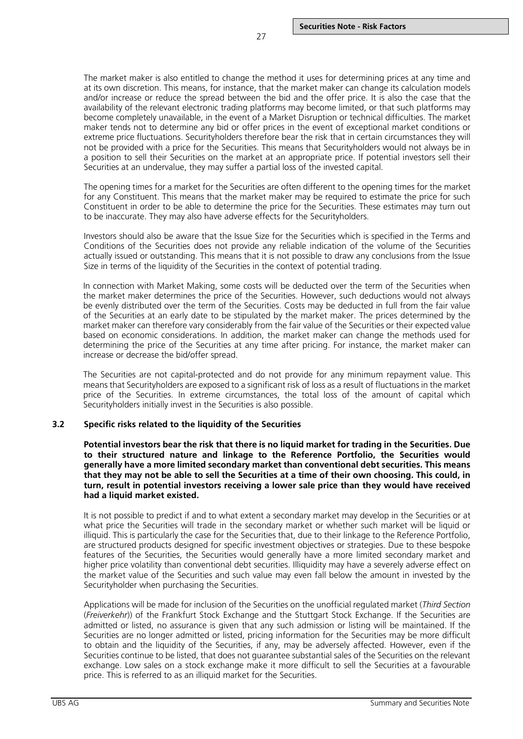The market maker is also entitled to change the method it uses for determining prices at any time and at its own discretion. This means, for instance, that the market maker can change its calculation models and/or increase or reduce the spread between the bid and the offer price. It is also the case that the availability of the relevant electronic trading platforms may become limited, or that such platforms may become completely unavailable, in the event of a Market Disruption or technical difficulties. The market maker tends not to determine any bid or offer prices in the event of exceptional market conditions or extreme price fluctuations. Securityholders therefore bear the risk that in certain circumstances they will not be provided with a price for the Securities. This means that Securityholders would not always be in a position to sell their Securities on the market at an appropriate price. If potential investors sell their Securities at an undervalue, they may suffer a partial loss of the invested capital.

The opening times for a market for the Securities are often different to the opening times for the market for any Constituent. This means that the market maker may be required to estimate the price for such Constituent in order to be able to determine the price for the Securities. These estimates may turn out to be inaccurate. They may also have adverse effects for the Securityholders.

Investors should also be aware that the Issue Size for the Securities which is specified in the Terms and Conditions of the Securities does not provide any reliable indication of the volume of the Securities actually issued or outstanding. This means that it is not possible to draw any conclusions from the Issue Size in terms of the liquidity of the Securities in the context of potential trading.

In connection with Market Making, some costs will be deducted over the term of the Securities when the market maker determines the price of the Securities. However, such deductions would not always be evenly distributed over the term of the Securities. Costs may be deducted in full from the fair value of the Securities at an early date to be stipulated by the market maker. The prices determined by the market maker can therefore vary considerably from the fair value of the Securities or their expected value based on economic considerations. In addition, the market maker can change the methods used for determining the price of the Securities at any time after pricing. For instance, the market maker can increase or decrease the bid/offer spread.

The Securities are not capital-protected and do not provide for any minimum repayment value. This means that Securityholders are exposed to a significant risk of loss as a result of fluctuations in the market price of the Securities. In extreme circumstances, the total loss of the amount of capital which Securityholders initially invest in the Securities is also possible.

### 3.2 Specific risks related to the liquidity of the Securities

**Potential investors bear the risk that there is no liquid market for trading in the Securities. Due to their structured nature and linkage to the Reference Portfolio, the Securities would generally have a more limited secondary market than conventional debt securities. This means that they may not be able to sell the Securities at a time of their own choosing. This could, in turn, result in potential investors receiving a lower sale price than they would have received had a liquid market existed.**

It is not possible to predict if and to what extent a secondary market may develop in the Securities or at what price the Securities will trade in the secondary market or whether such market will be liquid or illiquid. This is particularly the case for the Securities that, due to their linkage to the Reference Portfolio, are structured products designed for specific investment objectives or strategies. Due to these bespoke features of the Securities, the Securities would generally have a more limited secondary market and higher price volatility than conventional debt securities. Illiquidity may have a severely adverse effect on the market value of the Securities and such value may even fall below the amount in invested by the Securityholder when purchasing the Securities.

Applications will be made for inclusion of the Securities on the unofficial regulated market (*Third Section* (*Freiverkehr*)) of the Frankfurt Stock Exchange and the Stuttgart Stock Exchange. If the Securities are admitted or listed, no assurance is given that any such admission or listing will be maintained. If the Securities are no longer admitted or listed, pricing information for the Securities may be more difficult to obtain and the liquidity of the Securities, if any, may be adversely affected. However, even if the Securities continue to be listed, that does not guarantee substantial sales of the Securities on the relevant exchange. Low sales on a stock exchange make it more difficult to sell the Securities at a favourable price. This is referred to as an illiquid market for the Securities.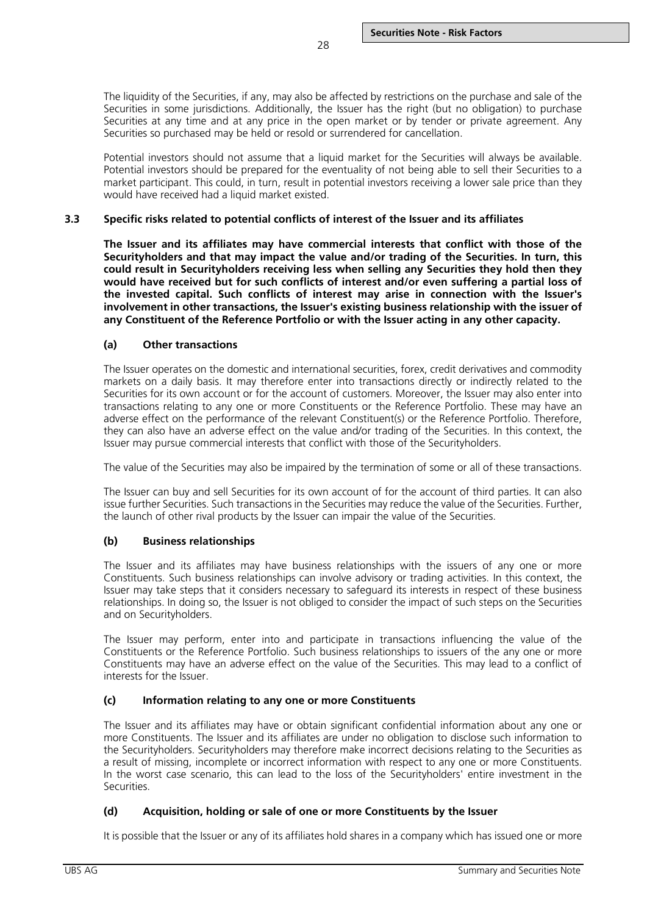The liquidity of the Securities, if any, may also be affected by restrictions on the purchase and sale of the Securities in some jurisdictions. Additionally, the Issuer has the right (but no obligation) to purchase Securities at any time and at any price in the open market or by tender or private agreement. Any Securities so purchased may be held or resold or surrendered for cancellation.

Potential investors should not assume that a liquid market for the Securities will always be available. Potential investors should be prepared for the eventuality of not being able to sell their Securities to a market participant. This could, in turn, result in potential investors receiving a lower sale price than they would have received had a liquid market existed.

## 3.3 Specific risks related to potential conflicts of interest of the Issuer and its affiliates

**The Issuer and its affiliates may have commercial interests that conflict with those of the Securityholders and that may impact the value and/or trading of the Securities. In turn, this could result in Securityholders receiving less when selling any Securities they hold then they would have received but for such conflicts of interest and/or even suffering a partial loss of the invested capital. Such conflicts of interest may arise in connection with the Issuer's involvement in other transactions, the Issuer's existing business relationship with the issuer of any Constituent of the Reference Portfolio or with the Issuer acting in any other capacity.**

### (a) Other transactions

The Issuer operates on the domestic and international securities, forex, credit derivatives and commodity markets on a daily basis. It may therefore enter into transactions directly or indirectly related to the Securities for its own account or for the account of customers. Moreover, the Issuer may also enter into transactions relating to any one or more Constituents or the Reference Portfolio. These may have an adverse effect on the performance of the relevant Constituent(s) or the Reference Portfolio. Therefore, they can also have an adverse effect on the value and/or trading of the Securities. In this context, the Issuer may pursue commercial interests that conflict with those of the Securityholders.

The value of the Securities may also be impaired by the termination of some or all of these transactions.

The Issuer can buy and sell Securities for its own account of for the account of third parties. It can also issue further Securities. Such transactions in the Securities may reduce the value of the Securities. Further, the launch of other rival products by the Issuer can impair the value of the Securities.

### (b) Business relationships

The Issuer and its affiliates may have business relationships with the issuers of any one or more Constituents. Such business relationships can involve advisory or trading activities. In this context, the Issuer may take steps that it considers necessary to safeguard its interests in respect of these business relationships. In doing so, the Issuer is not obliged to consider the impact of such steps on the Securities and on Securityholders.

The Issuer may perform, enter into and participate in transactions influencing the value of the Constituents or the Reference Portfolio. Such business relationships to issuers of the any one or more Constituents may have an adverse effect on the value of the Securities. This may lead to a conflict of interests for the Issuer.

### (c) Information relating to any one or more Constituents

The Issuer and its affiliates may have or obtain significant confidential information about any one or more Constituents. The Issuer and its affiliates are under no obligation to disclose such information to the Securityholders. Securityholders may therefore make incorrect decisions relating to the Securities as a result of missing, incomplete or incorrect information with respect to any one or more Constituents. In the worst case scenario, this can lead to the loss of the Securityholders' entire investment in the Securities.

### (d) Acquisition, holding or sale of one or more Constituents by the Issuer

It is possible that the Issuer or any of its affiliates hold shares in a company which has issued one or more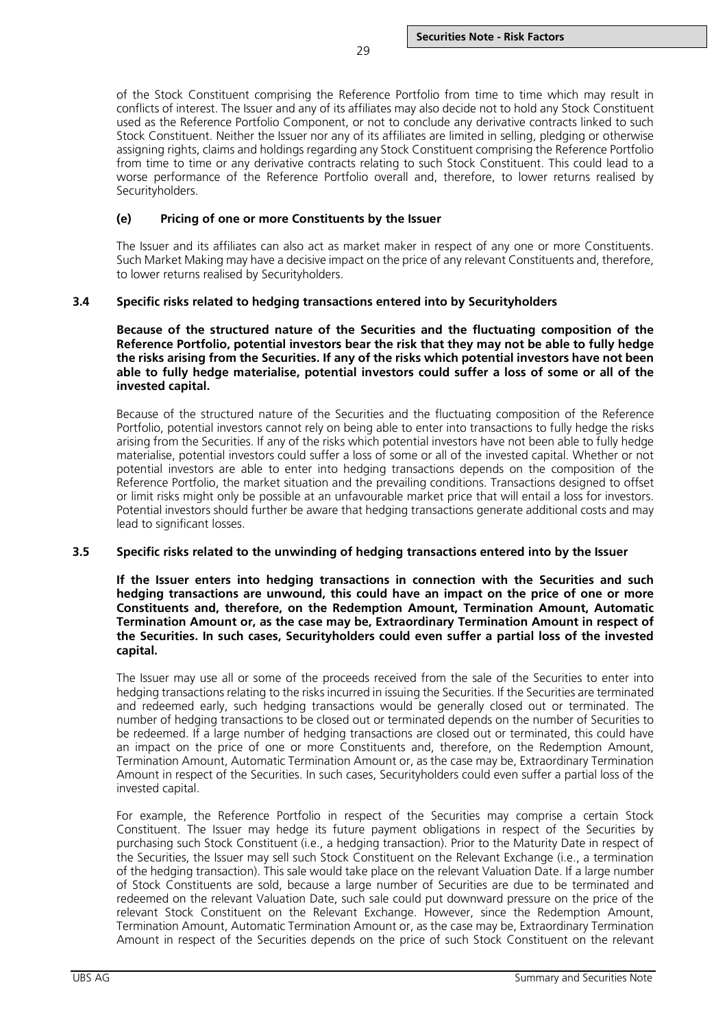of the Stock Constituent comprising the Reference Portfolio from time to time which may result in conflicts of interest. The Issuer and any of its affiliates may also decide not to hold any Stock Constituent used as the Reference Portfolio Component, or not to conclude any derivative contracts linked to such Stock Constituent. Neither the Issuer nor any of its affiliates are limited in selling, pledging or otherwise assigning rights, claims and holdings regarding any Stock Constituent comprising the Reference Portfolio from time to time or any derivative contracts relating to such Stock Constituent. This could lead to a worse performance of the Reference Portfolio overall and, therefore, to lower returns realised by Securityholders.

#### (e) Pricing of one or more Constituents by the Issuer

The Issuer and its affiliates can also act as market maker in respect of any one or more Constituents. Such Market Making may have a decisive impact on the price of any relevant Constituents and, therefore, to lower returns realised by Securityholders.

### 3.4 Specific risks related to hedging transactions entered into by Securityholders

**Because of the structured nature of the Securities and the fluctuating composition of the Reference Portfolio, potential investors bear the risk that they may not be able to fully hedge the risks arising from the Securities. If any of the risks which potential investors have not been able to fully hedge materialise, potential investors could suffer a loss of some or all of the invested capital.**

Because of the structured nature of the Securities and the fluctuating composition of the Reference Portfolio, potential investors cannot rely on being able to enter into transactions to fully hedge the risks arising from the Securities. If any of the risks which potential investors have not been able to fully hedge materialise, potential investors could suffer a loss of some or all of the invested capital. Whether or not potential investors are able to enter into hedging transactions depends on the composition of the Reference Portfolio, the market situation and the prevailing conditions. Transactions designed to offset or limit risks might only be possible at an unfavourable market price that will entail a loss for investors. Potential investors should further be aware that hedging transactions generate additional costs and may lead to significant losses.

### 3.5 Specific risks related to the unwinding of hedging transactions entered into by the Issuer

**If the Issuer enters into hedging transactions in connection with the Securities and such hedging transactions are unwound, this could have an impact on the price of one or more Constituents and, therefore, on the Redemption Amount, Termination Amount, Automatic Termination Amount or, as the case may be, Extraordinary Termination Amount in respect of the Securities. In such cases, Securityholders could even suffer a partial loss of the invested capital.**

The Issuer may use all or some of the proceeds received from the sale of the Securities to enter into hedging transactions relating to the risks incurred in issuing the Securities. If the Securities are terminated and redeemed early, such hedging transactions would be generally closed out or terminated. The number of hedging transactions to be closed out or terminated depends on the number of Securities to be redeemed. If a large number of hedging transactions are closed out or terminated, this could have an impact on the price of one or more Constituents and, therefore, on the Redemption Amount, Termination Amount, Automatic Termination Amount or, as the case may be, Extraordinary Termination Amount in respect of the Securities. In such cases, Securityholders could even suffer a partial loss of the invested capital.

For example, the Reference Portfolio in respect of the Securities may comprise a certain Stock Constituent. The Issuer may hedge its future payment obligations in respect of the Securities by purchasing such Stock Constituent (i.e., a hedging transaction). Prior to the Maturity Date in respect of the Securities, the Issuer may sell such Stock Constituent on the Relevant Exchange (i.e., a termination of the hedging transaction). This sale would take place on the relevant Valuation Date. If a large number of Stock Constituents are sold, because a large number of Securities are due to be terminated and redeemed on the relevant Valuation Date, such sale could put downward pressure on the price of the relevant Stock Constituent on the Relevant Exchange. However, since the Redemption Amount, Termination Amount, Automatic Termination Amount or, as the case may be, Extraordinary Termination Amount in respect of the Securities depends on the price of such Stock Constituent on the relevant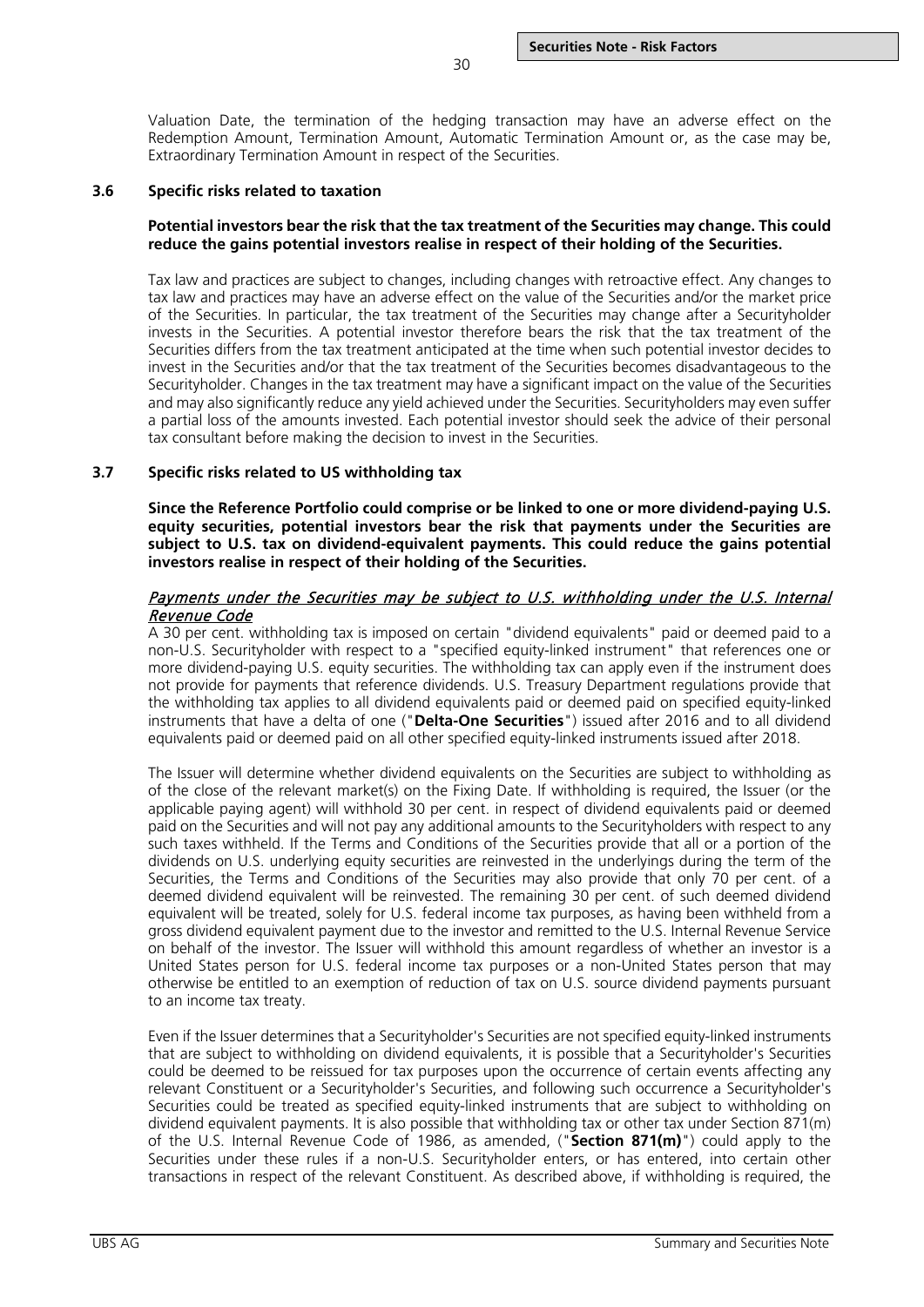Valuation Date, the termination of the hedging transaction may have an adverse effect on the Redemption Amount, Termination Amount, Automatic Termination Amount or, as the case may be, Extraordinary Termination Amount in respect of the Securities.

### 3.6 Specific risks related to taxation

**Potential investors bear the risk that the tax treatment of the Securities may change. This could reduce the gains potential investors realise in respect of their holding of the Securities.**

Tax law and practices are subject to changes, including changes with retroactive effect. Any changes to tax law and practices may have an adverse effect on the value of the Securities and/or the market price of the Securities. In particular, the tax treatment of the Securities may change after a Securityholder invests in the Securities. A potential investor therefore bears the risk that the tax treatment of the Securities differs from the tax treatment anticipated at the time when such potential investor decides to invest in the Securities and/or that the tax treatment of the Securities becomes disadvantageous to the Securityholder. Changes in the tax treatment may have a significant impact on the value of the Securities and may also significantly reduce any yield achieved under the Securities. Securityholders may even suffer a partial loss of the amounts invested. Each potential investor should seek the advice of their personal tax consultant before making the decision to invest in the Securities.

### 3.7 Specific risks related to US withholding tax

**Since the Reference Portfolio could comprise or be linked to one or more dividend-paying U.S. equity securities, potential investors bear the risk that payments under the Securities are subject to U.S. tax on dividend-equivalent payments. This could reduce the gains potential investors realise in respect of their holding of the Securities.**

*Payments under the Securities may be subject to U.S. withholding under the U.S. Internal Revenue Code*

A 30 per cent. withholding tax is imposed on certain "dividend equivalents" paid or deemed paid to a non-U.S. Securityholder with respect to a "specified equity-linked instrument" that references one or more dividend-paying U.S. equity securities. The withholding tax can apply even if the instrument does not provide for payments that reference dividends. U.S. Treasury Department regulations provide that the withholding tax applies to all dividend equivalents paid or deemed paid on specified equity-linked instruments that have a delta of one ("**Delta-One Securities**") issued after 2016 and to all dividend equivalents paid or deemed paid on all other specified equity-linked instruments issued after 2018.

The Issuer will determine whether dividend equivalents on the Securities are subject to withholding as of the close of the relevant market(s) on the Fixing Date. If withholding is required, the Issuer (or the applicable paying agent) will withhold 30 per cent. in respect of dividend equivalents paid or deemed paid on the Securities and will not pay any additional amounts to the Securityholders with respect to any such taxes withheld. If the Terms and Conditions of the Securities provide that all or a portion of the dividends on U.S. underlying equity securities are reinvested in the underlyings during the term of the Securities, the Terms and Conditions of the Securities may also provide that only 70 per cent. of a deemed dividend equivalent will be reinvested. The remaining 30 per cent. of such deemed dividend equivalent will be treated, solely for U.S. federal income tax purposes, as having been withheld from a gross dividend equivalent payment due to the investor and remitted to the U.S. Internal Revenue Service on behalf of the investor. The Issuer will withhold this amount regardless of whether an investor is a United States person for U.S. federal income tax purposes or a non-United States person that may otherwise be entitled to an exemption of reduction of tax on U.S. source dividend payments pursuant to an income tax treaty.

Even if the Issuer determines that a Securityholder's Securities are not specified equity-linked instruments that are subject to withholding on dividend equivalents, it is possible that a Securityholder's Securities could be deemed to be reissued for tax purposes upon the occurrence of certain events affecting any relevant Constituent or a Securityholder's Securities, and following such occurrence a Securityholder's Securities could be treated as specified equity-linked instruments that are subject to withholding on dividend equivalent payments. It is also possible that withholding tax or other tax under Section 871(m) of the U.S. Internal Revenue Code of 1986, as amended, ("**Section 871(m)**") could apply to the Securities under these rules if a non-U.S. Securityholder enters, or has entered, into certain other transactions in respect of the relevant Constituent. As described above, if withholding is required, the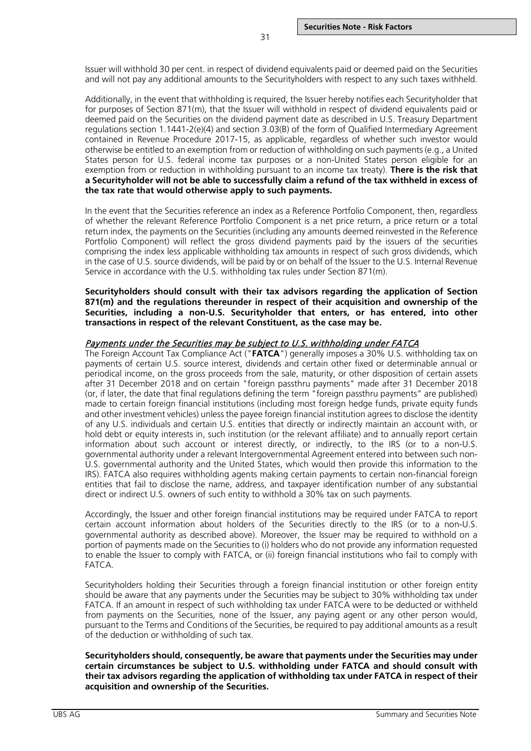Issuer will withhold 30 per cent. in respect of dividend equivalents paid or deemed paid on the Securities and will not pay any additional amounts to the Securityholders with respect to any such taxes withheld.

Additionally, in the event that withholding is required, the Issuer hereby notifies each Securityholder that for purposes of Section 871(m), that the Issuer will withhold in respect of dividend equivalents paid or deemed paid on the Securities on the dividend payment date as described in U.S. Treasury Department regulations section 1.1441-2(e)(4) and section 3.03(B) of the form of Qualified Intermediary Agreement contained in Revenue Procedure 2017-15, as applicable, regardless of whether such investor would otherwise be entitled to an exemption from or reduction of withholding on such payments (e.g., a United States person for U.S. federal income tax purposes or a non-United States person eligible for an exemption from or reduction in withholding pursuant to an income tax treaty). **There is the risk that a Securityholder will not be able to successfully claim a refund of the tax withheld in excess of the tax rate that would otherwise apply to such payments.**

In the event that the Securities reference an index as a Reference Portfolio Component, then, regardless of whether the relevant Reference Portfolio Component is a net price return, a price return or a total return index, the payments on the Securities (including any amounts deemed reinvested in the Reference Portfolio Component) will reflect the gross dividend payments paid by the issuers of the securities comprising the index less applicable withholding tax amounts in respect of such gross dividends, which in the case of U.S. source dividends, will be paid by or on behalf of the Issuer to the U.S. Internal Revenue Service in accordance with the U.S. withholding tax rules under Section 871(m).

**Securityholders should consult with their tax advisors regarding the application of Section 871(m) and the regulations thereunder in respect of their acquisition and ownership of the Securities, including a non-U.S. Securityholder that enters, or has entered, into other transactions in respect of the relevant Constituent, as the case may be.**

*Payments under the Securities may be subject to U.S. withholding under FATCA*

The Foreign Account Tax Compliance Act ("**FATCA**") generally imposes a 30% U.S. withholding tax on payments of certain U.S. source interest, dividends and certain other fixed or determinable annual or periodical income, on the gross proceeds from the sale, maturity, or other disposition of certain assets after 31 December 2018 and on certain "foreign passthru payments" made after 31 December 2018 (or, if later, the date that final regulations defining the term "foreign passthru payments" are published) made to certain foreign financial institutions (including most foreign hedge funds, private equity funds and other investment vehicles) unless the payee foreign financial institution agrees to disclose the identity of any U.S. individuals and certain U.S. entities that directly or indirectly maintain an account with, or hold debt or equity interests in, such institution (or the relevant affiliate) and to annually report certain information about such account or interest directly, or indirectly, to the IRS (or to a non-U.S. governmental authority under a relevant Intergovernmental Agreement entered into between such non-U.S. governmental authority and the United States, which would then provide this information to the IRS). FATCA also requires withholding agents making certain payments to certain non-financial foreign entities that fail to disclose the name, address, and taxpayer identification number of any substantial direct or indirect U.S. owners of such entity to withhold a 30% tax on such payments.

Accordingly, the Issuer and other foreign financial institutions may be required under FATCA to report certain account information about holders of the Securities directly to the IRS (or to a non-U.S. governmental authority as described above). Moreover, the Issuer may be required to withhold on a portion of payments made on the Securities to (i) holders who do not provide any information requested to enable the Issuer to comply with FATCA, or (ii) foreign financial institutions who fail to comply with FATCA.

Securityholders holding their Securities through a foreign financial institution or other foreign entity should be aware that any payments under the Securities may be subject to 30% withholding tax under FATCA. If an amount in respect of such withholding tax under FATCA were to be deducted or withheld from payments on the Securities, none of the Issuer, any paying agent or any other person would, pursuant to the Terms and Conditions of the Securities, be required to pay additional amounts as a result of the deduction or withholding of such tax.

**Securityholders should, consequently, be aware that payments under the Securities may under certain circumstances be subject to U.S. withholding under FATCA and should consult with their tax advisors regarding the application of withholding tax under FATCA in respect of their acquisition and ownership of the Securities.**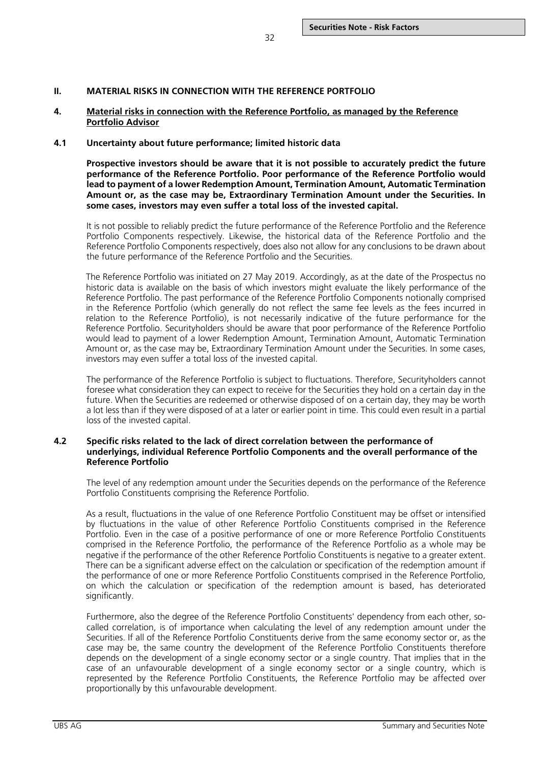## II. MATERIAL RISKS IN CONNECTION WITH THE REFERENCE PORTFOLIO

### 4. Material risks in connection with the Reference Portfolio, as managed by the Reference Portfolio Advisor

#### 4.1 Uncertainty about future performance; limited historic data

**Prospective investors should be aware that it is not possible to accurately predict the future performance of the Reference Portfolio. Poor performance of the Reference Portfolio would lead to payment of a lower Redemption Amount, Termination Amount, Automatic Termination Amount or, as the case may be, Extraordinary Termination Amount under the Securities. In some cases, investors may even suffer a total loss of the invested capital.**

It is not possible to reliably predict the future performance of the Reference Portfolio and the Reference Portfolio Components respectively. Likewise, the historical data of the Reference Portfolio and the Reference Portfolio Components respectively, does also not allow for any conclusions to be drawn about the future performance of the Reference Portfolio and the Securities.

The Reference Portfolio was initiated on 27 May 2019. Accordingly, as at the date of the Prospectus no historic data is available on the basis of which investors might evaluate the likely performance of the Reference Portfolio. The past performance of the Reference Portfolio Components notionally comprised in the Reference Portfolio (which generally do not reflect the same fee levels as the fees incurred in relation to the Reference Portfolio), is not necessarily indicative of the future performance for the Reference Portfolio. Securityholders should be aware that poor performance of the Reference Portfolio would lead to payment of a lower Redemption Amount, Termination Amount, Automatic Termination Amount or, as the case may be, Extraordinary Termination Amount under the Securities. In some cases, investors may even suffer a total loss of the invested capital.

The performance of the Reference Portfolio is subject to fluctuations. Therefore, Securityholders cannot foresee what consideration they can expect to receive for the Securities they hold on a certain day in the future. When the Securities are redeemed or otherwise disposed of on a certain day, they may be worth a lot less than if they were disposed of at a later or earlier point in time. This could even result in a partial loss of the invested capital.

#### 4.2 Specific risks related to the lack of direct correlation between the performance of underlyings, individual Reference Portfolio Components and the overall performance of the Reference Portfolio

The level of any redemption amount under the Securities depends on the performance of the Reference Portfolio Constituents comprising the Reference Portfolio.

As a result, fluctuations in the value of one Reference Portfolio Constituent may be offset or intensified by fluctuations in the value of other Reference Portfolio Constituents comprised in the Reference Portfolio. Even in the case of a positive performance of one or more Reference Portfolio Constituents comprised in the Reference Portfolio, the performance of the Reference Portfolio as a whole may be negative if the performance of the other Reference Portfolio Constituents is negative to a greater extent. There can be a significant adverse effect on the calculation or specification of the redemption amount if the performance of one or more Reference Portfolio Constituents comprised in the Reference Portfolio, on which the calculation or specification of the redemption amount is based, has deteriorated significantly.

Furthermore, also the degree of the Reference Portfolio Constituents' dependency from each other, so-called correlation, is of importance when calculating the level of any redemption amount under the Securities. If all of the Reference Portfolio Constituents derive from the same economy sector or, as the case may be, the same country the development of the Reference Portfolio Constituents therefore depends on the development of a single economy sector or a single country. That implies that in the case of an unfavourable development of a single economy sector or a single country, which is represented by the Reference Portfolio Constituents, the Reference Portfolio may be affected over proportionally by this unfavourable development.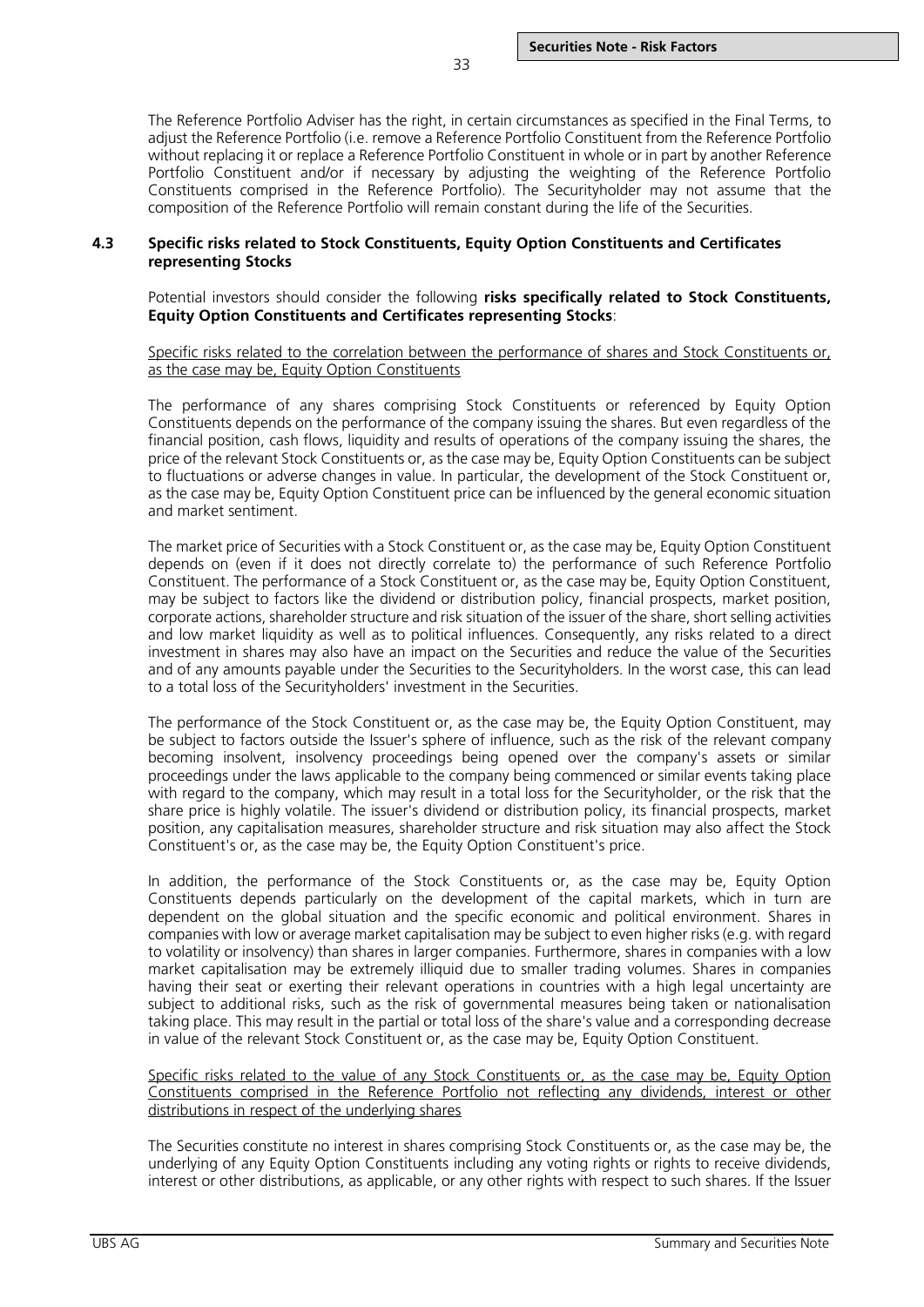The Reference Portfolio Adviser has the right, in certain circumstances as specified in the Final Terms, to adjust the Reference Portfolio (i.e. remove a Reference Portfolio Constituent from the Reference Portfolio without replacing it or replace a Reference Portfolio Constituent in whole or in part by another Reference Portfolio Constituent and/or if necessary by adjusting the weighting of the Reference Portfolio Constituents comprised in the Reference Portfolio). The Securityholder may not assume that the composition of the Reference Portfolio will remain constant during the life of the Securities.

### 4.3 Specific risks related to Stock Constituents, Equity Option Constituents and Certificates representing Stocks

Potential investors should consider the following **risks specifically related to Stock Constituents, Equity Option Constituents and Certificates representing Stocks**:

Specific risks related to the correlation between the performance of shares and Stock Constituents or, as the case may be, Equity Option Constituents

The performance of any shares comprising Stock Constituents or referenced by Equity Option Constituents depends on the performance of the company issuing the shares. But even regardless of the financial position, cash flows, liquidity and results of operations of the company issuing the shares, the price of the relevant Stock Constituents or, as the case may be, Equity Option Constituents can be subject to fluctuations or adverse changes in value. In particular, the development of the Stock Constituent or, as the case may be, Equity Option Constituent price can be influenced by the general economic situation and market sentiment.

The market price of Securities with a Stock Constituent or, as the case may be, Equity Option Constituent depends on (even if it does not directly correlate to) the performance of such Reference Portfolio Constituent. The performance of a Stock Constituent or, as the case may be, Equity Option Constituent, may be subject to factors like the dividend or distribution policy, financial prospects, market position, corporate actions, shareholder structure and risk situation of the issuer of the share, short selling activities and low market liquidity as well as to political influences. Consequently, any risks related to a direct investment in shares may also have an impact on the Securities and reduce the value of the Securities and of any amounts payable under the Securities to the Securityholders. In the worst case, this can lead to a total loss of the Securityholders' investment in the Securities.

The performance of the Stock Constituent or, as the case may be, the Equity Option Constituent, may be subject to factors outside the Issuer's sphere of influence, such as the risk of the relevant company becoming insolvent, insolvency proceedings being opened over the company's assets or similar proceedings under the laws applicable to the company being commenced or similar events taking place with regard to the company, which may result in a total loss for the Securityholder, or the risk that the share price is highly volatile. The issuer's dividend or distribution policy, its financial prospects, market position, any capitalisation measures, shareholder structure and risk situation may also affect the Stock Constituent's or, as the case may be, the Equity Option Constituent's price.

In addition, the performance of the Stock Constituents or, as the case may be, Equity Option Constituents depends particularly on the development of the capital markets, which in turn are dependent on the global situation and the specific economic and political environment. Shares in companies with low or average market capitalisation may be subject to even higher risks (e.g. with regard to volatility or insolvency) than shares in larger companies. Furthermore, shares in companies with a low market capitalisation may be extremely illiquid due to smaller trading volumes. Shares in companies having their seat or exerting their relevant operations in countries with a high legal uncertainty are subject to additional risks, such as the risk of governmental measures being taken or nationalisation taking place. This may result in the partial or total loss of the share's value and a corresponding decrease in value of the relevant Stock Constituent or, as the case may be, Equity Option Constituent.

Specific risks related to the value of any Stock Constituents or, as the case may be, Equity Option Constituents comprised in the Reference Portfolio not reflecting any dividends, interest or other distributions in respect of the underlying shares

The Securities constitute no interest in shares comprising Stock Constituents or, as the case may be, the underlying of any Equity Option Constituents including any voting rights or rights to receive dividends, interest or other distributions, as applicable, or any other rights with respect to such shares. If the Issuer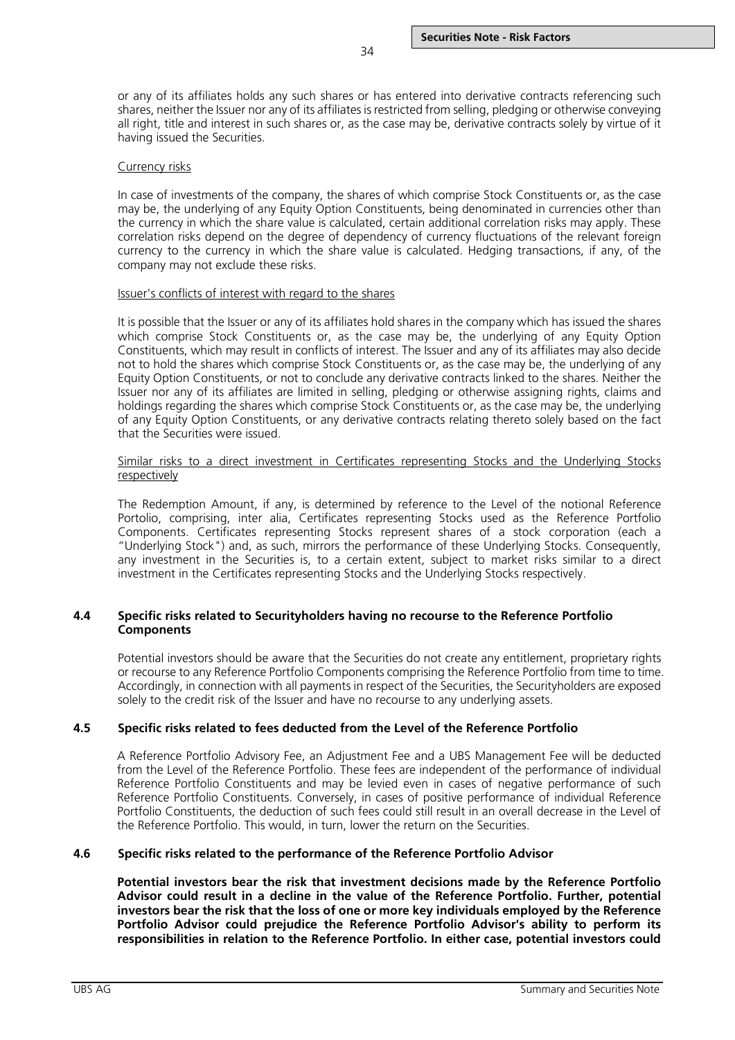or any of its affiliates holds any such shares or has entered into derivative contracts referencing such shares, neither the Issuer nor any of its affiliates is restricted from selling, pledging or otherwise conveying all right, title and interest in such shares or, as the case may be, derivative contracts solely by virtue of it having issued the Securities.

Currency risks

In case of investments of the company, the shares of which comprise Stock Constituents or, as the case may be, the underlying of any Equity Option Constituents, being denominated in currencies other than the currency in which the share value is calculated, certain additional correlation risks may apply. These correlation risks depend on the degree of dependency of currency fluctuations of the relevant foreign currency to the currency in which the share value is calculated. Hedging transactions, if any, of the company may not exclude these risks.

Issuer's conflicts of interest with regard to the shares

It is possible that the Issuer or any of its affiliates hold shares in the company which has issued the shares which comprise Stock Constituents or, as the case may be, the underlying of any Equity Option Constituents, which may result in conflicts of interest. The Issuer and any of its affiliates may also decide not to hold the shares which comprise Stock Constituents or, as the case may be, the underlying of any Equity Option Constituents, or not to conclude any derivative contracts linked to the shares. Neither the Issuer nor any of its affiliates are limited in selling, pledging or otherwise assigning rights, claims and holdings regarding the shares which comprise Stock Constituents or, as the case may be, the underlying of any Equity Option Constituents, or any derivative contracts relating thereto solely based on the fact that the Securities were issued.

Similar risks to a direct investment in Certificates representing Stocks and the Underlying Stocks respectively

The Redemption Amount, if any, is determined by reference to the Level of the notional Reference Portolio, comprising, inter alia, Certificates representing Stocks used as the Reference Portfolio Components. Certificates representing Stocks represent shares of a stock corporation (each a "Underlying Stock") and, as such, mirrors the performance of these Underlying Stocks. Consequently, any investment in the Securities is, to a certain extent, subject to market risks similar to a direct investment in the Certificates representing Stocks and the Underlying Stocks respectively.

### 4.4 Specific risks related to Securityholders having no recourse to the Reference Portfolio Components

Potential investors should be aware that the Securities do not create any entitlement, proprietary rights or recourse to any Reference Portfolio Components comprising the Reference Portfolio from time to time. Accordingly, in connection with all payments in respect of the Securities, the Securityholders are exposed solely to the credit risk of the Issuer and have no recourse to any underlying assets.

### 4.5 Specific risks related to fees deducted from the Level of the Reference Portfolio

A Reference Portfolio Advisory Fee, an Adjustment Fee and a UBS Management Fee will be deducted from the Level of the Reference Portfolio. These fees are independent of the performance of individual Reference Portfolio Constituents and may be levied even in cases of negative performance of such Reference Portfolio Constituents. Conversely, in cases of positive performance of individual Reference Portfolio Constituents, the deduction of such fees could still result in an overall decrease in the Level of the Reference Portfolio. This would, in turn, lower the return on the Securities.

### 4.6 Specific risks related to the performance of the Reference Portfolio Advisor

**Potential investors bear the risk that investment decisions made by the Reference Portfolio Advisor could result in a decline in the value of the Reference Portfolio. Further, potential investors bear the risk that the loss of one or more key individuals employed by the Reference Portfolio Advisor could prejudice the Reference Portfolio Advisor's ability to perform its responsibilities in relation to the Reference Portfolio. In either case, potential investors could**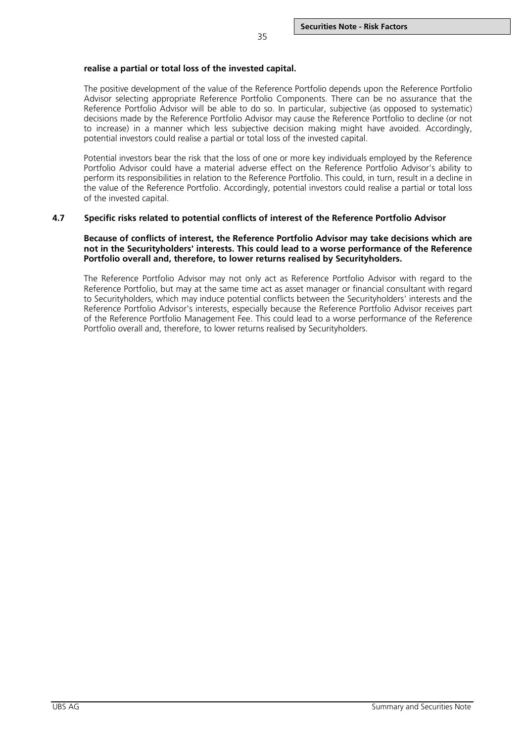**realise a partial or total loss of the invested capital.**

The positive development of the value of the Reference Portfolio depends upon the Reference Portfolio Advisor selecting appropriate Reference Portfolio Components. There can be no assurance that the Reference Portfolio Advisor will be able to do so. In particular, subjective (as opposed to systematic) decisions made by the Reference Portfolio Advisor may cause the Reference Portfolio to decline (or not to increase) in a manner which less subjective decision making might have avoided. Accordingly, potential investors could realise a partial or total loss of the invested capital.

Potential investors bear the risk that the loss of one or more key individuals employed by the Reference Portfolio Advisor could have a material adverse effect on the Reference Portfolio Advisor's ability to perform its responsibilities in relation to the Reference Portfolio. This could, in turn, result in a decline in the value of the Reference Portfolio. Accordingly, potential investors could realise a partial or total loss of the invested capital.

### 4.7 Specific risks related to potential conflicts of interest of the Reference Portfolio Advisor

**Because of conflicts of interest, the Reference Portfolio Advisor may take decisions which are not in the Securityholders' interests. This could lead to a worse performance of the Reference Portfolio overall and, therefore, to lower returns realised by Securityholders.**

The Reference Portfolio Advisor may not only act as Reference Portfolio Advisor with regard to the Reference Portfolio, but may at the same time act as asset manager or financial consultant with regard to Securityholders, which may induce potential conflicts between the Securityholders' interests and the Reference Portfolio Advisor's interests, especially because the Reference Portfolio Advisor receives part of the Reference Portfolio Management Fee. This could lead to a worse performance of the Reference Portfolio overall and, therefore, to lower returns realised by Securityholders.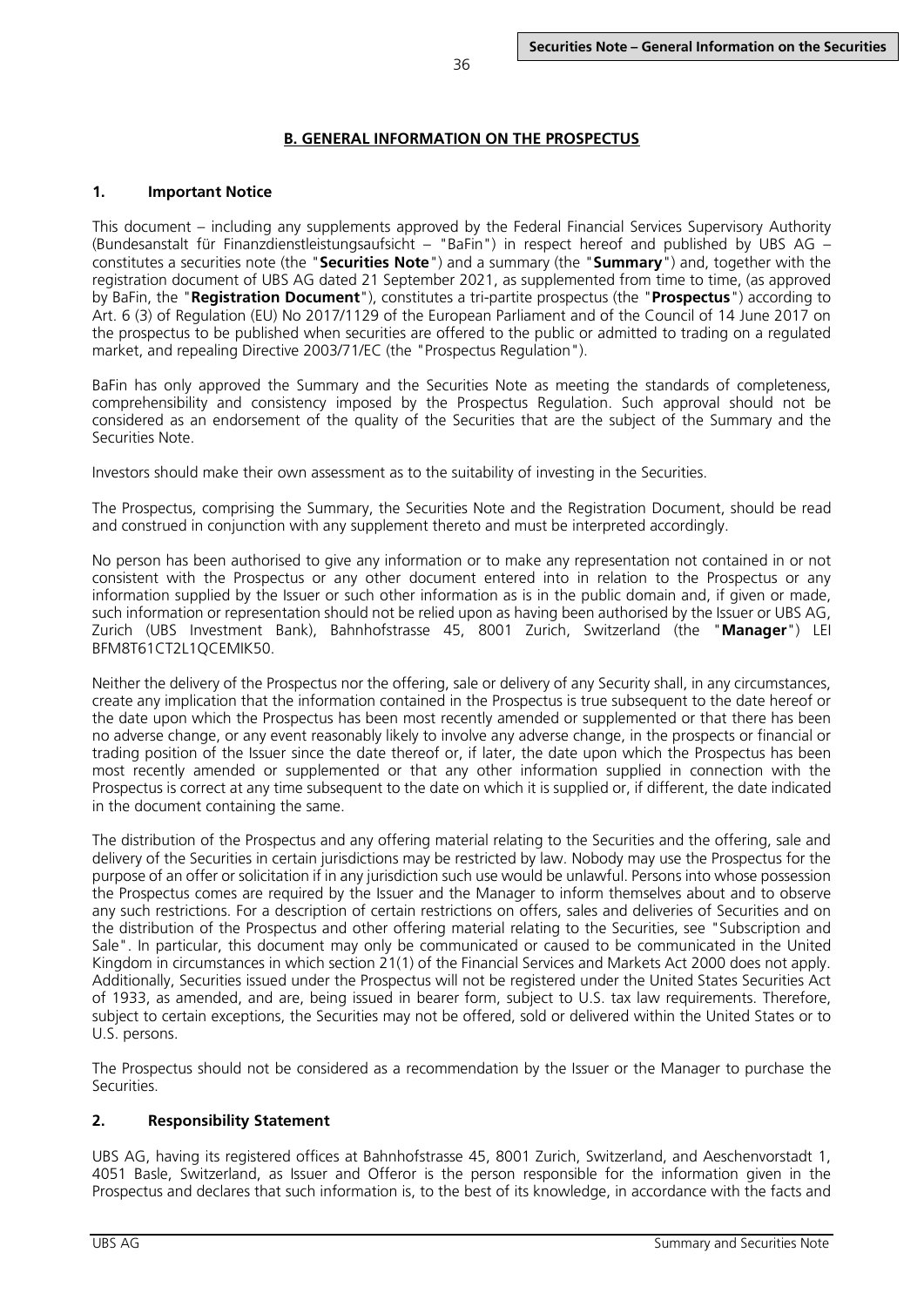## B. GENERAL INFORMATION ON THE PROSPECTUS

### 1. Important Notice

This document – including any supplements approved by the Federal Financial Services Supervisory Authority (Bundesanstalt für Finanzdienstleistungsaufsicht – "BaFin") in respect hereof and published by UBS AG – constitutes a securities note (the "**Securities Note**") and a summary (the "**Summary**") and, together with the registration document of UBS AG dated 21 September 2021, as supplemented from time to time, (as approved by BaFin, the "**Registration Document**"), constitutes a tri-partite prospectus (the "**Prospectus**") according to Art. 6 (3) of Regulation (EU) No 2017/1129 of the European Parliament and of the Council of 14 June 2017 on the prospectus to be published when securities are offered to the public or admitted to trading on a regulated market, and repealing Directive 2003/71/EC (the "Prospectus Regulation").

BaFin has only approved the Summary and the Securities Note as meeting the standards of completeness, comprehensibility and consistency imposed by the Prospectus Regulation. Such approval should not be considered as an endorsement of the quality of the Securities that are the subject of the Summary and the Securities Note.

Investors should make their own assessment as to the suitability of investing in the Securities.

The Prospectus, comprising the Summary, the Securities Note and the Registration Document, should be read and construed in conjunction with any supplement thereto and must be interpreted accordingly.

No person has been authorised to give any information or to make any representation not contained in or not consistent with the Prospectus or any other document entered into in relation to the Prospectus or any information supplied by the Issuer or such other information as is in the public domain and, if given or made, such information or representation should not be relied upon as having been authorised by the Issuer or UBS AG, Zurich (UBS Investment Bank), Bahnhofstrasse 45, 8001 Zurich, Switzerland (the "**Manager**") LEI BFM8T61CT2L1QCEMIK50.

Neither the delivery of the Prospectus nor the offering, sale or delivery of any Security shall, in any circumstances, create any implication that the information contained in the Prospectus is true subsequent to the date hereof or the date upon which the Prospectus has been most recently amended or supplemented or that there has been no adverse change, or any event reasonably likely to involve any adverse change, in the prospects or financial or trading position of the Issuer since the date thereof or, if later, the date upon which the Prospectus has been most recently amended or supplemented or that any other information supplied in connection with the Prospectus is correct at any time subsequent to the date on which it is supplied or, if different, the date indicated in the document containing the same.

The distribution of the Prospectus and any offering material relating to the Securities and the offering, sale and delivery of the Securities in certain jurisdictions may be restricted by law. Nobody may use the Prospectus for the purpose of an offer or solicitation if in any jurisdiction such use would be unlawful. Persons into whose possession the Prospectus comes are required by the Issuer and the Manager to inform themselves about and to observe any such restrictions. For a description of certain restrictions on offers, sales and deliveries of Securities and on the distribution of the Prospectus and other offering material relating to the Securities, see "Subscription and Sale". In particular, this document may only be communicated or caused to be communicated in the United Kingdom in circumstances in which section 21(1) of the Financial Services and Markets Act 2000 does not apply. Additionally, Securities issued under the Prospectus will not be registered under the United States Securities Act of 1933, as amended, and are, being issued in bearer form, subject to U.S. tax law requirements. Therefore, subject to certain exceptions, the Securities may not be offered, sold or delivered within the United States or to U.S. persons.

The Prospectus should not be considered as a recommendation by the Issuer or the Manager to purchase the Securities.

### 2. Responsibility Statement

UBS AG, having its registered offices at Bahnhofstrasse 45, 8001 Zurich, Switzerland, and Aeschenvorstadt 1, 4051 Basle, Switzerland, as Issuer and Offeror is the person responsible for the information given in the Prospectus and declares that such information is, to the best of its knowledge, in accordance with the facts and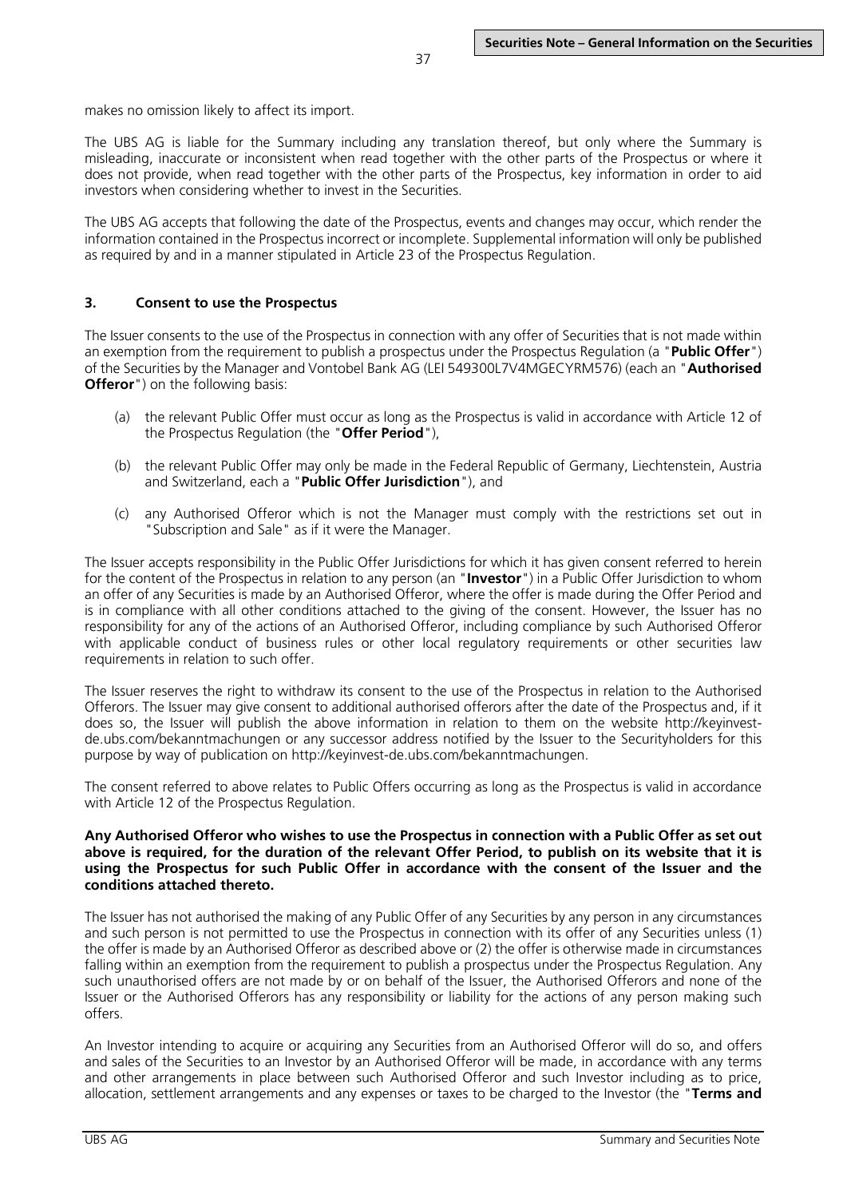makes no omission likely to affect its import.

The UBS AG is liable for the Summary including any translation thereof, but only where the Summary is misleading, inaccurate or inconsistent when read together with the other parts of the Prospectus or where it does not provide, when read together with the other parts of the Prospectus, key information in order to aid investors when considering whether to invest in the Securities.

The UBS AG accepts that following the date of the Prospectus, events and changes may occur, which render the information contained in the Prospectus incorrect or incomplete. Supplemental information will only be published as required by and in a manner stipulated in Article 23 of the Prospectus Regulation.

## 3. Consent to use the Prospectus

The Issuer consents to the use of the Prospectus in connection with any offer of Securities that is not made within an exemption from the requirement to publish a prospectus under the Prospectus Regulation (a "**Public Offer**") of the Securities by the Manager and Vontobel Bank AG (LEI 549300L7V4MGECYRM576) (each an "**Authorised Offeror**") on the following basis:

(a) the relevant Public Offer must occur as long as the Prospectus is valid in accordance with Article 12 of the Prospectus Regulation (the "**Offer Period**"),

(b) the relevant Public Offer may only be made in the Federal Republic of Germany, Liechtenstein, Austria and Switzerland, each a "**Public Offer Jurisdiction**"), and

(c) any Authorised Offeror which is not the Manager must comply with the restrictions set out in "Subscription and Sale" as if it were the Manager.

The Issuer accepts responsibility in the Public Offer Jurisdictions for which it has given consent referred to herein for the content of the Prospectus in relation to any person (an "**Investor**") in a Public Offer Jurisdiction to whom an offer of any Securities is made by an Authorised Offeror, where the offer is made during the Offer Period and is in compliance with all other conditions attached to the giving of the consent. However, the Issuer has no responsibility for any of the actions of an Authorised Offeror, including compliance by such Authorised Offeror with applicable conduct of business rules or other local regulatory requirements or other securities law requirements in relation to such offer.

The Issuer reserves the right to withdraw its consent to the use of the Prospectus in relation to the Authorised Offerors. The Issuer may give consent to additional authorised offerors after the date of the Prospectus and, if it does so, the Issuer will publish the above information in relation to them on the website http://keyinvest-de.ubs.com/bekanntmachungen or any successor address notified by the Issuer to the Securityholders for this purpose by way of publication on http://keyinvest-de.ubs.com/bekanntmachungen.

The consent referred to above relates to Public Offers occurring as long as the Prospectus is valid in accordance with Article 12 of the Prospectus Regulation.

**Any Authorised Offeror who wishes to use the Prospectus in connection with a Public Offer as set out above is required, for the duration of the relevant Offer Period, to publish on its website that it is using the Prospectus for such Public Offer in accordance with the consent of the Issuer and the conditions attached thereto.**

The Issuer has not authorised the making of any Public Offer of any Securities by any person in any circumstances and such person is not permitted to use the Prospectus in connection with its offer of any Securities unless (1) the offer is made by an Authorised Offeror as described above or (2) the offer is otherwise made in circumstances falling within an exemption from the requirement to publish a prospectus under the Prospectus Regulation. Any such unauthorised offers are not made by or on behalf of the Issuer, the Authorised Offerors and none of the Issuer or the Authorised Offerors has any responsibility or liability for the actions of any person making such offers.

An Investor intending to acquire or acquiring any Securities from an Authorised Offeror will do so, and offers and sales of the Securities to an Investor by an Authorised Offeror will be made, in accordance with any terms and other arrangements in place between such Authorised Offeror and such Investor including as to price, allocation, settlement arrangements and any expenses or taxes to be charged to the Investor (the "**Terms and**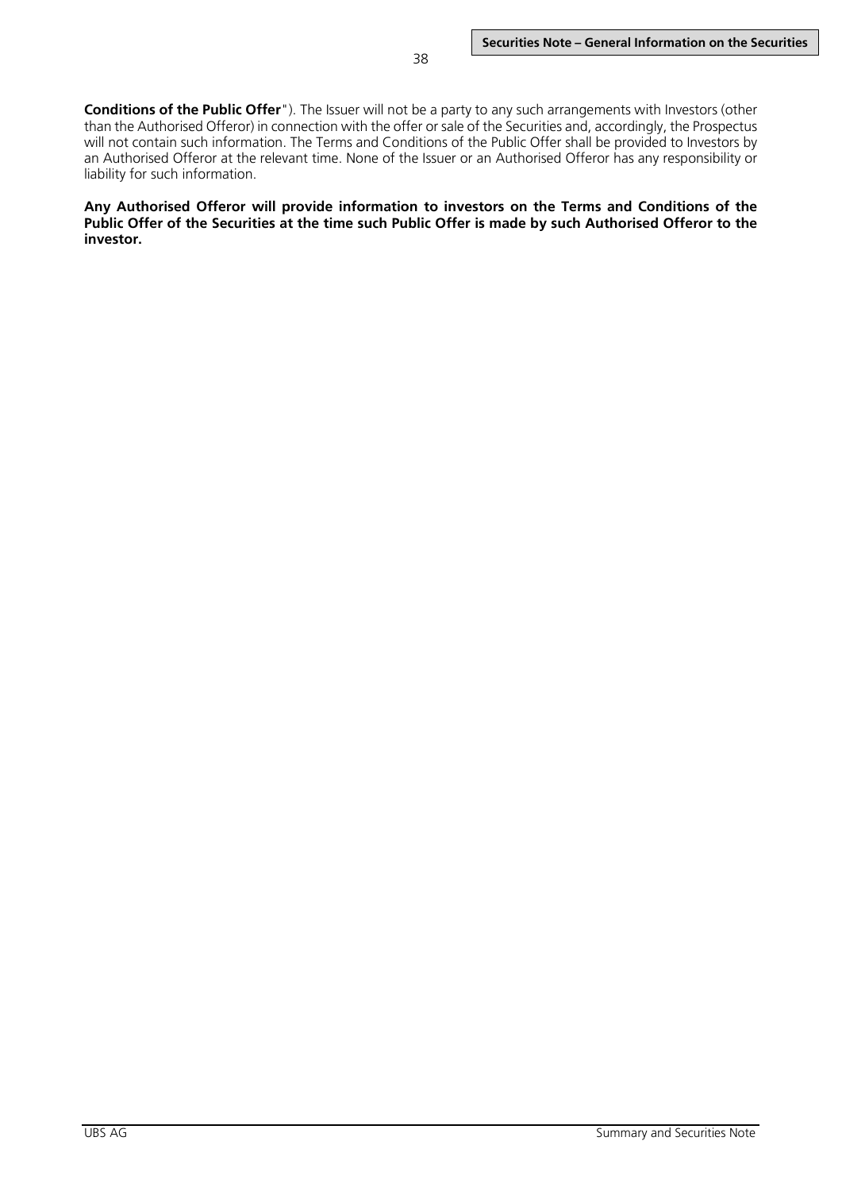**Conditions of the Public Offer**"). The Issuer will not be a party to any such arrangements with Investors (other than the Authorised Offeror) in connection with the offer or sale of the Securities and, accordingly, the Prospectus will not contain such information. The Terms and Conditions of the Public Offer shall be provided to Investors by an Authorised Offeror at the relevant time. None of the Issuer or an Authorised Offeror has any responsibility or liability for such information.

**Any Authorised Offeror will provide information to investors on the Terms and Conditions of the Public Offer of the Securities at the time such Public Offer is made by such Authorised Offeror to the investor.**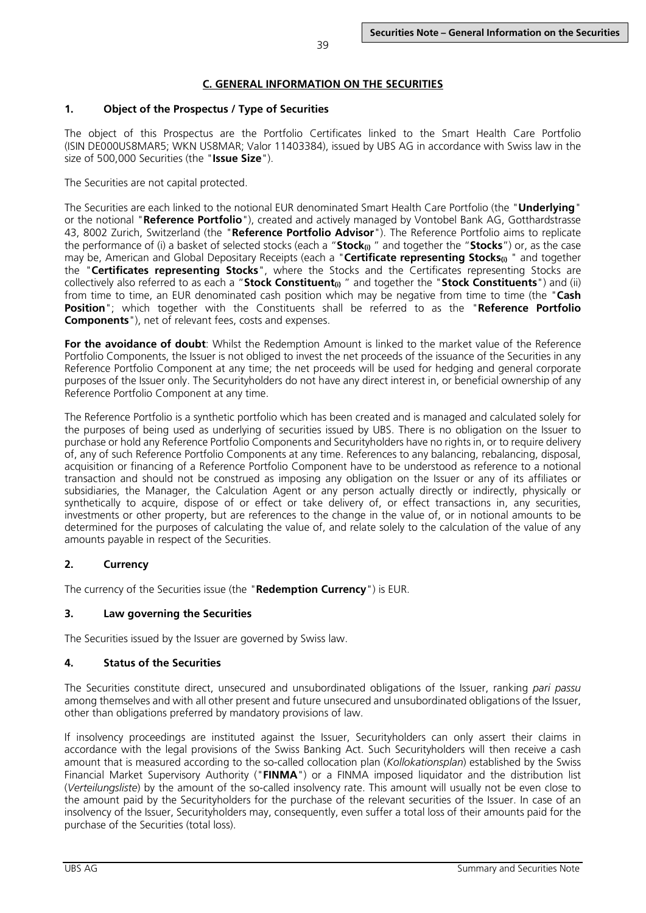## C. GENERAL INFORMATION ON THE SECURITIES

### 1. Object of the Prospectus / Type of Securities

The object of this Prospectus are the Portfolio Certificates linked to the Smart Health Care Portfolio (ISIN DE000US8MAR5; WKN US8MAR; Valor 11403384), issued by UBS AG in accordance with Swiss law in the size of 500,000 Securities (the "**Issue Size**").

The Securities are not capital protected.

The Securities are each linked to the notional EUR denominated Smart Health Care Portfolio (the "**Underlying**" or the notional "**Reference Portfolio**"), created and actively managed by Vontobel Bank AG, Gotthardstrasse 43, 8002 Zurich, Switzerland (the "**Reference Portfolio Advisor**"). The Reference Portfolio aims to replicate the performance of (i) a basket of selected stocks (each a "**Stock$_{(i)}$** " and together the "**Stocks**") or, as the case may be, American and Global Depositary Receipts (each a "**Certificate representing Stocks$_{(i)}$** " and together the "**Certificates representing Stocks**", where the Stocks and the Certificates representing Stocks are collectively also referred to as each a "**Stock Constituent$_{(i)}$** " and together the "**Stock Constituents**") and (ii) from time to time, an EUR denominated cash position which may be negative from time to time (the "**Cash Position**"; which together with the Constituents shall be referred to as the "**Reference Portfolio Components**"), net of relevant fees, costs and expenses.

**For the avoidance of doubt**: Whilst the Redemption Amount is linked to the market value of the Reference Portfolio Components, the Issuer is not obliged to invest the net proceeds of the issuance of the Securities in any Reference Portfolio Component at any time; the net proceeds will be used for hedging and general corporate purposes of the Issuer only. The Securityholders do not have any direct interest in, or beneficial ownership of any Reference Portfolio Component at any time.

The Reference Portfolio is a synthetic portfolio which has been created and is managed and calculated solely for the purposes of being used as underlying of securities issued by UBS. There is no obligation on the Issuer to purchase or hold any Reference Portfolio Components and Securityholders have no rights in, or to require delivery of, any of such Reference Portfolio Components at any time. References to any balancing, rebalancing, disposal, acquisition or financing of a Reference Portfolio Component have to be understood as reference to a notional transaction and should not be construed as imposing any obligation on the Issuer or any of its affiliates or subsidiaries, the Manager, the Calculation Agent or any person actually directly or indirectly, physically or synthetically to acquire, dispose of or effect or take delivery of, or effect transactions in, any securities, investments or other property, but are references to the change in the value of, or in notional amounts to be determined for the purposes of calculating the value of, and relate solely to the calculation of the value of any amounts payable in respect of the Securities.

### 2. Currency

The currency of the Securities issue (the "**Redemption Currency**") is EUR.

### 3. Law governing the Securities

The Securities issued by the Issuer are governed by Swiss law.

### 4. Status of the Securities

The Securities constitute direct, unsecured and unsubordinated obligations of the Issuer, ranking *pari passu* among themselves and with all other present and future unsecured and unsubordinated obligations of the Issuer, other than obligations preferred by mandatory provisions of law.

If insolvency proceedings are instituted against the Issuer, Securityholders can only assert their claims in accordance with the legal provisions of the Swiss Banking Act. Such Securityholders will then receive a cash amount that is measured according to the so-called collocation plan (*Kollokationsplan*) established by the Swiss Financial Market Supervisory Authority ("**FINMA**") or a FINMA imposed liquidator and the distribution list (*Verteilungsliste*) by the amount of the so-called insolvency rate. This amount will usually not be even close to the amount paid by the Securityholders for the purchase of the relevant securities of the Issuer. In case of an insolvency of the Issuer, Securityholders may, consequently, even suffer a total loss of their amounts paid for the purchase of the Securities (total loss).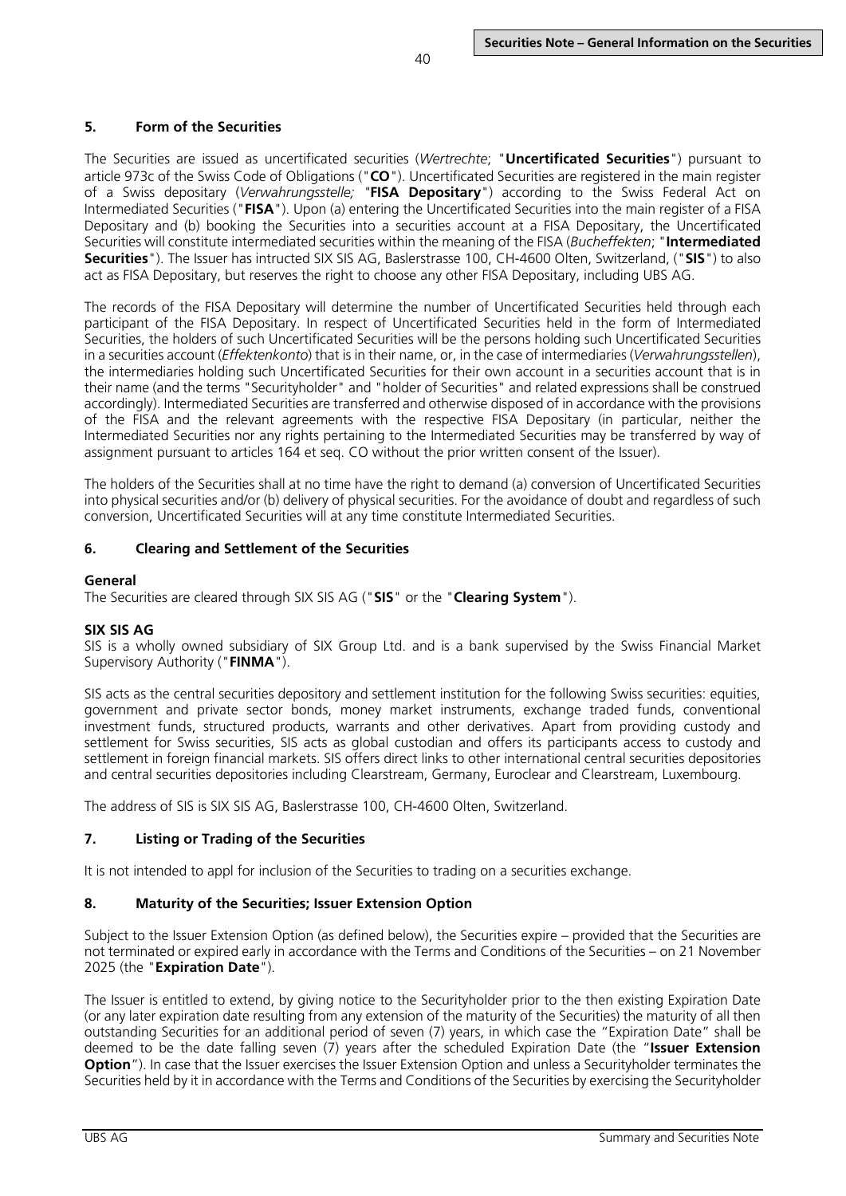## 5. Form of the Securities

The Securities are issued as uncertificated securities (*Wertrechte*; "**Uncertificated Securities**") pursuant to article 973c of the Swiss Code of Obligations ("**CO**"). Uncertificated Securities are registered in the main register of a Swiss depositary (*Verwahrungsstelle;* "**FISA Depositary**") according to the Swiss Federal Act on Intermediated Securities ("**FISA**"). Upon (a) entering the Uncertificated Securities into the main register of a FISA Depositary and (b) booking the Securities into a securities account at a FISA Depositary, the Uncertificated Securities will constitute intermediated securities within the meaning of the FISA (*Bucheffekten*; "**Intermediated Securities**"). The Issuer has intructed SIX SIS AG, Baslerstrasse 100, CH-4600 Olten, Switzerland, ("**SIS**") to also act as FISA Depositary, but reserves the right to choose any other FISA Depositary, including UBS AG.

The records of the FISA Depositary will determine the number of Uncertificated Securities held through each participant of the FISA Depositary. In respect of Uncertificated Securities held in the form of Intermediated Securities, the holders of such Uncertificated Securities will be the persons holding such Uncertificated Securities in a securities account (*Effektenkonto*) that is in their name, or, in the case of intermediaries (*Verwahrungsstellen*), the intermediaries holding such Uncertificated Securities for their own account in a securities account that is in their name (and the terms "Securityholder" and "holder of Securities" and related expressions shall be construed accordingly). Intermediated Securities are transferred and otherwise disposed of in accordance with the provisions of the FISA and the relevant agreements with the respective FISA Depositary (in particular, neither the Intermediated Securities nor any rights pertaining to the Intermediated Securities may be transferred by way of assignment pursuant to articles 164 et seq. CO without the prior written consent of the Issuer).

The holders of the Securities shall at no time have the right to demand (a) conversion of Uncertificated Securities into physical securities and/or (b) delivery of physical securities. For the avoidance of doubt and regardless of such conversion, Uncertificated Securities will at any time constitute Intermediated Securities.

## 6. Clearing and Settlement of the Securities

**General**

The Securities are cleared through SIX SIS AG ("**SIS**" or the "**Clearing System**").

**SIX SIS AG**

SIS is a wholly owned subsidiary of SIX Group Ltd. and is a bank supervised by the Swiss Financial Market Supervisory Authority ("**FINMA**").

SIS acts as the central securities depository and settlement institution for the following Swiss securities: equities, government and private sector bonds, money market instruments, exchange traded funds, conventional investment funds, structured products, warrants and other derivatives. Apart from providing custody and settlement for Swiss securities, SIS acts as global custodian and offers its participants access to custody and settlement in foreign financial markets. SIS offers direct links to other international central securities depositories and central securities depositories including Clearstream, Germany, Euroclear and Clearstream, Luxembourg.

The address of SIS is SIX SIS AG, Baslerstrasse 100, CH-4600 Olten, Switzerland.

## 7. Listing or Trading of the Securities

It is not intended to appl for inclusion of the Securities to trading on a securities exchange.

## 8. Maturity of the Securities; Issuer Extension Option

Subject to the Issuer Extension Option (as defined below), the Securities expire – provided that the Securities are not terminated or expired early in accordance with the Terms and Conditions of the Securities – on 21 November 2025 (the "**Expiration Date**").

The Issuer is entitled to extend, by giving notice to the Securityholder prior to the then existing Expiration Date (or any later expiration date resulting from any extension of the maturity of the Securities) the maturity of all then outstanding Securities for an additional period of seven (7) years, in which case the "Expiration Date" shall be deemed to be the date falling seven (7) years after the scheduled Expiration Date (the "**Issuer Extension Option**"). In case that the Issuer exercises the Issuer Extension Option and unless a Securityholder terminates the Securities held by it in accordance with the Terms and Conditions of the Securities by exercising the Securityholder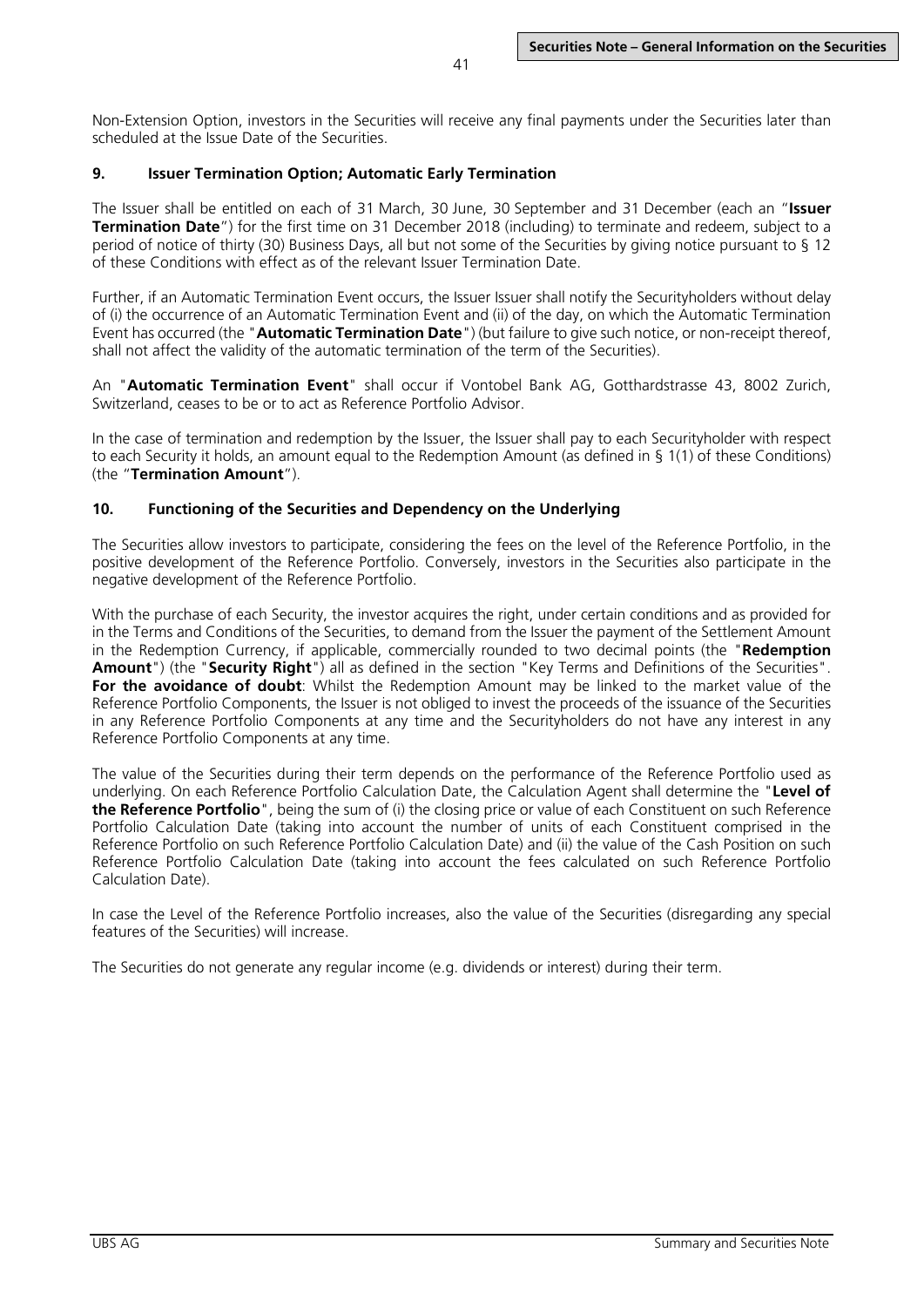Non-Extension Option, investors in the Securities will receive any final payments under the Securities later than scheduled at the Issue Date of the Securities.

### 9. Issuer Termination Option; Automatic Early Termination

The Issuer shall be entitled on each of 31 March, 30 June, 30 September and 31 December (each an "**Issuer Termination Date**") for the first time on 31 December 2018 (including) to terminate and redeem, subject to a period of notice of thirty (30) Business Days, all but not some of the Securities by giving notice pursuant to § 12 of these Conditions with effect as of the relevant Issuer Termination Date.

Further, if an Automatic Termination Event occurs, the Issuer Issuer shall notify the Securityholders without delay of (i) the occurrence of an Automatic Termination Event and (ii) of the day, on which the Automatic Termination Event has occurred (the "**Automatic Termination Date**") (but failure to give such notice, or non-receipt thereof, shall not affect the validity of the automatic termination of the term of the Securities).

An "**Automatic Termination Event**" shall occur if Vontobel Bank AG, Gotthardstrasse 43, 8002 Zurich, Switzerland, ceases to be or to act as Reference Portfolio Advisor.

In the case of termination and redemption by the Issuer, the Issuer shall pay to each Securityholder with respect to each Security it holds, an amount equal to the Redemption Amount (as defined in § 1(1) of these Conditions) (the "**Termination Amount**").

### 10. Functioning of the Securities and Dependency on the Underlying

The Securities allow investors to participate, considering the fees on the level of the Reference Portfolio, in the positive development of the Reference Portfolio. Conversely, investors in the Securities also participate in the negative development of the Reference Portfolio.

With the purchase of each Security, the investor acquires the right, under certain conditions and as provided for in the Terms and Conditions of the Securities, to demand from the Issuer the payment of the Settlement Amount in the Redemption Currency, if applicable, commercially rounded to two decimal points (the "**Redemption Amount**") (the "**Security Right**") all as defined in the section "Key Terms and Definitions of the Securities". **For the avoidance of doubt**: Whilst the Redemption Amount may be linked to the market value of the Reference Portfolio Components, the Issuer is not obliged to invest the proceeds of the issuance of the Securities in any Reference Portfolio Components at any time and the Securityholders do not have any interest in any Reference Portfolio Components at any time.

The value of the Securities during their term depends on the performance of the Reference Portfolio used as underlying. On each Reference Portfolio Calculation Date, the Calculation Agent shall determine the "**Level of the Reference Portfolio**", being the sum of (i) the closing price or value of each Constituent on such Reference Portfolio Calculation Date (taking into account the number of units of each Constituent comprised in the Reference Portfolio on such Reference Portfolio Calculation Date) and (ii) the value of the Cash Position on such Reference Portfolio Calculation Date (taking into account the fees calculated on such Reference Portfolio Calculation Date).

In case the Level of the Reference Portfolio increases, also the value of the Securities (disregarding any special features of the Securities) will increase.

The Securities do not generate any regular income (e.g. dividends or interest) during their term.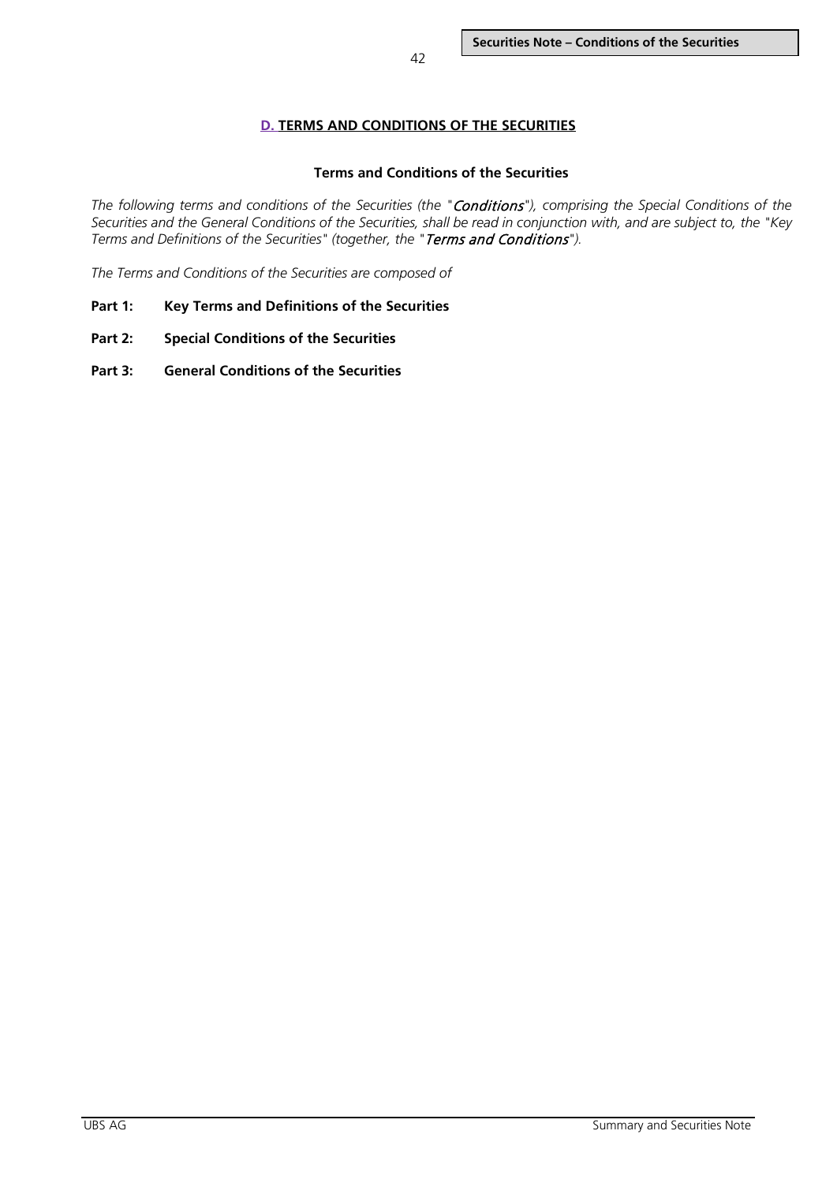# D. TERMS AND CONDITIONS OF THE SECURITIES

## Terms and Conditions of the Securities

*The following terms and conditions of the Securities (the "**Conditions**"), comprising the Special Conditions of the Securities and the General Conditions of the Securities, shall be read in conjunction with, and are subject to, the "Key Terms and Definitions of the Securities" (together, the "**Terms and Conditions**").*

*The Terms and Conditions of the Securities are composed of*

**Part 1: Key Terms and Definitions of the Securities**

**Part 2: Special Conditions of the Securities**

**Part 3: General Conditions of the Securities**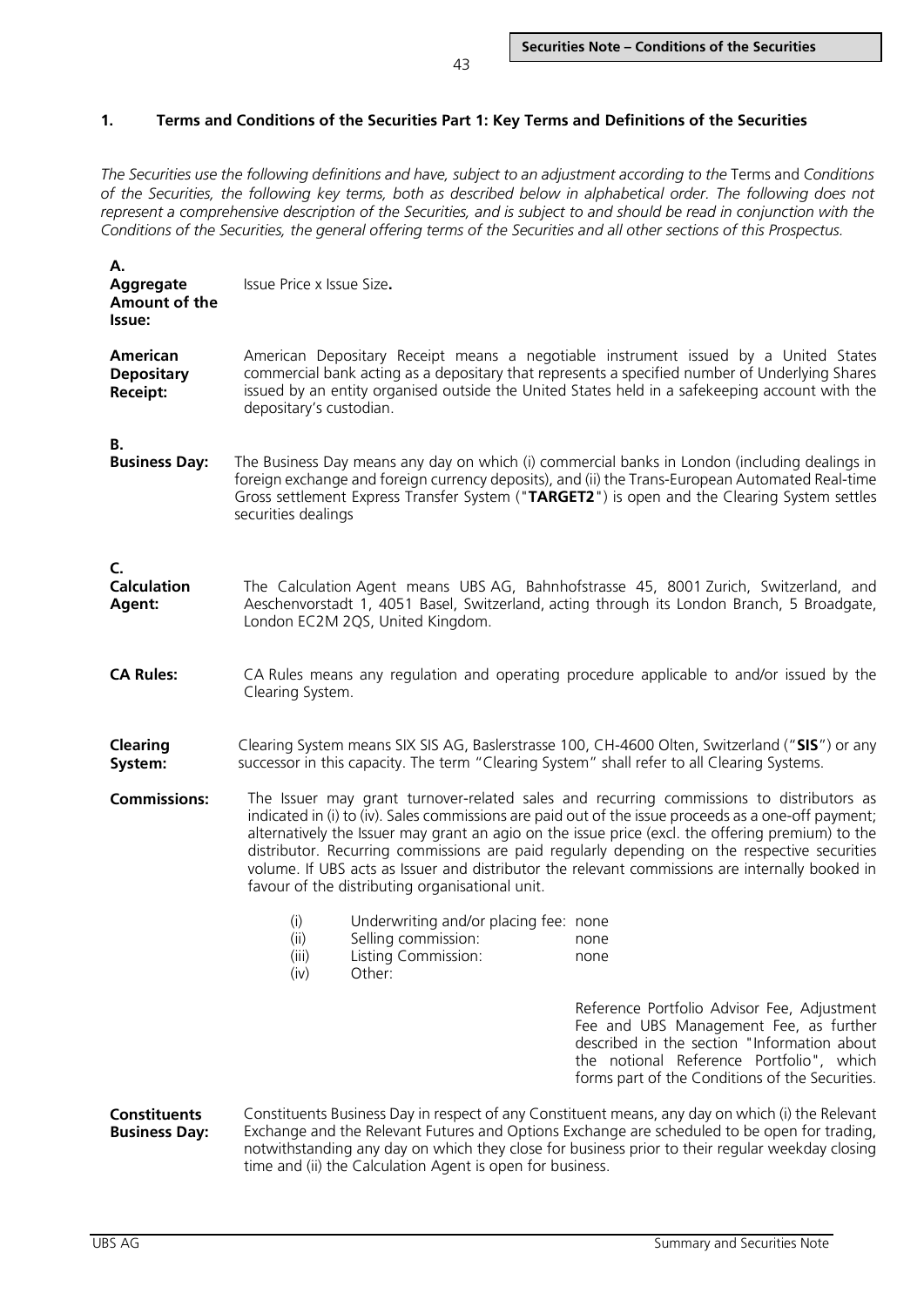## 1. Terms and Conditions of the Securities Part 1: Key Terms and Definitions of the Securities

*The Securities use the following definitions and have, subject to an adjustment according to the* Terms and *Conditions of the Securities, the following key terms, both as described below in alphabetical order. The following does not represent a comprehensive description of the Securities, and is subject to and should be read in conjunction with the Conditions of the Securities, the general offering terms of the Securities and all other sections of this Prospectus.*

**A.**

**Aggregate Amount of the Issue:** Issue Price x Issue Size**.**

**American Depositary Receipt:** American Depositary Receipt means a negotiable instrument issued by a United States commercial bank acting as a depositary that represents a specified number of Underlying Shares issued by an entity organised outside the United States held in a safekeeping account with the depositary's custodian.

**B.**

**Business Day:** The Business Day means any day on which (i) commercial banks in London (including dealings in foreign exchange and foreign currency deposits), and (ii) the Trans-European Automated Real-time Gross settlement Express Transfer System ("**TARGET2**") is open and the Clearing System settles securities dealings

**C.**

**Calculation Agent:** The Calculation Agent means UBS AG, Bahnhofstrasse 45, 8001 Zurich, Switzerland, and Aeschenvorstadt 1, 4051 Basel, Switzerland, acting through its London Branch, 5 Broadgate, London EC2M 2QS, United Kingdom.

**CA Rules:** CA Rules means any regulation and operating procedure applicable to and/or issued by the Clearing System.

**Clearing System:** Clearing System means SIX SIS AG, Baslerstrasse 100, CH-4600 Olten, Switzerland ("**SIS**") or any successor in this capacity. The term "Clearing System" shall refer to all Clearing Systems.

**Commissions:** The Issuer may grant turnover-related sales and recurring commissions to distributors as indicated in (i) to (iv). Sales commissions are paid out of the issue proceeds as a one-off payment; alternatively the Issuer may grant an agio on the issue price (excl. the offering premium) to the distributor. Recurring commissions are paid regularly depending on the respective securities volume. If UBS acts as Issuer and distributor the relevant commissions are internally booked in favour of the distributing organisational unit.

(i) Underwriting and/or placing fee: none
(ii) Selling commission: none
(iii) Listing Commission: none
(iv) Other: Reference Portfolio Advisor Fee, Adjustment Fee and UBS Management Fee, as further described in the section "Information about the notional Reference Portfolio", which forms part of the Conditions of the Securities.

**Constituents Business Day:** Constituents Business Day in respect of any Constituent means, any day on which (i) the Relevant Exchange and the Relevant Futures and Options Exchange are scheduled to be open for trading, notwithstanding any day on which they close for business prior to their regular weekday closing time and (ii) the Calculation Agent is open for business.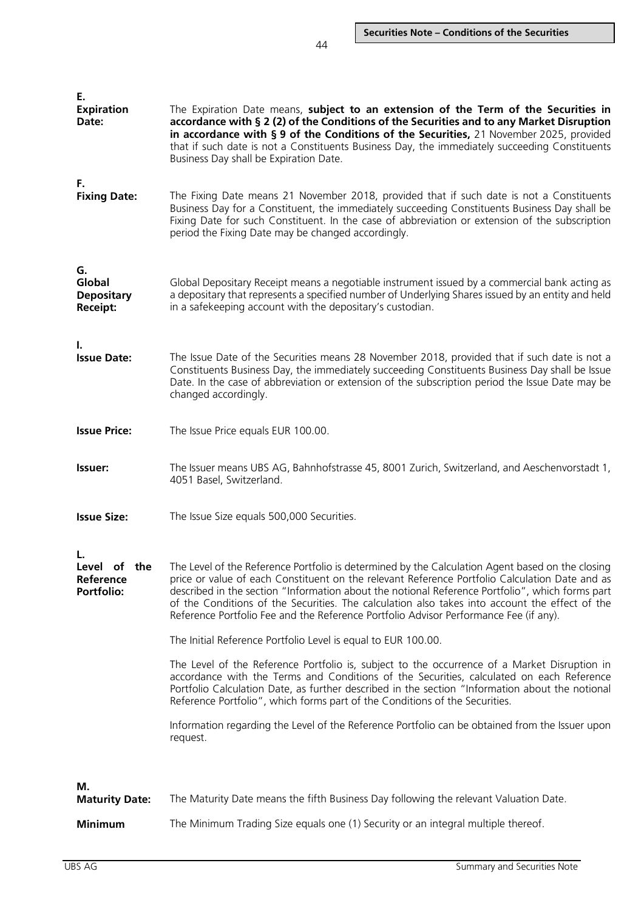**E.**

**Expiration Date:** The Expiration Date means, **subject to an extension of the Term of the Securities in accordance with § 2 (2) of the Conditions of the Securities and to any Market Disruption in accordance with § 9 of the Conditions of the Securities,** 21 November 2025, provided that if such date is not a Constituents Business Day, the immediately succeeding Constituents Business Day shall be Expiration Date.

**F.**

**Fixing Date:** The Fixing Date means 21 November 2018, provided that if such date is not a Constituents Business Day for a Constituent, the immediately succeeding Constituents Business Day shall be Fixing Date for such Constituent. In the case of abbreviation or extension of the subscription period the Fixing Date may be changed accordingly.

**G.**

**Global Depositary Receipt:** Global Depositary Receipt means a negotiable instrument issued by a commercial bank acting as a depositary that represents a specified number of Underlying Shares issued by an entity and held in a safekeeping account with the depositary's custodian.

**I.**

**Issue Date:** The Issue Date of the Securities means 28 November 2018, provided that if such date is not a Constituents Business Day, the immediately succeeding Constituents Business Day shall be Issue Date. In the case of abbreviation or extension of the subscription period the Issue Date may be changed accordingly.

**Issue Price:** The Issue Price equals EUR 100.00.

**Issuer:** The Issuer means UBS AG, Bahnhofstrasse 45, 8001 Zurich, Switzerland, and Aeschenvorstadt 1, 4051 Basel, Switzerland.

**Issue Size:** The Issue Size equals 500,000 Securities.

**L.**

**Level of the Reference Portfolio:** The Level of the Reference Portfolio is determined by the Calculation Agent based on the closing price or value of each Constituent on the relevant Reference Portfolio Calculation Date and as described in the section "Information about the notional Reference Portfolio", which forms part of the Conditions of the Securities. The calculation also takes into account the effect of the Reference Portfolio Fee and the Reference Portfolio Advisor Performance Fee (if any).

The Initial Reference Portfolio Level is equal to EUR 100.00.

The Level of the Reference Portfolio is, subject to the occurrence of a Market Disruption in accordance with the Terms and Conditions of the Securities, calculated on each Reference Portfolio Calculation Date, as further described in the section "Information about the notional Reference Portfolio", which forms part of the Conditions of the Securities.

Information regarding the Level of the Reference Portfolio can be obtained from the Issuer upon request.

**M.**

**Maturity Date:** The Maturity Date means the fifth Business Day following the relevant Valuation Date.

**Minimum** The Minimum Trading Size equals one (1) Security or an integral multiple thereof.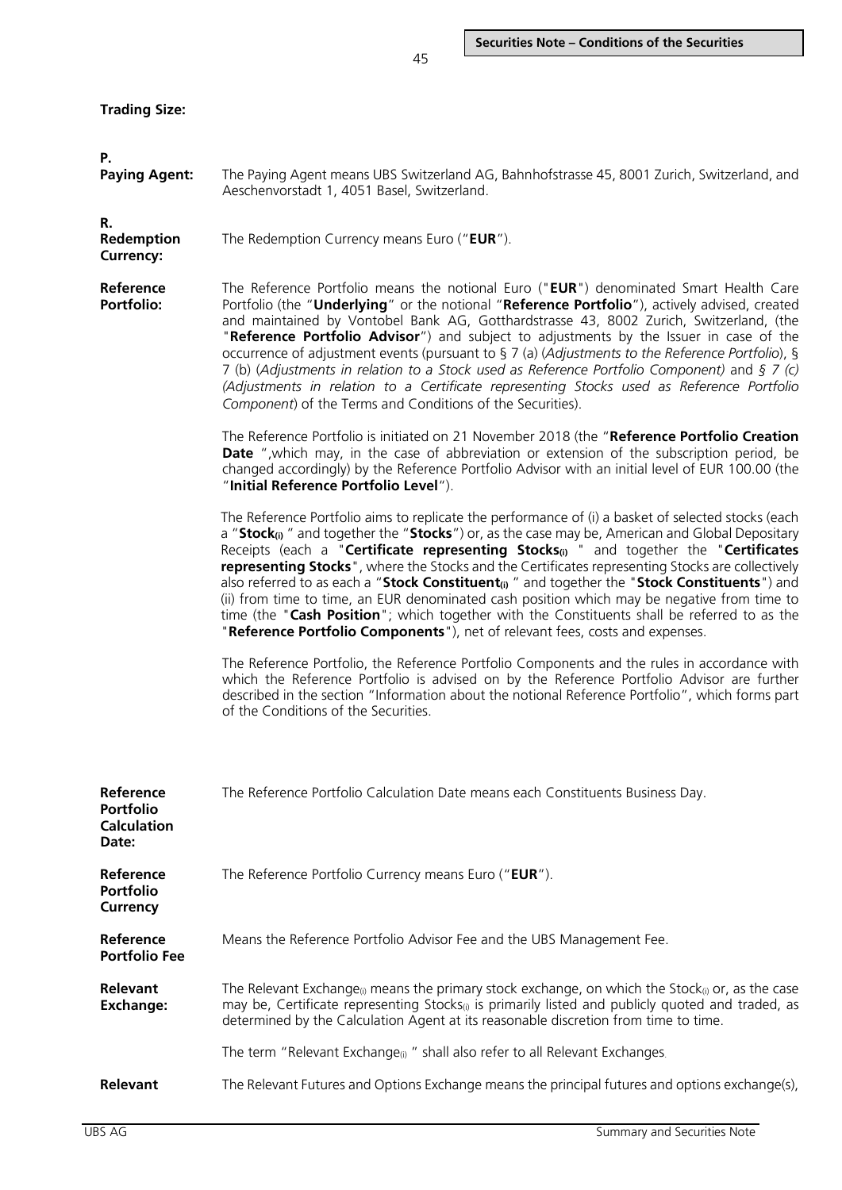**Trading Size:**

**P.**

**Paying Agent:** The Paying Agent means UBS Switzerland AG, Bahnhofstrasse 45, 8001 Zurich, Switzerland, and Aeschenvorstadt 1, 4051 Basel, Switzerland.

**R.**

**Redemption Currency:** The Redemption Currency means Euro ("**EUR**").

**Reference Portfolio:** The Reference Portfolio means the notional Euro ("**EUR**") denominated Smart Health Care Portfolio (the "**Underlying**" or the notional "**Reference Portfolio**"), actively advised, created and maintained by Vontobel Bank AG, Gotthardstrasse 43, 8002 Zurich, Switzerland, (the "**Reference Portfolio Advisor**") and subject to adjustments by the Issuer in case of the occurrence of adjustment events (pursuant to § 7 (a) (*Adjustments to the Reference Portfolio*), § 7 (b) (*Adjustments in relation to a Stock used as Reference Portfolio Component)* and *§ 7 (c) (Adjustments in relation to a Certificate representing Stocks used as Reference Portfolio Component*) of the Terms and Conditions of the Securities).

The Reference Portfolio is initiated on 21 November 2018 (the "**Reference Portfolio Creation Date** ",which may, in the case of abbreviation or extension of the subscription period, be changed accordingly) by the Reference Portfolio Advisor with an initial level of EUR 100.00 (the "**Initial Reference Portfolio Level**").

The Reference Portfolio aims to replicate the performance of (i) a basket of selected stocks (each a "**Stock$_{(i)}$** " and together the "**Stocks**") or, as the case may be, American and Global Depositary Receipts (each a "**Certificate representing Stocks$_{(i)}$** " and together the "**Certificates representing Stocks**", where the Stocks and the Certificates representing Stocks are collectively also referred to as each a "**Stock Constituent$_{(i)}$** " and together the "**Stock Constituents**") and (ii) from time to time, an EUR denominated cash position which may be negative from time to time (the "**Cash Position**"; which together with the Constituents shall be referred to as the "**Reference Portfolio Components**"), net of relevant fees, costs and expenses.

The Reference Portfolio, the Reference Portfolio Components and the rules in accordance with which the Reference Portfolio is advised on by the Reference Portfolio Advisor are further described in the section "Information about the notional Reference Portfolio", which forms part of the Conditions of the Securities.

**Reference Portfolio Calculation Date:** The Reference Portfolio Calculation Date means each Constituents Business Day.

**Reference Portfolio Currency** The Reference Portfolio Currency means Euro ("**EUR**").

**Reference Portfolio Fee** Means the Reference Portfolio Advisor Fee and the UBS Management Fee.

**Relevant Exchange:** The Relevant Exchange$_{(i)}$ means the primary stock exchange, on which the Stock$_{(i)}$ or, as the case may be, Certificate representing Stocks$_{(i)}$ is primarily listed and publicly quoted and traded, as determined by the Calculation Agent at its reasonable discretion from time to time.

The term "Relevant Exchange$_{(i)}$ " shall also refer to all Relevant Exchanges.

**Relevant** The Relevant Futures and Options Exchange means the principal futures and options exchange(s),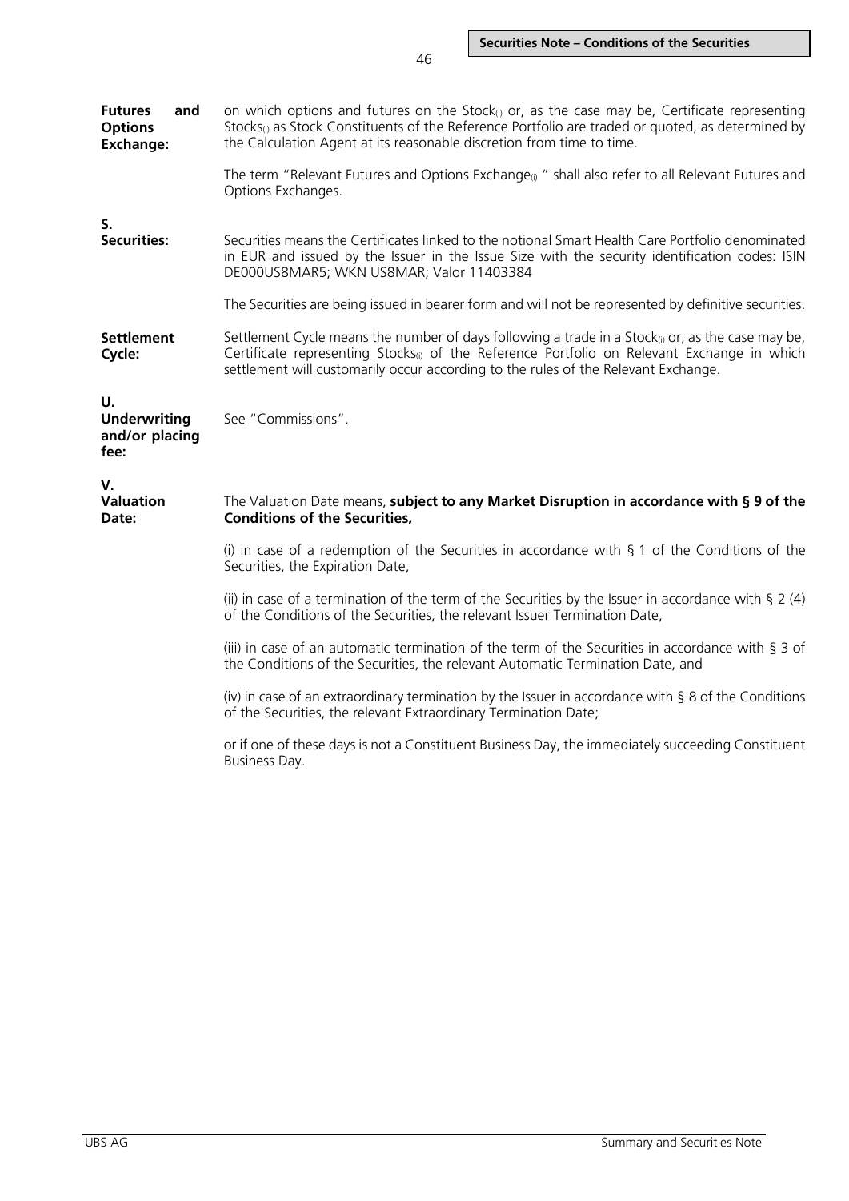| | |
|---|---|
| **Futures and Options Exchange:** | on which options and futures on the $Stock_{(i)}$ or, as the case may be, Certificate representing $Stocks_{(i)}$ as Stock Constituents of the Reference Portfolio are traded or quoted, as determined by the Calculation Agent at its reasonable discretion from time to time.<br><br>The term "Relevant Futures and Options $Exchange_{(i)}$ " shall also refer to all Relevant Futures and Options Exchanges. |

**S.**

| | |
|---|---|
| **Securities:** | Securities means the Certificates linked to the notional Smart Health Care Portfolio denominated in EUR and issued by the Issuer in the Issue Size with the security identification codes: ISIN DE000US8MAR5; WKN US8MAR; Valor 11403384<br><br>The Securities are being issued in bearer form and will not be represented by definitive securities. |
| **Settlement Cycle:** | Settlement Cycle means the number of days following a trade in a $Stock_{(i)}$ or, as the case may be, Certificate representing $Stocks_{(i)}$ of the Reference Portfolio on Relevant Exchange in which settlement will customarily occur according to the rules of the Relevant Exchange. |

**U.**

| | |
|---|---|
| **Underwriting and/or placing fee:** | See "Commissions". |

**V.**

| | |
|---|---|
| **Valuation Date:** | The Valuation Date means, **subject to any Market Disruption in accordance with § 9 of the Conditions of the Securities,**<br><br>(i) in case of a redemption of the Securities in accordance with § 1 of the Conditions of the Securities, the Expiration Date,<br><br>(ii) in case of a termination of the term of the Securities by the Issuer in accordance with § 2 (4) of the Conditions of the Securities, the relevant Issuer Termination Date,<br><br>(iii) in case of an automatic termination of the term of the Securities in accordance with § 3 of the Conditions of the Securities, the relevant Automatic Termination Date, and<br><br>(iv) in case of an extraordinary termination by the Issuer in accordance with § 8 of the Conditions of the Securities, the relevant Extraordinary Termination Date;<br><br>or if one of these days is not a Constituent Business Day, the immediately succeeding Constituent Business Day. |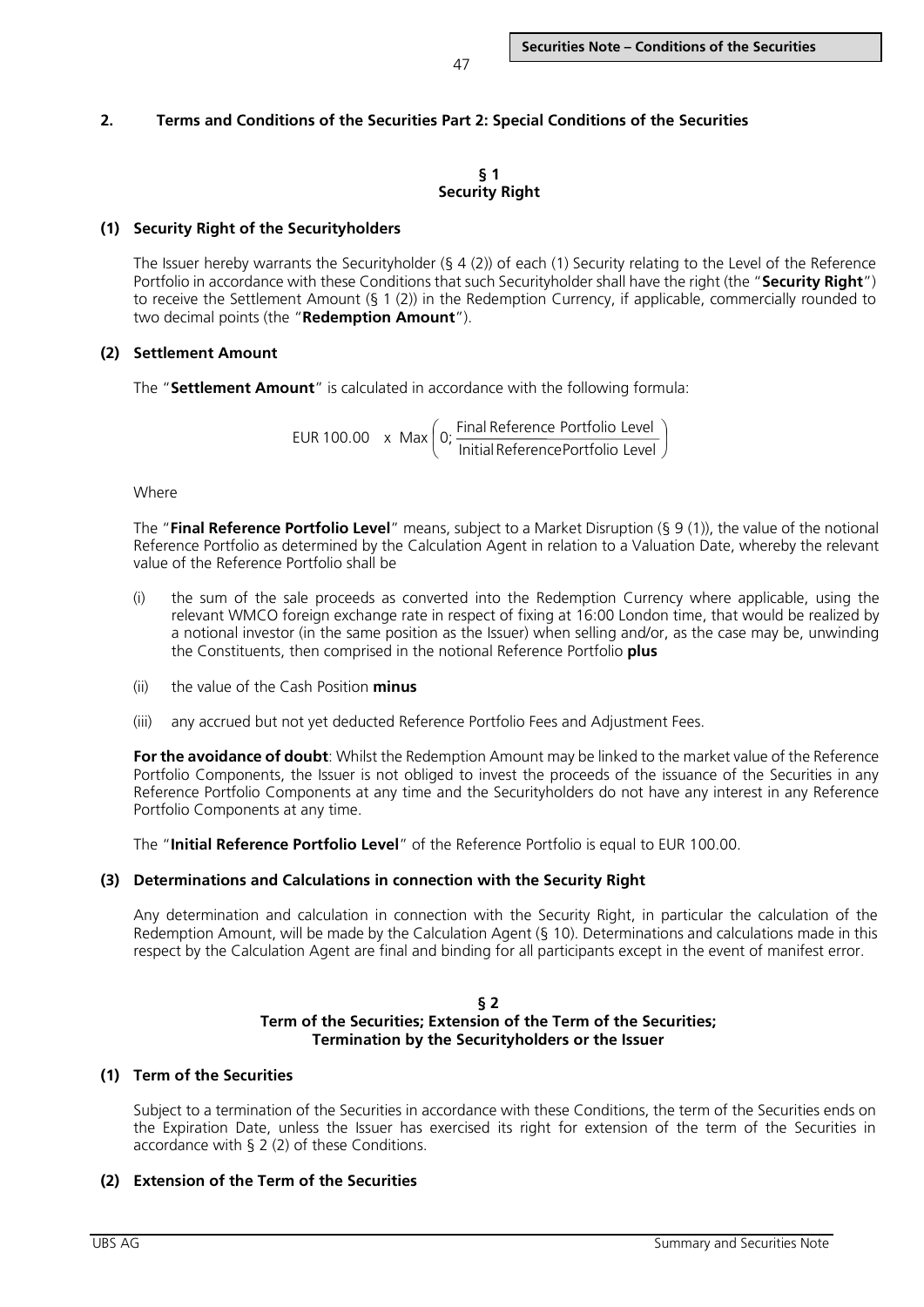## 2. Terms and Conditions of the Securities Part 2: Special Conditions of the Securities

### § 1
### Security Right

#### (1) Security Right of the Securityholders

The Issuer hereby warrants the Securityholder (§ 4 (2)) of each (1) Security relating to the Level of the Reference Portfolio in accordance with these Conditions that such Securityholder shall have the right (the "**Security Right**") to receive the Settlement Amount (§ 1 (2)) in the Redemption Currency, if applicable, commercially rounded to two decimal points (the "**Redemption Amount**").

#### (2) Settlement Amount

The "**Settlement Amount**" is calculated in accordance with the following formula:

$$\text{EUR } 100.00 \quad \text{x} \ \text{Max}\left(0; \frac{\text{Final Reference Portfolio Level}}{\text{Initial Reference Portfolio Level}}\right)$$

Where

The "**Final Reference Portfolio Level**" means, subject to a Market Disruption (§ 9 (1)), the value of the notional Reference Portfolio as determined by the Calculation Agent in relation to a Valuation Date, whereby the relevant value of the Reference Portfolio shall be

(i) the sum of the sale proceeds as converted into the Redemption Currency where applicable, using the relevant WMCO foreign exchange rate in respect of fixing at 16:00 London time, that would be realized by a notional investor (in the same position as the Issuer) when selling and/or, as the case may be, unwinding the Constituents, then comprised in the notional Reference Portfolio **plus**

(ii) the value of the Cash Position **minus**

(iii) any accrued but not yet deducted Reference Portfolio Fees and Adjustment Fees.

**For the avoidance of doubt**: Whilst the Redemption Amount may be linked to the market value of the Reference Portfolio Components, the Issuer is not obliged to invest the proceeds of the issuance of the Securities in any Reference Portfolio Components at any time and the Securityholders do not have any interest in any Reference Portfolio Components at any time.

The "**Initial Reference Portfolio Level**" of the Reference Portfolio is equal to EUR 100.00.

#### (3) Determinations and Calculations in connection with the Security Right

Any determination and calculation in connection with the Security Right, in particular the calculation of the Redemption Amount, will be made by the Calculation Agent (§ 10). Determinations and calculations made in this respect by the Calculation Agent are final and binding for all participants except in the event of manifest error.

### § 2
### Term of the Securities; Extension of the Term of the Securities; Termination by the Securityholders or the Issuer

#### (1) Term of the Securities

Subject to a termination of the Securities in accordance with these Conditions, the term of the Securities ends on the Expiration Date, unless the Issuer has exercised its right for extension of the term of the Securities in accordance with § 2 (2) of these Conditions.

#### (2) Extension of the Term of the Securities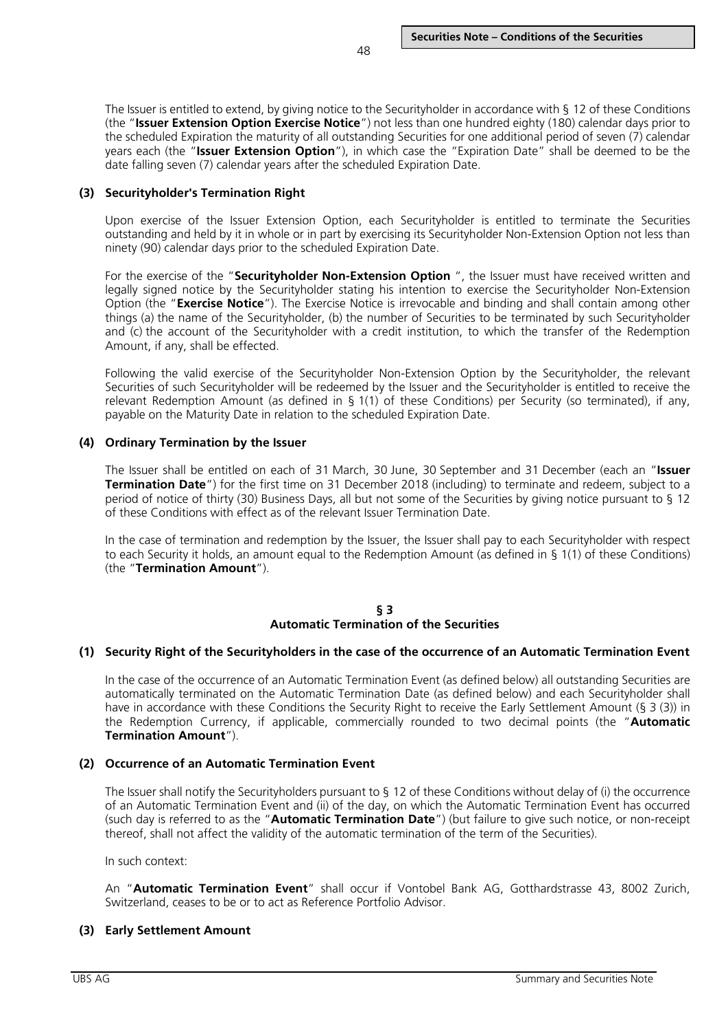The Issuer is entitled to extend, by giving notice to the Securityholder in accordance with § 12 of these Conditions (the "**Issuer Extension Option Exercise Notice**") not less than one hundred eighty (180) calendar days prior to the scheduled Expiration the maturity of all outstanding Securities for one additional period of seven (7) calendar years each (the "**Issuer Extension Option**"), in which case the "Expiration Date" shall be deemed to be the date falling seven (7) calendar years after the scheduled Expiration Date.

**(3) Securityholder's Termination Right**

Upon exercise of the Issuer Extension Option, each Securityholder is entitled to terminate the Securities outstanding and held by it in whole or in part by exercising its Securityholder Non-Extension Option not less than ninety (90) calendar days prior to the scheduled Expiration Date.

For the exercise of the "**Securityholder Non-Extension Option** ", the Issuer must have received written and legally signed notice by the Securityholder stating his intention to exercise the Securityholder Non-Extension Option (the "**Exercise Notice**"). The Exercise Notice is irrevocable and binding and shall contain among other things (a) the name of the Securityholder, (b) the number of Securities to be terminated by such Securityholder and (c) the account of the Securityholder with a credit institution, to which the transfer of the Redemption Amount, if any, shall be effected.

Following the valid exercise of the Securityholder Non-Extension Option by the Securityholder, the relevant Securities of such Securityholder will be redeemed by the Issuer and the Securityholder is entitled to receive the relevant Redemption Amount (as defined in § 1(1) of these Conditions) per Security (so terminated), if any, payable on the Maturity Date in relation to the scheduled Expiration Date.

**(4) Ordinary Termination by the Issuer**

The Issuer shall be entitled on each of 31 March, 30 June, 30 September and 31 December (each an "**Issuer Termination Date**") for the first time on 31 December 2018 (including) to terminate and redeem, subject to a period of notice of thirty (30) Business Days, all but not some of the Securities by giving notice pursuant to § 12 of these Conditions with effect as of the relevant Issuer Termination Date.

In the case of termination and redemption by the Issuer, the Issuer shall pay to each Securityholder with respect to each Security it holds, an amount equal to the Redemption Amount (as defined in § 1(1) of these Conditions) (the "**Termination Amount**").

## § 3
## Automatic Termination of the Securities

**(1) Security Right of the Securityholders in the case of the occurrence of an Automatic Termination Event**

In the case of the occurrence of an Automatic Termination Event (as defined below) all outstanding Securities are automatically terminated on the Automatic Termination Date (as defined below) and each Securityholder shall have in accordance with these Conditions the Security Right to receive the Early Settlement Amount (§ 3 (3)) in the Redemption Currency, if applicable, commercially rounded to two decimal points (the "**Automatic Termination Amount**").

**(2) Occurrence of an Automatic Termination Event**

The Issuer shall notify the Securityholders pursuant to § 12 of these Conditions without delay of (i) the occurrence of an Automatic Termination Event and (ii) of the day, on which the Automatic Termination Event has occurred (such day is referred to as the "**Automatic Termination Date**") (but failure to give such notice, or non-receipt thereof, shall not affect the validity of the automatic termination of the term of the Securities).

In such context:

An "**Automatic Termination Event**" shall occur if Vontobel Bank AG, Gotthardstrasse 43, 8002 Zurich, Switzerland, ceases to be or to act as Reference Portfolio Advisor.

**(3) Early Settlement Amount**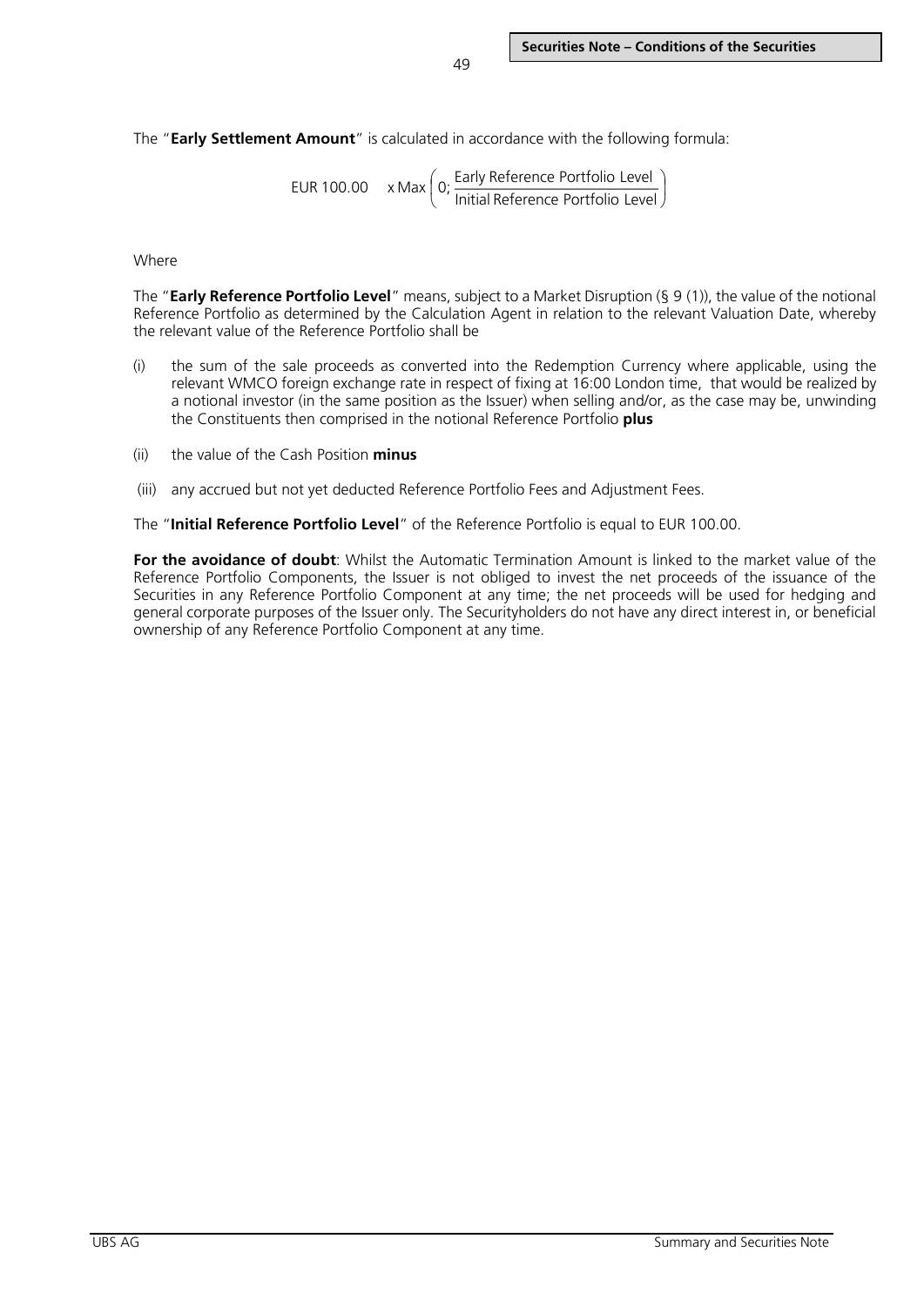The "**Early Settlement Amount**" is calculated in accordance with the following formula:

$$\text{EUR } 100.00 \quad \text{x Max}\left(0; \frac{\text{Early Reference Portfolio Level}}{\text{Initial Reference Portfolio Level}}\right)$$

Where

The "**Early Reference Portfolio Level**" means, subject to a Market Disruption (§ 9 (1)), the value of the notional Reference Portfolio as determined by the Calculation Agent in relation to the relevant Valuation Date, whereby the relevant value of the Reference Portfolio shall be

(i) the sum of the sale proceeds as converted into the Redemption Currency where applicable, using the relevant WMCO foreign exchange rate in respect of fixing at 16:00 London time, that would be realized by a notional investor (in the same position as the Issuer) when selling and/or, as the case may be, unwinding the Constituents then comprised in the notional Reference Portfolio **plus**

(ii) the value of the Cash Position **minus**

(iii) any accrued but not yet deducted Reference Portfolio Fees and Adjustment Fees.

The "**Initial Reference Portfolio Level**" of the Reference Portfolio is equal to EUR 100.00.

**For the avoidance of doubt**: Whilst the Automatic Termination Amount is linked to the market value of the Reference Portfolio Components, the Issuer is not obliged to invest the net proceeds of the issuance of the Securities in any Reference Portfolio Component at any time; the net proceeds will be used for hedging and general corporate purposes of the Issuer only. The Securityholders do not have any direct interest in, or beneficial ownership of any Reference Portfolio Component at any time.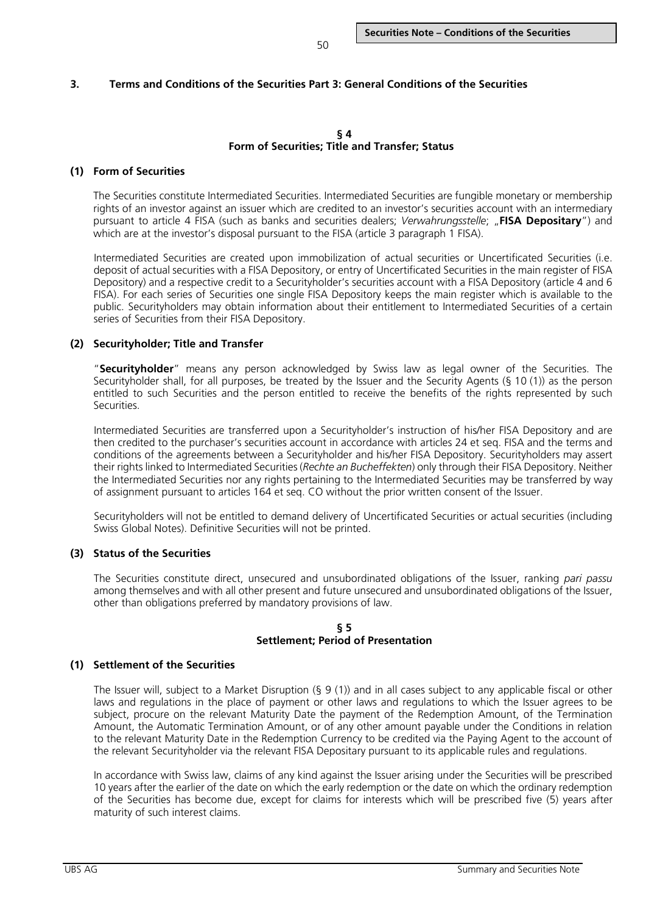## 3. Terms and Conditions of the Securities Part 3: General Conditions of the Securities

### § 4
### Form of Securities; Title and Transfer; Status

**(1) Form of Securities**

The Securities constitute Intermediated Securities. Intermediated Securities are fungible monetary or membership rights of an investor against an issuer which are credited to an investor's securities account with an intermediary pursuant to article 4 FISA (such as banks and securities dealers; *Verwahrungsstelle*; „**FISA Depositary**") and which are at the investor's disposal pursuant to the FISA (article 3 paragraph 1 FISA).

Intermediated Securities are created upon immobilization of actual securities or Uncertificated Securities (i.e. deposit of actual securities with a FISA Depository, or entry of Uncertificated Securities in the main register of FISA Depository) and a respective credit to a Securityholder's securities account with a FISA Depository (article 4 and 6 FISA). For each series of Securities one single FISA Depository keeps the main register which is available to the public. Securityholders may obtain information about their entitlement to Intermediated Securities of a certain series of Securities from their FISA Depository.

**(2) Securityholder; Title and Transfer**

"**Securityholder**" means any person acknowledged by Swiss law as legal owner of the Securities. The Securityholder shall, for all purposes, be treated by the Issuer and the Security Agents (§ 10 (1)) as the person entitled to such Securities and the person entitled to receive the benefits of the rights represented by such Securities.

Intermediated Securities are transferred upon a Securityholder's instruction of his/her FISA Depository and are then credited to the purchaser's securities account in accordance with articles 24 et seq. FISA and the terms and conditions of the agreements between a Securityholder and his/her FISA Depository. Securityholders may assert their rights linked to Intermediated Securities (*Rechte an Bucheffekten*) only through their FISA Depository. Neither the Intermediated Securities nor any rights pertaining to the Intermediated Securities may be transferred by way of assignment pursuant to articles 164 et seq. CO without the prior written consent of the Issuer.

Securityholders will not be entitled to demand delivery of Uncertificated Securities or actual securities (including Swiss Global Notes). Definitive Securities will not be printed.

**(3) Status of the Securities**

The Securities constitute direct, unsecured and unsubordinated obligations of the Issuer, ranking *pari passu* among themselves and with all other present and future unsecured and unsubordinated obligations of the Issuer, other than obligations preferred by mandatory provisions of law.

### § 5
### Settlement; Period of Presentation

**(1) Settlement of the Securities**

The Issuer will, subject to a Market Disruption (§ 9 (1)) and in all cases subject to any applicable fiscal or other laws and regulations in the place of payment or other laws and regulations to which the Issuer agrees to be subject, procure on the relevant Maturity Date the payment of the Redemption Amount, of the Termination Amount, the Automatic Termination Amount, or of any other amount payable under the Conditions in relation to the relevant Maturity Date in the Redemption Currency to be credited via the Paying Agent to the account of the relevant Securityholder via the relevant FISA Depositary pursuant to its applicable rules and regulations.

In accordance with Swiss law, claims of any kind against the Issuer arising under the Securities will be prescribed 10 years after the earlier of the date on which the early redemption or the date on which the ordinary redemption of the Securities has become due, except for claims for interests which will be prescribed five (5) years after maturity of such interest claims.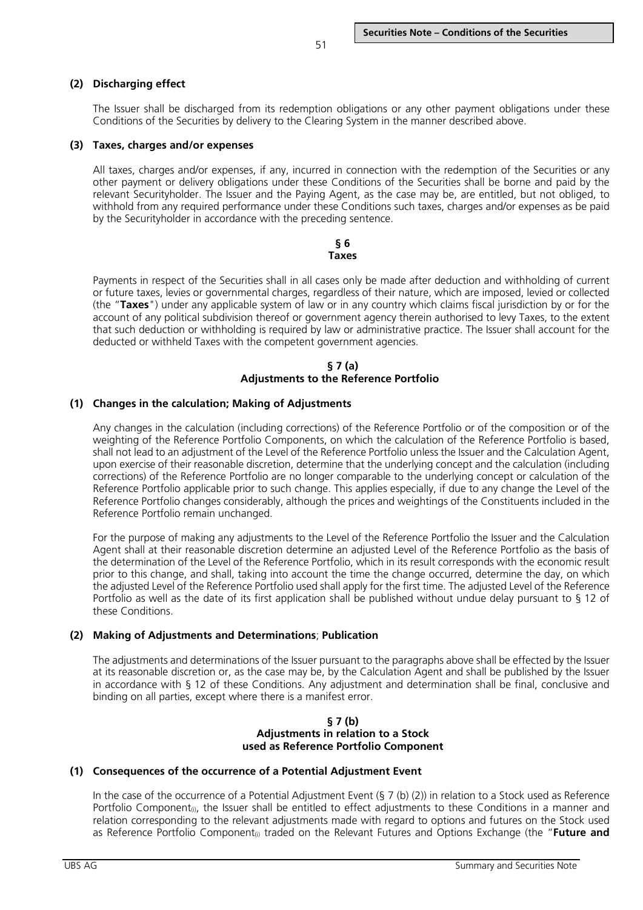### (2) Discharging effect

The Issuer shall be discharged from its redemption obligations or any other payment obligations under these Conditions of the Securities by delivery to the Clearing System in the manner described above.

### (3) Taxes, charges and/or expenses

All taxes, charges and/or expenses, if any, incurred in connection with the redemption of the Securities or any other payment or delivery obligations under these Conditions of the Securities shall be borne and paid by the relevant Securityholder. The Issuer and the Paying Agent, as the case may be, are entitled, but not obliged, to withhold from any required performance under these Conditions such taxes, charges and/or expenses as be paid by the Securityholder in accordance with the preceding sentence.

## § 6
## Taxes

Payments in respect of the Securities shall in all cases only be made after deduction and withholding of current or future taxes, levies or governmental charges, regardless of their nature, which are imposed, levied or collected (the "**Taxes**") under any applicable system of law or in any country which claims fiscal jurisdiction by or for the account of any political subdivision thereof or government agency therein authorised to levy Taxes, to the extent that such deduction or withholding is required by law or administrative practice. The Issuer shall account for the deducted or withheld Taxes with the competent government agencies.

## § 7 (a)
## Adjustments to the Reference Portfolio

### (1) Changes in the calculation; Making of Adjustments

Any changes in the calculation (including corrections) of the Reference Portfolio or of the composition or of the weighting of the Reference Portfolio Components, on which the calculation of the Reference Portfolio is based, shall not lead to an adjustment of the Level of the Reference Portfolio unless the Issuer and the Calculation Agent, upon exercise of their reasonable discretion, determine that the underlying concept and the calculation (including corrections) of the Reference Portfolio are no longer comparable to the underlying concept or calculation of the Reference Portfolio applicable prior to such change. This applies especially, if due to any change the Level of the Reference Portfolio changes considerably, although the prices and weightings of the Constituents included in the Reference Portfolio remain unchanged.

For the purpose of making any adjustments to the Level of the Reference Portfolio the Issuer and the Calculation Agent shall at their reasonable discretion determine an adjusted Level of the Reference Portfolio as the basis of the determination of the Level of the Reference Portfolio, which in its result corresponds with the economic result prior to this change, and shall, taking into account the time the change occurred, determine the day, on which the adjusted Level of the Reference Portfolio used shall apply for the first time. The adjusted Level of the Reference Portfolio as well as the date of its first application shall be published without undue delay pursuant to § 12 of these Conditions.

### (2) Making of Adjustments and Determinations; Publication

The adjustments and determinations of the Issuer pursuant to the paragraphs above shall be effected by the Issuer at its reasonable discretion or, as the case may be, by the Calculation Agent and shall be published by the Issuer in accordance with § 12 of these Conditions. Any adjustment and determination shall be final, conclusive and binding on all parties, except where there is a manifest error.

## § 7 (b)
## Adjustments in relation to a Stock used as Reference Portfolio Component

### (1) Consequences of the occurrence of a Potential Adjustment Event

In the case of the occurrence of a Potential Adjustment Event (§ 7 (b) (2)) in relation to a Stock used as Reference Portfolio Component$_{(i)}$, the Issuer shall be entitled to effect adjustments to these Conditions in a manner and relation corresponding to the relevant adjustments made with regard to options and futures on the Stock used as Reference Portfolio Component$_{(i)}$ traded on the Relevant Futures and Options Exchange (the "**Future and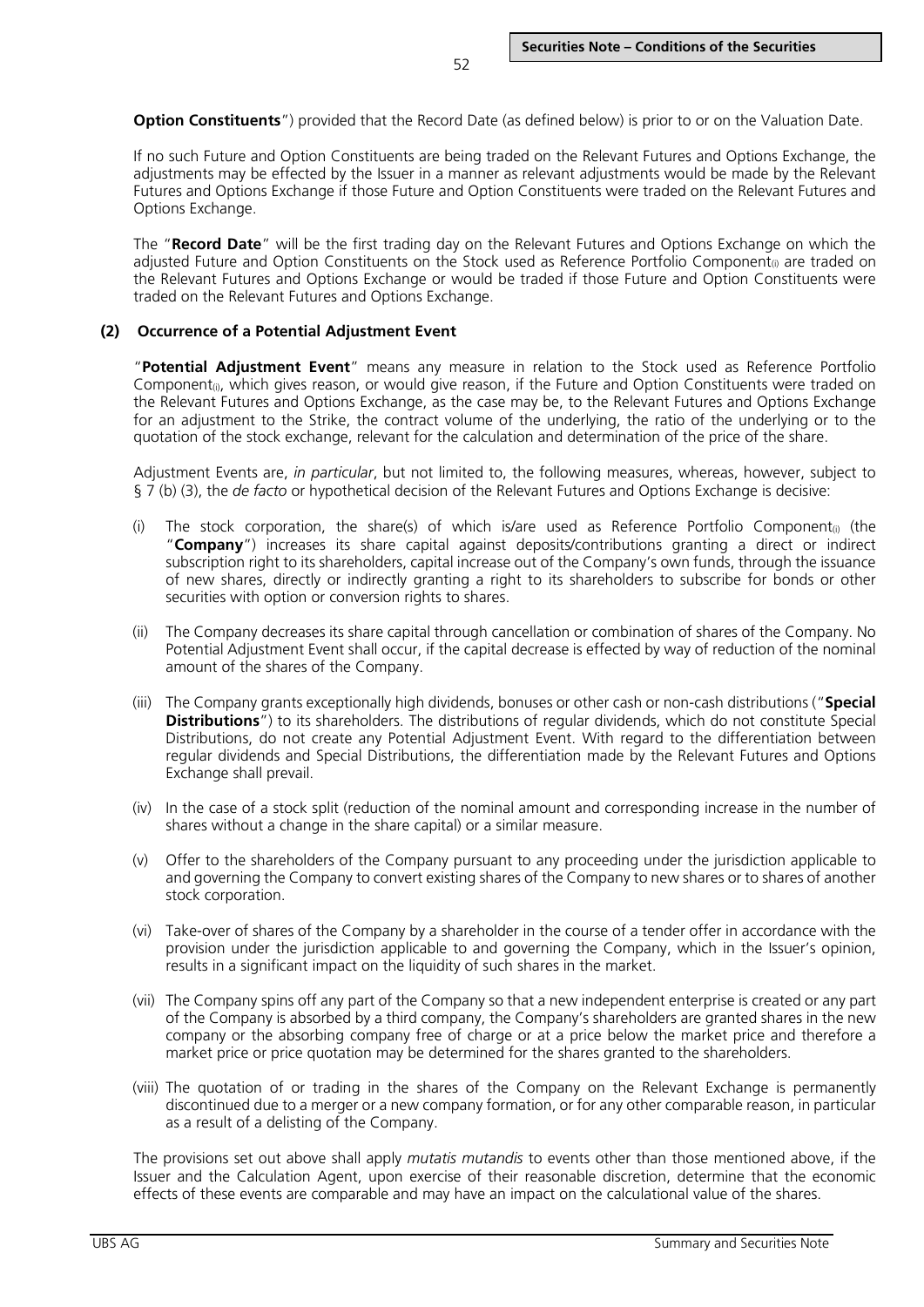**Option Constituents**") provided that the Record Date (as defined below) is prior to or on the Valuation Date.

If no such Future and Option Constituents are being traded on the Relevant Futures and Options Exchange, the adjustments may be effected by the Issuer in a manner as relevant adjustments would be made by the Relevant Futures and Options Exchange if those Future and Option Constituents were traded on the Relevant Futures and Options Exchange.

The "**Record Date**" will be the first trading day on the Relevant Futures and Options Exchange on which the adjusted Future and Option Constituents on the Stock used as Reference Portfolio Component$_{(i)}$ are traded on the Relevant Futures and Options Exchange or would be traded if those Future and Option Constituents were traded on the Relevant Futures and Options Exchange.

### (2) Occurrence of a Potential Adjustment Event

"**Potential Adjustment Event**" means any measure in relation to the Stock used as Reference Portfolio Component$_{(i)}$, which gives reason, or would give reason, if the Future and Option Constituents were traded on the Relevant Futures and Options Exchange, as the case may be, to the Relevant Futures and Options Exchange for an adjustment to the Strike, the contract volume of the underlying, the ratio of the underlying or to the quotation of the stock exchange, relevant for the calculation and determination of the price of the share.

Adjustment Events are, *in particular*, but not limited to, the following measures, whereas, however, subject to § 7 (b) (3), the *de facto* or hypothetical decision of the Relevant Futures and Options Exchange is decisive:

(i) The stock corporation, the share(s) of which is/are used as Reference Portfolio Component$_{(i)}$ (the "**Company**") increases its share capital against deposits/contributions granting a direct or indirect subscription right to its shareholders, capital increase out of the Company's own funds, through the issuance of new shares, directly or indirectly granting a right to its shareholders to subscribe for bonds or other securities with option or conversion rights to shares.

(ii) The Company decreases its share capital through cancellation or combination of shares of the Company. No Potential Adjustment Event shall occur, if the capital decrease is effected by way of reduction of the nominal amount of the shares of the Company.

(iii) The Company grants exceptionally high dividends, bonuses or other cash or non-cash distributions ("**Special Distributions**") to its shareholders. The distributions of regular dividends, which do not constitute Special Distributions, do not create any Potential Adjustment Event. With regard to the differentiation between regular dividends and Special Distributions, the differentiation made by the Relevant Futures and Options Exchange shall prevail.

(iv) In the case of a stock split (reduction of the nominal amount and corresponding increase in the number of shares without a change in the share capital) or a similar measure.

(v) Offer to the shareholders of the Company pursuant to any proceeding under the jurisdiction applicable to and governing the Company to convert existing shares of the Company to new shares or to shares of another stock corporation.

(vi) Take-over of shares of the Company by a shareholder in the course of a tender offer in accordance with the provision under the jurisdiction applicable to and governing the Company, which in the Issuer's opinion, results in a significant impact on the liquidity of such shares in the market.

(vii) The Company spins off any part of the Company so that a new independent enterprise is created or any part of the Company is absorbed by a third company, the Company's shareholders are granted shares in the new company or the absorbing company free of charge or at a price below the market price and therefore a market price or price quotation may be determined for the shares granted to the shareholders.

(viii) The quotation of or trading in the shares of the Company on the Relevant Exchange is permanently discontinued due to a merger or a new company formation, or for any other comparable reason, in particular as a result of a delisting of the Company.

The provisions set out above shall apply *mutatis mutandis* to events other than those mentioned above, if the Issuer and the Calculation Agent, upon exercise of their reasonable discretion, determine that the economic effects of these events are comparable and may have an impact on the calculational value of the shares.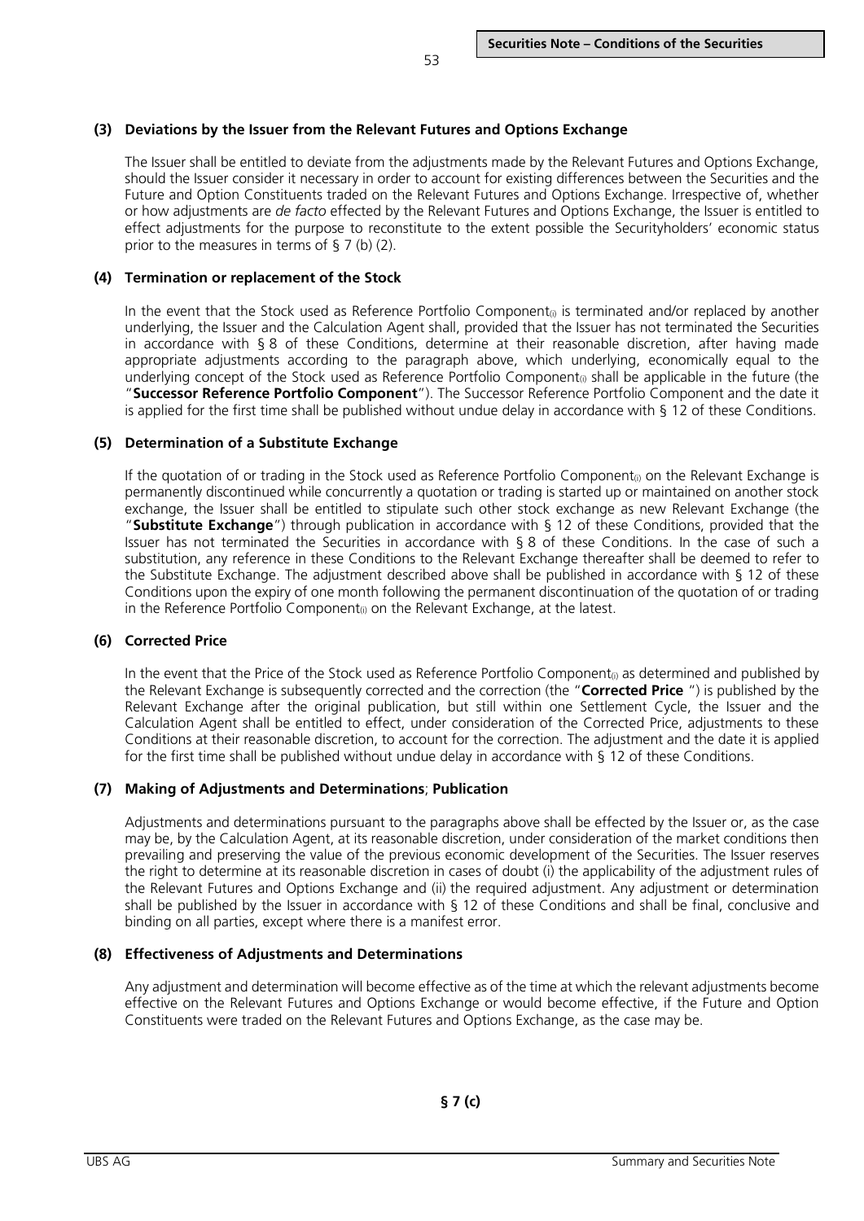### (3) Deviations by the Issuer from the Relevant Futures and Options Exchange

The Issuer shall be entitled to deviate from the adjustments made by the Relevant Futures and Options Exchange, should the Issuer consider it necessary in order to account for existing differences between the Securities and the Future and Option Constituents traded on the Relevant Futures and Options Exchange. Irrespective of, whether or how adjustments are *de facto* effected by the Relevant Futures and Options Exchange, the Issuer is entitled to effect adjustments for the purpose to reconstitute to the extent possible the Securityholders' economic status prior to the measures in terms of § 7 (b) (2).

### (4) Termination or replacement of the Stock

In the event that the Stock used as Reference Portfolio Component$_{(i)}$ is terminated and/or replaced by another underlying, the Issuer and the Calculation Agent shall, provided that the Issuer has not terminated the Securities in accordance with § 8 of these Conditions, determine at their reasonable discretion, after having made appropriate adjustments according to the paragraph above, which underlying, economically equal to the underlying concept of the Stock used as Reference Portfolio Component$_{(i)}$ shall be applicable in the future (the "**Successor Reference Portfolio Component**"). The Successor Reference Portfolio Component and the date it is applied for the first time shall be published without undue delay in accordance with § 12 of these Conditions.

### (5) Determination of a Substitute Exchange

If the quotation of or trading in the Stock used as Reference Portfolio Component$_{(i)}$ on the Relevant Exchange is permanently discontinued while concurrently a quotation or trading is started up or maintained on another stock exchange, the Issuer shall be entitled to stipulate such other stock exchange as new Relevant Exchange (the "**Substitute Exchange**") through publication in accordance with § 12 of these Conditions, provided that the Issuer has not terminated the Securities in accordance with § 8 of these Conditions. In the case of such a substitution, any reference in these Conditions to the Relevant Exchange thereafter shall be deemed to refer to the Substitute Exchange. The adjustment described above shall be published in accordance with § 12 of these Conditions upon the expiry of one month following the permanent discontinuation of the quotation of or trading in the Reference Portfolio Component$_{(i)}$ on the Relevant Exchange, at the latest.

### (6) Corrected Price

In the event that the Price of the Stock used as Reference Portfolio Component$_{(i)}$ as determined and published by the Relevant Exchange is subsequently corrected and the correction (the "**Corrected Price** ") is published by the Relevant Exchange after the original publication, but still within one Settlement Cycle, the Issuer and the Calculation Agent shall be entitled to effect, under consideration of the Corrected Price, adjustments to these Conditions at their reasonable discretion, to account for the correction. The adjustment and the date it is applied for the first time shall be published without undue delay in accordance with § 12 of these Conditions.

### (7) Making of Adjustments and Determinations; Publication

Adjustments and determinations pursuant to the paragraphs above shall be effected by the Issuer or, as the case may be, by the Calculation Agent, at its reasonable discretion, under consideration of the market conditions then prevailing and preserving the value of the previous economic development of the Securities. The Issuer reserves the right to determine at its reasonable discretion in cases of doubt (i) the applicability of the adjustment rules of the Relevant Futures and Options Exchange and (ii) the required adjustment. Any adjustment or determination shall be published by the Issuer in accordance with § 12 of these Conditions and shall be final, conclusive and binding on all parties, except where there is a manifest error.

### (8) Effectiveness of Adjustments and Determinations

Any adjustment and determination will become effective as of the time at which the relevant adjustments become effective on the Relevant Futures and Options Exchange or would become effective, if the Future and Option Constituents were traded on the Relevant Futures and Options Exchange, as the case may be.

## § 7 (c)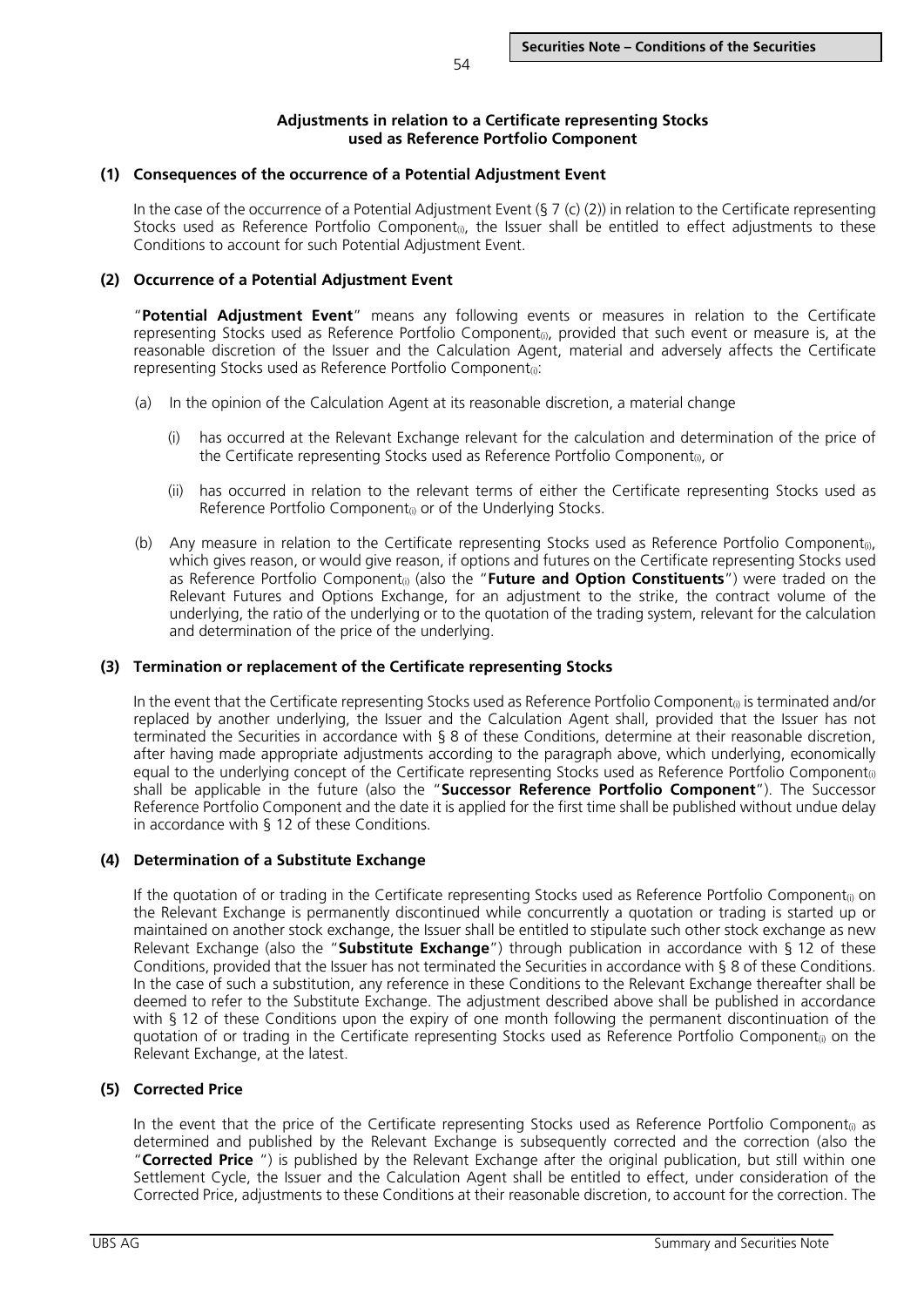**Adjustments in relation to a Certificate representing Stocks used as Reference Portfolio Component**

**(1) Consequences of the occurrence of a Potential Adjustment Event**

In the case of the occurrence of a Potential Adjustment Event (§ 7 (c) (2)) in relation to the Certificate representing Stocks used as Reference Portfolio Component$_{(i)}$, the Issuer shall be entitled to effect adjustments to these Conditions to account for such Potential Adjustment Event.

**(2) Occurrence of a Potential Adjustment Event**

"**Potential Adjustment Event**" means any following events or measures in relation to the Certificate representing Stocks used as Reference Portfolio Component$_{(i)}$, provided that such event or measure is, at the reasonable discretion of the Issuer and the Calculation Agent, material and adversely affects the Certificate representing Stocks used as Reference Portfolio Component$_{(i)}$:

(a) In the opinion of the Calculation Agent at its reasonable discretion, a material change

(i) has occurred at the Relevant Exchange relevant for the calculation and determination of the price of the Certificate representing Stocks used as Reference Portfolio Component$_{(i)}$, or

(ii) has occurred in relation to the relevant terms of either the Certificate representing Stocks used as Reference Portfolio Component$_{(i)}$ or of the Underlying Stocks.

(b) Any measure in relation to the Certificate representing Stocks used as Reference Portfolio Component$_{(i)}$, which gives reason, or would give reason, if options and futures on the Certificate representing Stocks used as Reference Portfolio Component$_{(i)}$ (also the "**Future and Option Constituents**") were traded on the Relevant Futures and Options Exchange, for an adjustment to the strike, the contract volume of the underlying, the ratio of the underlying or to the quotation of the trading system, relevant for the calculation and determination of the price of the underlying.

**(3) Termination or replacement of the Certificate representing Stocks**

In the event that the Certificate representing Stocks used as Reference Portfolio Component$_{(i)}$ is terminated and/or replaced by another underlying, the Issuer and the Calculation Agent shall, provided that the Issuer has not terminated the Securities in accordance with § 8 of these Conditions, determine at their reasonable discretion, after having made appropriate adjustments according to the paragraph above, which underlying, economically equal to the underlying concept of the Certificate representing Stocks used as Reference Portfolio Component$_{(i)}$ shall be applicable in the future (also the "**Successor Reference Portfolio Component**"). The Successor Reference Portfolio Component and the date it is applied for the first time shall be published without undue delay in accordance with § 12 of these Conditions.

**(4) Determination of a Substitute Exchange**

If the quotation of or trading in the Certificate representing Stocks used as Reference Portfolio Component$_{(i)}$ on the Relevant Exchange is permanently discontinued while concurrently a quotation or trading is started up or maintained on another stock exchange, the Issuer shall be entitled to stipulate such other stock exchange as new Relevant Exchange (also the "**Substitute Exchange**") through publication in accordance with § 12 of these Conditions, provided that the Issuer has not terminated the Securities in accordance with § 8 of these Conditions. In the case of such a substitution, any reference in these Conditions to the Relevant Exchange thereafter shall be deemed to refer to the Substitute Exchange. The adjustment described above shall be published in accordance with § 12 of these Conditions upon the expiry of one month following the permanent discontinuation of the quotation of or trading in the Certificate representing Stocks used as Reference Portfolio Component$_{(i)}$ on the Relevant Exchange, at the latest.

**(5) Corrected Price**

In the event that the price of the Certificate representing Stocks used as Reference Portfolio Component$_{(i)}$ as determined and published by the Relevant Exchange is subsequently corrected and the correction (also the "**Corrected Price** ") is published by the Relevant Exchange after the original publication, but still within one Settlement Cycle, the Issuer and the Calculation Agent shall be entitled to effect, under consideration of the Corrected Price, adjustments to these Conditions at their reasonable discretion, to account for the correction. The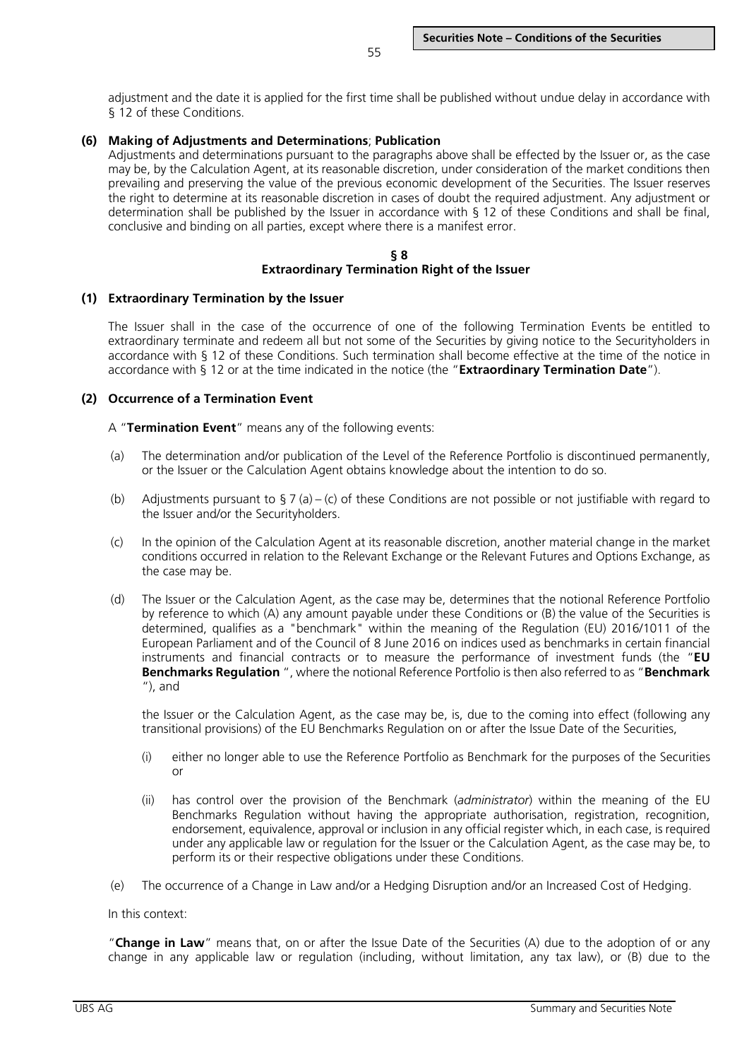adjustment and the date it is applied for the first time shall be published without undue delay in accordance with § 12 of these Conditions.

**(6) Making of Adjustments and Determinations; Publication**

Adjustments and determinations pursuant to the paragraphs above shall be effected by the Issuer or, as the case may be, by the Calculation Agent, at its reasonable discretion, under consideration of the market conditions then prevailing and preserving the value of the previous economic development of the Securities. The Issuer reserves the right to determine at its reasonable discretion in cases of doubt the required adjustment. Any adjustment or determination shall be published by the Issuer in accordance with § 12 of these Conditions and shall be final, conclusive and binding on all parties, except where there is a manifest error.

## § 8
## Extraordinary Termination Right of the Issuer

**(1) Extraordinary Termination by the Issuer**

The Issuer shall in the case of the occurrence of one of the following Termination Events be entitled to extraordinary terminate and redeem all but not some of the Securities by giving notice to the Securityholders in accordance with § 12 of these Conditions. Such termination shall become effective at the time of the notice in accordance with § 12 or at the time indicated in the notice (the "**Extraordinary Termination Date**").

**(2) Occurrence of a Termination Event**

A "**Termination Event**" means any of the following events:

(a) The determination and/or publication of the Level of the Reference Portfolio is discontinued permanently, or the Issuer or the Calculation Agent obtains knowledge about the intention to do so.

(b) Adjustments pursuant to § 7 (a) – (c) of these Conditions are not possible or not justifiable with regard to the Issuer and/or the Securityholders.

(c) In the opinion of the Calculation Agent at its reasonable discretion, another material change in the market conditions occurred in relation to the Relevant Exchange or the Relevant Futures and Options Exchange, as the case may be.

(d) The Issuer or the Calculation Agent, as the case may be, determines that the notional Reference Portfolio by reference to which (A) any amount payable under these Conditions or (B) the value of the Securities is determined, qualifies as a "benchmark" within the meaning of the Regulation (EU) 2016/1011 of the European Parliament and of the Council of 8 June 2016 on indices used as benchmarks in certain financial instruments and financial contracts or to measure the performance of investment funds (the "**EU Benchmarks Regulation** ", where the notional Reference Portfolio is then also referred to as "**Benchmark** "), and

the Issuer or the Calculation Agent, as the case may be, is, due to the coming into effect (following any transitional provisions) of the EU Benchmarks Regulation on or after the Issue Date of the Securities,

(i) either no longer able to use the Reference Portfolio as Benchmark for the purposes of the Securities or

(ii) has control over the provision of the Benchmark (*administrator*) within the meaning of the EU Benchmarks Regulation without having the appropriate authorisation, registration, recognition, endorsement, equivalence, approval or inclusion in any official register which, in each case, is required under any applicable law or regulation for the Issuer or the Calculation Agent, as the case may be, to perform its or their respective obligations under these Conditions.

(e) The occurrence of a Change in Law and/or a Hedging Disruption and/or an Increased Cost of Hedging.

In this context:

"**Change in Law**" means that, on or after the Issue Date of the Securities (A) due to the adoption of or any change in any applicable law or regulation (including, without limitation, any tax law), or (B) due to the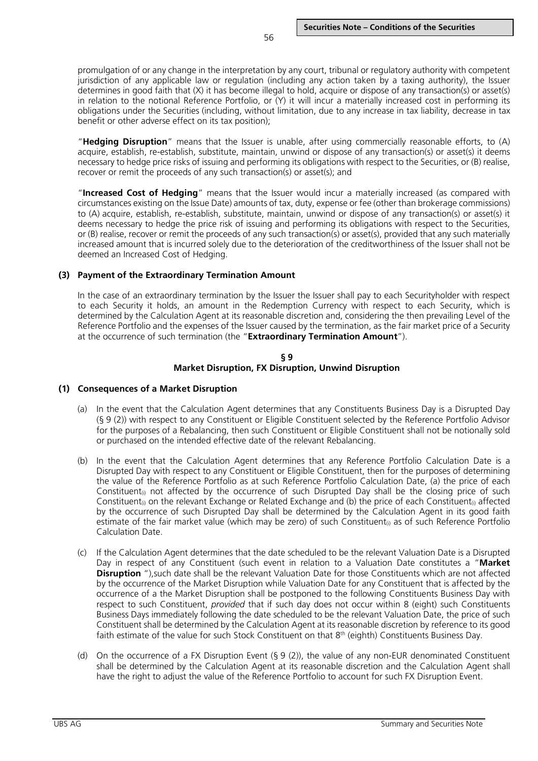promulgation of or any change in the interpretation by any court, tribunal or regulatory authority with competent jurisdiction of any applicable law or regulation (including any action taken by a taxing authority), the Issuer determines in good faith that (X) it has become illegal to hold, acquire or dispose of any transaction(s) or asset(s) in relation to the notional Reference Portfolio, or (Y) it will incur a materially increased cost in performing its obligations under the Securities (including, without limitation, due to any increase in tax liability, decrease in tax benefit or other adverse effect on its tax position);

"**Hedging Disruption**" means that the Issuer is unable, after using commercially reasonable efforts, to (A) acquire, establish, re-establish, substitute, maintain, unwind or dispose of any transaction(s) or asset(s) it deems necessary to hedge price risks of issuing and performing its obligations with respect to the Securities, or (B) realise, recover or remit the proceeds of any such transaction(s) or asset(s); and

"**Increased Cost of Hedging**" means that the Issuer would incur a materially increased (as compared with circumstances existing on the Issue Date) amounts of tax, duty, expense or fee (other than brokerage commissions) to (A) acquire, establish, re-establish, substitute, maintain, unwind or dispose of any transaction(s) or asset(s) it deems necessary to hedge the price risk of issuing and performing its obligations with respect to the Securities, or (B) realise, recover or remit the proceeds of any such transaction(s) or asset(s), provided that any such materially increased amount that is incurred solely due to the deterioration of the creditworthiness of the Issuer shall not be deemed an Increased Cost of Hedging.

**(3) Payment of the Extraordinary Termination Amount**

In the case of an extraordinary termination by the Issuer the Issuer shall pay to each Securityholder with respect to each Security it holds, an amount in the Redemption Currency with respect to each Security, which is determined by the Calculation Agent at its reasonable discretion and, considering the then prevailing Level of the Reference Portfolio and the expenses of the Issuer caused by the termination, as the fair market price of a Security at the occurrence of such termination (the "**Extraordinary Termination Amount**").

## § 9
## Market Disruption, FX Disruption, Unwind Disruption

**(1) Consequences of a Market Disruption**

(a) In the event that the Calculation Agent determines that any Constituents Business Day is a Disrupted Day (§ 9 (2)) with respect to any Constituent or Eligible Constituent selected by the Reference Portfolio Advisor for the purposes of a Rebalancing, then such Constituent or Eligible Constituent shall not be notionally sold or purchased on the intended effective date of the relevant Rebalancing.

(b) In the event that the Calculation Agent determines that any Reference Portfolio Calculation Date is a Disrupted Day with respect to any Constituent or Eligible Constituent, then for the purposes of determining the value of the Reference Portfolio as at such Reference Portfolio Calculation Date, (a) the price of each $\text{Constituent}_{(i)}$ not affected by the occurrence of such Disrupted Day shall be the closing price of such $\text{Constituent}_{(i)}$ on the relevant Exchange or Related Exchange and (b) the price of each $\text{Constituent}_{(i)}$ affected by the occurrence of such Disrupted Day shall be determined by the Calculation Agent in its good faith estimate of the fair market value (which may be zero) of such $\text{Constituent}_{(i)}$ as of such Reference Portfolio Calculation Date.

(c) If the Calculation Agent determines that the date scheduled to be the relevant Valuation Date is a Disrupted Day in respect of any Constituent (such event in relation to a Valuation Date constitutes a "**Market Disruption** "),such date shall be the relevant Valuation Date for those Constituents which are not affected by the occurrence of the Market Disruption while Valuation Date for any Constituent that is affected by the occurrence of a the Market Disruption shall be postponed to the following Constituents Business Day with respect to such Constituent, *provided* that if such day does not occur within 8 (eight) such Constituents Business Days immediately following the date scheduled to be the relevant Valuation Date, the price of such Constituent shall be determined by the Calculation Agent at its reasonable discretion by reference to its good faith estimate of the value for such Stock Constituent on that 8th (eighth) Constituents Business Day.

(d) On the occurrence of a FX Disruption Event (§ 9 (2)), the value of any non-EUR denominated Constituent shall be determined by the Calculation Agent at its reasonable discretion and the Calculation Agent shall have the right to adjust the value of the Reference Portfolio to account for such FX Disruption Event.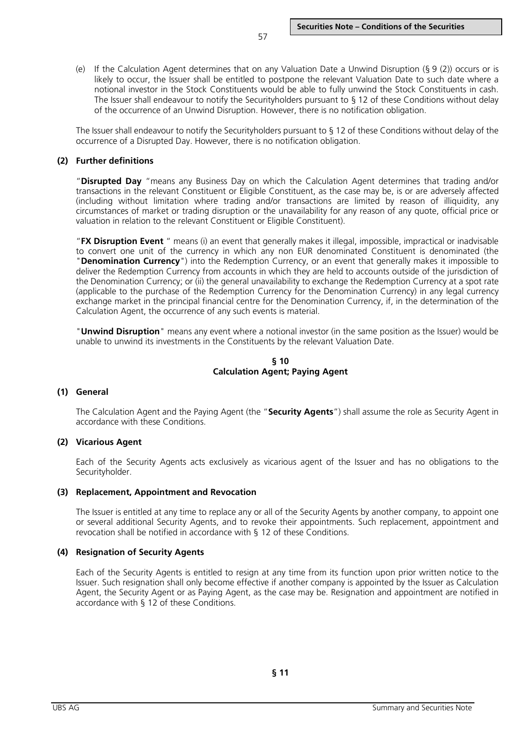(e) If the Calculation Agent determines that on any Valuation Date a Unwind Disruption (§ 9 (2)) occurs or is likely to occur, the Issuer shall be entitled to postpone the relevant Valuation Date to such date where a notional investor in the Stock Constituents would be able to fully unwind the Stock Constituents in cash. The Issuer shall endeavour to notify the Securityholders pursuant to § 12 of these Conditions without delay of the occurrence of an Unwind Disruption. However, there is no notification obligation.

The Issuer shall endeavour to notify the Securityholders pursuant to § 12 of these Conditions without delay of the occurrence of a Disrupted Day. However, there is no notification obligation.

**(2) Further definitions**

"**Disrupted Day** "means any Business Day on which the Calculation Agent determines that trading and/or transactions in the relevant Constituent or Eligible Constituent, as the case may be, is or are adversely affected (including without limitation where trading and/or transactions are limited by reason of illiquidity, any circumstances of market or trading disruption or the unavailability for any reason of any quote, official price or valuation in relation to the relevant Constituent or Eligible Constituent).

"**FX Disruption Event** " means (i) an event that generally makes it illegal, impossible, impractical or inadvisable to convert one unit of the currency in which any non EUR denominated Constituent is denominated (the "**Denomination Currency**") into the Redemption Currency, or an event that generally makes it impossible to deliver the Redemption Currency from accounts in which they are held to accounts outside of the jurisdiction of the Denomination Currency; or (ii) the general unavailability to exchange the Redemption Currency at a spot rate (applicable to the purchase of the Redemption Currency for the Denomination Currency) in any legal currency exchange market in the principal financial centre for the Denomination Currency, if, in the determination of the Calculation Agent, the occurrence of any such events is material.

"**Unwind Disruption**" means any event where a notional investor (in the same position as the Issuer) would be unable to unwind its investments in the Constituents by the relevant Valuation Date.

**§ 10**
**Calculation Agent; Paying Agent**

**(1) General**

The Calculation Agent and the Paying Agent (the "**Security Agents**") shall assume the role as Security Agent in accordance with these Conditions.

**(2) Vicarious Agent**

Each of the Security Agents acts exclusively as vicarious agent of the Issuer and has no obligations to the Securityholder.

**(3) Replacement, Appointment and Revocation**

The Issuer is entitled at any time to replace any or all of the Security Agents by another company, to appoint one or several additional Security Agents, and to revoke their appointments. Such replacement, appointment and revocation shall be notified in accordance with § 12 of these Conditions.

**(4) Resignation of Security Agents**

Each of the Security Agents is entitled to resign at any time from its function upon prior written notice to the Issuer. Such resignation shall only become effective if another company is appointed by the Issuer as Calculation Agent, the Security Agent or as Paying Agent, as the case may be. Resignation and appointment are notified in accordance with § 12 of these Conditions.

**§ 11**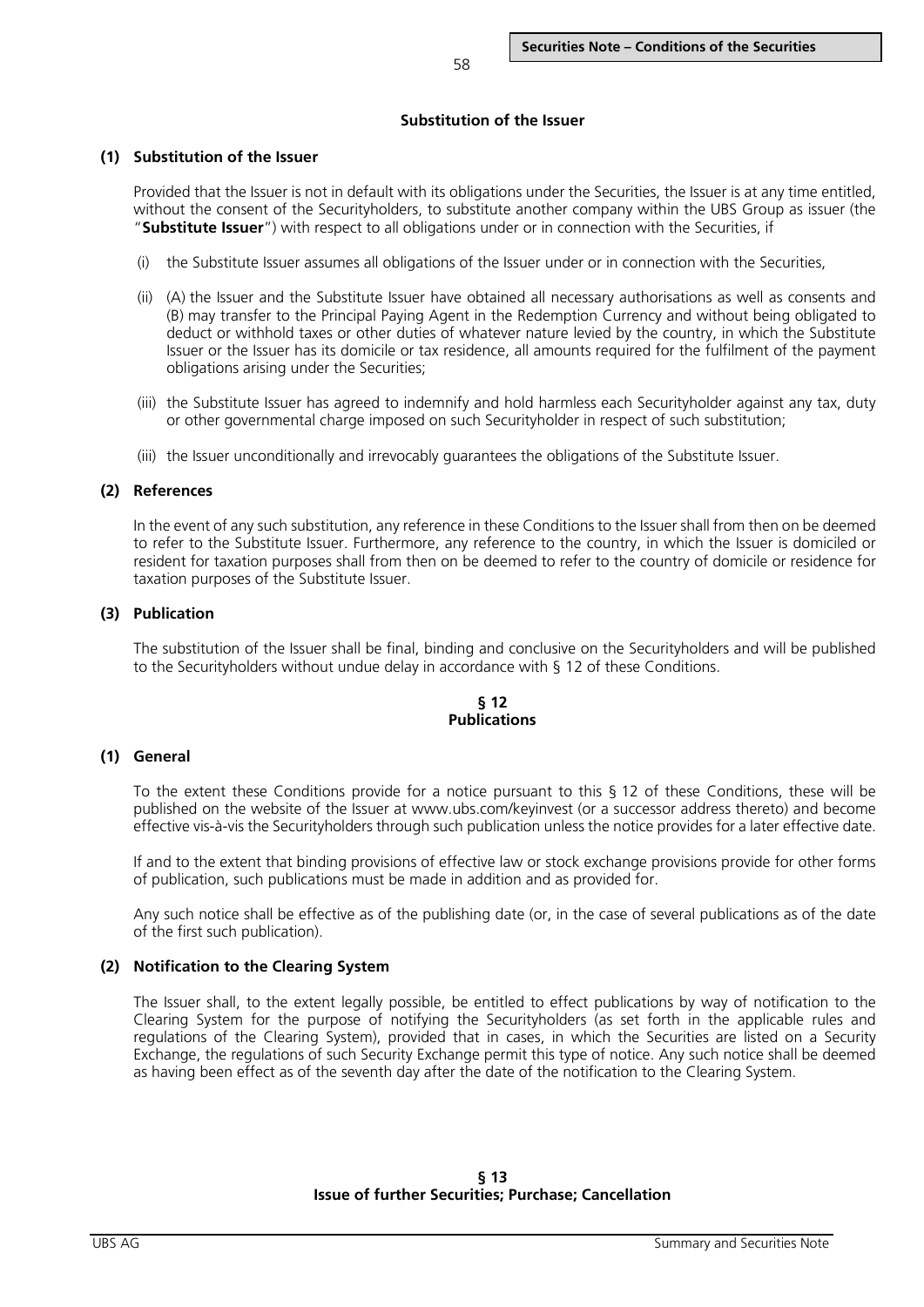**Substitution of the Issuer**

**(1) Substitution of the Issuer**

Provided that the Issuer is not in default with its obligations under the Securities, the Issuer is at any time entitled, without the consent of the Securityholders, to substitute another company within the UBS Group as issuer (the "**Substitute Issuer**") with respect to all obligations under or in connection with the Securities, if

(i) the Substitute Issuer assumes all obligations of the Issuer under or in connection with the Securities,

(ii) (A) the Issuer and the Substitute Issuer have obtained all necessary authorisations as well as consents and (B) may transfer to the Principal Paying Agent in the Redemption Currency and without being obligated to deduct or withhold taxes or other duties of whatever nature levied by the country, in which the Substitute Issuer or the Issuer has its domicile or tax residence, all amounts required for the fulfilment of the payment obligations arising under the Securities;

(iii) the Substitute Issuer has agreed to indemnify and hold harmless each Securityholder against any tax, duty or other governmental charge imposed on such Securityholder in respect of such substitution;

(iii) the Issuer unconditionally and irrevocably guarantees the obligations of the Substitute Issuer.

**(2) References**

In the event of any such substitution, any reference in these Conditions to the Issuer shall from then on be deemed to refer to the Substitute Issuer. Furthermore, any reference to the country, in which the Issuer is domiciled or resident for taxation purposes shall from then on be deemed to refer to the country of domicile or residence for taxation purposes of the Substitute Issuer.

**(3) Publication**

The substitution of the Issuer shall be final, binding and conclusive on the Securityholders and will be published to the Securityholders without undue delay in accordance with § 12 of these Conditions.

**§ 12**
**Publications**

**(1) General**

To the extent these Conditions provide for a notice pursuant to this § 12 of these Conditions, these will be published on the website of the Issuer at www.ubs.com/keyinvest (or a successor address thereto) and become effective vis-à-vis the Securityholders through such publication unless the notice provides for a later effective date.

If and to the extent that binding provisions of effective law or stock exchange provisions provide for other forms of publication, such publications must be made in addition and as provided for.

Any such notice shall be effective as of the publishing date (or, in the case of several publications as of the date of the first such publication).

**(2) Notification to the Clearing System**

The Issuer shall, to the extent legally possible, be entitled to effect publications by way of notification to the Clearing System for the purpose of notifying the Securityholders (as set forth in the applicable rules and regulations of the Clearing System), provided that in cases, in which the Securities are listed on a Security Exchange, the regulations of such Security Exchange permit this type of notice. Any such notice shall be deemed as having been effect as of the seventh day after the date of the notification to the Clearing System.

**§ 13**
**Issue of further Securities; Purchase; Cancellation**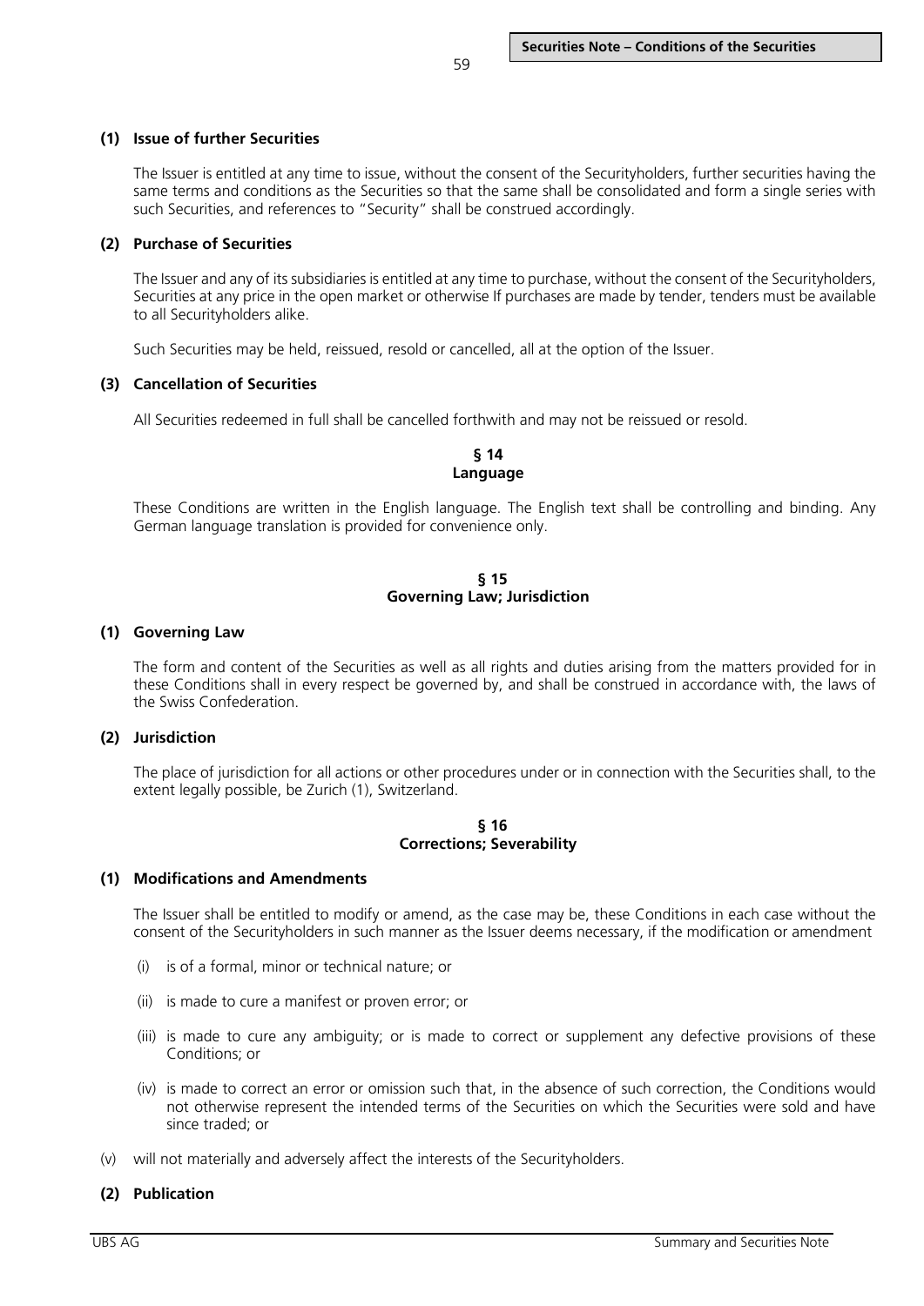**(1) Issue of further Securities**

The Issuer is entitled at any time to issue, without the consent of the Securityholders, further securities having the same terms and conditions as the Securities so that the same shall be consolidated and form a single series with such Securities, and references to "Security" shall be construed accordingly.

**(2) Purchase of Securities**

The Issuer and any of its subsidiaries is entitled at any time to purchase, without the consent of the Securityholders, Securities at any price in the open market or otherwise If purchases are made by tender, tenders must be available to all Securityholders alike.

Such Securities may be held, reissued, resold or cancelled, all at the option of the Issuer.

**(3) Cancellation of Securities**

All Securities redeemed in full shall be cancelled forthwith and may not be reissued or resold.

**§ 14**
**Language**

These Conditions are written in the English language. The English text shall be controlling and binding. Any German language translation is provided for convenience only.

**§ 15**
**Governing Law; Jurisdiction**

**(1) Governing Law**

The form and content of the Securities as well as all rights and duties arising from the matters provided for in these Conditions shall in every respect be governed by, and shall be construed in accordance with, the laws of the Swiss Confederation.

**(2) Jurisdiction**

The place of jurisdiction for all actions or other procedures under or in connection with the Securities shall, to the extent legally possible, be Zurich (1), Switzerland.

**§ 16**
**Corrections; Severability**

**(1) Modifications and Amendments**

The Issuer shall be entitled to modify or amend, as the case may be, these Conditions in each case without the consent of the Securityholders in such manner as the Issuer deems necessary, if the modification or amendment

(i) is of a formal, minor or technical nature; or

(ii) is made to cure a manifest or proven error; or

(iii) is made to cure any ambiguity; or is made to correct or supplement any defective provisions of these Conditions; or

(iv) is made to correct an error or omission such that, in the absence of such correction, the Conditions would not otherwise represent the intended terms of the Securities on which the Securities were sold and have since traded; or

(v) will not materially and adversely affect the interests of the Securityholders.

**(2) Publication**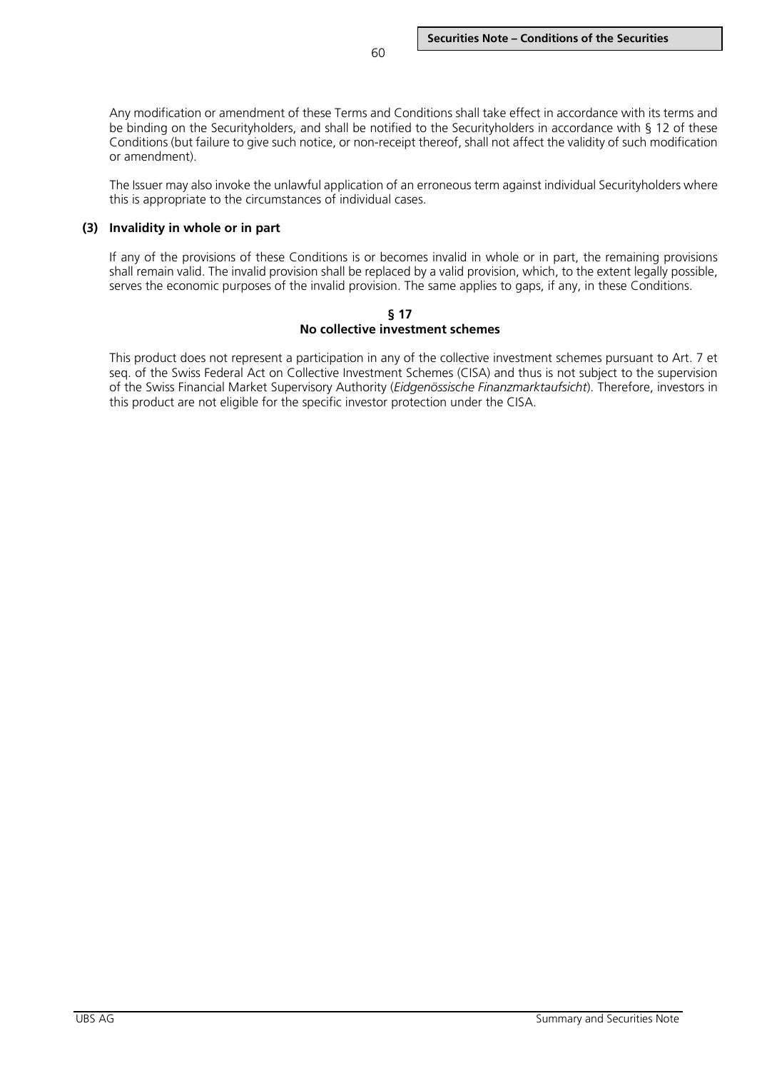Any modification or amendment of these Terms and Conditions shall take effect in accordance with its terms and be binding on the Securityholders, and shall be notified to the Securityholders in accordance with § 12 of these Conditions (but failure to give such notice, or non-receipt thereof, shall not affect the validity of such modification or amendment).

The Issuer may also invoke the unlawful application of an erroneous term against individual Securityholders where this is appropriate to the circumstances of individual cases.

**(3) Invalidity in whole or in part**

If any of the provisions of these Conditions is or becomes invalid in whole or in part, the remaining provisions shall remain valid. The invalid provision shall be replaced by a valid provision, which, to the extent legally possible, serves the economic purposes of the invalid provision. The same applies to gaps, if any, in these Conditions.

## § 17
## No collective investment schemes

This product does not represent a participation in any of the collective investment schemes pursuant to Art. 7 et seq. of the Swiss Federal Act on Collective Investment Schemes (CISA) and thus is not subject to the supervision of the Swiss Financial Market Supervisory Authority (*Eidgenössische Finanzmarktaufsicht*). Therefore, investors in this product are not eligible for the specific investor protection under the CISA.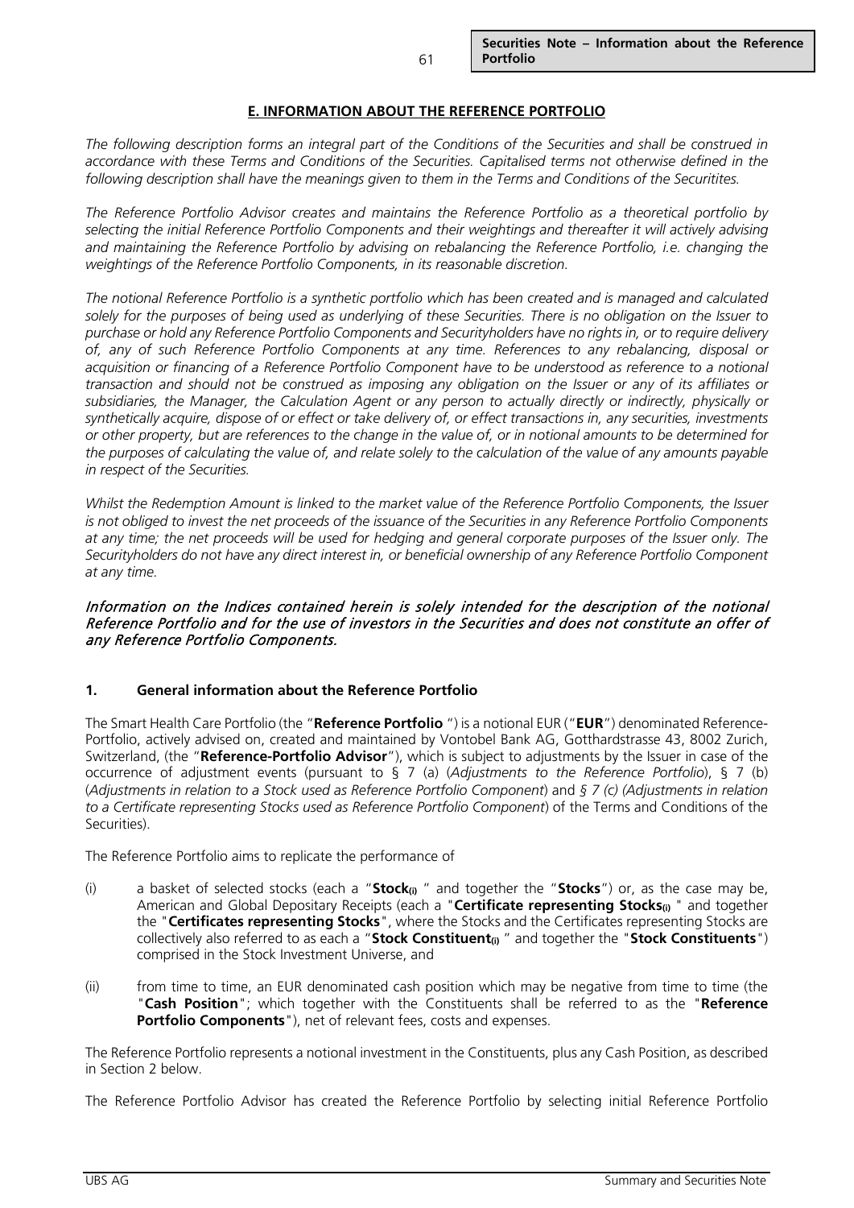## E. INFORMATION ABOUT THE REFERENCE PORTFOLIO

*The following description forms an integral part of the Conditions of the Securities and shall be construed in accordance with these Terms and Conditions of the Securities. Capitalised terms not otherwise defined in the following description shall have the meanings given to them in the Terms and Conditions of the Securitites.*

*The Reference Portfolio Advisor creates and maintains the Reference Portfolio as a theoretical portfolio by selecting the initial Reference Portfolio Components and their weightings and thereafter it will actively advising and maintaining the Reference Portfolio by advising on rebalancing the Reference Portfolio, i.e. changing the weightings of the Reference Portfolio Components, in its reasonable discretion.*

*The notional Reference Portfolio is a synthetic portfolio which has been created and is managed and calculated solely for the purposes of being used as underlying of these Securities. There is no obligation on the Issuer to purchase or hold any Reference Portfolio Components and Securityholders have no rights in, or to require delivery of, any of such Reference Portfolio Components at any time. References to any rebalancing, disposal or acquisition or financing of a Reference Portfolio Component have to be understood as reference to a notional transaction and should not be construed as imposing any obligation on the Issuer or any of its affiliates or subsidiaries, the Manager, the Calculation Agent or any person to actually directly or indirectly, physically or synthetically acquire, dispose of or effect or take delivery of, or effect transactions in, any securities, investments or other property, but are references to the change in the value of, or in notional amounts to be determined for the purposes of calculating the value of, and relate solely to the calculation of the value of any amounts payable in respect of the Securities.*

*Whilst the Redemption Amount is linked to the market value of the Reference Portfolio Components, the Issuer is not obliged to invest the net proceeds of the issuance of the Securities in any Reference Portfolio Components at any time; the net proceeds will be used for hedging and general corporate purposes of the Issuer only. The Securityholders do not have any direct interest in, or beneficial ownership of any Reference Portfolio Component at any time.*

***Information on the Indices contained herein is solely intended for the description of the notional Reference Portfolio and for the use of investors in the Securities and does not constitute an offer of any Reference Portfolio Components.***

### 1. General information about the Reference Portfolio

The Smart Health Care Portfolio (the "**Reference Portfolio** ") is a notional EUR ("**EUR**") denominated Reference-Portfolio, actively advised on, created and maintained by Vontobel Bank AG, Gotthardstrasse 43, 8002 Zurich, Switzerland, (the "**Reference-Portfolio Advisor**"), which is subject to adjustments by the Issuer in case of the occurrence of adjustment events (pursuant to § 7 (a) (*Adjustments to the Reference Portfolio*), § 7 (b) (*Adjustments in relation to a Stock used as Reference Portfolio Component*) and *§ 7 (c) (Adjustments in relation to a Certificate representing Stocks used as Reference Portfolio Component*) of the Terms and Conditions of the Securities).

The Reference Portfolio aims to replicate the performance of

(i) a basket of selected stocks (each a "**Stock$_{(i)}$** " and together the "**Stocks**") or, as the case may be, American and Global Depositary Receipts (each a "**Certificate representing Stocks$_{(i)}$** " and together the "**Certificates representing Stocks**", where the Stocks and the Certificates representing Stocks are collectively also referred to as each a "**Stock Constituent$_{(i)}$** " and together the "**Stock Constituents**") comprised in the Stock Investment Universe, and

(ii) from time to time, an EUR denominated cash position which may be negative from time to time (the "**Cash Position**"; which together with the Constituents shall be referred to as the "**Reference Portfolio Components**"), net of relevant fees, costs and expenses.

The Reference Portfolio represents a notional investment in the Constituents, plus any Cash Position, as described in Section 2 below.

The Reference Portfolio Advisor has created the Reference Portfolio by selecting initial Reference Portfolio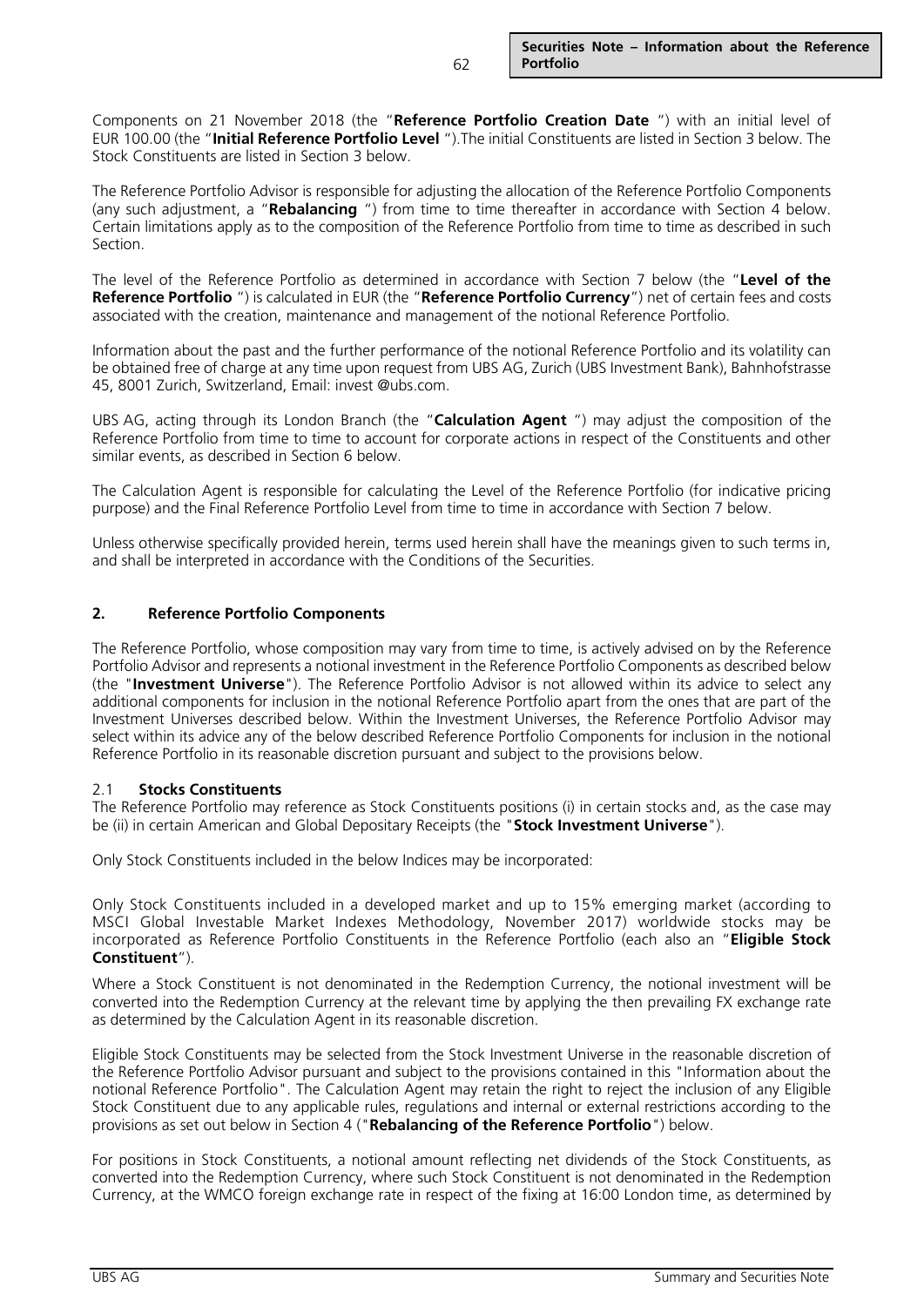Components on 21 November 2018 (the "**Reference Portfolio Creation Date** ") with an initial level of EUR 100.00 (the "**Initial Reference Portfolio Level** ").The initial Constituents are listed in Section 3 below. The Stock Constituents are listed in Section 3 below.

The Reference Portfolio Advisor is responsible for adjusting the allocation of the Reference Portfolio Components (any such adjustment, a "**Rebalancing** ") from time to time thereafter in accordance with Section 4 below. Certain limitations apply as to the composition of the Reference Portfolio from time to time as described in such Section.

The level of the Reference Portfolio as determined in accordance with Section 7 below (the "**Level of the Reference Portfolio** ") is calculated in EUR (the "**Reference Portfolio Currency**") net of certain fees and costs associated with the creation, maintenance and management of the notional Reference Portfolio.

Information about the past and the further performance of the notional Reference Portfolio and its volatility can be obtained free of charge at any time upon request from UBS AG, Zurich (UBS Investment Bank), Bahnhofstrasse 45, 8001 Zurich, Switzerland, Email: invest @ubs.com.

UBS AG, acting through its London Branch (the "**Calculation Agent** ") may adjust the composition of the Reference Portfolio from time to time to account for corporate actions in respect of the Constituents and other similar events, as described in Section 6 below.

The Calculation Agent is responsible for calculating the Level of the Reference Portfolio (for indicative pricing purpose) and the Final Reference Portfolio Level from time to time in accordance with Section 7 below.

Unless otherwise specifically provided herein, terms used herein shall have the meanings given to such terms in, and shall be interpreted in accordance with the Conditions of the Securities.

## 2. Reference Portfolio Components

The Reference Portfolio, whose composition may vary from time to time, is actively advised on by the Reference Portfolio Advisor and represents a notional investment in the Reference Portfolio Components as described below (the "**Investment Universe**"). The Reference Portfolio Advisor is not allowed within its advice to select any additional components for inclusion in the notional Reference Portfolio apart from the ones that are part of the Investment Universes described below. Within the Investment Universes, the Reference Portfolio Advisor may select within its advice any of the below described Reference Portfolio Components for inclusion in the notional Reference Portfolio in its reasonable discretion pursuant and subject to the provisions below.

### 2.1 Stocks Constituents

The Reference Portfolio may reference as Stock Constituents positions (i) in certain stocks and, as the case may be (ii) in certain American and Global Depositary Receipts (the "**Stock Investment Universe**").

Only Stock Constituents included in the below Indices may be incorporated:

Only Stock Constituents included in a developed market and up to 15% emerging market (according to MSCI Global Investable Market Indexes Methodology, November 2017) worldwide stocks may be incorporated as Reference Portfolio Constituents in the Reference Portfolio (each also an "**Eligible Stock Constituent**").

Where a Stock Constituent is not denominated in the Redemption Currency, the notional investment will be converted into the Redemption Currency at the relevant time by applying the then prevailing FX exchange rate as determined by the Calculation Agent in its reasonable discretion.

Eligible Stock Constituents may be selected from the Stock Investment Universe in the reasonable discretion of the Reference Portfolio Advisor pursuant and subject to the provisions contained in this "Information about the notional Reference Portfolio". The Calculation Agent may retain the right to reject the inclusion of any Eligible Stock Constituent due to any applicable rules, regulations and internal or external restrictions according to the provisions as set out below in Section 4 ("**Rebalancing of the Reference Portfolio**") below.

For positions in Stock Constituents, a notional amount reflecting net dividends of the Stock Constituents, as converted into the Redemption Currency, where such Stock Constituent is not denominated in the Redemption Currency, at the WMCO foreign exchange rate in respect of the fixing at 16:00 London time, as determined by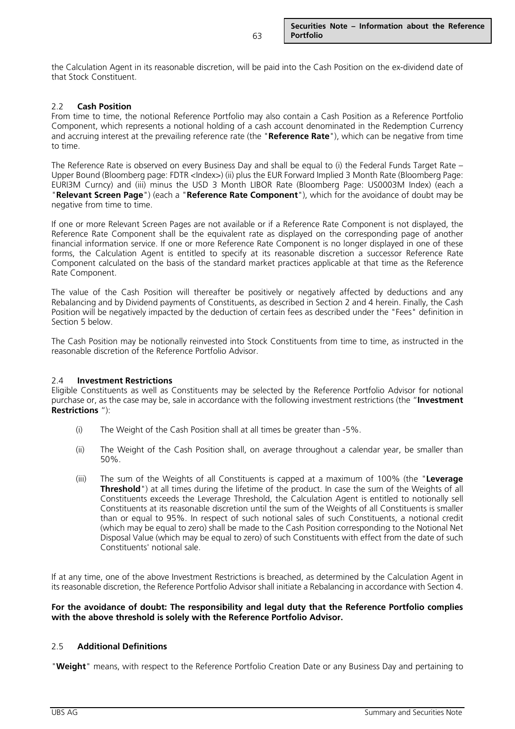the Calculation Agent in its reasonable discretion, will be paid into the Cash Position on the ex-dividend date of that Stock Constituent.

### 2.2 **Cash Position**

From time to time, the notional Reference Portfolio may also contain a Cash Position as a Reference Portfolio Component, which represents a notional holding of a cash account denominated in the Redemption Currency and accruing interest at the prevailing reference rate (the "**Reference Rate**"), which can be negative from time to time.

The Reference Rate is observed on every Business Day and shall be equal to (i) the Federal Funds Target Rate – Upper Bound (Bloomberg page: FDTR <Index>) (ii) plus the EUR Forward Implied 3 Month Rate (Bloomberg Page: EURI3M Curncy) and (iii) minus the USD 3 Month LIBOR Rate (Bloomberg Page: US0003M Index) (each a "**Relevant Screen Page**") (each a "**Reference Rate Component**"), which for the avoidance of doubt may be negative from time to time.

If one or more Relevant Screen Pages are not available or if a Reference Rate Component is not displayed, the Reference Rate Component shall be the equivalent rate as displayed on the corresponding page of another financial information service. If one or more Reference Rate Component is no longer displayed in one of these forms, the Calculation Agent is entitled to specify at its reasonable discretion a successor Reference Rate Component calculated on the basis of the standard market practices applicable at that time as the Reference Rate Component.

The value of the Cash Position will thereafter be positively or negatively affected by deductions and any Rebalancing and by Dividend payments of Constituents, as described in Section 2 and 4 herein. Finally, the Cash Position will be negatively impacted by the deduction of certain fees as described under the "Fees" definition in Section 5 below.

The Cash Position may be notionally reinvested into Stock Constituents from time to time, as instructed in the reasonable discretion of the Reference Portfolio Advisor.

### 2.4 **Investment Restrictions**

Eligible Constituents as well as Constituents may be selected by the Reference Portfolio Advisor for notional purchase or, as the case may be, sale in accordance with the following investment restrictions (the "**Investment Restrictions** "):

(i) The Weight of the Cash Position shall at all times be greater than -5%.

(ii) The Weight of the Cash Position shall, on average throughout a calendar year, be smaller than 50%.

(iii) The sum of the Weights of all Constituents is capped at a maximum of 100% (the "**Leverage Threshold**") at all times during the lifetime of the product. In case the sum of the Weights of all Constituents exceeds the Leverage Threshold, the Calculation Agent is entitled to notionally sell Constituents at its reasonable discretion until the sum of the Weights of all Constituents is smaller than or equal to 95%. In respect of such notional sales of such Constituents, a notional credit (which may be equal to zero) shall be made to the Cash Position corresponding to the Notional Net Disposal Value (which may be equal to zero) of such Constituents with effect from the date of such Constituents' notional sale.

If at any time, one of the above Investment Restrictions is breached, as determined by the Calculation Agent in its reasonable discretion, the Reference Portfolio Advisor shall initiate a Rebalancing in accordance with Section 4.

**For the avoidance of doubt: The responsibility and legal duty that the Reference Portfolio complies with the above threshold is solely with the Reference Portfolio Advisor.**

### 2.5 **Additional Definitions**

"**Weight**" means, with respect to the Reference Portfolio Creation Date or any Business Day and pertaining to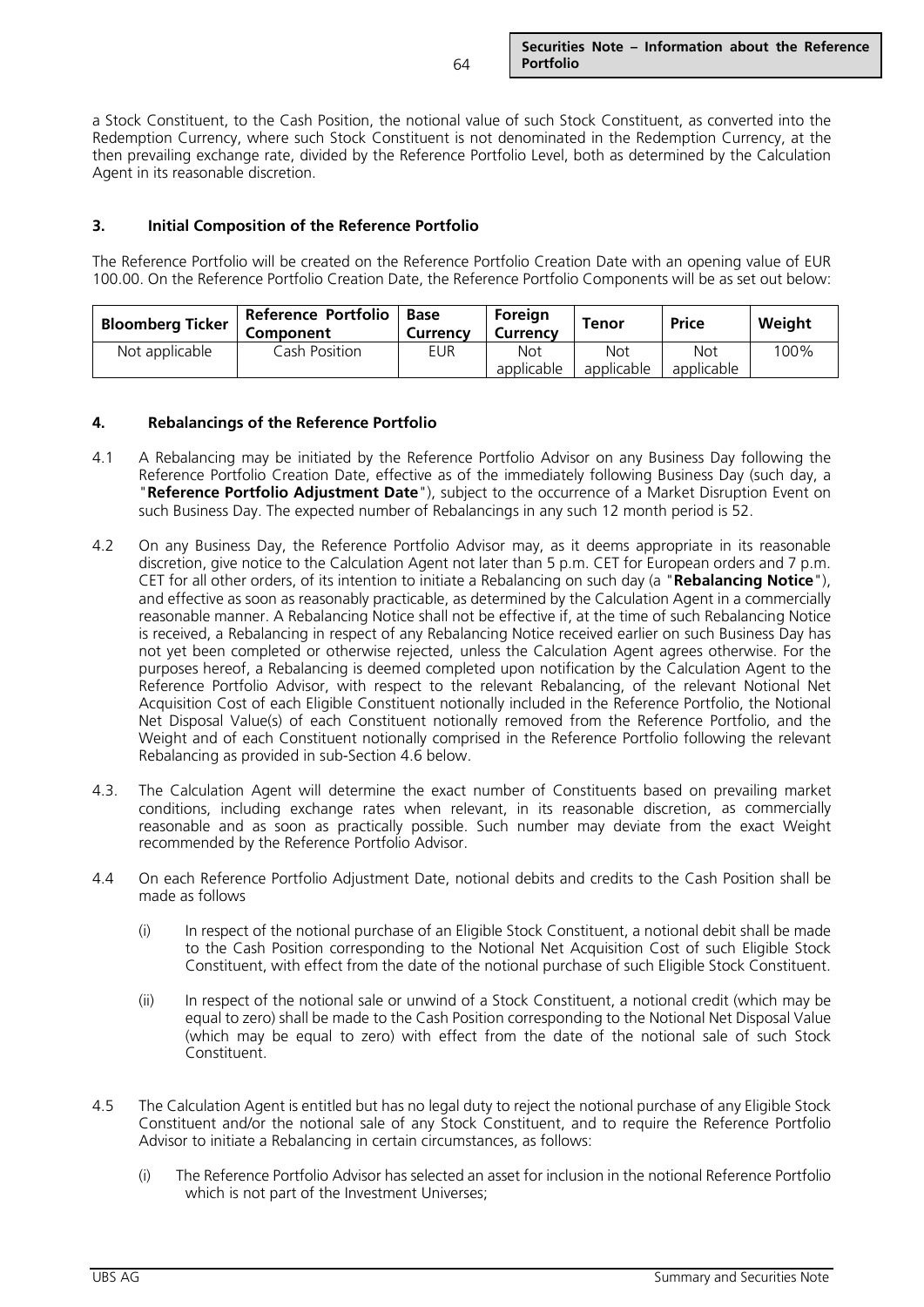a Stock Constituent, to the Cash Position, the notional value of such Stock Constituent, as converted into the Redemption Currency, where such Stock Constituent is not denominated in the Redemption Currency, at the then prevailing exchange rate, divided by the Reference Portfolio Level, both as determined by the Calculation Agent in its reasonable discretion.

### 3. Initial Composition of the Reference Portfolio

The Reference Portfolio will be created on the Reference Portfolio Creation Date with an opening value of EUR 100.00. On the Reference Portfolio Creation Date, the Reference Portfolio Components will be as set out below:

| Bloomberg Ticker | Reference Portfolio Component | Base Currency | Foreign Currency | Tenor | Price | Weight |
|---|---|---|---|---|---|---|
| Not applicable | Cash Position | EUR | Not applicable | Not applicable | Not applicable | 100% |

### 4. Rebalancings of the Reference Portfolio

4.1 A Rebalancing may be initiated by the Reference Portfolio Advisor on any Business Day following the Reference Portfolio Creation Date, effective as of the immediately following Business Day (such day, a "**Reference Portfolio Adjustment Date**"), subject to the occurrence of a Market Disruption Event on such Business Day. The expected number of Rebalancings in any such 12 month period is 52.

4.2 On any Business Day, the Reference Portfolio Advisor may, as it deems appropriate in its reasonable discretion, give notice to the Calculation Agent not later than 5 p.m. CET for European orders and 7 p.m. CET for all other orders, of its intention to initiate a Rebalancing on such day (a "**Rebalancing Notice**"), and effective as soon as reasonably practicable, as determined by the Calculation Agent in a commercially reasonable manner. A Rebalancing Notice shall not be effective if, at the time of such Rebalancing Notice is received, a Rebalancing in respect of any Rebalancing Notice received earlier on such Business Day has not yet been completed or otherwise rejected, unless the Calculation Agent agrees otherwise. For the purposes hereof, a Rebalancing is deemed completed upon notification by the Calculation Agent to the Reference Portfolio Advisor, with respect to the relevant Rebalancing, of the relevant Notional Net Acquisition Cost of each Eligible Constituent notionally included in the Reference Portfolio, the Notional Net Disposal Value(s) of each Constituent notionally removed from the Reference Portfolio, and the Weight and of each Constituent notionally comprised in the Reference Portfolio following the relevant Rebalancing as provided in sub-Section 4.6 below.

4.3. The Calculation Agent will determine the exact number of Constituents based on prevailing market conditions, including exchange rates when relevant, in its reasonable discretion, as commercially reasonable and as soon as practically possible. Such number may deviate from the exact Weight recommended by the Reference Portfolio Advisor.

4.4 On each Reference Portfolio Adjustment Date, notional debits and credits to the Cash Position shall be made as follows

(i) In respect of the notional purchase of an Eligible Stock Constituent, a notional debit shall be made to the Cash Position corresponding to the Notional Net Acquisition Cost of such Eligible Stock Constituent, with effect from the date of the notional purchase of such Eligible Stock Constituent.

(ii) In respect of the notional sale or unwind of a Stock Constituent, a notional credit (which may be equal to zero) shall be made to the Cash Position corresponding to the Notional Net Disposal Value (which may be equal to zero) with effect from the date of the notional sale of such Stock Constituent.

4.5 The Calculation Agent is entitled but has no legal duty to reject the notional purchase of any Eligible Stock Constituent and/or the notional sale of any Stock Constituent, and to require the Reference Portfolio Advisor to initiate a Rebalancing in certain circumstances, as follows:

(i) The Reference Portfolio Advisor has selected an asset for inclusion in the notional Reference Portfolio which is not part of the Investment Universes;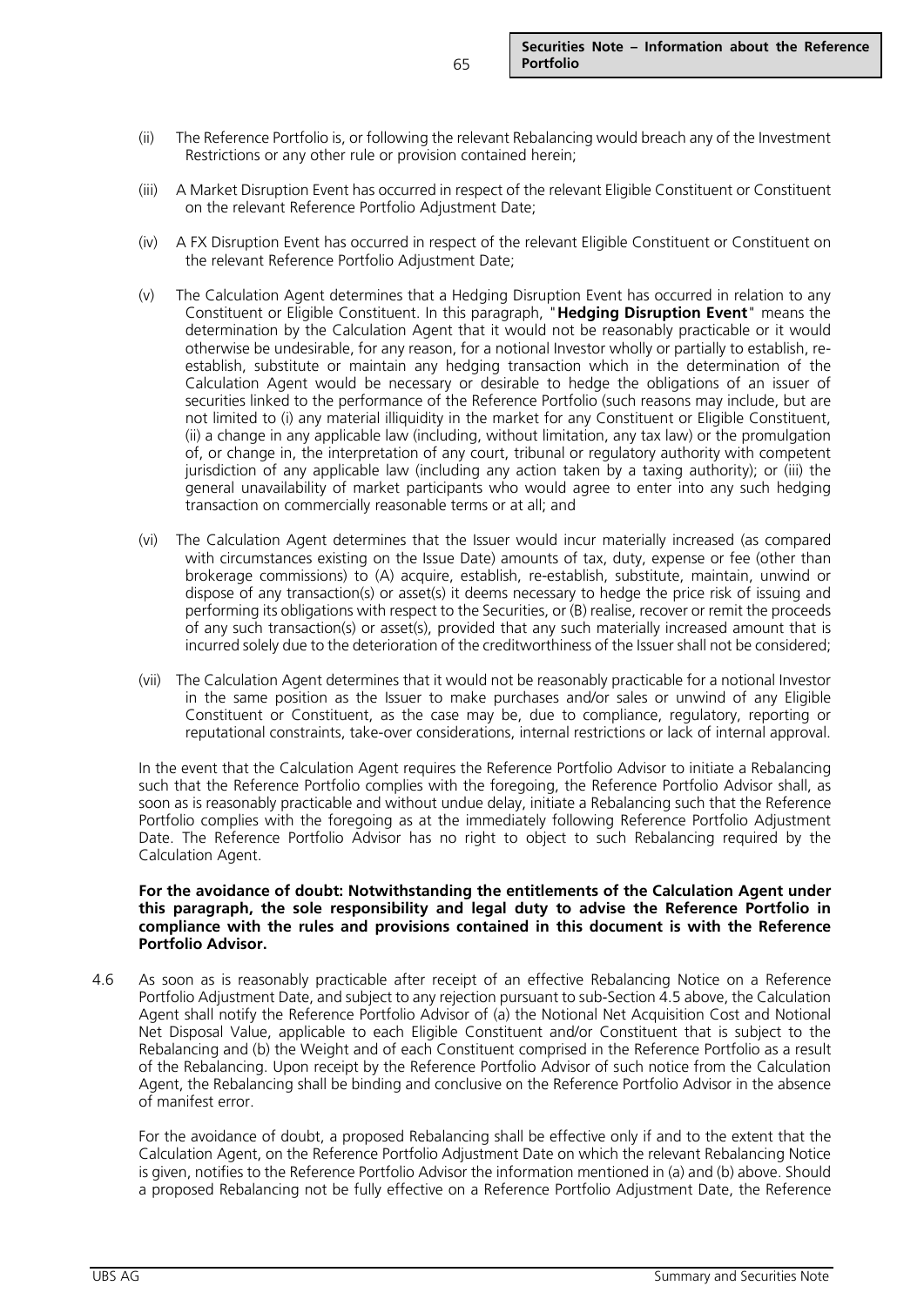(ii) The Reference Portfolio is, or following the relevant Rebalancing would breach any of the Investment Restrictions or any other rule or provision contained herein;

(iii) A Market Disruption Event has occurred in respect of the relevant Eligible Constituent or Constituent on the relevant Reference Portfolio Adjustment Date;

(iv) A FX Disruption Event has occurred in respect of the relevant Eligible Constituent or Constituent on the relevant Reference Portfolio Adjustment Date;

(v) The Calculation Agent determines that a Hedging Disruption Event has occurred in relation to any Constituent or Eligible Constituent. In this paragraph, "**Hedging Disruption Event**" means the determination by the Calculation Agent that it would not be reasonably practicable or it would otherwise be undesirable, for any reason, for a notional Investor wholly or partially to establish, re-establish, substitute or maintain any hedging transaction which in the determination of the Calculation Agent would be necessary or desirable to hedge the obligations of an issuer of securities linked to the performance of the Reference Portfolio (such reasons may include, but are not limited to (i) any material illiquidity in the market for any Constituent or Eligible Constituent, (ii) a change in any applicable law (including, without limitation, any tax law) or the promulgation of, or change in, the interpretation of any court, tribunal or regulatory authority with competent jurisdiction of any applicable law (including any action taken by a taxing authority); or (iii) the general unavailability of market participants who would agree to enter into any such hedging transaction on commercially reasonable terms or at all; and

(vi) The Calculation Agent determines that the Issuer would incur materially increased (as compared with circumstances existing on the Issue Date) amounts of tax, duty, expense or fee (other than brokerage commissions) to (A) acquire, establish, re-establish, substitute, maintain, unwind or dispose of any transaction(s) or asset(s) it deems necessary to hedge the price risk of issuing and performing its obligations with respect to the Securities, or (B) realise, recover or remit the proceeds of any such transaction(s) or asset(s), provided that any such materially increased amount that is incurred solely due to the deterioration of the creditworthiness of the Issuer shall not be considered;

(vii) The Calculation Agent determines that it would not be reasonably practicable for a notional Investor in the same position as the Issuer to make purchases and/or sales or unwind of any Eligible Constituent or Constituent, as the case may be, due to compliance, regulatory, reporting or reputational constraints, take-over considerations, internal restrictions or lack of internal approval.

In the event that the Calculation Agent requires the Reference Portfolio Advisor to initiate a Rebalancing such that the Reference Portfolio complies with the foregoing, the Reference Portfolio Advisor shall, as soon as is reasonably practicable and without undue delay, initiate a Rebalancing such that the Reference Portfolio complies with the foregoing as at the immediately following Reference Portfolio Adjustment Date. The Reference Portfolio Advisor has no right to object to such Rebalancing required by the Calculation Agent.

**For the avoidance of doubt: Notwithstanding the entitlements of the Calculation Agent under this paragraph, the sole responsibility and legal duty to advise the Reference Portfolio in compliance with the rules and provisions contained in this document is with the Reference Portfolio Advisor.**

4.6 As soon as is reasonably practicable after receipt of an effective Rebalancing Notice on a Reference Portfolio Adjustment Date, and subject to any rejection pursuant to sub-Section 4.5 above, the Calculation Agent shall notify the Reference Portfolio Advisor of (a) the Notional Net Acquisition Cost and Notional Net Disposal Value, applicable to each Eligible Constituent and/or Constituent that is subject to the Rebalancing and (b) the Weight and of each Constituent comprised in the Reference Portfolio as a result of the Rebalancing. Upon receipt by the Reference Portfolio Advisor of such notice from the Calculation Agent, the Rebalancing shall be binding and conclusive on the Reference Portfolio Advisor in the absence of manifest error.

For the avoidance of doubt, a proposed Rebalancing shall be effective only if and to the extent that the Calculation Agent, on the Reference Portfolio Adjustment Date on which the relevant Rebalancing Notice is given, notifies to the Reference Portfolio Advisor the information mentioned in (a) and (b) above. Should a proposed Rebalancing not be fully effective on a Reference Portfolio Adjustment Date, the Reference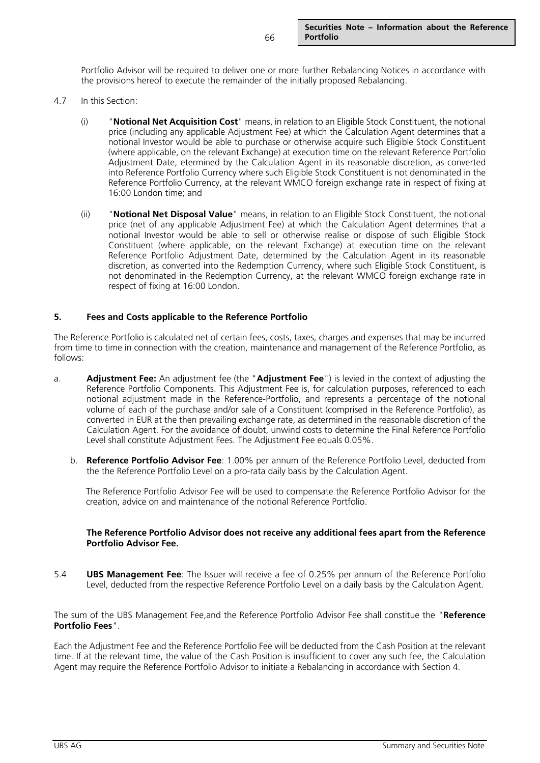Portfolio Advisor will be required to deliver one or more further Rebalancing Notices in accordance with the provisions hereof to execute the remainder of the initially proposed Rebalancing.

4.7 In this Section:

(i) "**Notional Net Acquisition Cost**" means, in relation to an Eligible Stock Constituent, the notional price (including any applicable Adjustment Fee) at which the Calculation Agent determines that a notional Investor would be able to purchase or otherwise acquire such Eligible Stock Constituent (where applicable, on the relevant Exchange) at execution time on the relevant Reference Portfolio Adjustment Date, etermined by the Calculation Agent in its reasonable discretion, as converted into Reference Portfolio Currency where such Eligible Stock Constituent is not denominated in the Reference Portfolio Currency, at the relevant WMCO foreign exchange rate in respect of fixing at 16:00 London time; and

(ii) "**Notional Net Disposal Value**" means, in relation to an Eligible Stock Constituent, the notional price (net of any applicable Adjustment Fee) at which the Calculation Agent determines that a notional Investor would be able to sell or otherwise realise or dispose of such Eligible Stock Constituent (where applicable, on the relevant Exchange) at execution time on the relevant Reference Portfolio Adjustment Date, determined by the Calculation Agent in its reasonable discretion, as converted into the Redemption Currency, where such Eligible Stock Constituent, is not denominated in the Redemption Currency, at the relevant WMCO foreign exchange rate in respect of fixing at 16:00 London.

**5. Fees and Costs applicable to the Reference Portfolio**

The Reference Portfolio is calculated net of certain fees, costs, taxes, charges and expenses that may be incurred from time to time in connection with the creation, maintenance and management of the Reference Portfolio, as follows:

a. **Adjustment Fee:** An adjustment fee (the "**Adjustment Fee**") is levied in the context of adjusting the Reference Portfolio Components. This Adjustment Fee is, for calculation purposes, referenced to each notional adjustment made in the Reference-Portfolio, and represents a percentage of the notional volume of each of the purchase and/or sale of a Constituent (comprised in the Reference Portfolio), as converted in EUR at the then prevailing exchange rate, as determined in the reasonable discretion of the Calculation Agent. For the avoidance of doubt, unwind costs to determine the Final Reference Portfolio Level shall constitute Adjustment Fees. The Adjustment Fee equals 0.05%.

b. **Reference Portfolio Advisor Fee**: 1.00% per annum of the Reference Portfolio Level, deducted from the the Reference Portfolio Level on a pro-rata daily basis by the Calculation Agent.

The Reference Portfolio Advisor Fee will be used to compensate the Reference Portfolio Advisor for the creation, advice on and maintenance of the notional Reference Portfolio.

**The Reference Portfolio Advisor does not receive any additional fees apart from the Reference Portfolio Advisor Fee.**

5.4 **UBS Management Fee**: The Issuer will receive a fee of 0.25% per annum of the Reference Portfolio Level, deducted from the respective Reference Portfolio Level on a daily basis by the Calculation Agent.

The sum of the UBS Management Fee,and the Reference Portfolio Advisor Fee shall constitue the "**Reference Portfolio Fees**".

Each the Adjustment Fee and the Reference Portfolio Fee will be deducted from the Cash Position at the relevant time. If at the relevant time, the value of the Cash Position is insufficient to cover any such fee, the Calculation Agent may require the Reference Portfolio Advisor to initiate a Rebalancing in accordance with Section 4.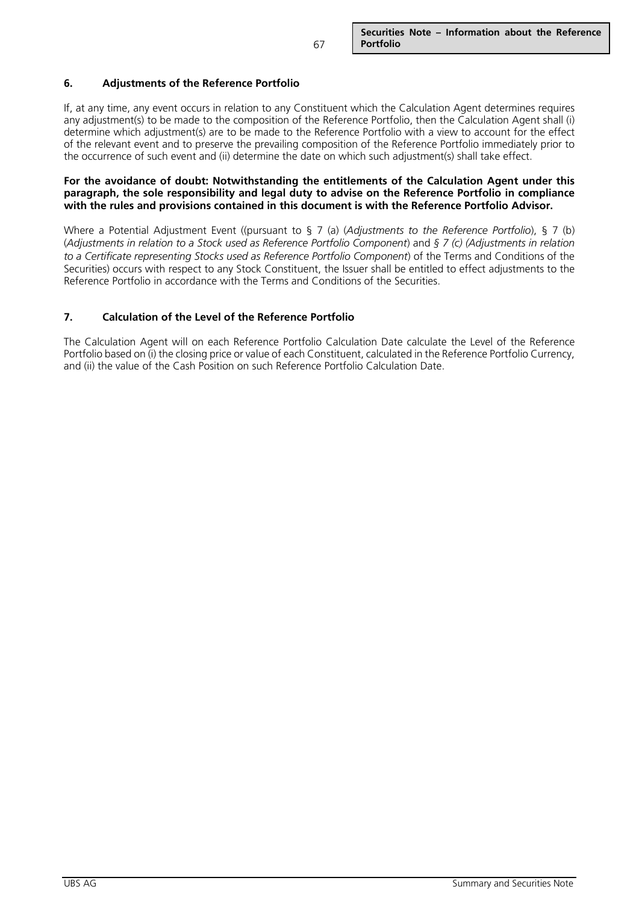## 6. Adjustments of the Reference Portfolio

If, at any time, any event occurs in relation to any Constituent which the Calculation Agent determines requires any adjustment(s) to be made to the composition of the Reference Portfolio, then the Calculation Agent shall (i) determine which adjustment(s) are to be made to the Reference Portfolio with a view to account for the effect of the relevant event and to preserve the prevailing composition of the Reference Portfolio immediately prior to the occurrence of such event and (ii) determine the date on which such adjustment(s) shall take effect.

**For the avoidance of doubt: Notwithstanding the entitlements of the Calculation Agent under this paragraph, the sole responsibility and legal duty to advise on the Reference Portfolio in compliance with the rules and provisions contained in this document is with the Reference Portfolio Advisor.**

Where a Potential Adjustment Event ((pursuant to § 7 (a) (*Adjustments to the Reference Portfolio*), § 7 (b) (*Adjustments in relation to a Stock used as Reference Portfolio Component*) and *§ 7 (c) (Adjustments in relation to a Certificate representing Stocks used as Reference Portfolio Component*) of the Terms and Conditions of the Securities) occurs with respect to any Stock Constituent, the Issuer shall be entitled to effect adjustments to the Reference Portfolio in accordance with the Terms and Conditions of the Securities.

## 7. Calculation of the Level of the Reference Portfolio

The Calculation Agent will on each Reference Portfolio Calculation Date calculate the Level of the Reference Portfolio based on (i) the closing price or value of each Constituent, calculated in the Reference Portfolio Currency, and (ii) the value of the Cash Position on such Reference Portfolio Calculation Date.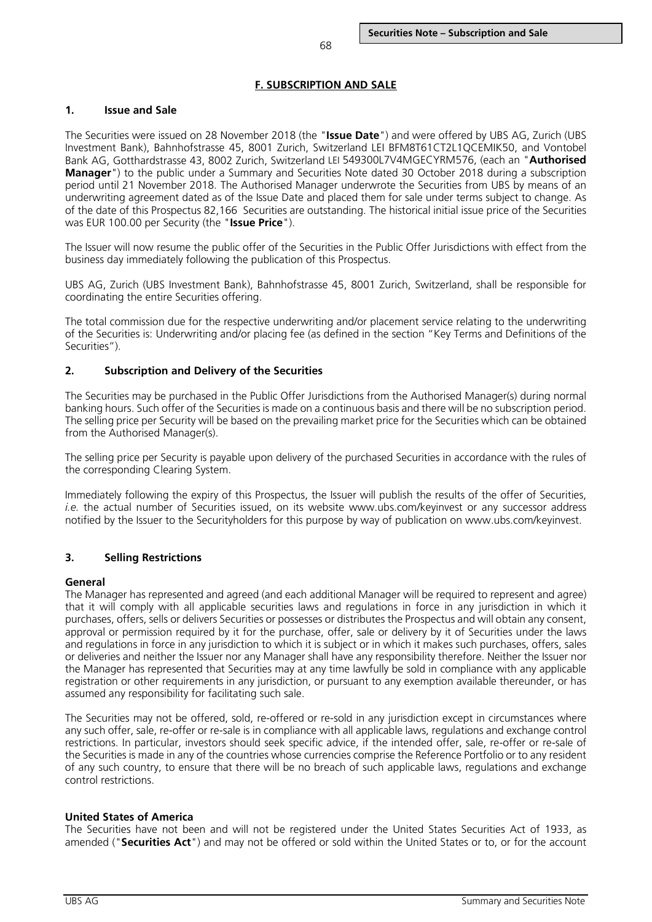# F. SUBSCRIPTION AND SALE

## 1. Issue and Sale

The Securities were issued on 28 November 2018 (the "**Issue Date**") and were offered by UBS AG, Zurich (UBS Investment Bank), Bahnhofstrasse 45, 8001 Zurich, Switzerland LEI BFM8T61CT2L1QCEMIK50, and Vontobel Bank AG, Gotthardstrasse 43, 8002 Zurich, Switzerland LEI 549300L7V4MGECYRM576, (each an "**Authorised Manager**") to the public under a Summary and Securities Note dated 30 October 2018 during a subscription period until 21 November 2018. The Authorised Manager underwrote the Securities from UBS by means of an underwriting agreement dated as of the Issue Date and placed them for sale under terms subject to change. As of the date of this Prospectus 82,166 Securities are outstanding. The historical initial issue price of the Securities was EUR 100.00 per Security (the "**Issue Price**").

The Issuer will now resume the public offer of the Securities in the Public Offer Jurisdictions with effect from the business day immediately following the publication of this Prospectus.

UBS AG, Zurich (UBS Investment Bank), Bahnhofstrasse 45, 8001 Zurich, Switzerland, shall be responsible for coordinating the entire Securities offering.

The total commission due for the respective underwriting and/or placement service relating to the underwriting of the Securities is: Underwriting and/or placing fee (as defined in the section "Key Terms and Definitions of the Securities").

## 2. Subscription and Delivery of the Securities

The Securities may be purchased in the Public Offer Jurisdictions from the Authorised Manager(s) during normal banking hours. Such offer of the Securities is made on a continuous basis and there will be no subscription period. The selling price per Security will be based on the prevailing market price for the Securities which can be obtained from the Authorised Manager(s).

The selling price per Security is payable upon delivery of the purchased Securities in accordance with the rules of the corresponding Clearing System.

Immediately following the expiry of this Prospectus, the Issuer will publish the results of the offer of Securities, *i.e.* the actual number of Securities issued, on its website www.ubs.com/keyinvest or any successor address notified by the Issuer to the Securityholders for this purpose by way of publication on www.ubs.com/keyinvest.

## 3. Selling Restrictions

**General**

The Manager has represented and agreed (and each additional Manager will be required to represent and agree) that it will comply with all applicable securities laws and regulations in force in any jurisdiction in which it purchases, offers, sells or delivers Securities or possesses or distributes the Prospectus and will obtain any consent, approval or permission required by it for the purchase, offer, sale or delivery by it of Securities under the laws and regulations in force in any jurisdiction to which it is subject or in which it makes such purchases, offers, sales or deliveries and neither the Issuer nor any Manager shall have any responsibility therefore. Neither the Issuer nor the Manager has represented that Securities may at any time lawfully be sold in compliance with any applicable registration or other requirements in any jurisdiction, or pursuant to any exemption available thereunder, or has assumed any responsibility for facilitating such sale.

The Securities may not be offered, sold, re-offered or re-sold in any jurisdiction except in circumstances where any such offer, sale, re-offer or re-sale is in compliance with all applicable laws, regulations and exchange control restrictions. In particular, investors should seek specific advice, if the intended offer, sale, re-offer or re-sale of the Securities is made in any of the countries whose currencies comprise the Reference Portfolio or to any resident of any such country, to ensure that there will be no breach of such applicable laws, regulations and exchange control restrictions.

**United States of America**

The Securities have not been and will not be registered under the United States Securities Act of 1933, as amended ("**Securities Act**") and may not be offered or sold within the United States or to, or for the account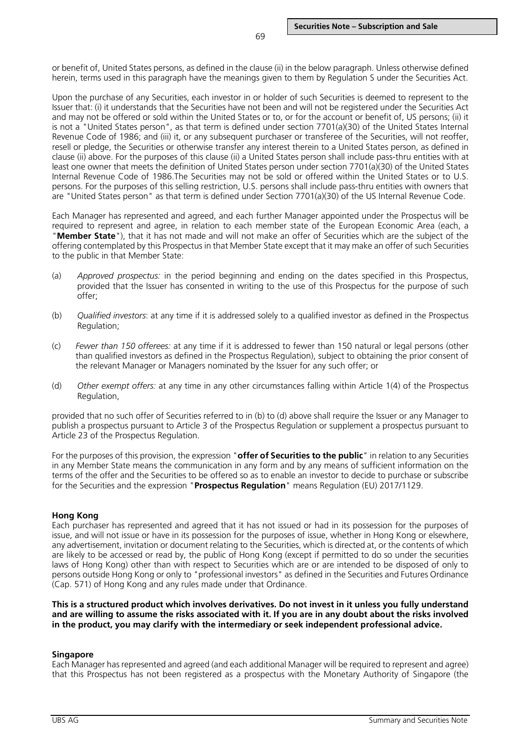or benefit of, United States persons, as defined in the clause (ii) in the below paragraph. Unless otherwise defined herein, terms used in this paragraph have the meanings given to them by Regulation S under the Securities Act.

Upon the purchase of any Securities, each investor in or holder of such Securities is deemed to represent to the Issuer that: (i) it understands that the Securities have not been and will not be registered under the Securities Act and may not be offered or sold within the United States or to, or for the account or benefit of, US persons; (ii) it is not a "United States person", as that term is defined under section 7701(a)(30) of the United States Internal Revenue Code of 1986; and (iii) it, or any subsequent purchaser or transferee of the Securities, will not reoffer, resell or pledge, the Securities or otherwise transfer any interest therein to a United States person, as defined in clause (ii) above. For the purposes of this clause (ii) a United States person shall include pass-thru entities with at least one owner that meets the definition of United States person under section 7701(a)(30) of the United States Internal Revenue Code of 1986.The Securities may not be sold or offered within the United States or to U.S. persons. For the purposes of this selling restriction, U.S. persons shall include pass-thru entities with owners that are "United States person" as that term is defined under Section 7701(a)(30) of the US Internal Revenue Code.

Each Manager has represented and agreed, and each further Manager appointed under the Prospectus will be required to represent and agree, in relation to each member state of the European Economic Area (each, a "**Member State**"), that it has not made and will not make an offer of Securities which are the subject of the offering contemplated by this Prospectus in that Member State except that it may make an offer of such Securities to the public in that Member State:

(a) *Approved prospectus:* in the period beginning and ending on the dates specified in this Prospectus, provided that the Issuer has consented in writing to the use of this Prospectus for the purpose of such offer;

(b) *Qualified investors*: at any time if it is addressed solely to a qualified investor as defined in the Prospectus Regulation;

(c) *Fewer than 150 offerees:* at any time if it is addressed to fewer than 150 natural or legal persons (other than qualified investors as defined in the Prospectus Regulation), subject to obtaining the prior consent of the relevant Manager or Managers nominated by the Issuer for any such offer; or

(d) *Other exempt offers:* at any time in any other circumstances falling within Article 1(4) of the Prospectus Regulation,

provided that no such offer of Securities referred to in (b) to (d) above shall require the Issuer or any Manager to publish a prospectus pursuant to Article 3 of the Prospectus Regulation or supplement a prospectus pursuant to Article 23 of the Prospectus Regulation.

For the purposes of this provision, the expression "**offer of Securities to the public**" in relation to any Securities in any Member State means the communication in any form and by any means of sufficient information on the terms of the offer and the Securities to be offered so as to enable an investor to decide to purchase or subscribe for the Securities and the expression "**Prospectus Regulation**" means Regulation (EU) 2017/1129.

**Hong Kong**

Each purchaser has represented and agreed that it has not issued or had in its possession for the purposes of issue, and will not issue or have in its possession for the purposes of issue, whether in Hong Kong or elsewhere, any advertisement, invitation or document relating to the Securities, which is directed at, or the contents of which are likely to be accessed or read by, the public of Hong Kong (except if permitted to do so under the securities laws of Hong Kong) other than with respect to Securities which are or are intended to be disposed of only to persons outside Hong Kong or only to "professional investors" as defined in the Securities and Futures Ordinance (Cap. 571) of Hong Kong and any rules made under that Ordinance.

**This is a structured product which involves derivatives. Do not invest in it unless you fully understand and are willing to assume the risks associated with it. If you are in any doubt about the risks involved in the product, you may clarify with the intermediary or seek independent professional advice.**

**Singapore**

Each Manager has represented and agreed (and each additional Manager will be required to represent and agree) that this Prospectus has not been registered as a prospectus with the Monetary Authority of Singapore (the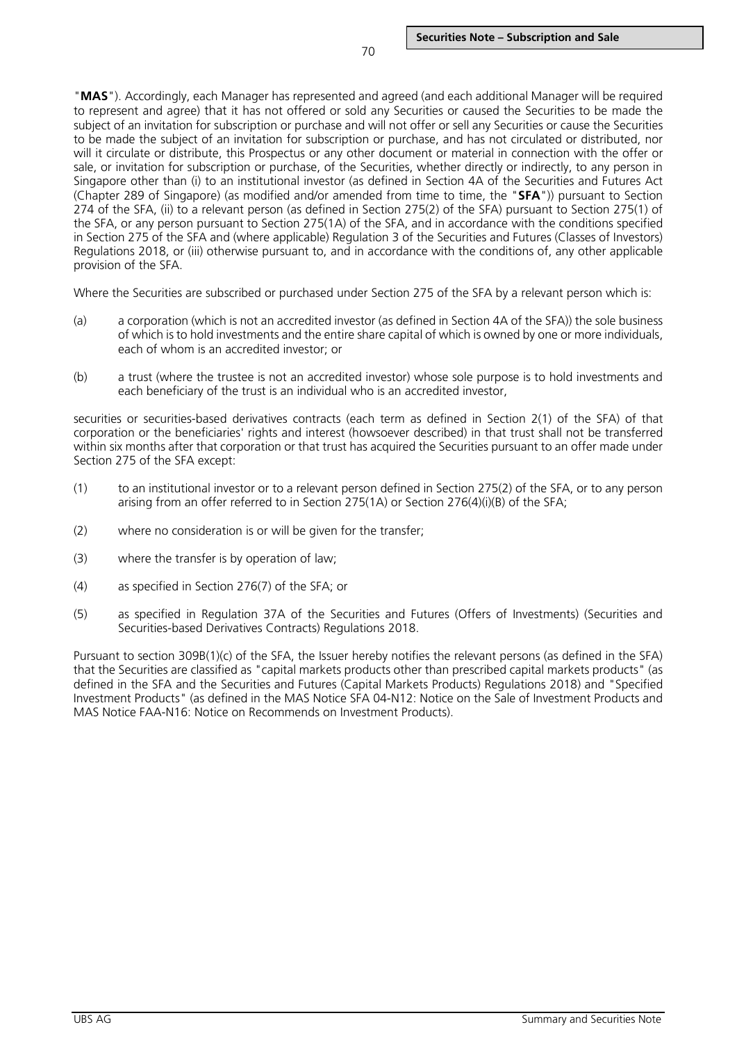"**MAS**"). Accordingly, each Manager has represented and agreed (and each additional Manager will be required to represent and agree) that it has not offered or sold any Securities or caused the Securities to be made the subject of an invitation for subscription or purchase and will not offer or sell any Securities or cause the Securities to be made the subject of an invitation for subscription or purchase, and has not circulated or distributed, nor will it circulate or distribute, this Prospectus or any other document or material in connection with the offer or sale, or invitation for subscription or purchase, of the Securities, whether directly or indirectly, to any person in Singapore other than (i) to an institutional investor (as defined in Section 4A of the Securities and Futures Act (Chapter 289 of Singapore) (as modified and/or amended from time to time, the "**SFA**")) pursuant to Section 274 of the SFA, (ii) to a relevant person (as defined in Section 275(2) of the SFA) pursuant to Section 275(1) of the SFA, or any person pursuant to Section 275(1A) of the SFA, and in accordance with the conditions specified in Section 275 of the SFA and (where applicable) Regulation 3 of the Securities and Futures (Classes of Investors) Regulations 2018, or (iii) otherwise pursuant to, and in accordance with the conditions of, any other applicable provision of the SFA.

Where the Securities are subscribed or purchased under Section 275 of the SFA by a relevant person which is:

(a) a corporation (which is not an accredited investor (as defined in Section 4A of the SFA)) the sole business of which is to hold investments and the entire share capital of which is owned by one or more individuals, each of whom is an accredited investor; or

(b) a trust (where the trustee is not an accredited investor) whose sole purpose is to hold investments and each beneficiary of the trust is an individual who is an accredited investor,

securities or securities-based derivatives contracts (each term as defined in Section 2(1) of the SFA) of that corporation or the beneficiaries' rights and interest (howsoever described) in that trust shall not be transferred within six months after that corporation or that trust has acquired the Securities pursuant to an offer made under Section 275 of the SFA except:

(1) to an institutional investor or to a relevant person defined in Section 275(2) of the SFA, or to any person arising from an offer referred to in Section 275(1A) or Section 276(4)(i)(B) of the SFA;

(2) where no consideration is or will be given for the transfer;

(3) where the transfer is by operation of law;

(4) as specified in Section 276(7) of the SFA; or

(5) as specified in Regulation 37A of the Securities and Futures (Offers of Investments) (Securities and Securities-based Derivatives Contracts) Regulations 2018.

Pursuant to section 309B(1)(c) of the SFA, the Issuer hereby notifies the relevant persons (as defined in the SFA) that the Securities are classified as "capital markets products other than prescribed capital markets products" (as defined in the SFA and the Securities and Futures (Capital Markets Products) Regulations 2018) and "Specified Investment Products" (as defined in the MAS Notice SFA 04-N12: Notice on the Sale of Investment Products and MAS Notice FAA-N16: Notice on Recommends on Investment Products).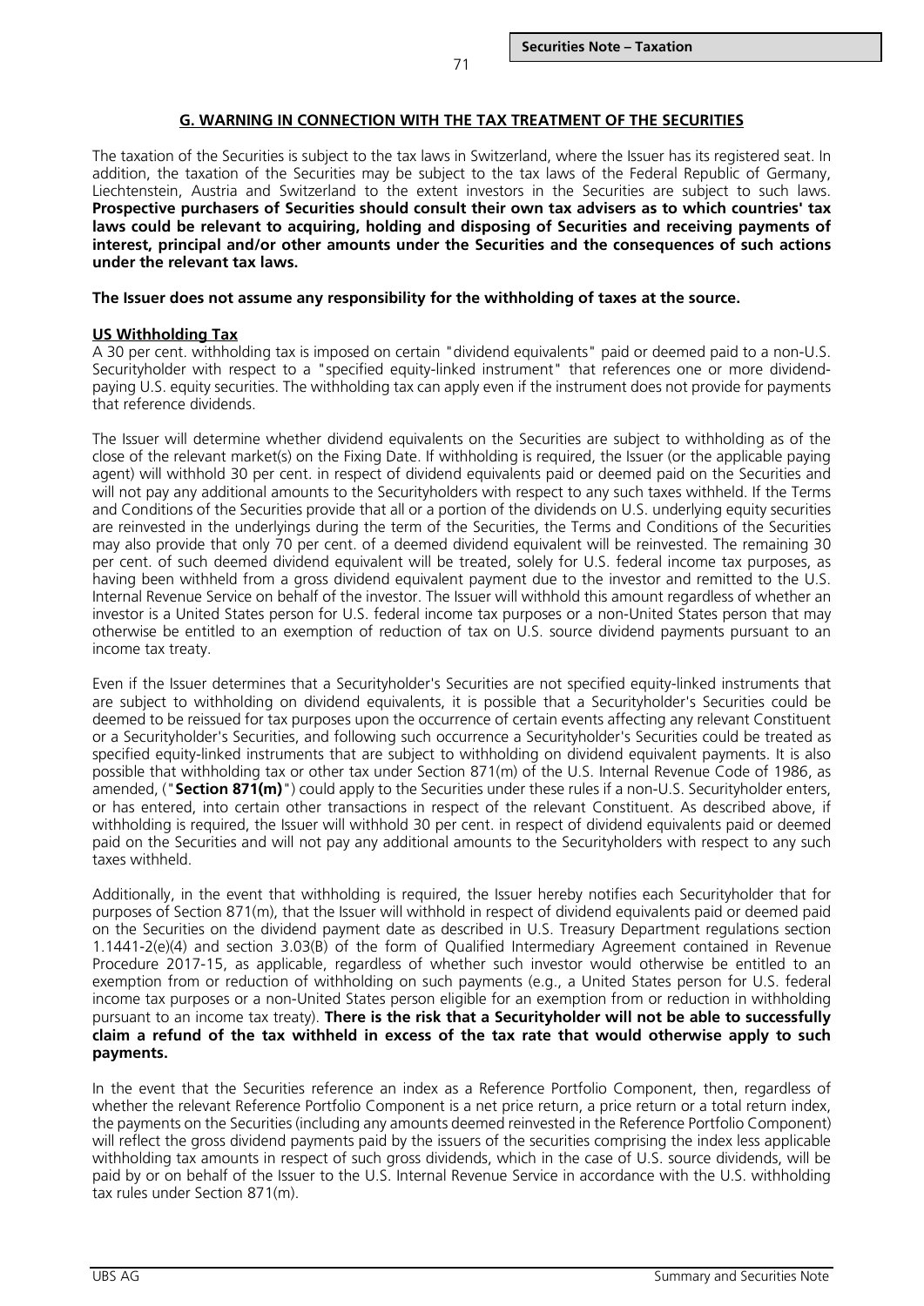## G. WARNING IN CONNECTION WITH THE TAX TREATMENT OF THE SECURITIES

The taxation of the Securities is subject to the tax laws in Switzerland, where the Issuer has its registered seat. In addition, the taxation of the Securities may be subject to the tax laws of the Federal Republic of Germany, Liechtenstein, Austria and Switzerland to the extent investors in the Securities are subject to such laws. **Prospective purchasers of Securities should consult their own tax advisers as to which countries' tax laws could be relevant to acquiring, holding and disposing of Securities and receiving payments of interest, principal and/or other amounts under the Securities and the consequences of such actions under the relevant tax laws.**

**The Issuer does not assume any responsibility for the withholding of taxes at the source.**

### US Withholding Tax

A 30 per cent. withholding tax is imposed on certain "dividend equivalents" paid or deemed paid to a non-U.S. Securityholder with respect to a "specified equity-linked instrument" that references one or more dividend-paying U.S. equity securities. The withholding tax can apply even if the instrument does not provide for payments that reference dividends.

The Issuer will determine whether dividend equivalents on the Securities are subject to withholding as of the close of the relevant market(s) on the Fixing Date. If withholding is required, the Issuer (or the applicable paying agent) will withhold 30 per cent. in respect of dividend equivalents paid or deemed paid on the Securities and will not pay any additional amounts to the Securityholders with respect to any such taxes withheld. If the Terms and Conditions of the Securities provide that all or a portion of the dividends on U.S. underlying equity securities are reinvested in the underlyings during the term of the Securities, the Terms and Conditions of the Securities may also provide that only 70 per cent. of a deemed dividend equivalent will be reinvested. The remaining 30 per cent. of such deemed dividend equivalent will be treated, solely for U.S. federal income tax purposes, as having been withheld from a gross dividend equivalent payment due to the investor and remitted to the U.S. Internal Revenue Service on behalf of the investor. The Issuer will withhold this amount regardless of whether an investor is a United States person for U.S. federal income tax purposes or a non-United States person that may otherwise be entitled to an exemption of reduction of tax on U.S. source dividend payments pursuant to an income tax treaty.

Even if the Issuer determines that a Securityholder's Securities are not specified equity-linked instruments that are subject to withholding on dividend equivalents, it is possible that a Securityholder's Securities could be deemed to be reissued for tax purposes upon the occurrence of certain events affecting any relevant Constituent or a Securityholder's Securities, and following such occurrence a Securityholder's Securities could be treated as specified equity-linked instruments that are subject to withholding on dividend equivalent payments. It is also possible that withholding tax or other tax under Section 871(m) of the U.S. Internal Revenue Code of 1986, as amended, ("**Section 871(m)**") could apply to the Securities under these rules if a non-U.S. Securityholder enters, or has entered, into certain other transactions in respect of the relevant Constituent. As described above, if withholding is required, the Issuer will withhold 30 per cent. in respect of dividend equivalents paid or deemed paid on the Securities and will not pay any additional amounts to the Securityholders with respect to any such taxes withheld.

Additionally, in the event that withholding is required, the Issuer hereby notifies each Securityholder that for purposes of Section 871(m), that the Issuer will withhold in respect of dividend equivalents paid or deemed paid on the Securities on the dividend payment date as described in U.S. Treasury Department regulations section 1.1441-2(e)(4) and section 3.03(B) of the form of Qualified Intermediary Agreement contained in Revenue Procedure 2017-15, as applicable, regardless of whether such investor would otherwise be entitled to an exemption from or reduction of withholding on such payments (e.g., a United States person for U.S. federal income tax purposes or a non-United States person eligible for an exemption from or reduction in withholding pursuant to an income tax treaty). **There is the risk that a Securityholder will not be able to successfully claim a refund of the tax withheld in excess of the tax rate that would otherwise apply to such payments.**

In the event that the Securities reference an index as a Reference Portfolio Component, then, regardless of whether the relevant Reference Portfolio Component is a net price return, a price return or a total return index, the payments on the Securities (including any amounts deemed reinvested in the Reference Portfolio Component) will reflect the gross dividend payments paid by the issuers of the securities comprising the index less applicable withholding tax amounts in respect of such gross dividends, which in the case of U.S. source dividends, will be paid by or on behalf of the Issuer to the U.S. Internal Revenue Service in accordance with the U.S. withholding tax rules under Section 871(m).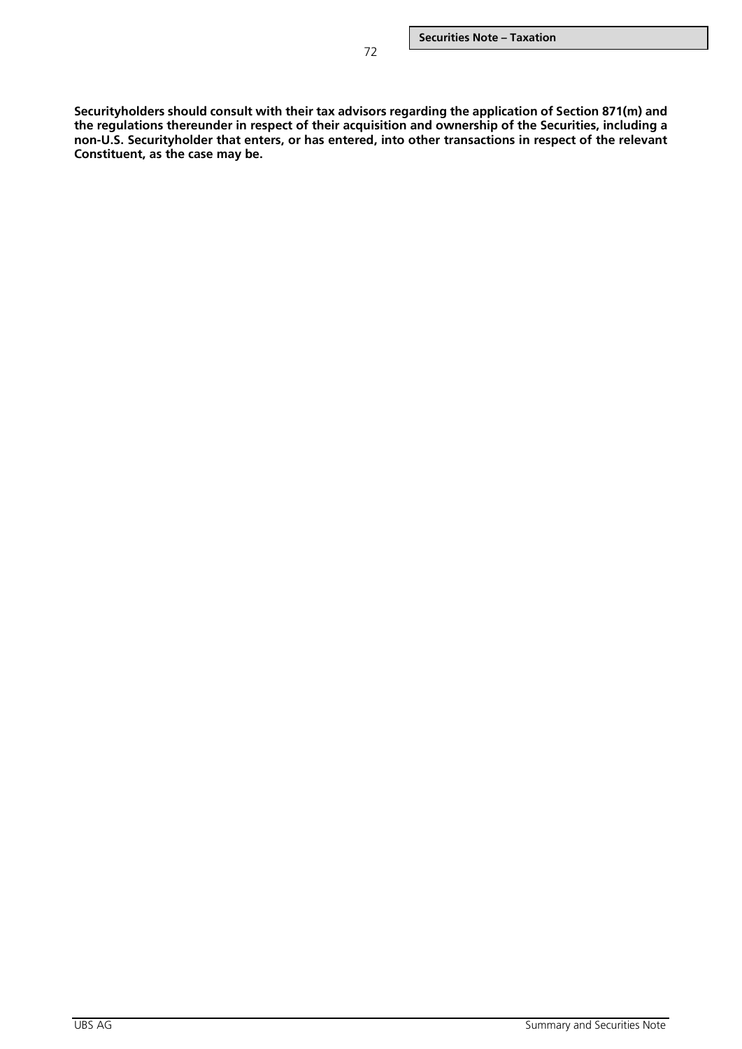**Securityholders should consult with their tax advisors regarding the application of Section 871(m) and the regulations thereunder in respect of their acquisition and ownership of the Securities, including a non-U.S. Securityholder that enters, or has entered, into other transactions in respect of the relevant Constituent, as the case may be.**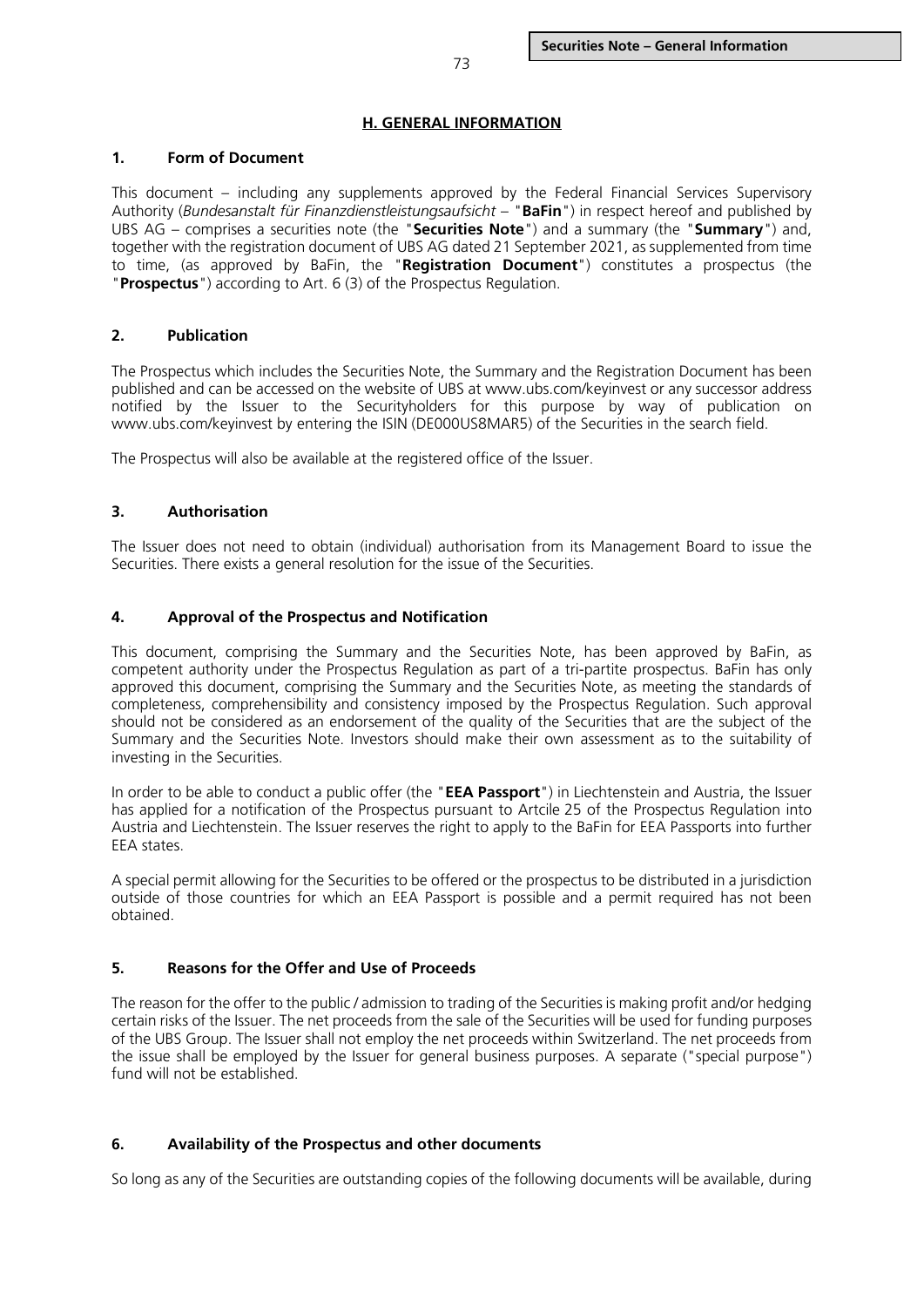## H. GENERAL INFORMATION

### 1. Form of Document

This document – including any supplements approved by the Federal Financial Services Supervisory Authority (*Bundesanstalt für Finanzdienstleistungsaufsicht* – "**BaFin**") in respect hereof and published by UBS AG – comprises a securities note (the "**Securities Note**") and a summary (the "**Summary**") and, together with the registration document of UBS AG dated 21 September 2021, as supplemented from time to time, (as approved by BaFin, the "**Registration Document**") constitutes a prospectus (the "**Prospectus**") according to Art. 6 (3) of the Prospectus Regulation.

### 2. Publication

The Prospectus which includes the Securities Note, the Summary and the Registration Document has been published and can be accessed on the website of UBS at www.ubs.com/keyinvest or any successor address notified by the Issuer to the Securityholders for this purpose by way of publication on www.ubs.com/keyinvest by entering the ISIN (DE000US8MAR5) of the Securities in the search field.

The Prospectus will also be available at the registered office of the Issuer.

### 3. Authorisation

The Issuer does not need to obtain (individual) authorisation from its Management Board to issue the Securities. There exists a general resolution for the issue of the Securities.

### 4. Approval of the Prospectus and Notification

This document, comprising the Summary and the Securities Note, has been approved by BaFin, as competent authority under the Prospectus Regulation as part of a tri-partite prospectus. BaFin has only approved this document, comprising the Summary and the Securities Note, as meeting the standards of completeness, comprehensibility and consistency imposed by the Prospectus Regulation. Such approval should not be considered as an endorsement of the quality of the Securities that are the subject of the Summary and the Securities Note. Investors should make their own assessment as to the suitability of investing in the Securities.

In order to be able to conduct a public offer (the "**EEA Passport**") in Liechtenstein and Austria, the Issuer has applied for a notification of the Prospectus pursuant to Artcile 25 of the Prospectus Regulation into Austria and Liechtenstein. The Issuer reserves the right to apply to the BaFin for EEA Passports into further EEA states.

A special permit allowing for the Securities to be offered or the prospectus to be distributed in a jurisdiction outside of those countries for which an EEA Passport is possible and a permit required has not been obtained.

### 5. Reasons for the Offer and Use of Proceeds

The reason for the offer to the public / admission to trading of the Securities is making profit and/or hedging certain risks of the Issuer. The net proceeds from the sale of the Securities will be used for funding purposes of the UBS Group. The Issuer shall not employ the net proceeds within Switzerland. The net proceeds from the issue shall be employed by the Issuer for general business purposes. A separate ("special purpose") fund will not be established.

### 6. Availability of the Prospectus and other documents

So long as any of the Securities are outstanding copies of the following documents will be available, during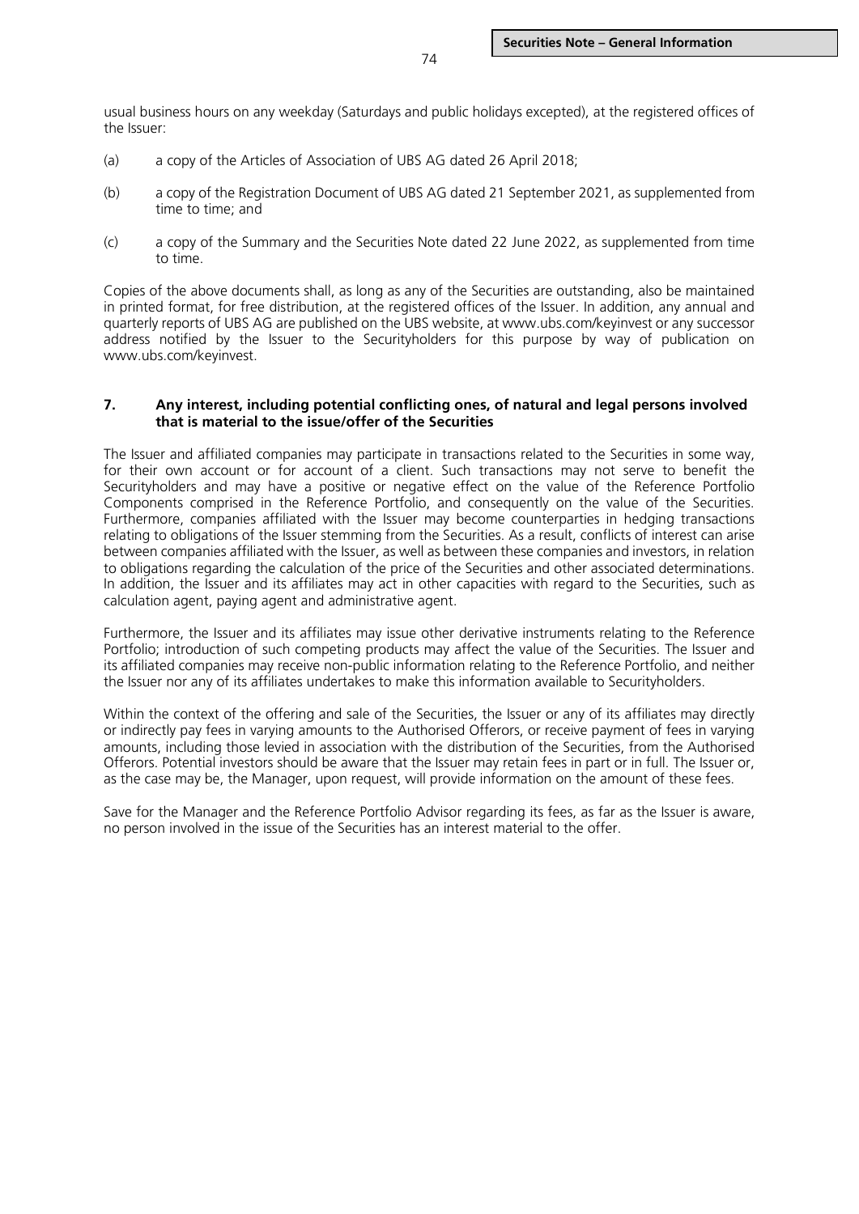usual business hours on any weekday (Saturdays and public holidays excepted), at the registered offices of the Issuer:

(a) a copy of the Articles of Association of UBS AG dated 26 April 2018;

(b) a copy of the Registration Document of UBS AG dated 21 September 2021, as supplemented from time to time; and

(c) a copy of the Summary and the Securities Note dated 22 June 2022, as supplemented from time to time.

Copies of the above documents shall, as long as any of the Securities are outstanding, also be maintained in printed format, for free distribution, at the registered offices of the Issuer. In addition, any annual and quarterly reports of UBS AG are published on the UBS website, at www.ubs.com/keyinvest or any successor address notified by the Issuer to the Securityholders for this purpose by way of publication on www.ubs.com/keyinvest.

## 7. Any interest, including potential conflicting ones, of natural and legal persons involved that is material to the issue/offer of the Securities

The Issuer and affiliated companies may participate in transactions related to the Securities in some way, for their own account or for account of a client. Such transactions may not serve to benefit the Securityholders and may have a positive or negative effect on the value of the Reference Portfolio Components comprised in the Reference Portfolio, and consequently on the value of the Securities. Furthermore, companies affiliated with the Issuer may become counterparties in hedging transactions relating to obligations of the Issuer stemming from the Securities. As a result, conflicts of interest can arise between companies affiliated with the Issuer, as well as between these companies and investors, in relation to obligations regarding the calculation of the price of the Securities and other associated determinations. In addition, the Issuer and its affiliates may act in other capacities with regard to the Securities, such as calculation agent, paying agent and administrative agent.

Furthermore, the Issuer and its affiliates may issue other derivative instruments relating to the Reference Portfolio; introduction of such competing products may affect the value of the Securities. The Issuer and its affiliated companies may receive non-public information relating to the Reference Portfolio, and neither the Issuer nor any of its affiliates undertakes to make this information available to Securityholders.

Within the context of the offering and sale of the Securities, the Issuer or any of its affiliates may directly or indirectly pay fees in varying amounts to the Authorised Offerors, or receive payment of fees in varying amounts, including those levied in association with the distribution of the Securities, from the Authorised Offerors. Potential investors should be aware that the Issuer may retain fees in part or in full. The Issuer or, as the case may be, the Manager, upon request, will provide information on the amount of these fees.

Save for the Manager and the Reference Portfolio Advisor regarding its fees, as far as the Issuer is aware, no person involved in the issue of the Securities has an interest material to the offer.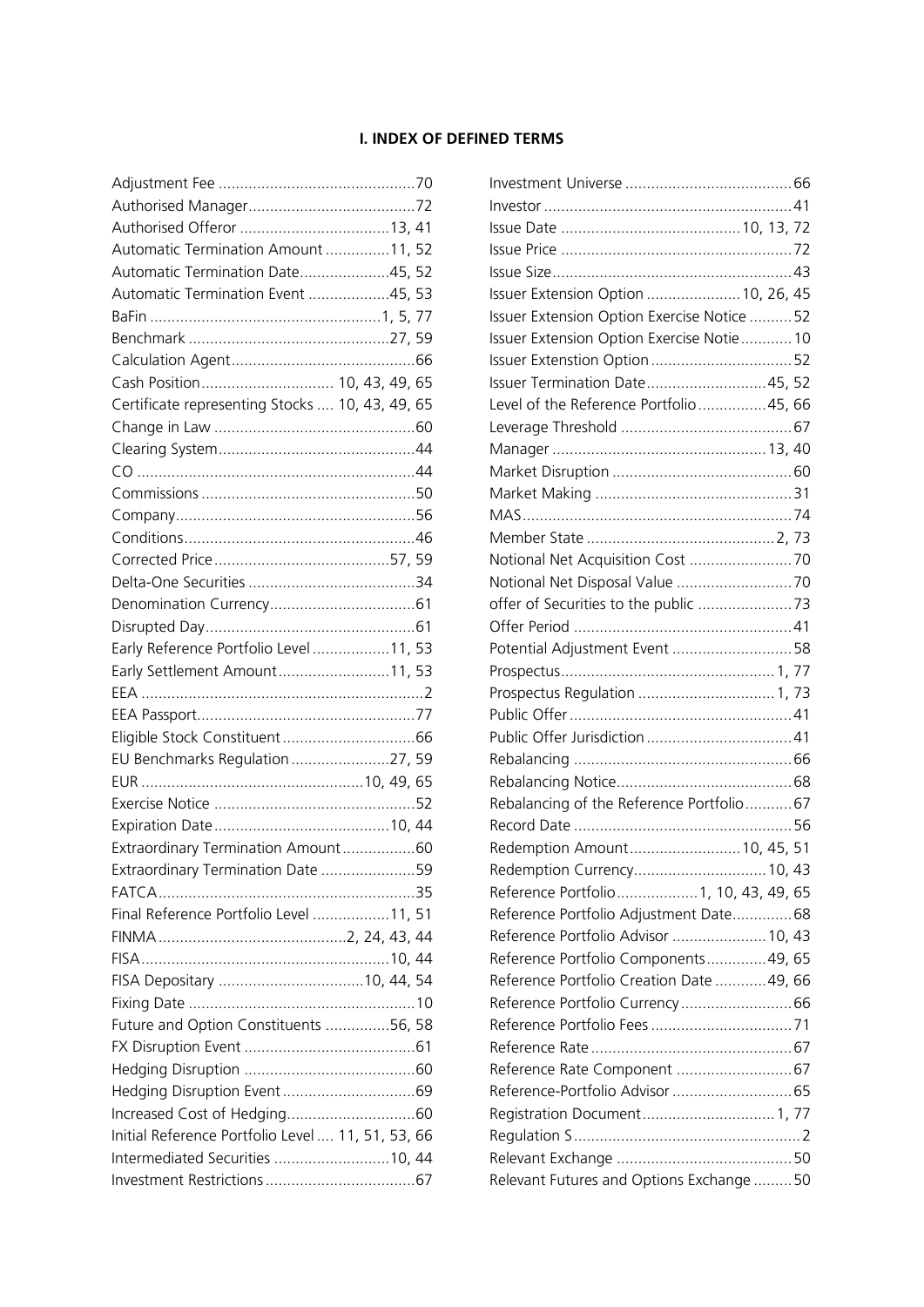## I. INDEX OF DEFINED TERMS

Adjustment Fee ....70
Authorised Manager....72
Authorised Offeror ....13, 41
Automatic Termination Amount ....11, 52
Automatic Termination Date....45, 52
Automatic Termination Event ....45, 53
BaFin ....1, 5, 77
Benchmark ....27, 59
Calculation Agent....66
Cash Position.... 10, 43, 49, 65
Certificate representing Stocks .... 10, 43, 49, 65
Change in Law ....60
Clearing System....44
CO ....44
Commissions ....50
Company....56
Conditions....46
Corrected Price ....57, 59
Delta-One Securities ....34
Denomination Currency....61
Disrupted Day....61
Early Reference Portfolio Level ....11, 53
Early Settlement Amount....11, 53
EEA ....2
EEA Passport....77
Eligible Stock Constituent ....66
EU Benchmarks Regulation ....27, 59
EUR ....10, 49, 65
Exercise Notice ....52
Expiration Date....10, 44
Extraordinary Termination Amount....60
Extraordinary Termination Date ....59
FATCA....35
Final Reference Portfolio Level ....11, 51
FINMA ....2, 24, 43, 44
FISA....10, 44
FISA Depositary ....10, 44, 54
Fixing Date ....10
Future and Option Constituents ....56, 58
FX Disruption Event ....61
Hedging Disruption ....60
Hedging Disruption Event....69
Increased Cost of Hedging....60
Initial Reference Portfolio Level .... 11, 51, 53, 66
Intermediated Securities ....10, 44
Investment Restrictions....67
Investment Universe ....66
Investor ....41
Issue Date ....10, 13, 72
Issue Price ....72
Issue Size....43
Issuer Extension Option ....10, 26, 45
Issuer Extension Option Exercise Notice ....52
Issuer Extension Option Exercise Notie....10
Issuer Extenstion Option ....52
Issuer Termination Date....45, 52
Level of the Reference Portfolio....45, 66
Leverage Threshold ....67
Manager ....13, 40
Market Disruption ....60
Market Making ....31
MAS....74
Member State ....2, 73
Notional Net Acquisition Cost ....70
Notional Net Disposal Value ....70
offer of Securities to the public ....73
Offer Period ....41
Potential Adjustment Event ....58
Prospectus....1, 77
Prospectus Regulation ....1, 73
Public Offer....41
Public Offer Jurisdiction ....41
Rebalancing ....66
Rebalancing Notice....68
Rebalancing of the Reference Portfolio....67
Record Date ....56
Redemption Amount....10, 45, 51
Redemption Currency....10, 43
Reference Portfolio....1, 10, 43, 49, 65
Reference Portfolio Adjustment Date....68
Reference Portfolio Advisor ....10, 43
Reference Portfolio Components....49, 65
Reference Portfolio Creation Date ....49, 66
Reference Portfolio Currency....66
Reference Portfolio Fees ....71
Reference Rate ....67
Reference Rate Component ....67
Reference-Portfolio Advisor ....65
Registration Document....1, 77
Regulation S....2
Relevant Exchange ....50
Relevant Futures and Options Exchange ....50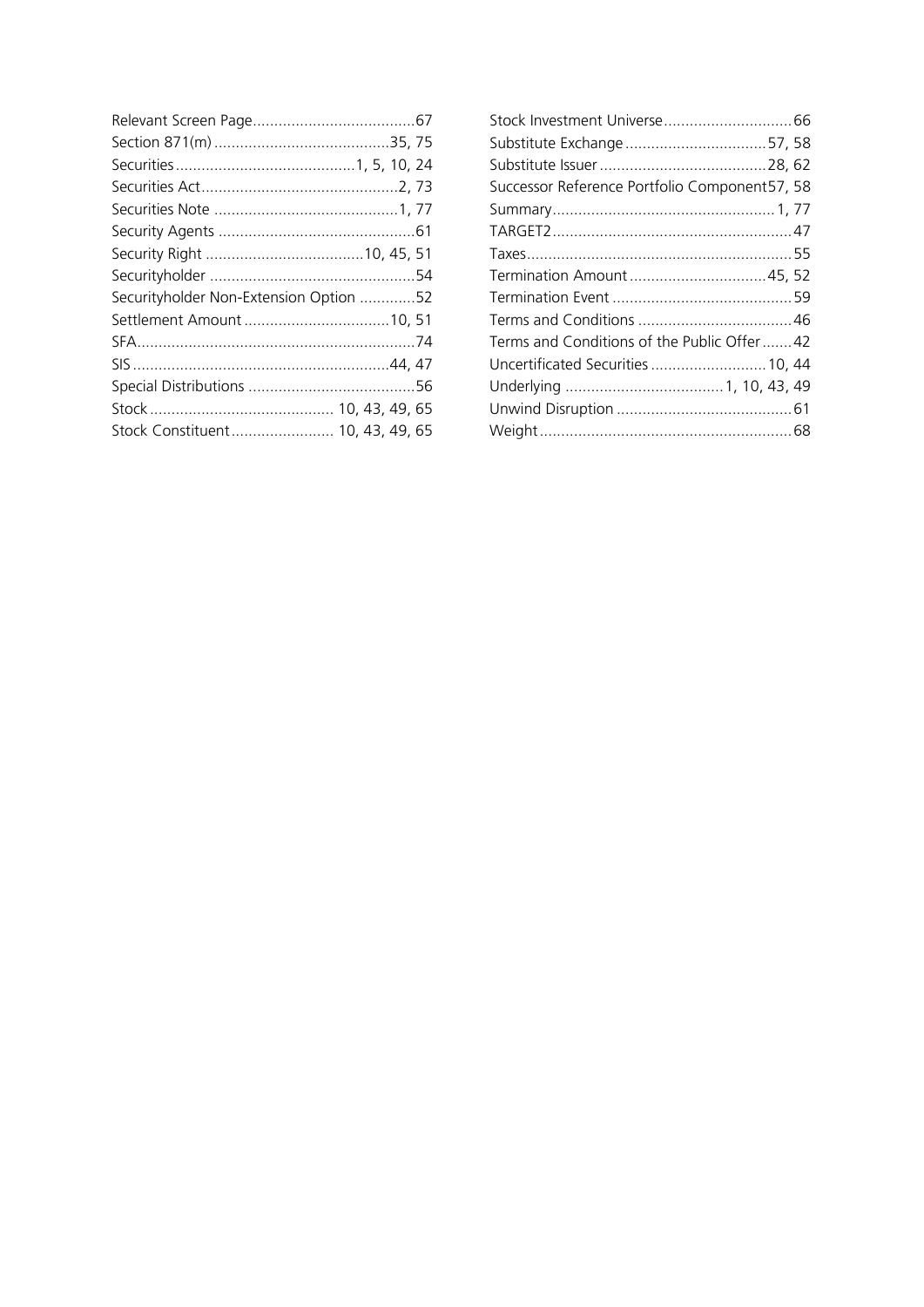Relevant Screen Page......................................67
Section 871(m) .........................................35, 75
Securities..........................................1, 5, 10, 24
Securities Act..............................................2, 73
Securities Note ...........................................1, 77
Security Agents ..............................................61
Security Right .....................................10, 45, 51
Securityholder ................................................54
Securityholder Non-Extension Option .............52
Settlement Amount ..................................10, 51
SFA.................................................................74
SIS ............................................................44, 47
Special Distributions .......................................56
Stock ........................................... 10, 43, 49, 65
Stock Constituent........................ 10, 43, 49, 65

Stock Investment Universe..............................66
Substitute Exchange .................................57, 58
Substitute Issuer .......................................28, 62
Successor Reference Portfolio Component57, 58
Summary.................................................... 1, 77
TARGET2........................................................47
Taxes..............................................................55
Termination Amount ................................45, 52
Termination Event ..........................................59
Terms and Conditions ....................................46
Terms and Conditions of the Public Offer .......42
Uncertificated Securities ...........................10, 44
Underlying .....................................1, 10, 43, 49
Unwind Disruption .........................................61
Weight...........................................................68